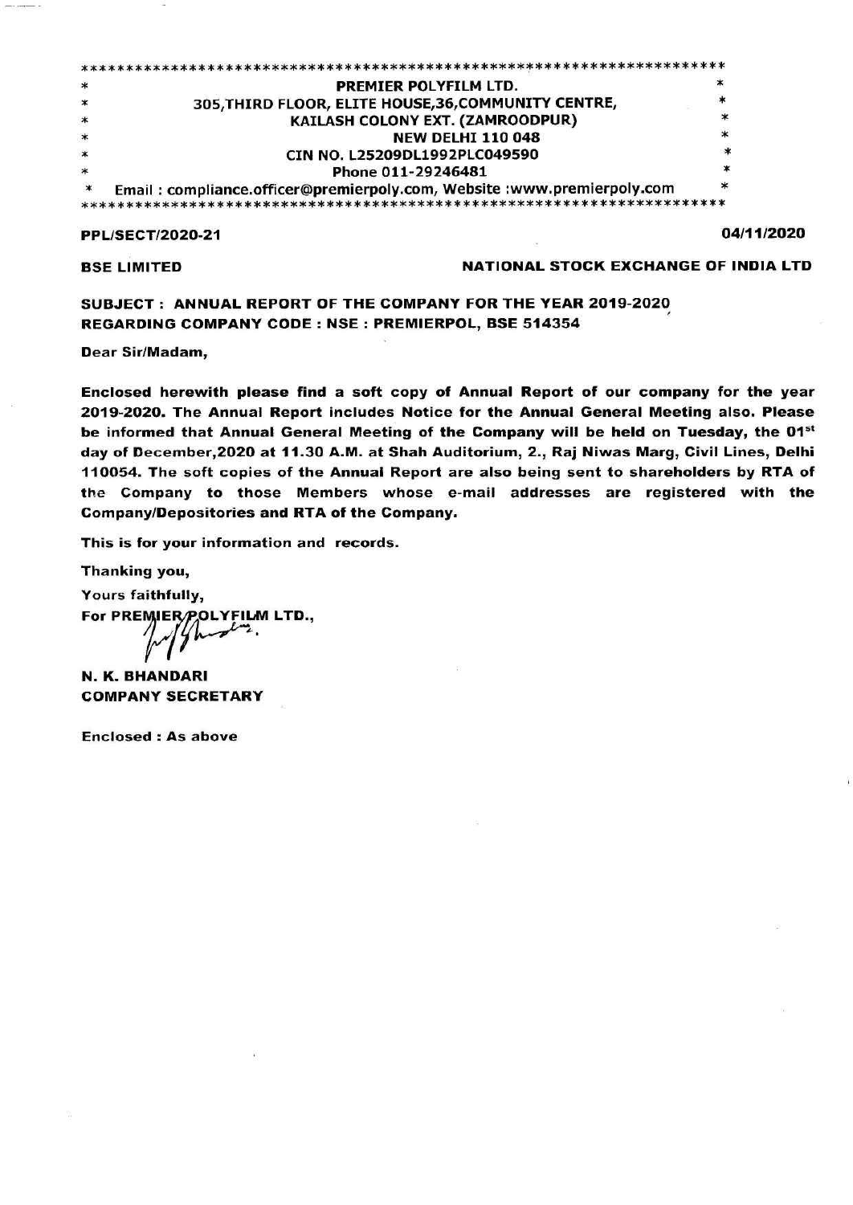**PREMIER POLYFILM LTD.**
**305,THIRD FLOOR, ELITE HOUSE,36,COMMUNITY CENTRE,**
**KAILASH COLONY EXT. (ZAMROODPUR)**
**NEW DELHI 110 048**
**CIN NO. L25209DL1992PLC049590**
**Phone 011-29246481**
**Email : compliance.officer@premierpoly.com, Website :www.premierpoly.com**

**PPL/SECT/2020-21** **04/11/2020**

**BSE LIMITED** **NATIONAL STOCK EXCHANGE OF INDIA LTD**

**SUBJECT : ANNUAL REPORT OF THE COMPANY FOR THE YEAR 2019-2020**
**REGARDING COMPANY CODE : NSE : PREMIERPOL, BSE 514354**

**Dear Sir/Madam,**

**Enclosed herewith please find a soft copy of Annual Report of our company for the year 2019-2020. The Annual Report includes Notice for the Annual General Meeting also. Please be informed that Annual General Meeting of the Company will be held on Tuesday, the 01st day of December,2020 at 11.30 A.M. at Shah Auditorium, 2., Raj Niwas Marg, Civil Lines, Delhi 110054. The soft copies of the Annual Report are also being sent to shareholders by RTA of the Company to those Members whose e-mail addresses are registered with the Company/Depositories and RTA of the Company.**

**This is for your information and records.**

**Thanking you,**

**Yours faithfully,**

**For PREMIER POLYFILM LTD.,**

**N. K. BHANDARI**
**COMPANY SECRETARY**

**Enclosed : As above**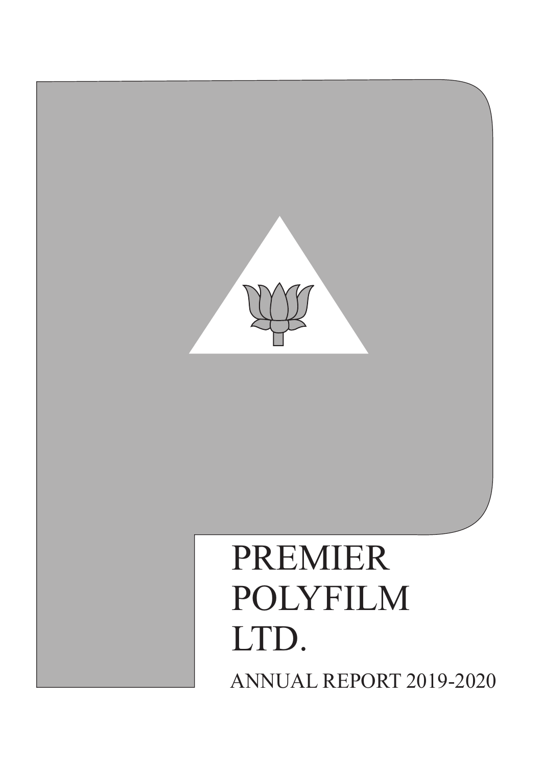# PREMIER POLYFILM LTD.

ANNUAL REPORT 2019-2020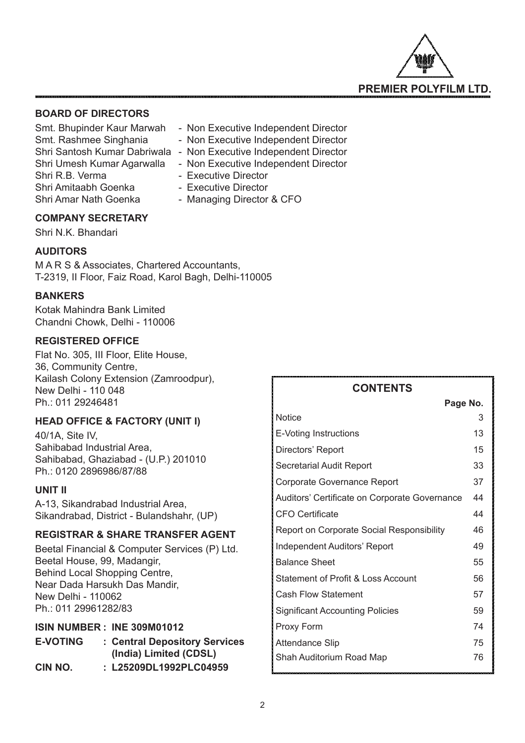# PREMIER POLYFILM LTD.

## BOARD OF DIRECTORS

| | |
|---|---|
| Smt. Bhupinder Kaur Marwah | - Non Executive Independent Director |
| Smt. Rashmee Singhania | - Non Executive Independent Director |
| Shri Santosh Kumar Dabriwala | - Non Executive Independent Director |
| Shri Umesh Kumar Agarwalla | - Non Executive Independent Director |
| Shri R.B. Verma | - Executive Director |
| Shri Amitaabh Goenka | - Executive Director |
| Shri Amar Nath Goenka | - Managing Director & CFO |

## COMPANY SECRETARY

Shri N.K. Bhandari

## AUDITORS

M A R S & Associates, Chartered Accountants,
T-2319, II Floor, Faiz Road, Karol Bagh, Delhi-110005

## BANKERS

Kotak Mahindra Bank Limited
Chandni Chowk, Delhi - 110006

## REGISTERED OFFICE

Flat No. 305, III Floor, Elite House,
36, Community Centre,
Kailash Colony Extension (Zamroodpur),
New Delhi - 110 048
Ph.: 011 29246481

## HEAD OFFICE & FACTORY (UNIT I)

40/1A, Site IV,
Sahibabad Industrial Area,
Sahibabad, Ghaziabad - (U.P.) 201010
Ph.: 0120 2896986/87/88

## UNIT II

A-13, Sikandrabad Industrial Area,
Sikandrabad, District - Bulandshahr, (UP)

## REGISTRAR & SHARE TRANSFER AGENT

Beetal Financial & Computer Services (P) Ltd.
Beetal House, 99, Madangir,
Behind Local Shopping Centre,
Near Dada Harsukh Das Mandir,
New Delhi - 110062
Ph.: 011 29961282/83

**ISIN NUMBER : INE 309M01012**

**E-VOTING : Central Depository Services (India) Limited (CDSL)**

**CIN NO. : L25209DL1992PLC04959**

## CONTENTS

| | Page No. |
|---|---|
| Notice | 3 |
| E-Voting Instructions | 13 |
| Directors' Report | 15 |
| Secretarial Audit Report | 33 |
| Corporate Governance Report | 37 |
| Auditors' Certificate on Corporate Governance | 44 |
| CFO Certificate | 44 |
| Report on Corporate Social Responsibility | 46 |
| Independent Auditors' Report | 49 |
| Balance Sheet | 55 |
| Statement of Profit & Loss Account | 56 |
| Cash Flow Statement | 57 |
| Significant Accounting Policies | 59 |
| Proxy Form | 74 |
| Attendance Slip | 75 |
| Shah Auditorium Road Map | 76 |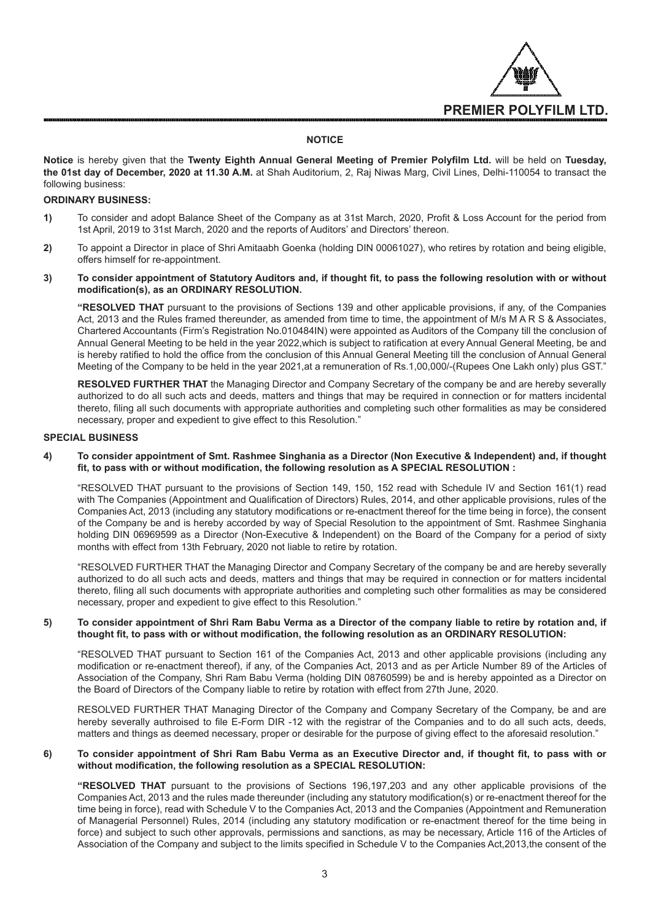## NOTICE

**Notice** is hereby given that the **Twenty Eighth Annual General Meeting of Premier Polyfilm Ltd.** will be held on **Tuesday, the 01st day of December, 2020 at 11.30 A.M.** at Shah Auditorium, 2, Raj Niwas Marg, Civil Lines, Delhi-110054 to transact the following business:

**ORDINARY BUSINESS:**

**1)** To consider and adopt Balance Sheet of the Company as at 31st March, 2020, Profit & Loss Account for the period from 1st April, 2019 to 31st March, 2020 and the reports of Auditors' and Directors' thereon.

**2)** To appoint a Director in place of Shri Amitaabh Goenka (holding DIN 00061027), who retires by rotation and being eligible, offers himself for re-appointment.

**3) To consider appointment of Statutory Auditors and, if thought fit, to pass the following resolution with or without modification(s), as an ORDINARY RESOLUTION.**

**"RESOLVED THAT** pursuant to the provisions of Sections 139 and other applicable provisions, if any, of the Companies Act, 2013 and the Rules framed thereunder, as amended from time to time, the appointment of M/s M A R S & Associates, Chartered Accountants (Firm's Registration No.010484IN) were appointed as Auditors of the Company till the conclusion of Annual General Meeting to be held in the year 2022,which is subject to ratification at every Annual General Meeting, be and is hereby ratified to hold the office from the conclusion of this Annual General Meeting till the conclusion of Annual General Meeting of the Company to be held in the year 2021,at a remuneration of Rs.1,00,000/-(Rupees One Lakh only) plus GST."

**RESOLVED FURTHER THAT** the Managing Director and Company Secretary of the company be and are hereby severally authorized to do all such acts and deeds, matters and things that may be required in connection or for matters incidental thereto, filing all such documents with appropriate authorities and completing such other formalities as may be considered necessary, proper and expedient to give effect to this Resolution."

**SPECIAL BUSINESS**

**4) To consider appointment of Smt. Rashmee Singhania as a Director (Non Executive & Independent) and, if thought fit, to pass with or without modification, the following resolution as A SPECIAL RESOLUTION :**

"RESOLVED THAT pursuant to the provisions of Section 149, 150, 152 read with Schedule IV and Section 161(1) read with The Companies (Appointment and Qualification of Directors) Rules, 2014, and other applicable provisions, rules of the Companies Act, 2013 (including any statutory modifications or re-enactment thereof for the time being in force), the consent of the Company be and is hereby accorded by way of Special Resolution to the appointment of Smt. Rashmee Singhania holding DIN 06969599 as a Director (Non-Executive & Independent) on the Board of the Company for a period of sixty months with effect from 13th February, 2020 not liable to retire by rotation.

"RESOLVED FURTHER THAT the Managing Director and Company Secretary of the company be and are hereby severally authorized to do all such acts and deeds, matters and things that may be required in connection or for matters incidental thereto, filing all such documents with appropriate authorities and completing such other formalities as may be considered necessary, proper and expedient to give effect to this Resolution."

**5) To consider appointment of Shri Ram Babu Verma as a Director of the company liable to retire by rotation and, if thought fit, to pass with or without modification, the following resolution as an ORDINARY RESOLUTION:**

"RESOLVED THAT pursuant to Section 161 of the Companies Act, 2013 and other applicable provisions (including any modification or re-enactment thereof), if any, of the Companies Act, 2013 and as per Article Number 89 of the Articles of Association of the Company, Shri Ram Babu Verma (holding DIN 08760599) be and is hereby appointed as a Director on the Board of Directors of the Company liable to retire by rotation with effect from 27th June, 2020.

RESOLVED FURTHER THAT Managing Director of the Company and Company Secretary of the Company, be and are hereby severally authroised to file E-Form DIR -12 with the registrar of the Companies and to do all such acts, deeds, matters and things as deemed necessary, proper or desirable for the purpose of giving effect to the aforesaid resolution."

**6) To consider appointment of Shri Ram Babu Verma as an Executive Director and, if thought fit, to pass with or without modification, the following resolution as a SPECIAL RESOLUTION:**

**"RESOLVED THAT** pursuant to the provisions of Sections 196,197,203 and any other applicable provisions of the Companies Act, 2013 and the rules made thereunder (including any statutory modification(s) or re-enactment thereof for the time being in force), read with Schedule V to the Companies Act, 2013 and the Companies (Appointment and Remuneration of Managerial Personnel) Rules, 2014 (including any statutory modification or re-enactment thereof for the time being in force) and subject to such other approvals, permissions and sanctions, as may be necessary, Article 116 of the Articles of Association of the Company and subject to the limits specified in Schedule V to the Companies Act,2013,the consent of the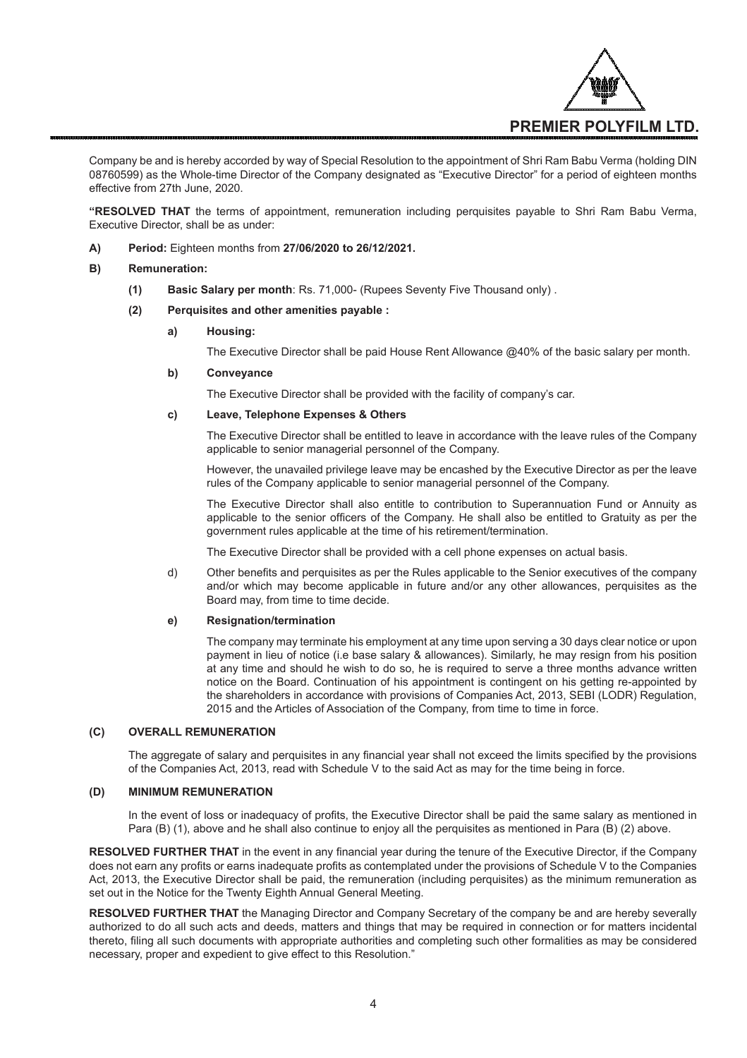Company be and is hereby accorded by way of Special Resolution to the appointment of Shri Ram Babu Verma (holding DIN 08760599) as the Whole-time Director of the Company designated as "Executive Director" for a period of eighteen months effective from 27th June, 2020.

**"RESOLVED THAT** the terms of appointment, remuneration including perquisites payable to Shri Ram Babu Verma, Executive Director, shall be as under:

**A) Period:** Eighteen months from **27/06/2020 to 26/12/2021.**

**B) Remuneration:**

**(1) Basic Salary per month**: Rs. 71,000- (Rupees Seventy Five Thousand only) .

**(2) Perquisites and other amenities payable :**

**a) Housing:**

The Executive Director shall be paid House Rent Allowance @40% of the basic salary per month.

**b) Conveyance**

The Executive Director shall be provided with the facility of company's car.

**c) Leave, Telephone Expenses & Others**

The Executive Director shall be entitled to leave in accordance with the leave rules of the Company applicable to senior managerial personnel of the Company.

However, the unavailed privilege leave may be encashed by the Executive Director as per the leave rules of the Company applicable to senior managerial personnel of the Company.

The Executive Director shall also entitle to contribution to Superannuation Fund or Annuity as applicable to the senior officers of the Company. He shall also be entitled to Gratuity as per the government rules applicable at the time of his retirement/termination.

The Executive Director shall be provided with a cell phone expenses on actual basis.

d) Other benefits and perquisites as per the Rules applicable to the Senior executives of the company and/or which may become applicable in future and/or any other allowances, perquisites as the Board may, from time to time decide.

**e) Resignation/termination**

The company may terminate his employment at any time upon serving a 30 days clear notice or upon payment in lieu of notice (i.e base salary & allowances). Similarly, he may resign from his position at any time and should he wish to do so, he is required to serve a three months advance written notice on the Board. Continuation of his appointment is contingent on his getting re-appointed by the shareholders in accordance with provisions of Companies Act, 2013, SEBI (LODR) Regulation, 2015 and the Articles of Association of the Company, from time to time in force.

**(C) OVERALL REMUNERATION**

The aggregate of salary and perquisites in any financial year shall not exceed the limits specified by the provisions of the Companies Act, 2013, read with Schedule V to the said Act as may for the time being in force.

**(D) MINIMUM REMUNERATION**

In the event of loss or inadequacy of profits, the Executive Director shall be paid the same salary as mentioned in Para (B) (1), above and he shall also continue to enjoy all the perquisites as mentioned in Para (B) (2) above.

**RESOLVED FURTHER THAT** in the event in any financial year during the tenure of the Executive Director, if the Company does not earn any profits or earns inadequate profits as contemplated under the provisions of Schedule V to the Companies Act, 2013, the Executive Director shall be paid, the remuneration (including perquisites) as the minimum remuneration as set out in the Notice for the Twenty Eighth Annual General Meeting.

**RESOLVED FURTHER THAT** the Managing Director and Company Secretary of the company be and are hereby severally authorized to do all such acts and deeds, matters and things that may be required in connection or for matters incidental thereto, filing all such documents with appropriate authorities and completing such other formalities as may be considered necessary, proper and expedient to give effect to this Resolution."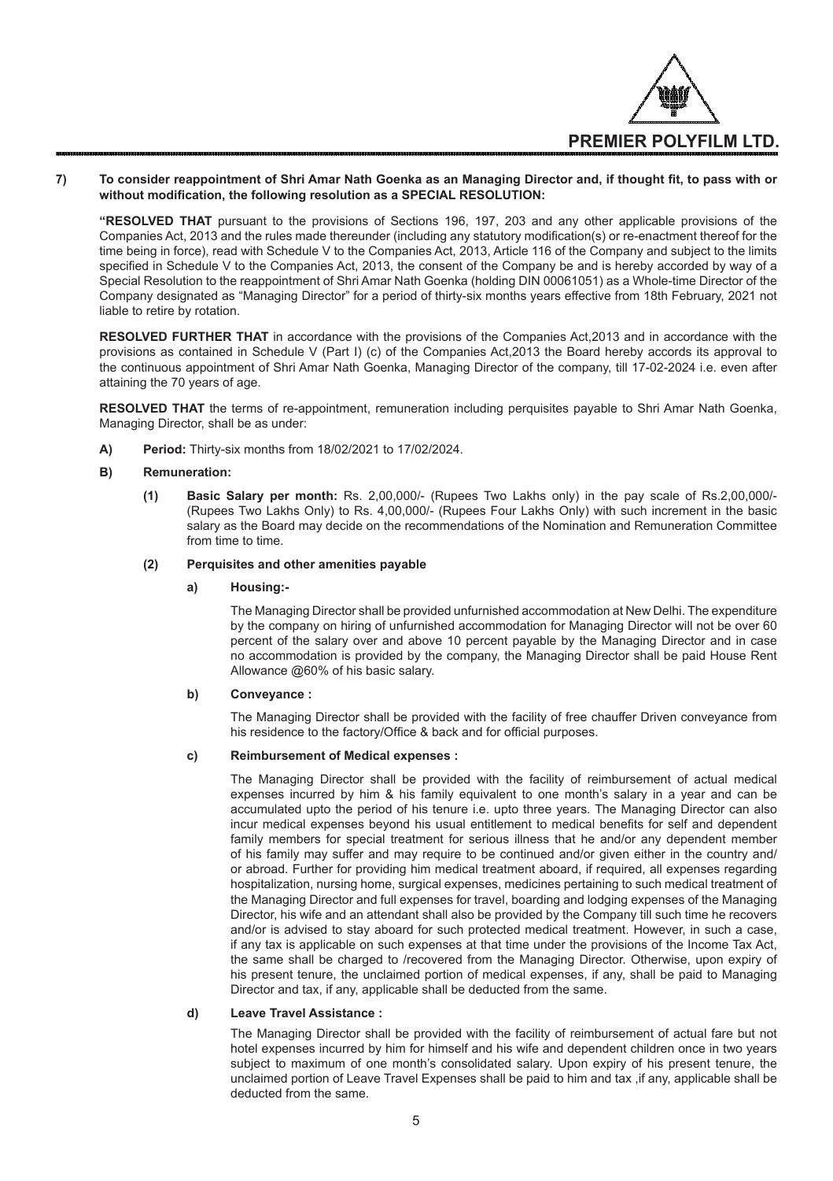**7) To consider reappointment of Shri Amar Nath Goenka as an Managing Director and, if thought fit, to pass with or without modification, the following resolution as a SPECIAL RESOLUTION:**

**"RESOLVED THAT** pursuant to the provisions of Sections 196, 197, 203 and any other applicable provisions of the Companies Act, 2013 and the rules made thereunder (including any statutory modification(s) or re-enactment thereof for the time being in force), read with Schedule V to the Companies Act, 2013, Article 116 of the Company and subject to the limits specified in Schedule V to the Companies Act, 2013, the consent of the Company be and is hereby accorded by way of a Special Resolution to the reappointment of Shri Amar Nath Goenka (holding DIN 00061051) as a Whole-time Director of the Company designated as "Managing Director" for a period of thirty-six months years effective from 18th February, 2021 not liable to retire by rotation.

**RESOLVED FURTHER THAT** in accordance with the provisions of the Companies Act,2013 and in accordance with the provisions as contained in Schedule V (Part I) (c) of the Companies Act,2013 the Board hereby accords its approval to the continuous appointment of Shri Amar Nath Goenka, Managing Director of the company, till 17-02-2024 i.e. even after attaining the 70 years of age.

**RESOLVED THAT** the terms of re-appointment, remuneration including perquisites payable to Shri Amar Nath Goenka, Managing Director, shall be as under:

**A) Period:** Thirty-six months from 18/02/2021 to 17/02/2024.

**B) Remuneration:**

**(1) Basic Salary per month:** Rs. 2,00,000/- (Rupees Two Lakhs only) in the pay scale of Rs.2,00,000/- (Rupees Two Lakhs Only) to Rs. 4,00,000/- (Rupees Four Lakhs Only) with such increment in the basic salary as the Board may decide on the recommendations of the Nomination and Remuneration Committee from time to time.

**(2) Perquisites and other amenities payable**

**a) Housing:-**

The Managing Director shall be provided unfurnished accommodation at New Delhi. The expenditure by the company on hiring of unfurnished accommodation for Managing Director will not be over 60 percent of the salary over and above 10 percent payable by the Managing Director and in case no accommodation is provided by the company, the Managing Director shall be paid House Rent Allowance @60% of his basic salary.

**b) Conveyance :**

The Managing Director shall be provided with the facility of free chauffer Driven conveyance from his residence to the factory/Office & back and for official purposes.

**c) Reimbursement of Medical expenses :**

The Managing Director shall be provided with the facility of reimbursement of actual medical expenses incurred by him & his family equivalent to one month's salary in a year and can be accumulated upto the period of his tenure i.e. upto three years. The Managing Director can also incur medical expenses beyond his usual entitlement to medical benefits for self and dependent family members for special treatment for serious illness that he and/or any dependent member of his family may suffer and may require to be continued and/or given either in the country and/ or abroad. Further for providing him medical treatment aboard, if required, all expenses regarding hospitalization, nursing home, surgical expenses, medicines pertaining to such medical treatment of the Managing Director and full expenses for travel, boarding and lodging expenses of the Managing Director, his wife and an attendant shall also be provided by the Company till such time he recovers and/or is advised to stay aboard for such protected medical treatment. However, in such a case, if any tax is applicable on such expenses at that time under the provisions of the Income Tax Act, the same shall be charged to /recovered from the Managing Director. Otherwise, upon expiry of his present tenure, the unclaimed portion of medical expenses, if any, shall be paid to Managing Director and tax, if any, applicable shall be deducted from the same.

**d) Leave Travel Assistance :**

The Managing Director shall be provided with the facility of reimbursement of actual fare but not hotel expenses incurred by him for himself and his wife and dependent children once in two years subject to maximum of one month's consolidated salary. Upon expiry of his present tenure, the unclaimed portion of Leave Travel Expenses shall be paid to him and tax ,if any, applicable shall be deducted from the same.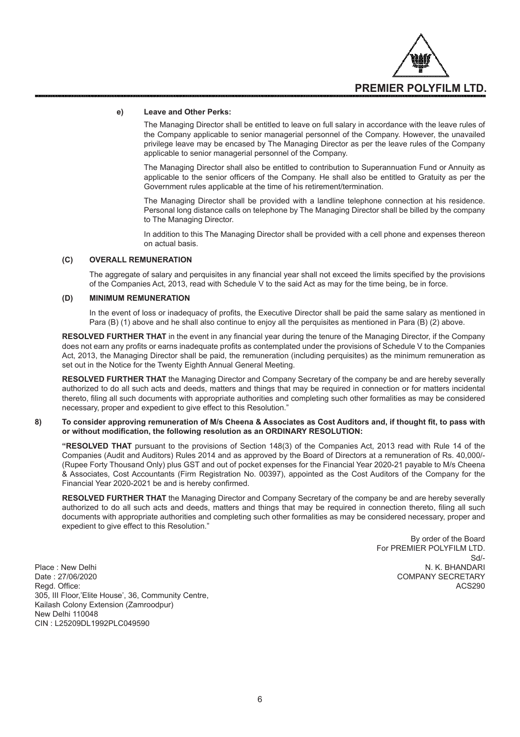**e) Leave and Other Perks:**

The Managing Director shall be entitled to leave on full salary in accordance with the leave rules of the Company applicable to senior managerial personnel of the Company. However, the unavailed privilege leave may be encased by The Managing Director as per the leave rules of the Company applicable to senior managerial personnel of the Company.

The Managing Director shall also be entitled to contribution to Superannuation Fund or Annuity as applicable to the senior officers of the Company. He shall also be entitled to Gratuity as per the Government rules applicable at the time of his retirement/termination.

The Managing Director shall be provided with a landline telephone connection at his residence. Personal long distance calls on telephone by The Managing Director shall be billed by the company to The Managing Director.

In addition to this The Managing Director shall be provided with a cell phone and expenses thereon on actual basis.

**(C) OVERALL REMUNERATION**

The aggregate of salary and perquisites in any financial year shall not exceed the limits specified by the provisions of the Companies Act, 2013, read with Schedule V to the said Act as may for the time being, be in force.

**(D) MINIMUM REMUNERATION**

In the event of loss or inadequacy of profits, the Executive Director shall be paid the same salary as mentioned in Para (B) (1) above and he shall also continue to enjoy all the perquisites as mentioned in Para (B) (2) above.

**RESOLVED FURTHER THAT** in the event in any financial year during the tenure of the Managing Director, if the Company does not earn any profits or earns inadequate profits as contemplated under the provisions of Schedule V to the Companies Act, 2013, the Managing Director shall be paid, the remuneration (including perquisites) as the minimum remuneration as set out in the Notice for the Twenty Eighth Annual General Meeting.

**RESOLVED FURTHER THAT** the Managing Director and Company Secretary of the company be and are hereby severally authorized to do all such acts and deeds, matters and things that may be required in connection or for matters incidental thereto, filing all such documents with appropriate authorities and completing such other formalities as may be considered necessary, proper and expedient to give effect to this Resolution."

**8) To consider approving remuneration of M/s Cheena & Associates as Cost Auditors and, if thought fit, to pass with or without modification, the following resolution as an ORDINARY RESOLUTION:**

**"RESOLVED THAT** pursuant to the provisions of Section 148(3) of the Companies Act, 2013 read with Rule 14 of the Companies (Audit and Auditors) Rules 2014 and as approved by the Board of Directors at a remuneration of Rs. 40,000/- (Rupee Forty Thousand Only) plus GST and out of pocket expenses for the Financial Year 2020-21 payable to M/s Cheena & Associates, Cost Accountants (Firm Registration No. 00397), appointed as the Cost Auditors of the Company for the Financial Year 2020-2021 be and is hereby confirmed.

**RESOLVED FURTHER THAT** the Managing Director and Company Secretary of the company be and are hereby severally authorized to do all such acts and deeds, matters and things that may be required in connection thereto, filing all such documents with appropriate authorities and completing such other formalities as may be considered necessary, proper and expedient to give effect to this Resolution."

By order of the Board
For PREMIER POLYFILM LTD.
Sd/-
N. K. BHANDARI
COMPANY SECRETARY
ACS290

Place : New Delhi
Date : 27/06/2020
Regd. Office:
305, III Floor,'Elite House', 36, Community Centre,
Kailash Colony Extension (Zamroodpur)
New Delhi 110048
CIN : L25209DL1992PLC049590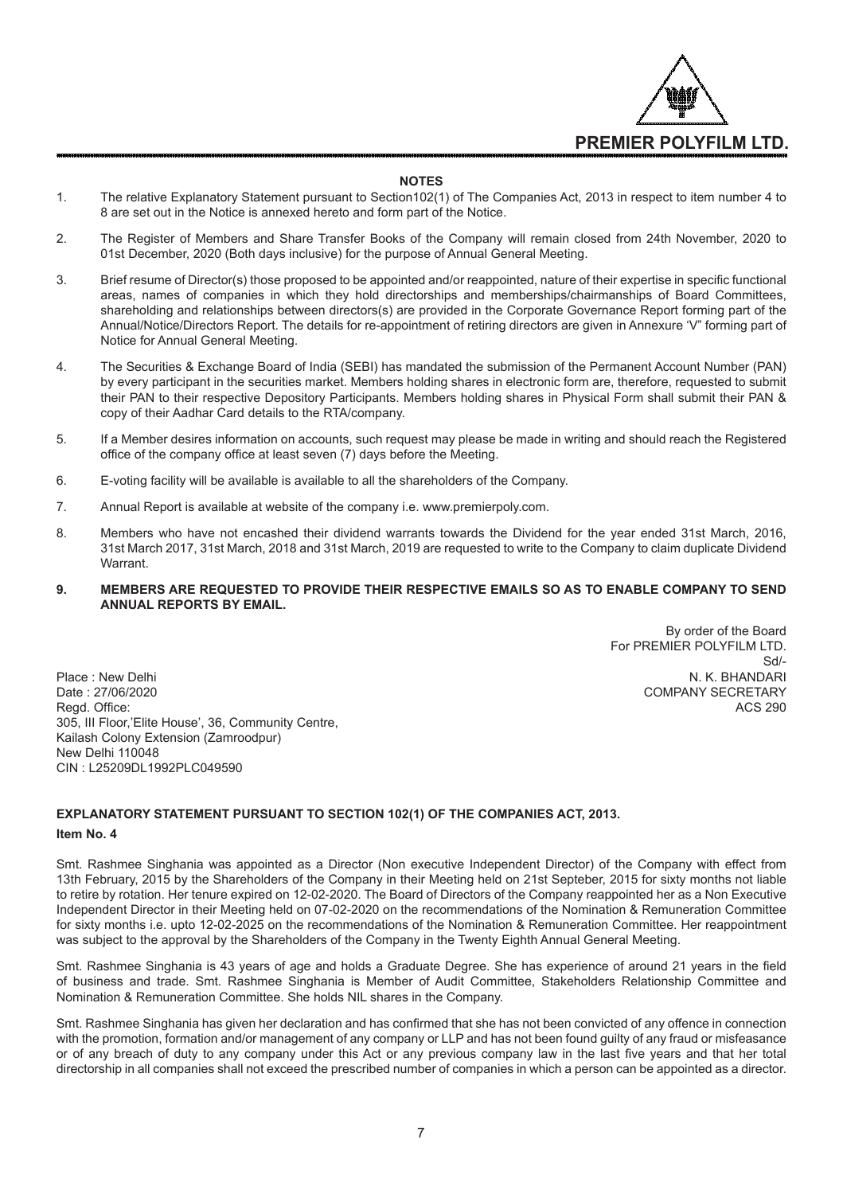## NOTES

1. The relative Explanatory Statement pursuant to Section102(1) of The Companies Act, 2013 in respect to item number 4 to 8 are set out in the Notice is annexed hereto and form part of the Notice.

2. The Register of Members and Share Transfer Books of the Company will remain closed from 24th November, 2020 to 01st December, 2020 (Both days inclusive) for the purpose of Annual General Meeting.

3. Brief resume of Director(s) those proposed to be appointed and/or reappointed, nature of their expertise in specific functional areas, names of companies in which they hold directorships and memberships/chairmanships of Board Committees, shareholding and relationships between directors(s) are provided in the Corporate Governance Report forming part of the Annual/Notice/Directors Report. The details for re-appointment of retiring directors are given in Annexure 'V" forming part of Notice for Annual General Meeting.

4. The Securities & Exchange Board of India (SEBI) has mandated the submission of the Permanent Account Number (PAN) by every participant in the securities market. Members holding shares in electronic form are, therefore, requested to submit their PAN to their respective Depository Participants. Members holding shares in Physical Form shall submit their PAN & copy of their Aadhar Card details to the RTA/company.

5. If a Member desires information on accounts, such request may please be made in writing and should reach the Registered office of the company office at least seven (7) days before the Meeting.

6. E-voting facility will be available is available to all the shareholders of the Company.

7. Annual Report is available at website of the company i.e. www.premierpoly.com.

8. Members who have not encashed their dividend warrants towards the Dividend for the year ended 31st March, 2016, 31st March 2017, 31st March, 2018 and 31st March, 2019 are requested to write to the Company to claim duplicate Dividend Warrant.

9. **MEMBERS ARE REQUESTED TO PROVIDE THEIR RESPECTIVE EMAILS SO AS TO ENABLE COMPANY TO SEND ANNUAL REPORTS BY EMAIL.**

By order of the Board
For PREMIER POLYFILM LTD.
Sd/-
N. K. BHANDARI
COMPANY SECRETARY
ACS 290

Place : New Delhi
Date : 27/06/2020
Regd. Office:
305, III Floor,'Elite House', 36, Community Centre,
Kailash Colony Extension (Zamroodpur)
New Delhi 110048
CIN : L25209DL1992PLC049590

## EXPLANATORY STATEMENT PURSUANT TO SECTION 102(1) OF THE COMPANIES ACT, 2013.

### Item No. 4

Smt. Rashmee Singhania was appointed as a Director (Non executive Independent Director) of the Company with effect from 13th February, 2015 by the Shareholders of the Company in their Meeting held on 21st Septeber, 2015 for sixty months not liable to retire by rotation. Her tenure expired on 12-02-2020. The Board of Directors of the Company reappointed her as a Non Executive Independent Director in their Meeting held on 07-02-2020 on the recommendations of the Nomination & Remuneration Committee for sixty months i.e. upto 12-02-2025 on the recommendations of the Nomination & Remuneration Committee. Her reappointment was subject to the approval by the Shareholders of the Company in the Twenty Eighth Annual General Meeting.

Smt. Rashmee Singhania is 43 years of age and holds a Graduate Degree. She has experience of around 21 years in the field of business and trade. Smt. Rashmee Singhania is Member of Audit Committee, Stakeholders Relationship Committee and Nomination & Remuneration Committee. She holds NIL shares in the Company.

Smt. Rashmee Singhania has given her declaration and has confirmed that she has not been convicted of any offence in connection with the promotion, formation and/or management of any company or LLP and has not been found guilty of any fraud or misfeasance or of any breach of duty to any company under this Act or any previous company law in the last five years and that her total directorship in all companies shall not exceed the prescribed number of companies in which a person can be appointed as a director.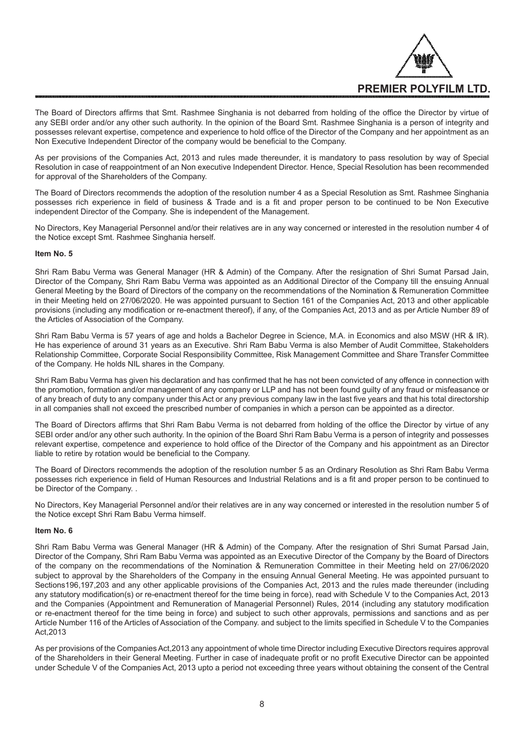The Board of Directors affirms that Smt. Rashmee Singhania is not debarred from holding of the office the Director by virtue of any SEBI order and/or any other such authority. In the opinion of the Board Smt. Rashmee Singhania is a person of integrity and possesses relevant expertise, competence and experience to hold office of the Director of the Company and her appointment as an Non Executive Independent Director of the company would be beneficial to the Company.

As per provisions of the Companies Act, 2013 and rules made thereunder, it is mandatory to pass resolution by way of Special Resolution in case of reappointment of an Non executive Independent Director. Hence, Special Resolution has been recommended for approval of the Shareholders of the Company.

The Board of Directors recommends the adoption of the resolution number 4 as a Special Resolution as Smt. Rashmee Singhania possesses rich experience in field of business & Trade and is a fit and proper person to be continued to be Non Executive independent Director of the Company. She is independent of the Management.

No Directors, Key Managerial Personnel and/or their relatives are in any way concerned or interested in the resolution number 4 of the Notice except Smt. Rashmee Singhania herself.

**Item No. 5**

Shri Ram Babu Verma was General Manager (HR & Admin) of the Company. After the resignation of Shri Sumat Parsad Jain, Director of the Company, Shri Ram Babu Verma was appointed as an Additional Director of the Company till the ensuing Annual General Meeting by the Board of Directors of the company on the recommendations of the Nomination & Remuneration Committee in their Meeting held on 27/06/2020. He was appointed pursuant to Section 161 of the Companies Act, 2013 and other applicable provisions (including any modification or re-enactment thereof), if any, of the Companies Act, 2013 and as per Article Number 89 of the Articles of Association of the Company.

Shri Ram Babu Verma is 57 years of age and holds a Bachelor Degree in Science, M.A. in Economics and also MSW (HR & IR). He has experience of around 31 years as an Executive. Shri Ram Babu Verma is also Member of Audit Committee, Stakeholders Relationship Committee, Corporate Social Responsibility Committee, Risk Management Committee and Share Transfer Committee of the Company. He holds NIL shares in the Company.

Shri Ram Babu Verma has given his declaration and has confirmed that he has not been convicted of any offence in connection with the promotion, formation and/or management of any company or LLP and has not been found guilty of any fraud or misfeasance or of any breach of duty to any company under this Act or any previous company law in the last five years and that his total directorship in all companies shall not exceed the prescribed number of companies in which a person can be appointed as a director.

The Board of Directors affirms that Shri Ram Babu Verma is not debarred from holding of the office the Director by virtue of any SEBI order and/or any other such authority. In the opinion of the Board Shri Ram Babu Verma is a person of integrity and possesses relevant expertise, competence and experience to hold office of the Director of the Company and his appointment as an Director liable to retire by rotation would be beneficial to the Company.

The Board of Directors recommends the adoption of the resolution number 5 as an Ordinary Resolution as Shri Ram Babu Verma possesses rich experience in field of Human Resources and Industrial Relations and is a fit and proper person to be continued to be Director of the Company. .

No Directors, Key Managerial Personnel and/or their relatives are in any way concerned or interested in the resolution number 5 of the Notice except Shri Ram Babu Verma himself.

**Item No. 6**

Shri Ram Babu Verma was General Manager (HR & Admin) of the Company. After the resignation of Shri Sumat Parsad Jain, Director of the Company, Shri Ram Babu Verma was appointed as an Executive Director of the Company by the Board of Directors of the company on the recommendations of the Nomination & Remuneration Committee in their Meeting held on 27/06/2020 subject to approval by the Shareholders of the Company in the ensuing Annual General Meeting. He was appointed pursuant to Sections196,197,203 and any other applicable provisions of the Companies Act, 2013 and the rules made thereunder (including any statutory modification(s) or re-enactment thereof for the time being in force), read with Schedule V to the Companies Act, 2013 and the Companies (Appointment and Remuneration of Managerial Personnel) Rules, 2014 (including any statutory modification or re-enactment thereof for the time being in force) and subject to such other approvals, permissions and sanctions and as per Article Number 116 of the Articles of Association of the Company. and subject to the limits specified in Schedule V to the Companies Act,2013

As per provisions of the Companies Act,2013 any appointment of whole time Director including Executive Directors requires approval of the Shareholders in their General Meeting. Further in case of inadequate profit or no profit Executive Director can be appointed under Schedule V of the Companies Act, 2013 upto a period not exceeding three years without obtaining the consent of the Central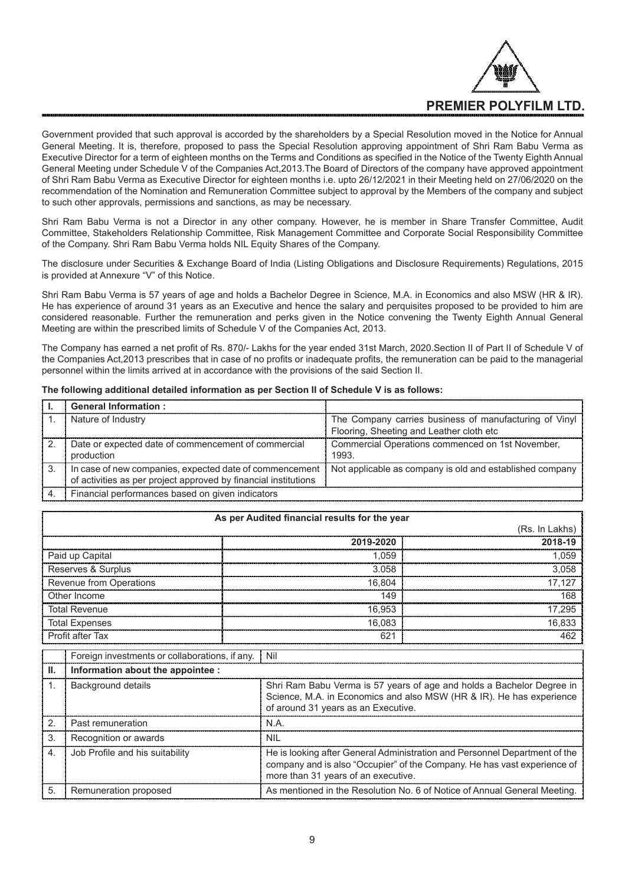Government provided that such approval is accorded by the shareholders by a Special Resolution moved in the Notice for Annual General Meeting. It is, therefore, proposed to pass the Special Resolution approving appointment of Shri Ram Babu Verma as Executive Director for a term of eighteen months on the Terms and Conditions as specified in the Notice of the Twenty Eighth Annual General Meeting under Schedule V of the Companies Act,2013.The Board of Directors of the company have approved appointment of Shri Ram Babu Verma as Executive Director for eighteen months i.e. upto 26/12/2021 in their Meeting held on 27/06/2020 on the recommendation of the Nomination and Remuneration Committee subject to approval by the Members of the company and subject to such other approvals, permissions and sanctions, as may be necessary.

Shri Ram Babu Verma is not a Director in any other company. However, he is member in Share Transfer Committee, Audit Committee, Stakeholders Relationship Committee, Risk Management Committee and Corporate Social Responsibility Committee of the Company. Shri Ram Babu Verma holds NIL Equity Shares of the Company.

The disclosure under Securities & Exchange Board of India (Listing Obligations and Disclosure Requirements) Regulations, 2015 is provided at Annexure "V" of this Notice.

Shri Ram Babu Verma is 57 years of age and holds a Bachelor Degree in Science, M.A. in Economics and also MSW (HR & IR). He has experience of around 31 years as an Executive and hence the salary and perquisites proposed to be provided to him are considered reasonable. Further the remuneration and perks given in the Notice convening the Twenty Eighth Annual General Meeting are within the prescribed limits of Schedule V of the Companies Act, 2013.

The Company has earned a net profit of Rs. 870/- Lakhs for the year ended 31st March, 2020.Section II of Part II of Schedule V of the Companies Act,2013 prescribes that in case of no profits or inadequate profits, the remuneration can be paid to the managerial personnel within the limits arrived at in accordance with the provisions of the said Section II.

**The following additional detailed information as per Section II of Schedule V is as follows:**

| I. | **General Information :** | |
|---|---|---|
| 1. | Nature of Industry | The Company carries business of manufacturing of Vinyl Flooring, Sheeting and Leather cloth etc |
| 2. | Date or expected date of commencement of commercial production | Commercial Operations commenced on 1st November, 1993. |
| 3. | In case of new companies, expected date of commencement of activities as per project approved by financial institutions | Not applicable as company is old and established company |
| 4. | Financial performances based on given indicators | |

| As per Audited financial results for the year | | |
|---|---|---|
| | | (Rs. In Lakhs) |
| | **2019-2020** | **2018-19** |
| Paid up Capital | 1,059 | 1,059 |
| Reserves & Surplus | 3,058 | 3,058 |
| Revenue from Operations | 16,804 | 17,127 |
| Other Income | 149 | 168 |
| Total Revenue | 16,953 | 17,295 |
| Total Expenses | 16,083 | 16,833 |
| Profit after Tax | 621 | 462 |

| | Foreign investments or collaborations, if any. | Nil |
|---|---|---|
| **II.** | **Information about the appointee :** | |
| 1. | Background details | Shri Ram Babu Verma is 57 years of age and holds a Bachelor Degree in Science, M.A. in Economics and also MSW (HR & IR). He has experience of around 31 years as an Executive. |
| 2. | Past remuneration | N.A. |
| 3. | Recognition or awards | NIL |
| 4. | Job Profile and his suitability | He is looking after General Administration and Personnel Department of the company and is also "Occupier" of the Company. He has vast experience of more than 31 years of an executive. |
| 5. | Remuneration proposed | As mentioned in the Resolution No. 6 of Notice of Annual General Meeting. |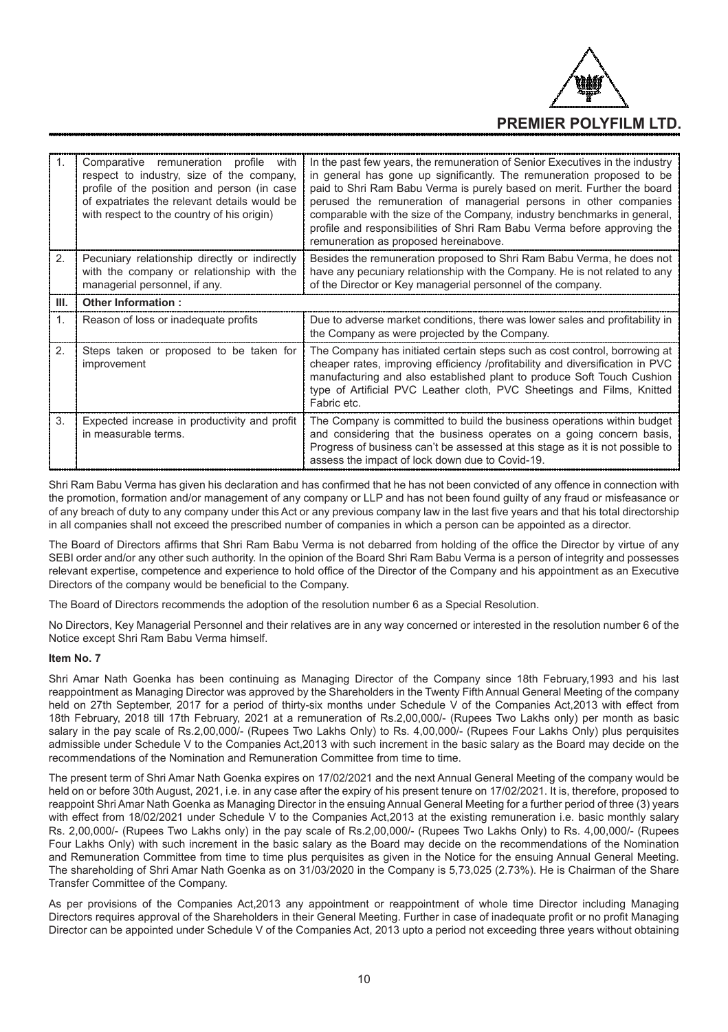| | | |
|---|---|---|
| 1. | Comparative remuneration profile with respect to industry, size of the company, profile of the position and person (in case of expatriates the relevant details would be with respect to the country of his origin) | In the past few years, the remuneration of Senior Executives in the industry in general has gone up significantly. The remuneration proposed to be paid to Shri Ram Babu Verma is purely based on merit. Further the board perused the remuneration of managerial persons in other companies comparable with the size of the Company, industry benchmarks in general, profile and responsibilities of Shri Ram Babu Verma before approving the remuneration as proposed hereinabove. |
| 2. | Pecuniary relationship directly or indirectly with the company or relationship with the managerial personnel, if any. | Besides the remuneration proposed to Shri Ram Babu Verma, he does not have any pecuniary relationship with the Company. He is not related to any of the Director or Key managerial personnel of the company. |
| **III.** | **Other Information :** | |
| 1. | Reason of loss or inadequate profits | Due to adverse market conditions, there was lower sales and profitability in the Company as were projected by the Company. |
| 2. | Steps taken or proposed to be taken for improvement | The Company has initiated certain steps such as cost control, borrowing at cheaper rates, improving efficiency /profitability and diversification in PVC manufacturing and also established plant to produce Soft Touch Cushion type of Artificial PVC Leather cloth, PVC Sheetings and Films, Knitted Fabric etc. |
| 3. | Expected increase in productivity and profit in measurable terms. | The Company is committed to build the business operations within budget and considering that the business operates on a going concern basis, Progress of business can't be assessed at this stage as it is not possible to assess the impact of lock down due to Covid-19. |

Shri Ram Babu Verma has given his declaration and has confirmed that he has not been convicted of any offence in connection with the promotion, formation and/or management of any company or LLP and has not been found guilty of any fraud or misfeasance or of any breach of duty to any company under this Act or any previous company law in the last five years and that his total directorship in all companies shall not exceed the prescribed number of companies in which a person can be appointed as a director.

The Board of Directors affirms that Shri Ram Babu Verma is not debarred from holding of the office the Director by virtue of any SEBI order and/or any other such authority. In the opinion of the Board Shri Ram Babu Verma is a person of integrity and possesses relevant expertise, competence and experience to hold office of the Director of the Company and his appointment as an Executive Directors of the company would be beneficial to the Company.

The Board of Directors recommends the adoption of the resolution number 6 as a Special Resolution.

No Directors, Key Managerial Personnel and their relatives are in any way concerned or interested in the resolution number 6 of the Notice except Shri Ram Babu Verma himself.

**Item No. 7**

Shri Amar Nath Goenka has been continuing as Managing Director of the Company since 18th February,1993 and his last reappointment as Managing Director was approved by the Shareholders in the Twenty Fifth Annual General Meeting of the company held on 27th September, 2017 for a period of thirty-six months under Schedule V of the Companies Act,2013 with effect from 18th February, 2018 till 17th February, 2021 at a remuneration of Rs.2,00,000/- (Rupees Two Lakhs only) per month as basic salary in the pay scale of Rs.2,00,000/- (Rupees Two Lakhs Only) to Rs. 4,00,000/- (Rupees Four Lakhs Only) plus perquisites admissible under Schedule V to the Companies Act,2013 with such increment in the basic salary as the Board may decide on the recommendations of the Nomination and Remuneration Committee from time to time.

The present term of Shri Amar Nath Goenka expires on 17/02/2021 and the next Annual General Meeting of the company would be held on or before 30th August, 2021, i.e. in any case after the expiry of his present tenure on 17/02/2021. It is, therefore, proposed to reappoint Shri Amar Nath Goenka as Managing Director in the ensuing Annual General Meeting for a further period of three (3) years with effect from 18/02/2021 under Schedule V to the Companies Act,2013 at the existing remuneration i.e. basic monthly salary Rs. 2,00,000/- (Rupees Two Lakhs only) in the pay scale of Rs.2,00,000/- (Rupees Two Lakhs Only) to Rs. 4,00,000/- (Rupees Four Lakhs Only) with such increment in the basic salary as the Board may decide on the recommendations of the Nomination and Remuneration Committee from time to time plus perquisites as given in the Notice for the ensuing Annual General Meeting. The shareholding of Shri Amar Nath Goenka as on 31/03/2020 in the Company is 5,73,025 (2.73%). He is Chairman of the Share Transfer Committee of the Company.

As per provisions of the Companies Act,2013 any appointment or reappointment of whole time Director including Managing Directors requires approval of the Shareholders in their General Meeting. Further in case of inadequate profit or no profit Managing Director can be appointed under Schedule V of the Companies Act, 2013 upto a period not exceeding three years without obtaining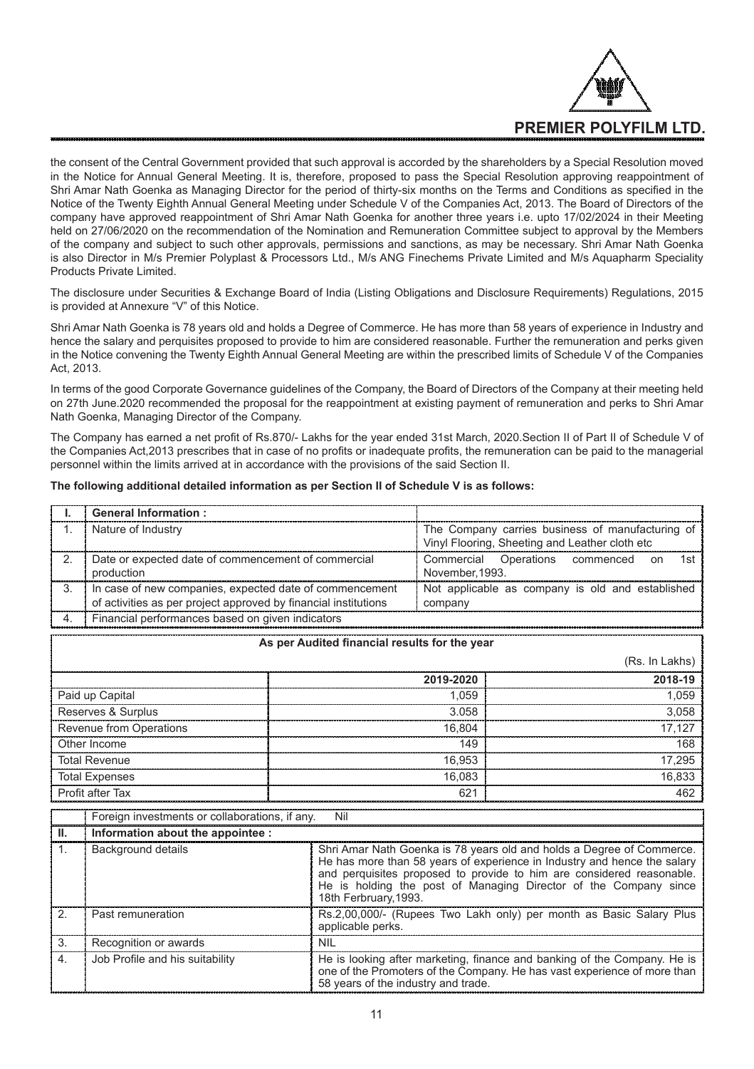the consent of the Central Government provided that such approval is accorded by the shareholders by a Special Resolution moved in the Notice for Annual General Meeting. It is, therefore, proposed to pass the Special Resolution approving reappointment of Shri Amar Nath Goenka as Managing Director for the period of thirty-six months on the Terms and Conditions as specified in the Notice of the Twenty Eighth Annual General Meeting under Schedule V of the Companies Act, 2013. The Board of Directors of the company have approved reappointment of Shri Amar Nath Goenka for another three years i.e. upto 17/02/2024 in their Meeting held on 27/06/2020 on the recommendation of the Nomination and Remuneration Committee subject to approval by the Members of the company and subject to such other approvals, permissions and sanctions, as may be necessary. Shri Amar Nath Goenka is also Director in M/s Premier Polyplast & Processors Ltd., M/s ANG Finechems Private Limited and M/s Aquapharm Speciality Products Private Limited.

The disclosure under Securities & Exchange Board of India (Listing Obligations and Disclosure Requirements) Regulations, 2015 is provided at Annexure "V" of this Notice.

Shri Amar Nath Goenka is 78 years old and holds a Degree of Commerce. He has more than 58 years of experience in Industry and hence the salary and perquisites proposed to provide to him are considered reasonable. Further the remuneration and perks given in the Notice convening the Twenty Eighth Annual General Meeting are within the prescribed limits of Schedule V of the Companies Act, 2013.

In terms of the good Corporate Governance guidelines of the Company, the Board of Directors of the Company at their meeting held on 27th June.2020 recommended the proposal for the reappointment at existing payment of remuneration and perks to Shri Amar Nath Goenka, Managing Director of the Company.

The Company has earned a net profit of Rs.870/- Lakhs for the year ended 31st March, 2020.Section II of Part II of Schedule V of the Companies Act,2013 prescribes that in case of no profits or inadequate profits, the remuneration can be paid to the managerial personnel within the limits arrived at in accordance with the provisions of the said Section II.

**The following additional detailed information as per Section II of Schedule V is as follows:**

| I. | **General Information :** | |
|---|---|---|
| 1. | Nature of Industry | The Company carries business of manufacturing of Vinyl Flooring, Sheeting and Leather cloth etc |
| 2. | Date or expected date of commencement of commercial production | Commercial Operations commenced on 1st November,1993. |
| 3. | In case of new companies, expected date of commencement of activities as per project approved by financial institutions | Not applicable as company is old and established company |
| 4. | Financial performances based on given indicators | |

**As per Audited financial results for the year**

(Rs. In Lakhs)

| | 2019-2020 | 2018-19 |
|---|---|---|
| Paid up Capital | 1,059 | 1,059 |
| Reserves & Surplus | 3.058 | 3,058 |
| Revenue from Operations | 16,804 | 17,127 |
| Other Income | 149 | 168 |
| Total Revenue | 16,953 | 17,295 |
| Total Expenses | 16,083 | 16,833 |
| Profit after Tax | 621 | 462 |

| | Foreign investments or collaborations, if any. Nil | |
|---|---|---|
| **II.** | **Information about the appointee :** | |
| 1. | Background details | Shri Amar Nath Goenka is 78 years old and holds a Degree of Commerce. He has more than 58 years of experience in Industry and hence the salary and perquisites proposed to provide to him are considered reasonable. He is holding the post of Managing Director of the Company since 18th Ferbruary,1993. |
| 2. | Past remuneration | Rs.2,00,000/- (Rupees Two Lakh only) per month as Basic Salary Plus applicable perks. |
| 3. | Recognition or awards | NIL |
| 4. | Job Profile and his suitability | He is looking after marketing, finance and banking of the Company. He is one of the Promoters of the Company. He has vast experience of more than 58 years of the industry and trade. |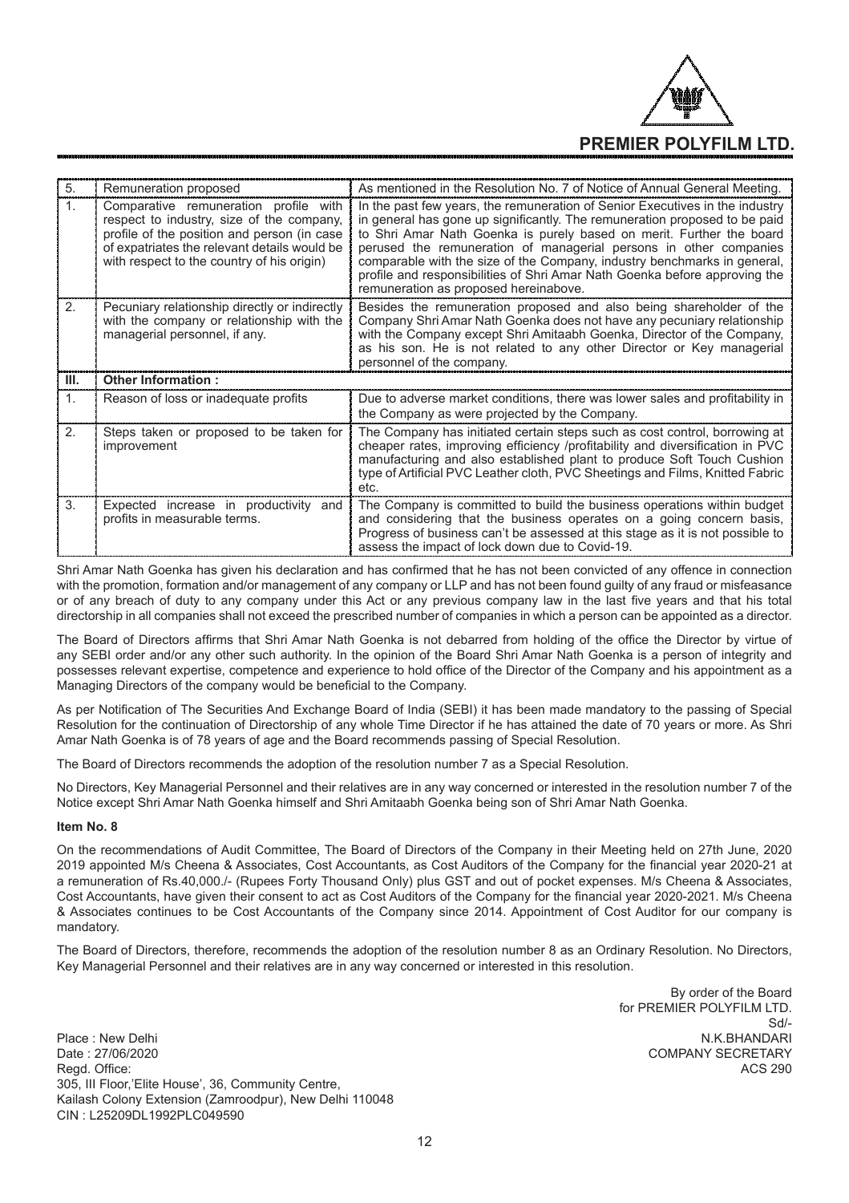| 5. | Remuneration proposed | As mentioned in the Resolution No. 7 of Notice of Annual General Meeting. |
|---|---|---|
| 1. | Comparative remuneration profile with respect to industry, size of the company, profile of the position and person (in case of expatriates the relevant details would be with respect to the country of his origin) | In the past few years, the remuneration of Senior Executives in the industry in general has gone up significantly. The remuneration proposed to be paid to Shri Amar Nath Goenka is purely based on merit. Further the board perused the remuneration of managerial persons in other companies comparable with the size of the Company, industry benchmarks in general, profile and responsibilities of Shri Amar Nath Goenka before approving the remuneration as proposed hereinabove. |
| 2. | Pecuniary relationship directly or indirectly with the company or relationship with the managerial personnel, if any. | Besides the remuneration proposed and also being shareholder of the Company Shri Amar Nath Goenka does not have any pecuniary relationship with the Company except Shri Amitaabh Goenka, Director of the Company, as his son. He is not related to any other Director or Key managerial personnel of the company. |
| **III.** | **Other Information :** | |
| 1. | Reason of loss or inadequate profits | Due to adverse market conditions, there was lower sales and profitability in the Company as were projected by the Company. |
| 2. | Steps taken or proposed to be taken for improvement | The Company has initiated certain steps such as cost control, borrowing at cheaper rates, improving efficiency /profitability and diversification in PVC manufacturing and also established plant to produce Soft Touch Cushion type of Artificial PVC Leather cloth, PVC Sheetings and Films, Knitted Fabric etc. |
| 3. | Expected increase in productivity and profits in measurable terms. | The Company is committed to build the business operations within budget and considering that the business operates on a going concern basis, Progress of business can't be assessed at this stage as it is not possible to assess the impact of lock down due to Covid-19. |

Shri Amar Nath Goenka has given his declaration and has confirmed that he has not been convicted of any offence in connection with the promotion, formation and/or management of any company or LLP and has not been found guilty of any fraud or misfeasance or of any breach of duty to any company under this Act or any previous company law in the last five years and that his total directorship in all companies shall not exceed the prescribed number of companies in which a person can be appointed as a director.

The Board of Directors affirms that Shri Amar Nath Goenka is not debarred from holding of the office the Director by virtue of any SEBI order and/or any other such authority. In the opinion of the Board Shri Amar Nath Goenka is a person of integrity and possesses relevant expertise, competence and experience to hold office of the Director of the Company and his appointment as a Managing Directors of the company would be beneficial to the Company.

As per Notification of The Securities And Exchange Board of India (SEBI) it has been made mandatory to the passing of Special Resolution for the continuation of Directorship of any whole Time Director if he has attained the date of 70 years or more. As Shri Amar Nath Goenka is of 78 years of age and the Board recommends passing of Special Resolution.

The Board of Directors recommends the adoption of the resolution number 7 as a Special Resolution.

No Directors, Key Managerial Personnel and their relatives are in any way concerned or interested in the resolution number 7 of the Notice except Shri Amar Nath Goenka himself and Shri Amitaabh Goenka being son of Shri Amar Nath Goenka.

**Item No. 8**

On the recommendations of Audit Committee, The Board of Directors of the Company in their Meeting held on 27th June, 2020 2019 appointed M/s Cheena & Associates, Cost Accountants, as Cost Auditors of the Company for the financial year 2020-21 at a remuneration of Rs.40,000./- (Rupees Forty Thousand Only) plus GST and out of pocket expenses. M/s Cheena & Associates, Cost Accountants, have given their consent to act as Cost Auditors of the Company for the financial year 2020-2021. M/s Cheena & Associates continues to be Cost Accountants of the Company since 2014. Appointment of Cost Auditor for our company is mandatory.

The Board of Directors, therefore, recommends the adoption of the resolution number 8 as an Ordinary Resolution. No Directors, Key Managerial Personnel and their relatives are in any way concerned or interested in this resolution.

By order of the Board
for PREMIER POLYFILM LTD.
Sd/-
N.K.BHANDARI
COMPANY SECRETARY
ACS 290

Place : New Delhi
Date : 27/06/2020
Regd. Office:
305, III Floor,'Elite House', 36, Community Centre,
Kailash Colony Extension (Zamroodpur), New Delhi 110048
CIN : L25209DL1992PLC049590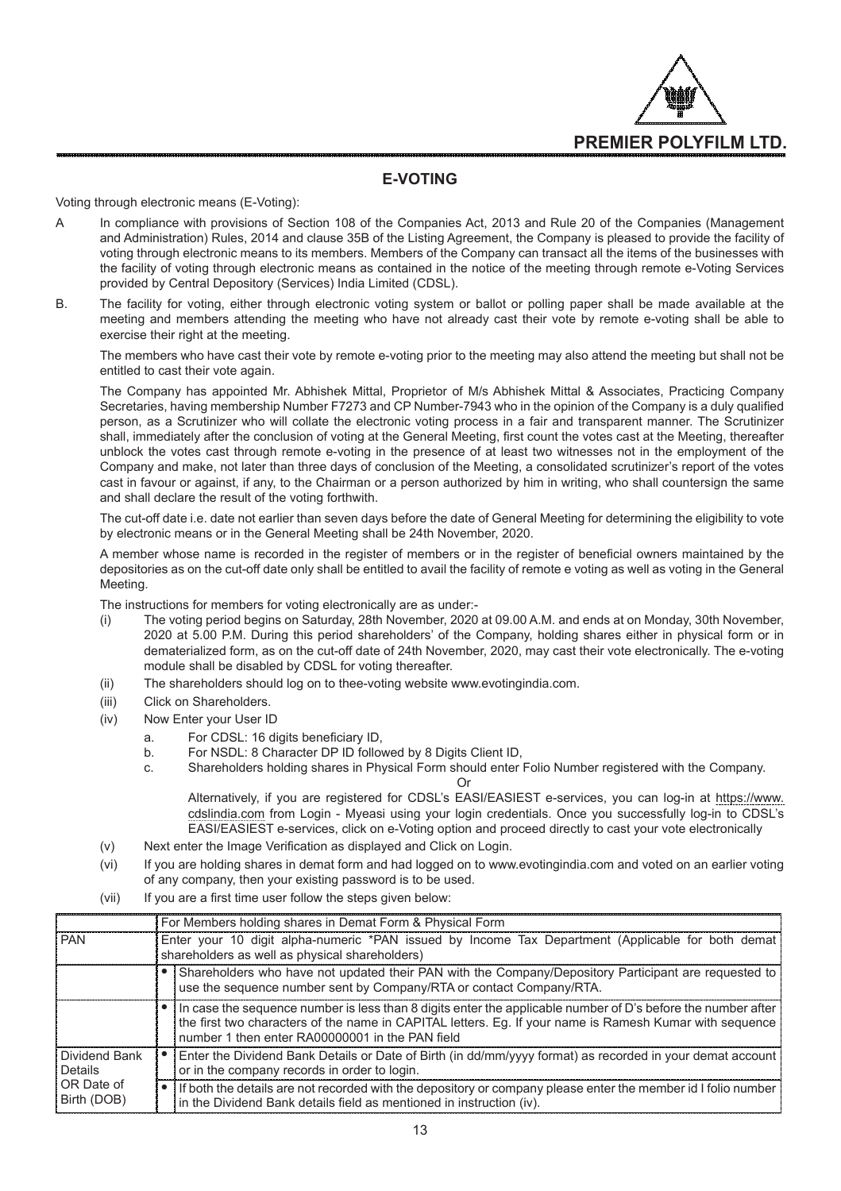## E-VOTING

Voting through electronic means (E-Voting):

A In compliance with provisions of Section 108 of the Companies Act, 2013 and Rule 20 of the Companies (Management and Administration) Rules, 2014 and clause 35B of the Listing Agreement, the Company is pleased to provide the facility of voting through electronic means to its members. Members of the Company can transact all the items of the businesses with the facility of voting through electronic means as contained in the notice of the meeting through remote e-Voting Services provided by Central Depository (Services) India Limited (CDSL).

B. The facility for voting, either through electronic voting system or ballot or polling paper shall be made available at the meeting and members attending the meeting who have not already cast their vote by remote e-voting shall be able to exercise their right at the meeting.

The members who have cast their vote by remote e-voting prior to the meeting may also attend the meeting but shall not be entitled to cast their vote again.

The Company has appointed Mr. Abhishek Mittal, Proprietor of M/s Abhishek Mittal & Associates, Practicing Company Secretaries, having membership Number F7273 and CP Number-7943 who in the opinion of the Company is a duly qualified person, as a Scrutinizer who will collate the electronic voting process in a fair and transparent manner. The Scrutinizer shall, immediately after the conclusion of voting at the General Meeting, first count the votes cast at the Meeting, thereafter unblock the votes cast through remote e-voting in the presence of at least two witnesses not in the employment of the Company and make, not later than three days of conclusion of the Meeting, a consolidated scrutinizer's report of the votes cast in favour or against, if any, to the Chairman or a person authorized by him in writing, who shall countersign the same and shall declare the result of the voting forthwith.

The cut-off date i.e. date not earlier than seven days before the date of General Meeting for determining the eligibility to vote by electronic means or in the General Meeting shall be 24th November, 2020.

A member whose name is recorded in the register of members or in the register of beneficial owners maintained by the depositories as on the cut-off date only shall be entitled to avail the facility of remote e voting as well as voting in the General Meeting.

The instructions for members for voting electronically are as under:-

(i) The voting period begins on Saturday, 28th November, 2020 at 09.00 A.M. and ends at on Monday, 30th November, 2020 at 5.00 P.M. During this period shareholders' of the Company, holding shares either in physical form or in dematerialized form, as on the cut-off date of 24th November, 2020, may cast their vote electronically. The e-voting module shall be disabled by CDSL for voting thereafter.

(ii) The shareholders should log on to thee-voting website www.evotingindia.com.

(iii) Click on Shareholders.

(iv) Now Enter your User ID

a. For CDSL: 16 digits beneficiary ID,

b. For NSDL: 8 Character DP ID followed by 8 Digits Client ID,

c. Shareholders holding shares in Physical Form should enter Folio Number registered with the Company.

Or

Alternatively, if you are registered for CDSL's EASI/EASIEST e-services, you can log-in at https://www.cdslindia.com from Login - Myeasi using your login credentials. Once you successfully log-in to CDSL's EASI/EASIEST e-services, click on e-Voting option and proceed directly to cast your vote electronically

(v) Next enter the Image Verification as displayed and Click on Login.

(vi) If you are holding shares in demat form and had logged on to www.evotingindia.com and voted on an earlier voting of any company, then your existing password is to be used.

(vii) If you are a first time user follow the steps given below:

| | For Members holding shares in Demat Form & Physical Form |
|---|---|
| PAN | Enter your 10 digit alpha-numeric *PAN issued by Income Tax Department (Applicable for both demat shareholders as well as physical shareholders) |
| | • Shareholders who have not updated their PAN with the Company/Depository Participant are requested to use the sequence number sent by Company/RTA or contact Company/RTA. |
| | • In case the sequence number is less than 8 digits enter the applicable number of D's before the number after the first two characters of the name in CAPITAL letters. Eg. If your name is Ramesh Kumar with sequence number 1 then enter RA00000001 in the PAN field |
| Dividend Bank Details OR Date of Birth (DOB) | • Enter the Dividend Bank Details or Date of Birth (in dd/mm/yyyy format) as recorded in your demat account or in the company records in order to login. |
| | • If both the details are not recorded with the depository or company please enter the member id l folio number in the Dividend Bank details field as mentioned in instruction (iv). |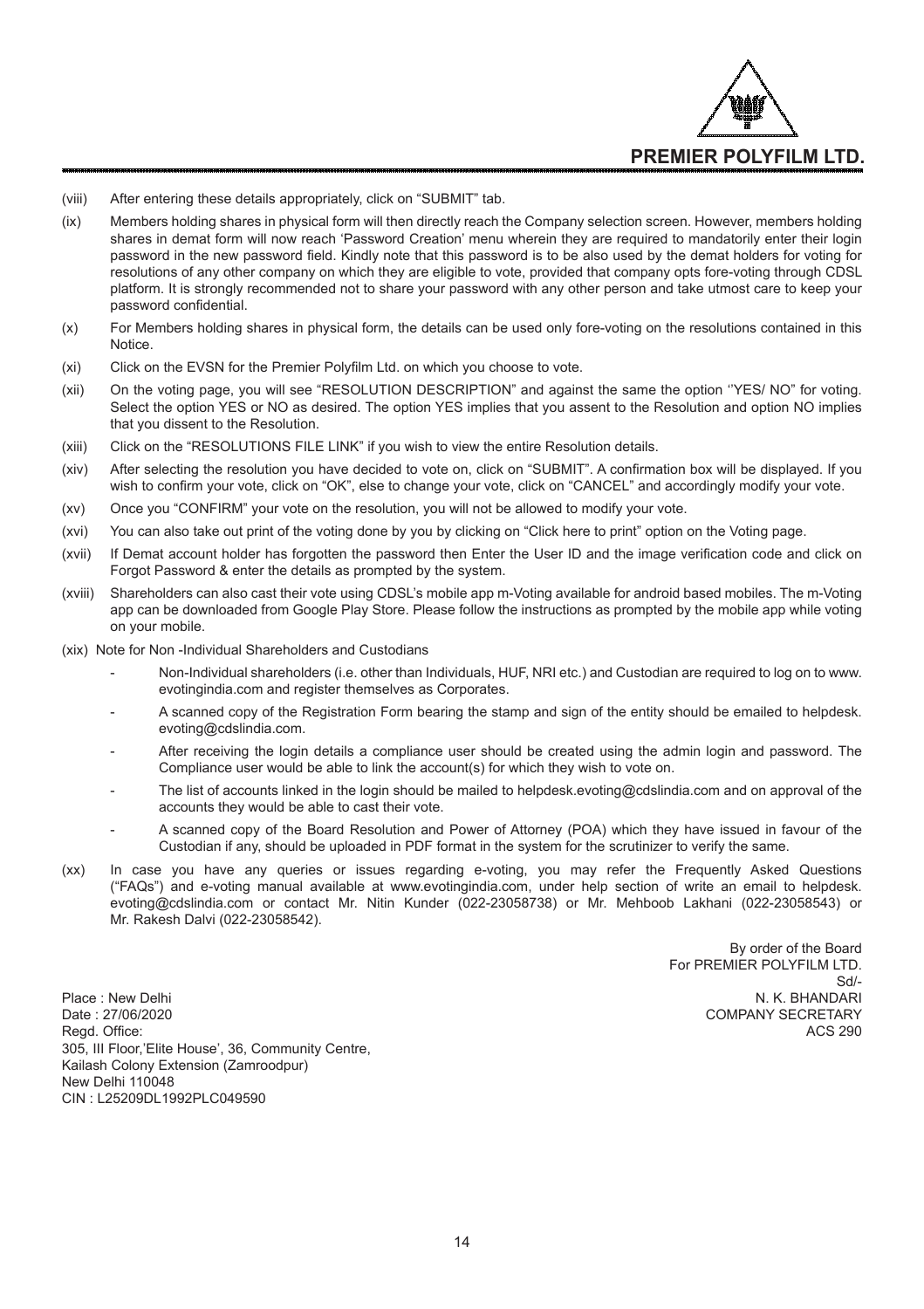(viii) After entering these details appropriately, click on "SUBMIT" tab.

(ix) Members holding shares in physical form will then directly reach the Company selection screen. However, members holding shares in demat form will now reach 'Password Creation' menu wherein they are required to mandatorily enter their login password in the new password field. Kindly note that this password is to be also used by the demat holders for voting for resolutions of any other company on which they are eligible to vote, provided that company opts fore-voting through CDSL platform. It is strongly recommended not to share your password with any other person and take utmost care to keep your password confidential.

(x) For Members holding shares in physical form, the details can be used only fore-voting on the resolutions contained in this Notice.

(xi) Click on the EVSN for the Premier Polyfilm Ltd. on which you choose to vote.

(xii) On the voting page, you will see "RESOLUTION DESCRIPTION" and against the same the option ''YES/ NO" for voting. Select the option YES or NO as desired. The option YES implies that you assent to the Resolution and option NO implies that you dissent to the Resolution.

(xiii) Click on the "RESOLUTIONS FILE LINK" if you wish to view the entire Resolution details.

(xiv) After selecting the resolution you have decided to vote on, click on "SUBMIT". A confirmation box will be displayed. If you wish to confirm your vote, click on "OK", else to change your vote, click on "CANCEL" and accordingly modify your vote.

(xv) Once you "CONFIRM" your vote on the resolution, you will not be allowed to modify your vote.

(xvi) You can also take out print of the voting done by you by clicking on "Click here to print" option on the Voting page.

(xvii) If Demat account holder has forgotten the password then Enter the User ID and the image verification code and click on Forgot Password & enter the details as prompted by the system.

(xviii) Shareholders can also cast their vote using CDSL's mobile app m-Voting available for android based mobiles. The m-Voting app can be downloaded from Google Play Store. Please follow the instructions as prompted by the mobile app while voting on your mobile.

(xix) Note for Non -Individual Shareholders and Custodians

- Non-Individual shareholders (i.e. other than Individuals, HUF, NRI etc.) and Custodian are required to log on to www.evotingindia.com and register themselves as Corporates.
- A scanned copy of the Registration Form bearing the stamp and sign of the entity should be emailed to helpdesk.evoting@cdslindia.com.
- After receiving the login details a compliance user should be created using the admin login and password. The Compliance user would be able to link the account(s) for which they wish to vote on.
- The list of accounts linked in the login should be mailed to helpdesk.evoting@cdslindia.com and on approval of the accounts they would be able to cast their vote.
- A scanned copy of the Board Resolution and Power of Attorney (POA) which they have issued in favour of the Custodian if any, should be uploaded in PDF format in the system for the scrutinizer to verify the same.

(xx) In case you have any queries or issues regarding e-voting, you may refer the Frequently Asked Questions ("FAQs") and e-voting manual available at www.evotingindia.com, under help section of write an email to helpdesk.evoting@cdslindia.com or contact Mr. Nitin Kunder (022-23058738) or Mr. Mehboob Lakhani (022-23058543) or Mr. Rakesh Dalvi (022-23058542).

By order of the Board
For PREMIER POLYFILM LTD.
Sd/-
N. K. BHANDARI
COMPANY SECRETARY
ACS 290

Place : New Delhi
Date : 27/06/2020
Regd. Office:
305, III Floor,'Elite House', 36, Community Centre,
Kailash Colony Extension (Zamroodpur)
New Delhi 110048
CIN : L25209DL1992PLC049590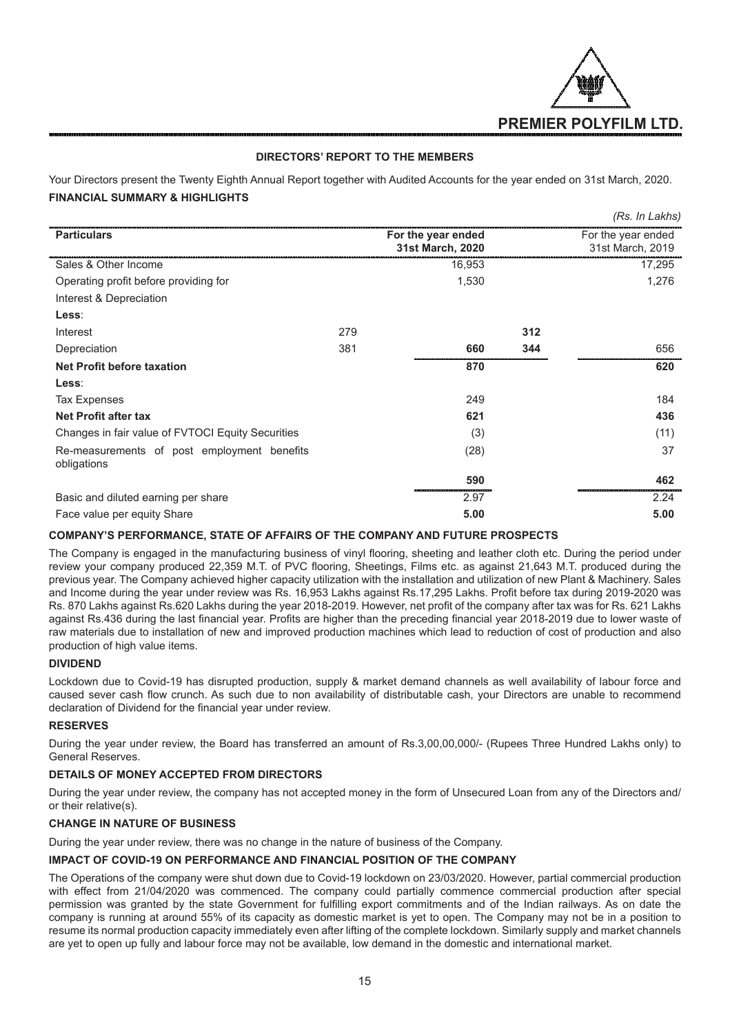## DIRECTORS' REPORT TO THE MEMBERS

Your Directors present the Twenty Eighth Annual Report together with Audited Accounts for the year ended on 31st March, 2020.

### FINANCIAL SUMMARY & HIGHLIGHTS

*(Rs. In Lakhs)*

| Particulars | | For the year ended 31st March, 2020 | | For the year ended 31st March, 2019 |
|---|---|---|---|---|
| Sales & Other Income | | 16,953 | | 17,295 |
| Operating profit before providing for Interest & Depreciation | | 1,530 | | 1,276 |
| **Less**: | | | | |
| Interest | 279 | | **312** | |
| Depreciation | 381 | **660** | **344** | 656 |
| **Net Profit before taxation** | | **870** | | **620** |
| **Less**: | | | | |
| Tax Expenses | | 249 | | 184 |
| **Net Profit after tax** | | **621** | | **436** |
| Changes in fair value of FVTOCI Equity Securities | | (3) | | (11) |
| Re-measurements of post employment benefits obligations | | (28) | | 37 |
| | | **590** | | **462** |
| Basic and diluted earning per share | | 2.97 | | 2.24 |
| Face value per equity Share | | **5.00** | | **5.00** |

### COMPANY'S PERFORMANCE, STATE OF AFFAIRS OF THE COMPANY AND FUTURE PROSPECTS

The Company is engaged in the manufacturing business of vinyl flooring, sheeting and leather cloth etc. During the period under review your company produced 22,359 M.T. of PVC flooring, Sheetings, Films etc. as against 21,643 M.T. produced during the previous year. The Company achieved higher capacity utilization with the installation and utilization of new Plant & Machinery. Sales and Income during the year under review was Rs. 16,953 Lakhs against Rs.17,295 Lakhs. Profit before tax during 2019-2020 was Rs. 870 Lakhs against Rs.620 Lakhs during the year 2018-2019. However, net profit of the company after tax was for Rs. 621 Lakhs against Rs.436 during the last financial year. Profits are higher than the preceding financial year 2018-2019 due to lower waste of raw materials due to installation of new and improved production machines which lead to reduction of cost of production and also production of high value items.

### DIVIDEND

Lockdown due to Covid-19 has disrupted production, supply & market demand channels as well availability of labour force and caused sever cash flow crunch. As such due to non availability of distributable cash, your Directors are unable to recommend declaration of Dividend for the financial year under review.

### RESERVES

During the year under review, the Board has transferred an amount of Rs.3,00,00,000/- (Rupees Three Hundred Lakhs only) to General Reserves.

### DETAILS OF MONEY ACCEPTED FROM DIRECTORS

During the year under review, the company has not accepted money in the form of Unsecured Loan from any of the Directors and/ or their relative(s).

### CHANGE IN NATURE OF BUSINESS

During the year under review, there was no change in the nature of business of the Company.

### IMPACT OF COVID-19 ON PERFORMANCE AND FINANCIAL POSITION OF THE COMPANY

The Operations of the company were shut down due to Covid-19 lockdown on 23/03/2020. However, partial commercial production with effect from 21/04/2020 was commenced. The company could partially commence commercial production after special permission was granted by the state Government for fulfilling export commitments and of the Indian railways. As on date the company is running at around 55% of its capacity as domestic market is yet to open. The Company may not be in a position to resume its normal production capacity immediately even after lifting of the complete lockdown. Similarly supply and market channels are yet to open up fully and labour force may not be available, low demand in the domestic and international market.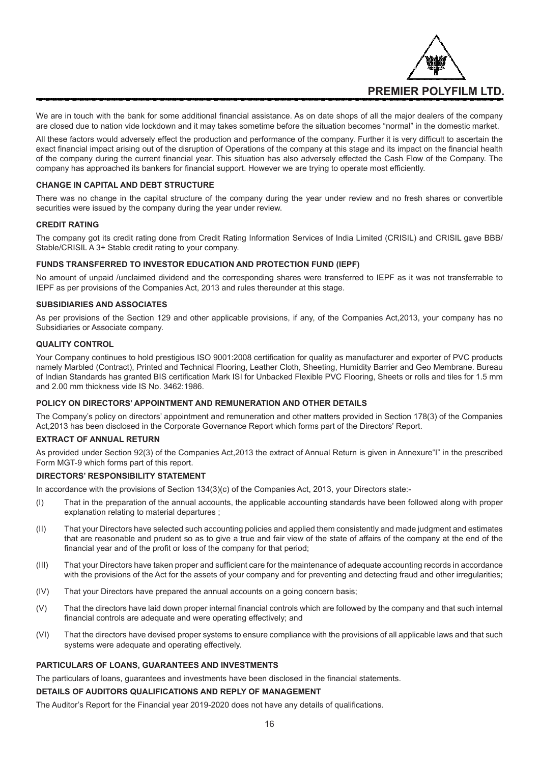We are in touch with the bank for some additional financial assistance. As on date shops of all the major dealers of the company are closed due to nation vide lockdown and it may takes sometime before the situation becomes "normal" in the domestic market.

All these factors would adversely effect the production and performance of the company. Further it is very difficult to ascertain the exact financial impact arising out of the disruption of Operations of the company at this stage and its impact on the financial health of the company during the current financial year. This situation has also adversely effected the Cash Flow of the Company. The company has approached its bankers for financial support. However we are trying to operate most efficiently.

**CHANGE IN CAPITAL AND DEBT STRUCTURE**

There was no change in the capital structure of the company during the year under review and no fresh shares or convertible securities were issued by the company during the year under review.

**CREDIT RATING**

The company got its credit rating done from Credit Rating Information Services of India Limited (CRISIL) and CRISIL gave BBB/ Stable/CRISIL A 3+ Stable credit rating to your company.

**FUNDS TRANSFERRED TO INVESTOR EDUCATION AND PROTECTION FUND (IEPF)**

No amount of unpaid /unclaimed dividend and the corresponding shares were transferred to IEPF as it was not transferrable to IEPF as per provisions of the Companies Act, 2013 and rules thereunder at this stage.

**SUBSIDIARIES AND ASSOCIATES**

As per provisions of the Section 129 and other applicable provisions, if any, of the Companies Act,2013, your company has no Subsidiaries or Associate company.

**QUALITY CONTROL**

Your Company continues to hold prestigious ISO 9001:2008 certification for quality as manufacturer and exporter of PVC products namely Marbled (Contract), Printed and Technical Flooring, Leather Cloth, Sheeting, Humidity Barrier and Geo Membrane. Bureau of Indian Standards has granted BIS certification Mark ISI for Unbacked Flexible PVC Flooring, Sheets or rolls and tiles for 1.5 mm and 2.00 mm thickness vide IS No. 3462:1986.

**POLICY ON DIRECTORS' APPOINTMENT AND REMUNERATION AND OTHER DETAILS**

The Company's policy on directors' appointment and remuneration and other matters provided in Section 178(3) of the Companies Act,2013 has been disclosed in the Corporate Governance Report which forms part of the Directors' Report.

**EXTRACT OF ANNUAL RETURN**

As provided under Section 92(3) of the Companies Act,2013 the extract of Annual Return is given in Annexure"I" in the prescribed Form MGT-9 which forms part of this report.

**DIRECTORS' RESPONSIBILITY STATEMENT**

In accordance with the provisions of Section 134(3)(c) of the Companies Act, 2013, your Directors state:-

(I) That in the preparation of the annual accounts, the applicable accounting standards have been followed along with proper explanation relating to material departures ;

(II) That your Directors have selected such accounting policies and applied them consistently and made judgment and estimates that are reasonable and prudent so as to give a true and fair view of the state of affairs of the company at the end of the financial year and of the profit or loss of the company for that period;

(III) That your Directors have taken proper and sufficient care for the maintenance of adequate accounting records in accordance with the provisions of the Act for the assets of your company and for preventing and detecting fraud and other irregularities;

(IV) That your Directors have prepared the annual accounts on a going concern basis;

(V) That the directors have laid down proper internal financial controls which are followed by the company and that such internal financial controls are adequate and were operating effectively; and

(VI) That the directors have devised proper systems to ensure compliance with the provisions of all applicable laws and that such systems were adequate and operating effectively.

**PARTICULARS OF LOANS, GUARANTEES AND INVESTMENTS**

The particulars of loans, guarantees and investments have been disclosed in the financial statements.

**DETAILS OF AUDITORS QUALIFICATIONS AND REPLY OF MANAGEMENT**

The Auditor's Report for the Financial year 2019-2020 does not have any details of qualifications.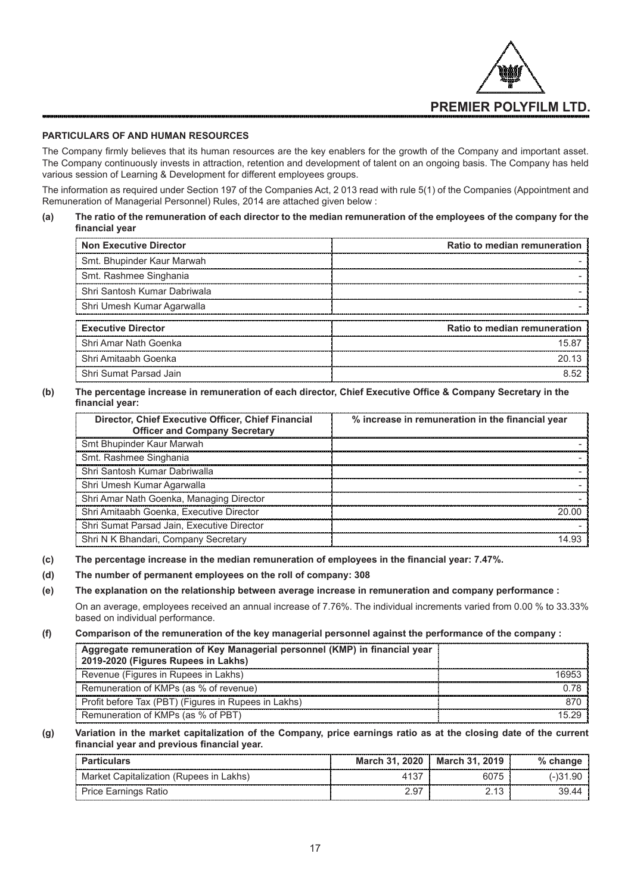## PARTICULARS OF AND HUMAN RESOURCES

The Company firmly believes that its human resources are the key enablers for the growth of the Company and important asset. The Company continuously invests in attraction, retention and development of talent on an ongoing basis. The Company has held various session of Learning & Development for different employees groups.

The information as required under Section 197 of the Companies Act, 2 013 read with rule 5(1) of the Companies (Appointment and Remuneration of Managerial Personnel) Rules, 2014 are attached given below :

**(a) The ratio of the remuneration of each director to the median remuneration of the employees of the company for the financial year**

| Non Executive Director | Ratio to median remuneration |
|---|---|
| Smt. Bhupinder Kaur Marwah | - |
| Smt. Rashmee Singhania | - |
| Shri Santosh Kumar Dabriwala | - |
| Shri Umesh Kumar Agarwalla | - |

| Executive Director | Ratio to median remuneration |
|---|---|
| Shri Amar Nath Goenka | 15.87 |
| Shri Amitaabh Goenka | 20.13 |
| Shri Sumat Parsad Jain | 8.52 |

**(b) The percentage increase in remuneration of each director, Chief Executive Office & Company Secretary in the financial year:**

| Director, Chief Executive Officer, Chief Financial Officer and Company Secretary | % increase in remuneration in the financial year |
|---|---|
| Smt Bhupinder Kaur Marwah | - |
| Smt. Rashmee Singhania | - |
| Shri Santosh Kumar Dabriwalla | - |
| Shri Umesh Kumar Agarwalla | - |
| Shri Amar Nath Goenka, Managing Director | - |
| Shri Amitaabh Goenka, Executive Director | 20.00 |
| Shri Sumat Parsad Jain, Executive Director | - |
| Shri N K Bhandari, Company Secretary | 14.93 |

**(c) The percentage increase in the median remuneration of employees in the financial year: 7.47%.**

**(d) The number of permanent employees on the roll of company: 308**

**(e) The explanation on the relationship between average increase in remuneration and company performance :**

On an average, employees received an annual increase of 7.76%. The individual increments varied from 0.00 % to 33.33% based on individual performance.

**(f) Comparison of the remuneration of the key managerial personnel against the performance of the company :**

| Aggregate remuneration of Key Managerial personnel (KMP) in financial year 2019-2020 (Figures Rupees in Lakhs) | |
|---|---|
| Revenue (Figures in Rupees in Lakhs) | 16953 |
| Remuneration of KMPs (as % of revenue) | 0.78 |
| Profit before Tax (PBT) (Figures in Rupees in Lakhs) | 870 |
| Remuneration of KMPs (as % of PBT) | 15.29 |

**(g) Variation in the market capitalization of the Company, price earnings ratio as at the closing date of the current financial year and previous financial year.**

| Particulars | March 31, 2020 | March 31, 2019 | % change |
|---|---|---|---|
| Market Capitalization (Rupees in Lakhs) | 4137 | 6075 | (-)31.90 |
| Price Earnings Ratio | 2.97 | 2.13 | 39.44 |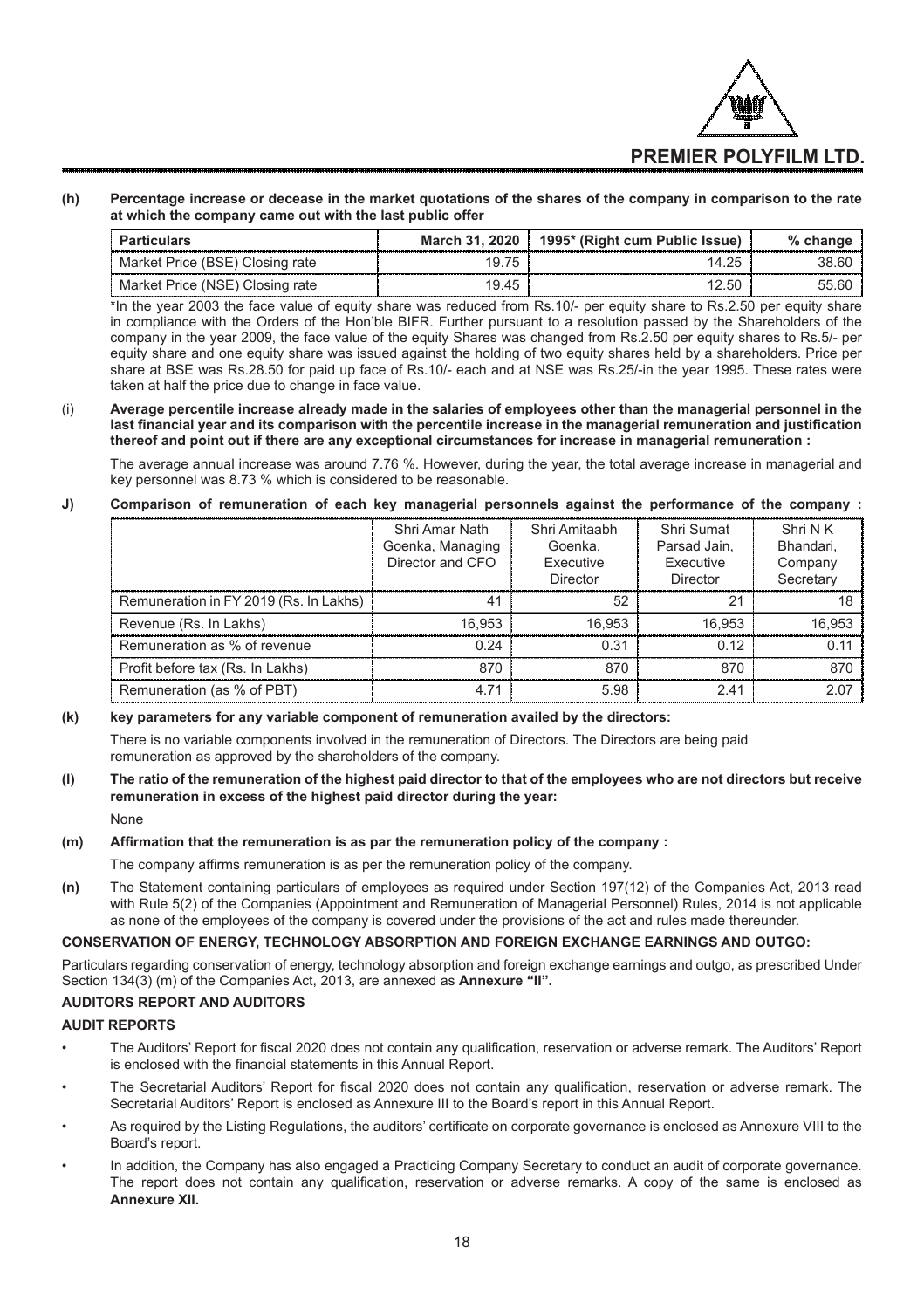**(h) Percentage increase or decease in the market quotations of the shares of the company in comparison to the rate at which the company came out with the last public offer**

| Particulars | March 31, 2020 | 1995* (Right cum Public Issue) | % change |
|---|---|---|---|
| Market Price (BSE) Closing rate | 19.75 | 14.25 | 38.60 |
| Market Price (NSE) Closing rate | 19.45 | 12.50 | 55.60 |

*In the year 2003 the face value of equity share was reduced from Rs.10/- per equity share to Rs.2.50 per equity share in compliance with the Orders of the Hon'ble BIFR. Further pursuant to a resolution passed by the Shareholders of the company in the year 2009, the face value of the equity Shares was changed from Rs.2.50 per equity shares to Rs.5/- per equity share and one equity share was issued against the holding of two equity shares held by a shareholders. Price per share at BSE was Rs.28.50 for paid up face of Rs.10/- each and at NSE was Rs.25/-in the year 1995. These rates were taken at half the price due to change in face value.

(i) **Average percentile increase already made in the salaries of employees other than the managerial personnel in the last financial year and its comparison with the percentile increase in the managerial remuneration and justification thereof and point out if there are any exceptional circumstances for increase in managerial remuneration :**

The average annual increase was around 7.76 %. However, during the year, the total average increase in managerial and key personnel was 8.73 % which is considered to be reasonable.

**J) Comparison of remuneration of each key managerial personnels against the performance of the company :**

| | Shri Amar Nath Goenka, Managing Director and CFO | Shri Amitaabh Goenka, Executive Director | Shri Sumat Parsad Jain, Executive Director | Shri N K Bhandari, Company Secretary |
|---|---|---|---|---|
| Remuneration in FY 2019 (Rs. In Lakhs) | 41 | 52 | 21 | 18 |
| Revenue (Rs. In Lakhs) | 16,953 | 16,953 | 16,953 | 16,953 |
| Remuneration as % of revenue | 0.24 | 0.31 | 0.12 | 0.11 |
| Profit before tax (Rs. In Lakhs) | 870 | 870 | 870 | 870 |
| Remuneration (as % of PBT) | 4.71 | 5.98 | 2.41 | 2.07 |

**(k) key parameters for any variable component of remuneration availed by the directors:**

There is no variable components involved in the remuneration of Directors. The Directors are being paid remuneration as approved by the shareholders of the company.

**(l) The ratio of the remuneration of the highest paid director to that of the employees who are not directors but receive remuneration in excess of the highest paid director during the year:**

None

**(m) Affirmation that the remuneration is as par the remuneration policy of the company :**

The company affirms remuneration is as per the remuneration policy of the company.

**(n)** The Statement containing particulars of employees as required under Section 197(12) of the Companies Act, 2013 read with Rule 5(2) of the Companies (Appointment and Remuneration of Managerial Personnel) Rules, 2014 is not applicable as none of the employees of the company is covered under the provisions of the act and rules made thereunder.

**CONSERVATION OF ENERGY, TECHNOLOGY ABSORPTION AND FOREIGN EXCHANGE EARNINGS AND OUTGO:**

Particulars regarding conservation of energy, technology absorption and foreign exchange earnings and outgo, as prescribed Under Section 134(3) (m) of the Companies Act, 2013, are annexed as **Annexure "II".**

**AUDITORS REPORT AND AUDITORS**

**AUDIT REPORTS**

- The Auditors' Report for fiscal 2020 does not contain any qualification, reservation or adverse remark. The Auditors' Report is enclosed with the financial statements in this Annual Report.
- The Secretarial Auditors' Report for fiscal 2020 does not contain any qualification, reservation or adverse remark. The Secretarial Auditors' Report is enclosed as Annexure III to the Board's report in this Annual Report.
- As required by the Listing Regulations, the auditors' certificate on corporate governance is enclosed as Annexure VIII to the Board's report.
- In addition, the Company has also engaged a Practicing Company Secretary to conduct an audit of corporate governance. The report does not contain any qualification, reservation or adverse remarks. A copy of the same is enclosed as **Annexure XII.**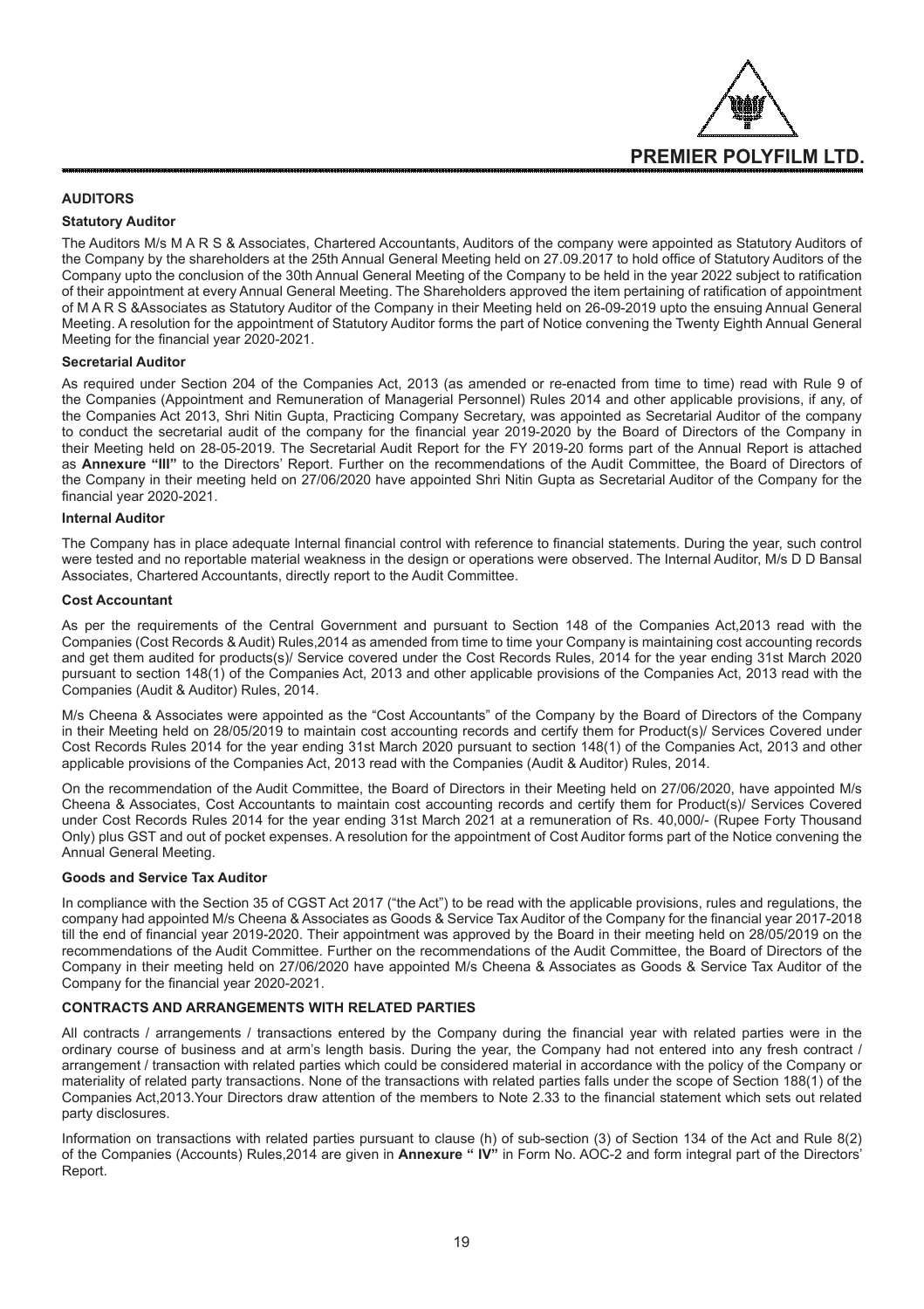## AUDITORS

### Statutory Auditor

The Auditors M/s M A R S & Associates, Chartered Accountants, Auditors of the company were appointed as Statutory Auditors of the Company by the shareholders at the 25th Annual General Meeting held on 27.09.2017 to hold office of Statutory Auditors of the Company upto the conclusion of the 30th Annual General Meeting of the Company to be held in the year 2022 subject to ratification of their appointment at every Annual General Meeting. The Shareholders approved the item pertaining of ratification of appointment of M A R S &Associates as Statutory Auditor of the Company in their Meeting held on 26-09-2019 upto the ensuing Annual General Meeting. A resolution for the appointment of Statutory Auditor forms the part of Notice convening the Twenty Eighth Annual General Meeting for the financial year 2020-2021.

### Secretarial Auditor

As required under Section 204 of the Companies Act, 2013 (as amended or re-enacted from time to time) read with Rule 9 of the Companies (Appointment and Remuneration of Managerial Personnel) Rules 2014 and other applicable provisions, if any, of the Companies Act 2013, Shri Nitin Gupta, Practicing Company Secretary, was appointed as Secretarial Auditor of the company to conduct the secretarial audit of the company for the financial year 2019-2020 by the Board of Directors of the Company in their Meeting held on 28-05-2019. The Secretarial Audit Report for the FY 2019-20 forms part of the Annual Report is attached as **Annexure "III"** to the Directors' Report. Further on the recommendations of the Audit Committee, the Board of Directors of the Company in their meeting held on 27/06/2020 have appointed Shri Nitin Gupta as Secretarial Auditor of the Company for the financial year 2020-2021.

### Internal Auditor

The Company has in place adequate Internal financial control with reference to financial statements. During the year, such control were tested and no reportable material weakness in the design or operations were observed. The Internal Auditor, M/s D D Bansal Associates, Chartered Accountants, directly report to the Audit Committee.

### Cost Accountant

As per the requirements of the Central Government and pursuant to Section 148 of the Companies Act,2013 read with the Companies (Cost Records & Audit) Rules,2014 as amended from time to time your Company is maintaining cost accounting records and get them audited for products(s)/ Service covered under the Cost Records Rules, 2014 for the year ending 31st March 2020 pursuant to section 148(1) of the Companies Act, 2013 and other applicable provisions of the Companies Act, 2013 read with the Companies (Audit & Auditor) Rules, 2014.

M/s Cheena & Associates were appointed as the "Cost Accountants" of the Company by the Board of Directors of the Company in their Meeting held on 28/05/2019 to maintain cost accounting records and certify them for Product(s)/ Services Covered under Cost Records Rules 2014 for the year ending 31st March 2020 pursuant to section 148(1) of the Companies Act, 2013 and other applicable provisions of the Companies Act, 2013 read with the Companies (Audit & Auditor) Rules, 2014.

On the recommendation of the Audit Committee, the Board of Directors in their Meeting held on 27/06/2020, have appointed M/s Cheena & Associates, Cost Accountants to maintain cost accounting records and certify them for Product(s)/ Services Covered under Cost Records Rules 2014 for the year ending 31st March 2021 at a remuneration of Rs. 40,000/- (Rupee Forty Thousand Only) plus GST and out of pocket expenses. A resolution for the appointment of Cost Auditor forms part of the Notice convening the Annual General Meeting.

### Goods and Service Tax Auditor

In compliance with the Section 35 of CGST Act 2017 ("the Act") to be read with the applicable provisions, rules and regulations, the company had appointed M/s Cheena & Associates as Goods & Service Tax Auditor of the Company for the financial year 2017-2018 till the end of financial year 2019-2020. Their appointment was approved by the Board in their meeting held on 28/05/2019 on the recommendations of the Audit Committee. Further on the recommendations of the Audit Committee, the Board of Directors of the Company in their meeting held on 27/06/2020 have appointed M/s Cheena & Associates as Goods & Service Tax Auditor of the Company for the financial year 2020-2021.

## CONTRACTS AND ARRANGEMENTS WITH RELATED PARTIES

All contracts / arrangements / transactions entered by the Company during the financial year with related parties were in the ordinary course of business and at arm's length basis. During the year, the Company had not entered into any fresh contract / arrangement / transaction with related parties which could be considered material in accordance with the policy of the Company or materiality of related party transactions. None of the transactions with related parties falls under the scope of Section 188(1) of the Companies Act,2013.Your Directors draw attention of the members to Note 2.33 to the financial statement which sets out related party disclosures.

Information on transactions with related parties pursuant to clause (h) of sub-section (3) of Section 134 of the Act and Rule 8(2) of the Companies (Accounts) Rules,2014 are given in **Annexure " IV"** in Form No. AOC-2 and form integral part of the Directors' Report.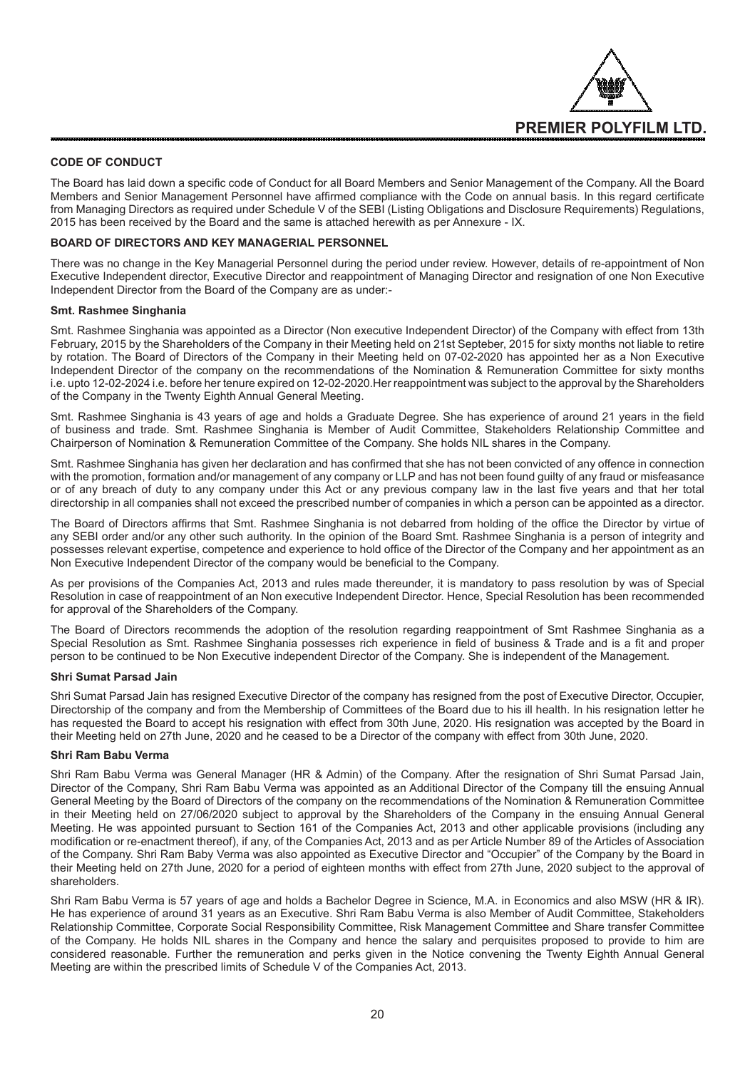**CODE OF CONDUCT**

The Board has laid down a specific code of Conduct for all Board Members and Senior Management of the Company. All the Board Members and Senior Management Personnel have affirmed compliance with the Code on annual basis. In this regard certificate from Managing Directors as required under Schedule V of the SEBI (Listing Obligations and Disclosure Requirements) Regulations, 2015 has been received by the Board and the same is attached herewith as per Annexure - IX.

**BOARD OF DIRECTORS AND KEY MANAGERIAL PERSONNEL**

There was no change in the Key Managerial Personnel during the period under review. However, details of re-appointment of Non Executive Independent director, Executive Director and reappointment of Managing Director and resignation of one Non Executive Independent Director from the Board of the Company are as under:-

**Smt. Rashmee Singhania**

Smt. Rashmee Singhania was appointed as a Director (Non executive Independent Director) of the Company with effect from 13th February, 2015 by the Shareholders of the Company in their Meeting held on 21st Septeber, 2015 for sixty months not liable to retire by rotation. The Board of Directors of the Company in their Meeting held on 07-02-2020 has appointed her as a Non Executive Independent Director of the company on the recommendations of the Nomination & Remuneration Committee for sixty months i.e. upto 12-02-2024 i.e. before her tenure expired on 12-02-2020.Her reappointment was subject to the approval by the Shareholders of the Company in the Twenty Eighth Annual General Meeting.

Smt. Rashmee Singhania is 43 years of age and holds a Graduate Degree. She has experience of around 21 years in the field of business and trade. Smt. Rashmee Singhania is Member of Audit Committee, Stakeholders Relationship Committee and Chairperson of Nomination & Remuneration Committee of the Company. She holds NIL shares in the Company.

Smt. Rashmee Singhania has given her declaration and has confirmed that she has not been convicted of any offence in connection with the promotion, formation and/or management of any company or LLP and has not been found guilty of any fraud or misfeasance or of any breach of duty to any company under this Act or any previous company law in the last five years and that her total directorship in all companies shall not exceed the prescribed number of companies in which a person can be appointed as a director.

The Board of Directors affirms that Smt. Rashmee Singhania is not debarred from holding of the office the Director by virtue of any SEBI order and/or any other such authority. In the opinion of the Board Smt. Rashmee Singhania is a person of integrity and possesses relevant expertise, competence and experience to hold office of the Director of the Company and her appointment as an Non Executive Independent Director of the company would be beneficial to the Company.

As per provisions of the Companies Act, 2013 and rules made thereunder, it is mandatory to pass resolution by was of Special Resolution in case of reappointment of an Non executive Independent Director. Hence, Special Resolution has been recommended for approval of the Shareholders of the Company.

The Board of Directors recommends the adoption of the resolution regarding reappointment of Smt Rashmee Singhania as a Special Resolution as Smt. Rashmee Singhania possesses rich experience in field of business & Trade and is a fit and proper person to be continued to be Non Executive independent Director of the Company. She is independent of the Management.

**Shri Sumat Parsad Jain**

Shri Sumat Parsad Jain has resigned Executive Director of the company has resigned from the post of Executive Director, Occupier, Directorship of the company and from the Membership of Committees of the Board due to his ill health. In his resignation letter he has requested the Board to accept his resignation with effect from 30th June, 2020. His resignation was accepted by the Board in their Meeting held on 27th June, 2020 and he ceased to be a Director of the company with effect from 30th June, 2020.

**Shri Ram Babu Verma**

Shri Ram Babu Verma was General Manager (HR & Admin) of the Company. After the resignation of Shri Sumat Parsad Jain, Director of the Company, Shri Ram Babu Verma was appointed as an Additional Director of the Company till the ensuing Annual General Meeting by the Board of Directors of the company on the recommendations of the Nomination & Remuneration Committee in their Meeting held on 27/06/2020 subject to approval by the Shareholders of the Company in the ensuing Annual General Meeting. He was appointed pursuant to Section 161 of the Companies Act, 2013 and other applicable provisions (including any modification or re-enactment thereof), if any, of the Companies Act, 2013 and as per Article Number 89 of the Articles of Association of the Company. Shri Ram Baby Verma was also appointed as Executive Director and "Occupier" of the Company by the Board in their Meeting held on 27th June, 2020 for a period of eighteen months with effect from 27th June, 2020 subject to the approval of shareholders.

Shri Ram Babu Verma is 57 years of age and holds a Bachelor Degree in Science, M.A. in Economics and also MSW (HR & IR). He has experience of around 31 years as an Executive. Shri Ram Babu Verma is also Member of Audit Committee, Stakeholders Relationship Committee, Corporate Social Responsibility Committee, Risk Management Committee and Share transfer Committee of the Company. He holds NIL shares in the Company and hence the salary and perquisites proposed to provide to him are considered reasonable. Further the remuneration and perks given in the Notice convening the Twenty Eighth Annual General Meeting are within the prescribed limits of Schedule V of the Companies Act, 2013.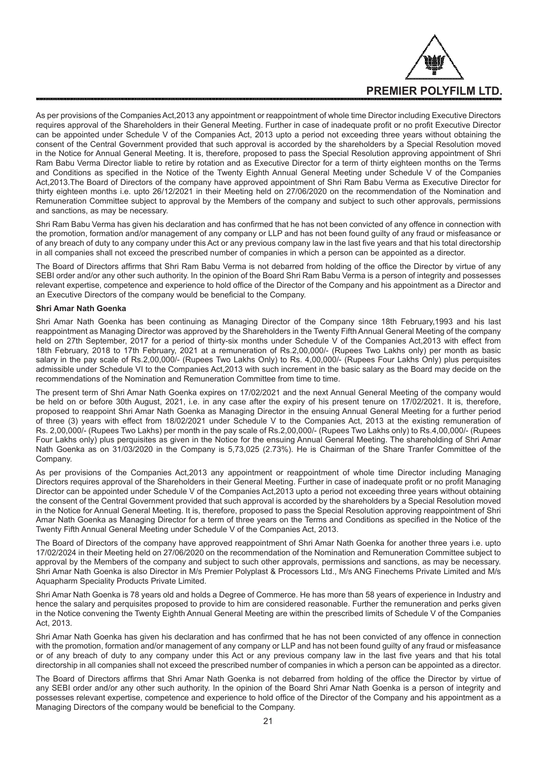As per provisions of the Companies Act,2013 any appointment or reappointment of whole time Director including Executive Directors requires approval of the Shareholders in their General Meeting. Further in case of inadequate profit or no profit Executive Director can be appointed under Schedule V of the Companies Act, 2013 upto a period not exceeding three years without obtaining the consent of the Central Government provided that such approval is accorded by the shareholders by a Special Resolution moved in the Notice for Annual General Meeting. It is, therefore, proposed to pass the Special Resolution approving appointment of Shri Ram Babu Verma Director liable to retire by rotation and as Executive Director for a term of thirty eighteen months on the Terms and Conditions as specified in the Notice of the Twenty Eighth Annual General Meeting under Schedule V of the Companies Act,2013.The Board of Directors of the company have approved appointment of Shri Ram Babu Verma as Executive Director for thirty eighteen months i.e. upto 26/12/2021 in their Meeting held on 27/06/2020 on the recommendation of the Nomination and Remuneration Committee subject to approval by the Members of the company and subject to such other approvals, permissions and sanctions, as may be necessary.

Shri Ram Babu Verma has given his declaration and has confirmed that he has not been convicted of any offence in connection with the promotion, formation and/or management of any company or LLP and has not been found guilty of any fraud or misfeasance or of any breach of duty to any company under this Act or any previous company law in the last five years and that his total directorship in all companies shall not exceed the prescribed number of companies in which a person can be appointed as a director.

The Board of Directors affirms that Shri Ram Babu Verma is not debarred from holding of the office the Director by virtue of any SEBI order and/or any other such authority. In the opinion of the Board Shri Ram Babu Verma is a person of integrity and possesses relevant expertise, competence and experience to hold office of the Director of the Company and his appointment as a Director and an Executive Directors of the company would be beneficial to the Company.

**Shri Amar Nath Goenka**

Shri Amar Nath Goenka has been continuing as Managing Director of the Company since 18th February,1993 and his last reappointment as Managing Director was approved by the Shareholders in the Twenty Fifth Annual General Meeting of the company held on 27th September, 2017 for a period of thirty-six months under Schedule V of the Companies Act,2013 with effect from 18th February, 2018 to 17th February, 2021 at a remuneration of Rs.2,00,000/- (Rupees Two Lakhs only) per month as basic salary in the pay scale of Rs.2,00,000/- (Rupees Two Lakhs Only) to Rs. 4,00,000/- (Rupees Four Lakhs Only) plus perquisites admissible under Schedule VI to the Companies Act,2013 with such increment in the basic salary as the Board may decide on the recommendations of the Nomination and Remuneration Committee from time to time.

The present term of Shri Amar Nath Goenka expires on 17/02/2021 and the next Annual General Meeting of the company would be held on or before 30th August, 2021, i.e. in any case after the expiry of his present tenure on 17/02/2021. It is, therefore, proposed to reappoint Shri Amar Nath Goenka as Managing Director in the ensuing Annual General Meeting for a further period of three (3) years with effect from 18/02/2021 under Schedule V to the Companies Act, 2013 at the existing remuneration of Rs. 2,00,000/- (Rupees Two Lakhs) per month in the pay scale of Rs.2,00,000/- (Rupees Two Lakhs only) to Rs.4,00,000/- (Rupees Four Lakhs only) plus perquisites as given in the Notice for the ensuing Annual General Meeting. The shareholding of Shri Amar Nath Goenka as on 31/03/2020 in the Company is 5,73,025 (2.73%). He is Chairman of the Share Tranfer Committee of the Company.

As per provisions of the Companies Act,2013 any appointment or reappointment of whole time Director including Managing Directors requires approval of the Shareholders in their General Meeting. Further in case of inadequate profit or no profit Managing Director can be appointed under Schedule V of the Companies Act,2013 upto a period not exceeding three years without obtaining the consent of the Central Government provided that such approval is accorded by the shareholders by a Special Resolution moved in the Notice for Annual General Meeting. It is, therefore, proposed to pass the Special Resolution approving reappointment of Shri Amar Nath Goenka as Managing Director for a term of three years on the Terms and Conditions as specified in the Notice of the Twenty Fifth Annual General Meeting under Schedule V of the Companies Act, 2013.

The Board of Directors of the company have approved reappointment of Shri Amar Nath Goenka for another three years i.e. upto 17/02/2024 in their Meeting held on 27/06/2020 on the recommendation of the Nomination and Remuneration Committee subject to approval by the Members of the company and subject to such other approvals, permissions and sanctions, as may be necessary. Shri Amar Nath Goenka is also Director in M/s Premier Polyplast & Processors Ltd., M/s ANG Finechems Private Limited and M/s Aquapharm Speciality Products Private Limited.

Shri Amar Nath Goenka is 78 years old and holds a Degree of Commerce. He has more than 58 years of experience in Industry and hence the salary and perquisites proposed to provide to him are considered reasonable. Further the remuneration and perks given in the Notice convening the Twenty Eighth Annual General Meeting are within the prescribed limits of Schedule V of the Companies Act, 2013.

Shri Amar Nath Goenka has given his declaration and has confirmed that he has not been convicted of any offence in connection with the promotion, formation and/or management of any company or LLP and has not been found guilty of any fraud or misfeasance or of any breach of duty to any company under this Act or any previous company law in the last five years and that his total directorship in all companies shall not exceed the prescribed number of companies in which a person can be appointed as a director.

The Board of Directors affirms that Shri Amar Nath Goenka is not debarred from holding of the office the Director by virtue of any SEBI order and/or any other such authority. In the opinion of the Board Shri Amar Nath Goenka is a person of integrity and possesses relevant expertise, competence and experience to hold office of the Director of the Company and his appointment as a Managing Directors of the company would be beneficial to the Company.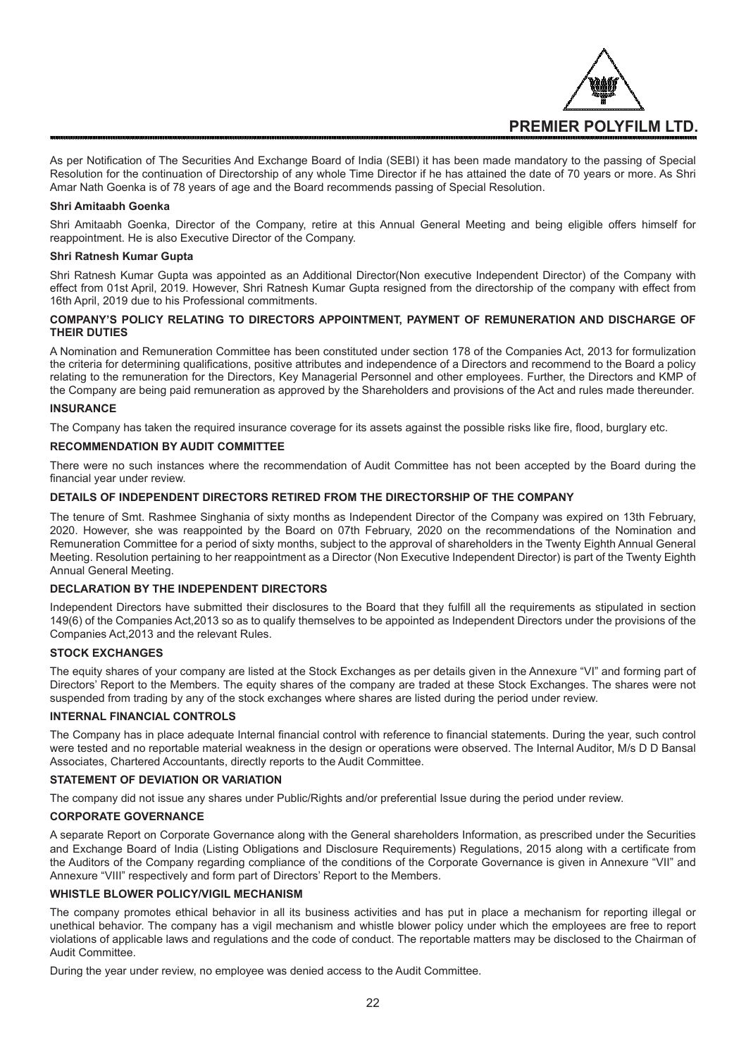As per Notification of The Securities And Exchange Board of India (SEBI) it has been made mandatory to the passing of Special Resolution for the continuation of Directorship of any whole Time Director if he has attained the date of 70 years or more. As Shri Amar Nath Goenka is of 78 years of age and the Board recommends passing of Special Resolution.

**Shri Amitaabh Goenka**

Shri Amitaabh Goenka, Director of the Company, retire at this Annual General Meeting and being eligible offers himself for reappointment. He is also Executive Director of the Company.

**Shri Ratnesh Kumar Gupta**

Shri Ratnesh Kumar Gupta was appointed as an Additional Director(Non executive Independent Director) of the Company with effect from 01st April, 2019. However, Shri Ratnesh Kumar Gupta resigned from the directorship of the company with effect from 16th April, 2019 due to his Professional commitments.

**COMPANY'S POLICY RELATING TO DIRECTORS APPOINTMENT, PAYMENT OF REMUNERATION AND DISCHARGE OF THEIR DUTIES**

A Nomination and Remuneration Committee has been constituted under section 178 of the Companies Act, 2013 for formulization the criteria for determining qualifications, positive attributes and independence of a Directors and recommend to the Board a policy relating to the remuneration for the Directors, Key Managerial Personnel and other employees. Further, the Directors and KMP of the Company are being paid remuneration as approved by the Shareholders and provisions of the Act and rules made thereunder.

**INSURANCE**

The Company has taken the required insurance coverage for its assets against the possible risks like fire, flood, burglary etc.

**RECOMMENDATION BY AUDIT COMMITTEE**

There were no such instances where the recommendation of Audit Committee has not been accepted by the Board during the financial year under review.

**DETAILS OF INDEPENDENT DIRECTORS RETIRED FROM THE DIRECTORSHIP OF THE COMPANY**

The tenure of Smt. Rashmee Singhania of sixty months as Independent Director of the Company was expired on 13th February, 2020. However, she was reappointed by the Board on 07th February, 2020 on the recommendations of the Nomination and Remuneration Committee for a period of sixty months, subject to the approval of shareholders in the Twenty Eighth Annual General Meeting. Resolution pertaining to her reappointment as a Director (Non Executive Independent Director) is part of the Twenty Eighth Annual General Meeting.

**DECLARATION BY THE INDEPENDENT DIRECTORS**

Independent Directors have submitted their disclosures to the Board that they fulfill all the requirements as stipulated in section 149(6) of the Companies Act,2013 so as to qualify themselves to be appointed as Independent Directors under the provisions of the Companies Act,2013 and the relevant Rules.

**STOCK EXCHANGES**

The equity shares of your company are listed at the Stock Exchanges as per details given in the Annexure "VI" and forming part of Directors' Report to the Members. The equity shares of the company are traded at these Stock Exchanges. The shares were not suspended from trading by any of the stock exchanges where shares are listed during the period under review.

**INTERNAL FINANCIAL CONTROLS**

The Company has in place adequate Internal financial control with reference to financial statements. During the year, such control were tested and no reportable material weakness in the design or operations were observed. The Internal Auditor, M/s D D Bansal Associates, Chartered Accountants, directly reports to the Audit Committee.

**STATEMENT OF DEVIATION OR VARIATION**

The company did not issue any shares under Public/Rights and/or preferential Issue during the period under review.

**CORPORATE GOVERNANCE**

A separate Report on Corporate Governance along with the General shareholders Information, as prescribed under the Securities and Exchange Board of India (Listing Obligations and Disclosure Requirements) Regulations, 2015 along with a certificate from the Auditors of the Company regarding compliance of the conditions of the Corporate Governance is given in Annexure "VII" and Annexure "VIII" respectively and form part of Directors' Report to the Members.

**WHISTLE BLOWER POLICY/VIGIL MECHANISM**

The company promotes ethical behavior in all its business activities and has put in place a mechanism for reporting illegal or unethical behavior. The company has a vigil mechanism and whistle blower policy under which the employees are free to report violations of applicable laws and regulations and the code of conduct. The reportable matters may be disclosed to the Chairman of Audit Committee.

During the year under review, no employee was denied access to the Audit Committee.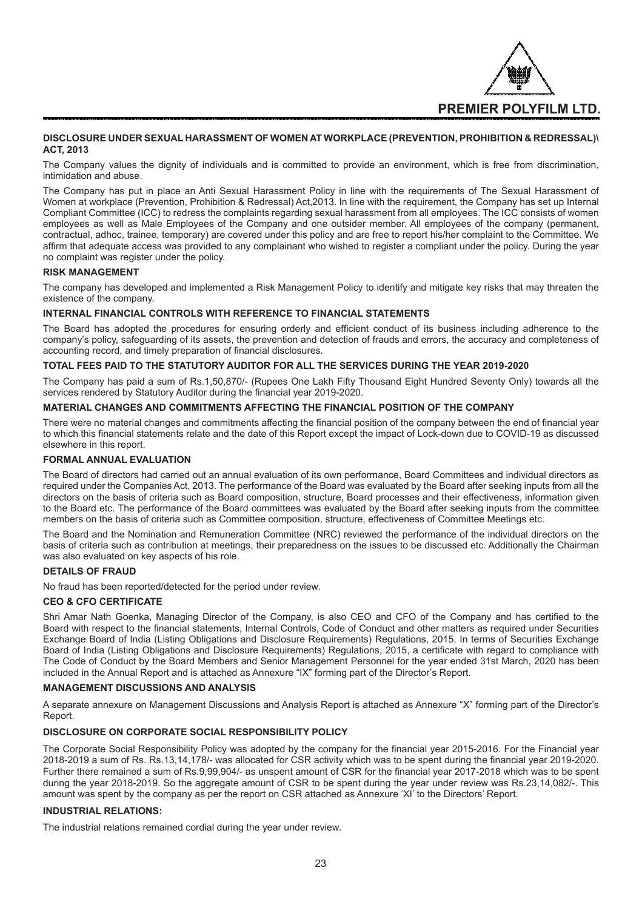#### DISCLOSURE UNDER SEXUAL HARASSMENT OF WOMEN AT WORKPLACE (PREVENTION, PROHIBITION & REDRESSAL)\ ACT, 2013

The Company values the dignity of individuals and is committed to provide an environment, which is free from discrimination, intimidation and abuse.

The Company has put in place an Anti Sexual Harassment Policy in line with the requirements of The Sexual Harassment of Women at workplace (Prevention, Prohibition & Redressal) Act,2013. In line with the requirement, the Company has set up Internal Compliant Committee (ICC) to redress the complaints regarding sexual harassment from all employees. The ICC consists of women employees as well as Male Employees of the Company and one outsider member. All employees of the company (permanent, contractual, adhoc, trainee, temporary) are covered under this policy and are free to report his/her complaint to the Committee. We affirm that adequate access was provided to any complainant who wished to register a compliant under the policy. During the year no complaint was register under the policy.

#### RISK MANAGEMENT

The company has developed and implemented a Risk Management Policy to identify and mitigate key risks that may threaten the existence of the company.

#### INTERNAL FINANCIAL CONTROLS WITH REFERENCE TO FINANCIAL STATEMENTS

The Board has adopted the procedures for ensuring orderly and efficient conduct of its business including adherence to the company's policy, safeguarding of its assets, the prevention and detection of frauds and errors, the accuracy and completeness of accounting record, and timely preparation of financial disclosures.

#### TOTAL FEES PAID TO THE STATUTORY AUDITOR FOR ALL THE SERVICES DURING THE YEAR 2019-2020

The Company has paid a sum of Rs.1,50,870/- (Rupees One Lakh Fifty Thousand Eight Hundred Seventy Only) towards all the services rendered by Statutory Auditor during the financial year 2019-2020.

#### MATERIAL CHANGES AND COMMITMENTS AFFECTING THE FINANCIAL POSITION OF THE COMPANY

There were no material changes and commitments affecting the financial position of the company between the end of financial year to which this financial statements relate and the date of this Report except the impact of Lock-down due to COVID-19 as discussed elsewhere in this report.

#### FORMAL ANNUAL EVALUATION

The Board of directors had carried out an annual evaluation of its own performance, Board Committees and individual directors as required under the Companies Act, 2013. The performance of the Board was evaluated by the Board after seeking inputs from all the directors on the basis of criteria such as Board composition, structure, Board processes and their effectiveness, information given to the Board etc. The performance of the Board committees was evaluated by the Board after seeking inputs from the committee members on the basis of criteria such as Committee composition, structure, effectiveness of Committee Meetings etc.

The Board and the Nomination and Remuneration Committee (NRC) reviewed the performance of the individual directors on the basis of criteria such as contribution at meetings, their preparedness on the issues to be discussed etc. Additionally the Chairman was also evaluated on key aspects of his role.

#### DETAILS OF FRAUD

No fraud has been reported/detected for the period under review.

#### CEO & CFO CERTIFICATE

Shri Amar Nath Goenka, Managing Director of the Company, is also CEO and CFO of the Company and has certified to the Board with respect to the financial statements, Internal Controls, Code of Conduct and other matters as required under Securities Exchange Board of India (Listing Obligations and Disclosure Requirements) Regulations, 2015. In terms of Securities Exchange Board of India (Listing Obligations and Disclosure Requirements) Regulations, 2015, a certificate with regard to compliance with The Code of Conduct by the Board Members and Senior Management Personnel for the year ended 31st March, 2020 has been included in the Annual Report and is attached as Annexure "IX" forming part of the Director's Report.

#### MANAGEMENT DISCUSSIONS AND ANALYSIS

A separate annexure on Management Discussions and Analysis Report is attached as Annexure "X" forming part of the Director's Report.

#### DISCLOSURE ON CORPORATE SOCIAL RESPONSIBILITY POLICY

The Corporate Social Responsibility Policy was adopted by the company for the financial year 2015-2016. For the Financial year 2018-2019 a sum of Rs. Rs.13,14,178/- was allocated for CSR activity which was to be spent during the financial year 2019-2020. Further there remained a sum of Rs.9,99,904/- as unspent amount of CSR for the financial year 2017-2018 which was to be spent during the year 2018-2019. So the aggregate amount of CSR to be spent during the year under review was Rs.23,14,082/-. This amount was spent by the company as per the report on CSR attached as Annexure 'XI' to the Directors' Report.

#### INDUSTRIAL RELATIONS:

The industrial relations remained cordial during the year under review.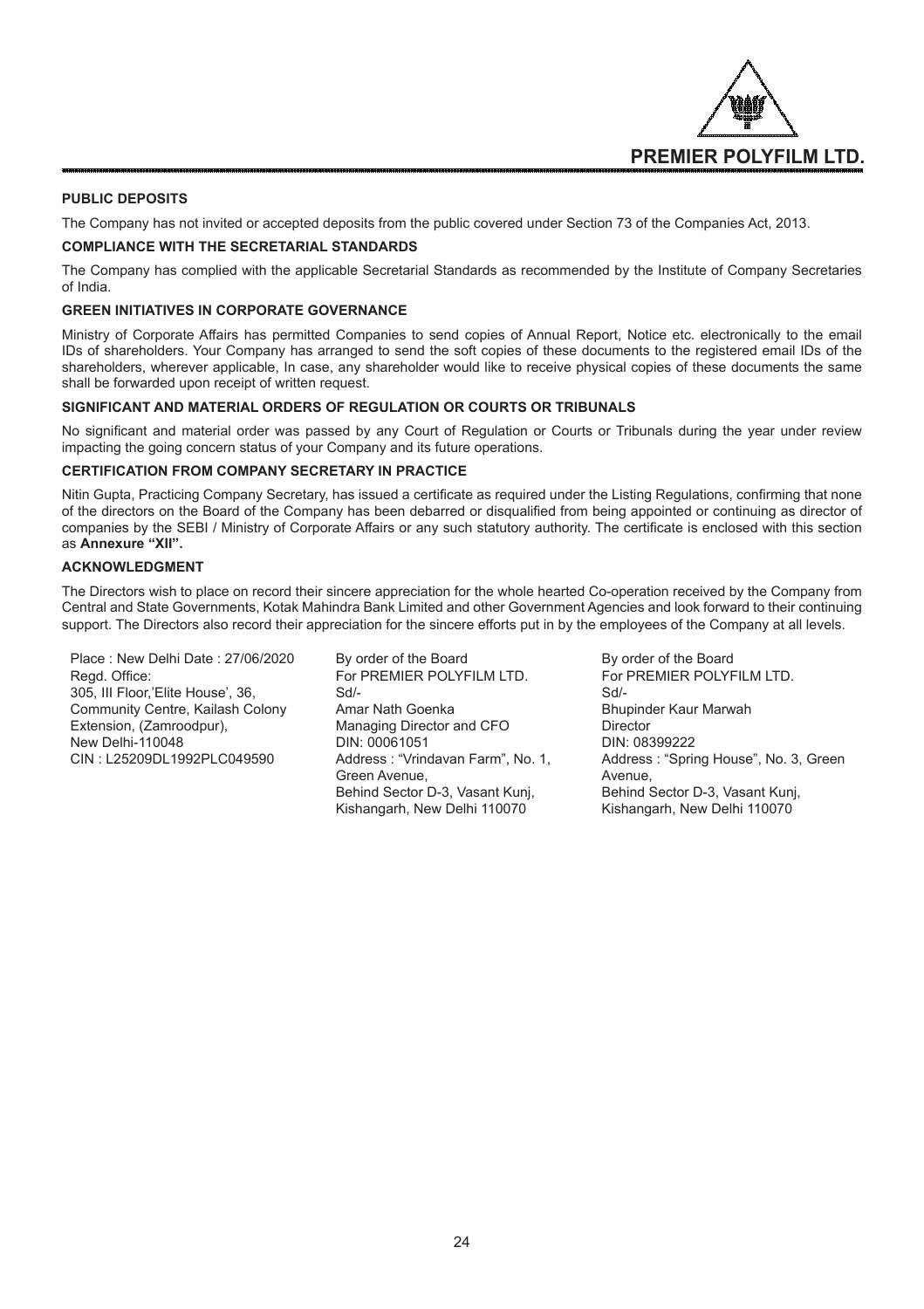**PUBLIC DEPOSITS**

The Company has not invited or accepted deposits from the public covered under Section 73 of the Companies Act, 2013.

**COMPLIANCE WITH THE SECRETARIAL STANDARDS**

The Company has complied with the applicable Secretarial Standards as recommended by the Institute of Company Secretaries of India.

**GREEN INITIATIVES IN CORPORATE GOVERNANCE**

Ministry of Corporate Affairs has permitted Companies to send copies of Annual Report, Notice etc. electronically to the email IDs of shareholders. Your Company has arranged to send the soft copies of these documents to the registered email IDs of the shareholders, wherever applicable, In case, any shareholder would like to receive physical copies of these documents the same shall be forwarded upon receipt of written request.

**SIGNIFICANT AND MATERIAL ORDERS OF REGULATION OR COURTS OR TRIBUNALS**

No significant and material order was passed by any Court of Regulation or Courts or Tribunals during the year under review impacting the going concern status of your Company and its future operations.

**CERTIFICATION FROM COMPANY SECRETARY IN PRACTICE**

Nitin Gupta, Practicing Company Secretary, has issued a certificate as required under the Listing Regulations, confirming that none of the directors on the Board of the Company has been debarred or disqualified from being appointed or continuing as director of companies by the SEBI / Ministry of Corporate Affairs or any such statutory authority. The certificate is enclosed with this section as **Annexure "XII".**

**ACKNOWLEDGMENT**

The Directors wish to place on record their sincere appreciation for the whole hearted Co-operation received by the Company from Central and State Governments, Kotak Mahindra Bank Limited and other Government Agencies and look forward to their continuing support. The Directors also record their appreciation for the sincere efforts put in by the employees of the Company at all levels.

Place : New Delhi Date : 27/06/2020
Regd. Office:
305, III Floor,'Elite House', 36,
Community Centre, Kailash Colony
Extension, (Zamroodpur),
New Delhi-110048
CIN : L25209DL1992PLC049590

By order of the Board
For PREMIER POLYFILM LTD.
Sd/-
Amar Nath Goenka
Managing Director and CFO
DIN: 00061051
Address : "Vrindavan Farm", No. 1, Green Avenue,
Behind Sector D-3, Vasant Kunj,
Kishangarh, New Delhi 110070

By order of the Board
For PREMIER POLYFILM LTD.
Sd/-
Bhupinder Kaur Marwah
Director
DIN: 08399222
Address : "Spring House", No. 3, Green Avenue,
Behind Sector D-3, Vasant Kunj,
Kishangarh, New Delhi 110070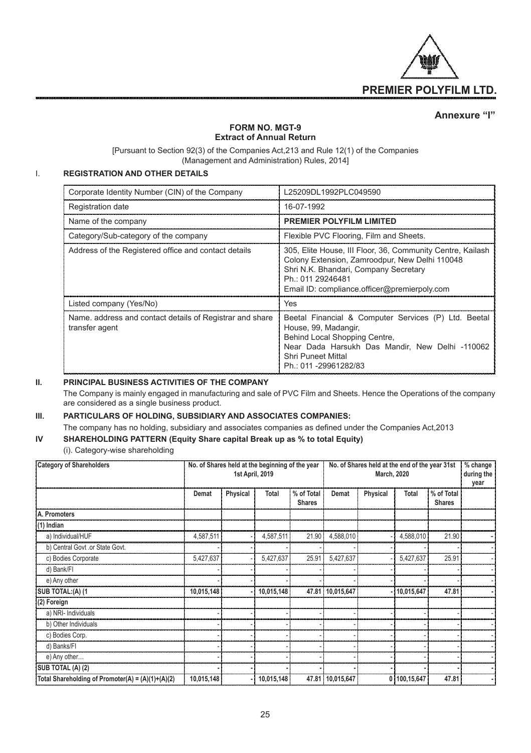**PREMIER POLYFILM LTD.**

**Annexure "I"**

## FORM NO. MGT-9
### Extract of Annual Return

[Pursuant to Section 92(3) of the Companies Act,213 and Rule 12(1) of the Companies (Management and Administration) Rules, 2014]

### I. REGISTRATION AND OTHER DETAILS

| | |
|---|---|
| Corporate Identity Number (CIN) of the Company | L25209DL1992PLC049590 |
| Registration date | 16-07-1992 |
| Name of the company | **PREMIER POLYFILM LIMITED** |
| Category/Sub-category of the company | Flexible PVC Flooring, Film and Sheets. |
| Address of the Registered office and contact details | 305, Elite House, III Floor, 36, Community Centre, Kailash Colony Extension, Zamroodpur, New Delhi 110048<br>Shri N.K. Bhandari, Company Secretary<br>Ph.: 011 29246481<br>Email ID: compliance.officer@premierpoly.com |
| Listed company (Yes/No) | Yes |
| Name. address and contact details of Registrar and share transfer agent | Beetal Financial & Computer Services (P) Ltd. Beetal House, 99, Madangir,<br>Behind Local Shopping Centre,<br>Near Dada Harsukh Das Mandir, New Delhi -110062<br>Shri Puneet Mittal<br>Ph.: 011 -29961282/83 |

### II. PRINCIPAL BUSINESS ACTIVITIES OF THE COMPANY

The Company is mainly engaged in manufacturing and sale of PVC Film and Sheets. Hence the Operations of the company are considered as a single business product.

### III. PARTICULARS OF HOLDING, SUBSIDIARY AND ASSOCIATES COMPANIES:

The company has no holding, subsidiary and associates companies as defined under the Companies Act,2013

### IV SHAREHOLDING PATTERN (Equity Share capital Break up as % to total Equity)

(i). Category-wise shareholding

| Category of Shareholders | No. of Shares held at the beginning of the year 1st April, 2019 | | | | No. of Shares held at the end of the year 31st March, 2020 | | | | % change during the year |
|---|---|---|---|---|---|---|---|---|---|
| | Demat | Physical | Total | % of Total Shares | Demat | Physical | Total | % of Total Shares | |
| **A. Promoters** | | | | | | | | | |
| **(1) Indian** | | | | | | | | | |
| a) Individual/HUF | 4,587,511 | - | 4,587,511 | 21.90 | 4,588,010 | - | 4,588,010 | 21.90 | - |
| b) Central Govt .or State Govt. | - | - | - | - | - | - | - | - | - |
| c) Bodies Corporate | 5,427,637 | - | 5,427,637 | 25.91 | 5,427,637 | - | 5,427,637 | 25.91 | - |
| d) Bank/FI | - | - | - | - | - | - | - | - | - |
| e) Any other | - | - | - | - | - | - | - | - | - |
| **SUB TOTAL:(A) (1** | **10,015,148** | **-** | **10,015,148** | **47.81** | **10,015,647** | **-** | **10,015,647** | **47.81** | **-** |
| **(2) Foreign** | | | | | | | | | |
| a) NRI- Individuals | - | - | - | - | - | - | - | - | - |
| b) Other Individuals | - | - | - | - | - | - | - | - | - |
| c) Bodies Corp. | - | - | - | - | - | - | - | - | - |
| d) Banks/FI | - | - | - | - | - | - | - | - | - |
| e) Any other… | - | - | - | - | - | - | - | - | - |
| **SUB TOTAL (A) (2)** | **-** | **-** | **-** | **-** | **-** | **-** | **-** | **-** | **-** |
| **Total Shareholding of Promoter(A) = (A)(1)+(A)(2)** | **10,015,148** | **-** | **10,015,148** | **47.81** | **10,015,647** | **0** | **100,15,647** | **47.81** | **-** |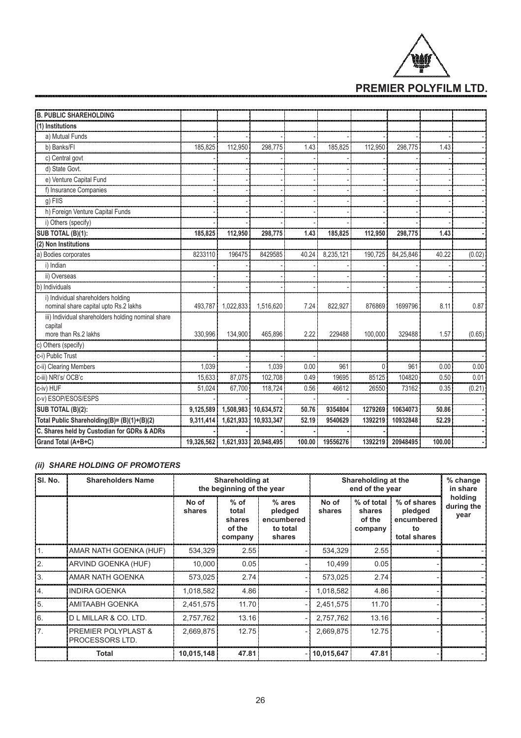| B. PUBLIC SHAREHOLDING | | | | | | | | | |
|---|---|---|---|---|---|---|---|---|---|
| (1) Institutions | | | | | | | | | |
| a) Mutual Funds | - | - | - | - | - | - | - | - | - |
| b) Banks/FI | 185,825 | 112,950 | 298,775 | 1.43 | 185,825 | 112,950 | 298,775 | 1.43 | - |
| c) Central govt | - | - | - | - | - | - | - | - | - |
| d) State Govt. | - | - | - | - | - | - | - | - | - |
| e) Venture Capital Fund | - | - | - | - | - | - | - | - | - |
| f) Insurance Companies | - | - | - | - | - | - | - | - | - |
| g) FIIS | - | - | - | - | - | - | - | - | - |
| h) Foreign Venture Capital Funds | - | - | - | - | - | - | - | - | - |
| i) Others (specify) | - | - | - | - | - | - | - | - | - |
| **SUB TOTAL (B)(1):** | **185,825** | **112,950** | **298,775** | **1.43** | **185,825** | **112,950** | **298,775** | **1.43** | **-** |
| (2) Non Institutions | | | | | | | | | |
| a) Bodies corporates | 8233110 | 196475 | 8429585 | 40.24 | 8,235,121 | 190,725 | 84,25,846 | 40.22 | (0.02) |
| i) Indian | - | - | - | - | - | - | - | - | - |
| ii) Overseas | - | - | - | - | - | - | - | - | - |
| b) Individuals | - | - | - | - | - | - | - | - | - |
| i) Individual shareholders holding nominal share capital upto Rs.2 lakhs | 493,787 | 1,022,833 | 1,516,620 | 7.24 | 822,927 | 876869 | 1699796 | 8.11 | 0.87 |
| iii) Individual shareholders holding nominal share capital more than Rs.2 lakhs | 330,996 | 134,900 | 465,896 | 2.22 | 229488 | 100,000 | 329488 | 1.57 | (0.65) |
| c) Others (specify) | | | | | | | | | |
| c-i) Public Trust | - | - | - | - | | | | | - |
| c-ii) Clearing Members | 1,039 | - | 1,039 | 0.00 | 961 | 0 | 961 | 0.00 | 0.00 |
| c-iii) NRI's/ OCB'c | 15,633 | 87,075 | 102,708 | 0.49 | 19695 | 85125 | 104820 | 0.50 | 0.01 |
| c-iv) HUF | 51,024 | 67,700 | 118,724 | 0.56 | 46612 | 26550 | 73162 | 0.35 | (0.21) |
| c-v) ESOP/ESOS/ESPS | - | - | - | - | - | | | | - |
| **SUB TOTAL (B)(2):** | **9,125,589** | **1,508,983** | **10,634,572** | **50.76** | **9354804** | **1279269** | **10634073** | **50.86** | **-** |
| **Total Public Shareholding(B)= (B)(1)+(B)(2)** | **9,311,414** | **1,621,933** | **10,933,347** | **52.19** | **9540629** | **1392219** | **10932848** | **52.29** | **-** |
| **C. Shares held by Custodian for GDRs & ADRs** | **-** | **-** | **-** | **-** | **-** | **-** | | | **-** |
| **Grand Total (A+B+C)** | **19,326,562** | **1,621,933** | **20,948,495** | **100.00** | **19556276** | **1392219** | **20948495** | **100.00** | **-** |

### *(ii) SHARE HOLDING OF PROMOTERS*

| Sl. No. | Shareholders Name | Shareholding at the beginning of the year | | | Shareholding at the end of the year | | | % change in share holding during the year |
|---|---|---|---|---|---|---|---|---|
| | | No of shares | % of total shares of the company | % ares pledged encumbered to total shares | No of shares | % of total shares of the company | % of shares pledged encumbered to total shares | |
| 1. | AMAR NATH GOENKA (HUF) | 534,329 | 2.55 | - | 534,329 | 2.55 | - | - |
| 2. | ARVIND GOENKA (HUF) | 10,000 | 0.05 | - | 10,499 | 0.05 | - | - |
| 3. | AMAR NATH GOENKA | 573,025 | 2.74 | - | 573,025 | 2.74 | - | - |
| 4. | INDIRA GOENKA | 1,018,582 | 4.86 | - | 1,018,582 | 4.86 | - | - |
| 5. | AMITAABH GOENKA | 2,451,575 | 11.70 | - | 2,451,575 | 11.70 | - | - |
| 6. | D L MILLAR & CO. LTD. | 2,757,762 | 13.16 | - | 2,757,762 | 13.16 | - | - |
| 7. | PREMIER POLYPLAST & PROCESSORS LTD. | 2,669,875 | 12.75 | - | 2,669,875 | 12.75 | - | - |
| | **Total** | **10,015,148** | **47.81** | - | **10,015,647** | **47.81** | - | - |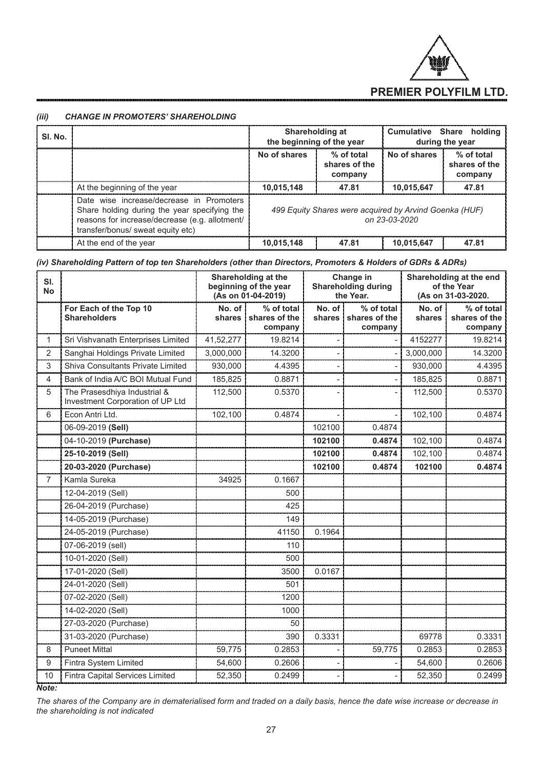### (iii) CHANGE IN PROMOTERS' SHAREHOLDING

| Sl. No. | | Shareholding at the beginning of the year | | Cumulative Share holding during the year | |
|---|---|---|---|---|---|
| | | No of shares | % of total shares of the company | No of shares | % of total shares of the company |
| | At the beginning of the year | **10,015,148** | **47.81** | **10,015,647** | **47.81** |
| | Date wise increase/decrease in Promoters Share holding during the year specifying the reasons for increase/decrease (e.g. allotment/ transfer/bonus/ sweat equity etc) | *499 Equity Shares were acquired by Arvind Goenka (HUF) on 23-03-2020* | | | |
| | At the end of the year | **10,015,148** | **47.81** | **10,015,647** | **47.81** |

### (iv) Shareholding Pattern of top ten Shareholders (other than Directors, Promoters & Holders of GDRs & ADRs)

| Sl. No | | Shareholding at the beginning of the year (As on 01-04-2019) | | Change in Shareholding during the Year. | | Shareholding at the end of the Year (As on 31-03-2020. | |
|---|---|---|---|---|---|---|---|
| | **For Each of the Top 10 Shareholders** | **No. of shares** | **% of total shares of the company** | **No. of shares** | **% of total shares of the company** | **No. of shares** | **% of total shares of the company** |
| 1 | Sri Vishvanath Enterprises Limited | 41,52,277 | 19.8214 | - | - | 4152277 | 19.8214 |
| 2 | Sanghai Holdings Private Limited | 3,000,000 | 14.3200 | - | - | 3,000,000 | 14.3200 |
| 3 | Shiva Consultants Private Limited | 930,000 | 4.4395 | - | - | 930,000 | 4.4395 |
| 4 | Bank of India A/C BOI Mutual Fund | 185,825 | 0.8871 | - | - | 185,825 | 0.8871 |
| 5 | The Prasesdhiya Industrial & Investment Corporation of UP Ltd | 112,500 | 0.5370 | - | - | 112,500 | 0.5370 |
| 6 | Econ Antri Ltd. | 102,100 | 0.4874 | - | - | 102,100 | 0.4874 |
| | 06-09-2019 **(Sell)** | | | 102100 | 0.4874 | | |
| | 04-10-2019 **(Purchase)** | | | **102100** | **0.4874** | 102,100 | 0.4874 |
| | **25-10-2019 (Sell)** | | | **102100** | **0.4874** | 102,100 | 0.4874 |
| | **20-03-2020 (Purchase)** | | | **102100** | **0.4874** | **102100** | **0.4874** |
| 7 | Kamla Sureka | 34925 | 0.1667 | | | | |
| | 12-04-2019 (Sell) | | 500 | | | | |
| | 26-04-2019 (Purchase) | | 425 | | | | |
| | 14-05-2019 (Purchase) | | 149 | | | | |
| | 24-05-2019 (Purchase) | | 41150 | 0.1964 | | | |
| | 07-06-2019 (sell) | | 110 | | | | |
| | 10-01-2020 (Sell) | | 500 | | | | |
| | 17-01-2020 (Sell) | | 3500 | 0.0167 | | | |
| | 24-01-2020 (Sell) | | 501 | | | | |
| | 07-02-2020 (Sell) | | 1200 | | | | |
| | 14-02-2020 (Sell) | | 1000 | | | | |
| | 27-03-2020 (Purchase) | | 50 | | | | |
| | 31-03-2020 (Purchase) | | 390 | 0.3331 | | 69778 | 0.3331 |
| 8 | Puneet Mittal | 59,775 | 0.2853 | - | 59,775 | 0.2853 | 0.2853 |
| 9 | Fintra System Limited | 54,600 | 0.2606 | - | - | 54,600 | 0.2606 |
| 10 | Fintra Capital Services Limited | 52,350 | 0.2499 | - | - | 52,350 | 0.2499 |

***Note:***

*The shares of the Company are in dematerialised form and traded on a daily basis, hence the date wise increase or decrease in the shareholding is not indicated*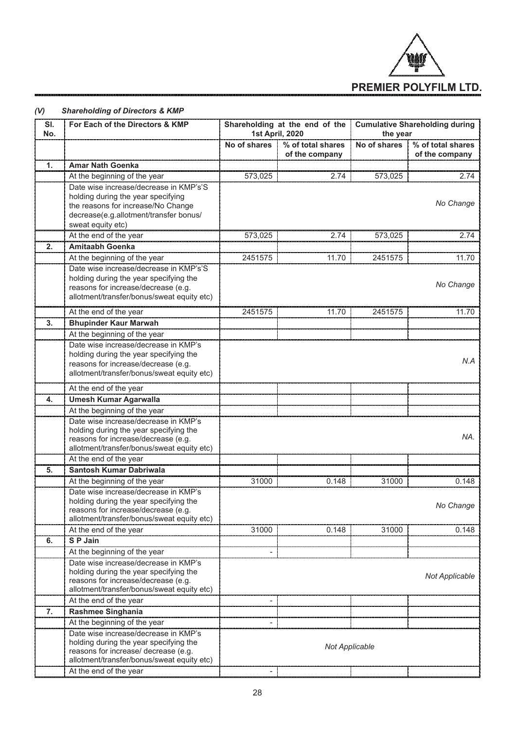### (V) Shareholding of Directors & KMP

| Sl. No. | For Each of the Directors & KMP | Shareholding at the end of the 1st April, 2020 | | Cumulative Shareholding during the year | |
|---|---|---|---|---|---|
| | | No of shares | % of total shares of the company | No of shares | % of total shares of the company |
| 1. | **Amar Nath Goenka** | | | | |
| | At the beginning of the year | 573,025 | 2.74 | 573,025 | 2.74 |
| | Date wise increase/decrease in KMP's'S holding during the year specifying the reasons for increase/No Change decrease(e.g.allotment/transfer bonus/ sweat equity etc) | | | | *No Change* |
| | At the end of the year | 573,025 | 2.74 | 573,025 | 2.74 |
| 2. | **Amitaabh Goenka** | | | | |
| | At the beginning of the year | 2451575 | 11.70 | 2451575 | 11.70 |
| | Date wise increase/decrease in KMP's'S holding during the year specifying the reasons for increase/decrease (e.g. allotment/transfer/bonus/sweat equity etc) | | | | *No Change* |
| | At the end of the year | 2451575 | 11.70 | 2451575 | 11.70 |
| 3. | **Bhupinder Kaur Marwah** | | | | |
| | At the beginning of the year | | | | |
| | Date wise increase/decrease in KMP's holding during the year specifying the reasons for increase/decrease (e.g. allotment/transfer/bonus/sweat equity etc) | | | | *N.A* |
| | At the end of the year | | | | |
| 4. | **Umesh Kumar Agarwalla** | | | | |
| | At the beginning of the year | | | | |
| | Date wise increase/decrease in KMP's holding during the year specifying the reasons for increase/decrease (e.g. allotment/transfer/bonus/sweat equity etc) | | | | *NA.* |
| | At the end of the year | | | | |
| 5. | **Santosh Kumar Dabriwala** | | | | |
| | At the beginning of the year | 31000 | 0.148 | 31000 | 0.148 |
| | Date wise increase/decrease in KMP's holding during the year specifying the reasons for increase/decrease (e.g. allotment/transfer/bonus/sweat equity etc) | | | | *No Change* |
| | At the end of the year | 31000 | 0.148 | 31000 | 0.148 |
| 6. | **S P Jain** | | | | |
| | At the beginning of the year | - | | | |
| | Date wise increase/decrease in KMP's holding during the year specifying the reasons for increase/decrease (e.g. allotment/transfer/bonus/sweat equity etc) | | | | *Not Applicable* |
| | At the end of the year | - | | | |
| 7. | **Rashmee Singhania** | | | | |
| | At the beginning of the year | - | | | |
| | Date wise increase/decrease in KMP's holding during the year specifying the reasons for increase/ decrease (e.g. allotment/transfer/bonus/sweat equity etc) | | *Not Applicable* | | |
| | At the end of the year | - | | | |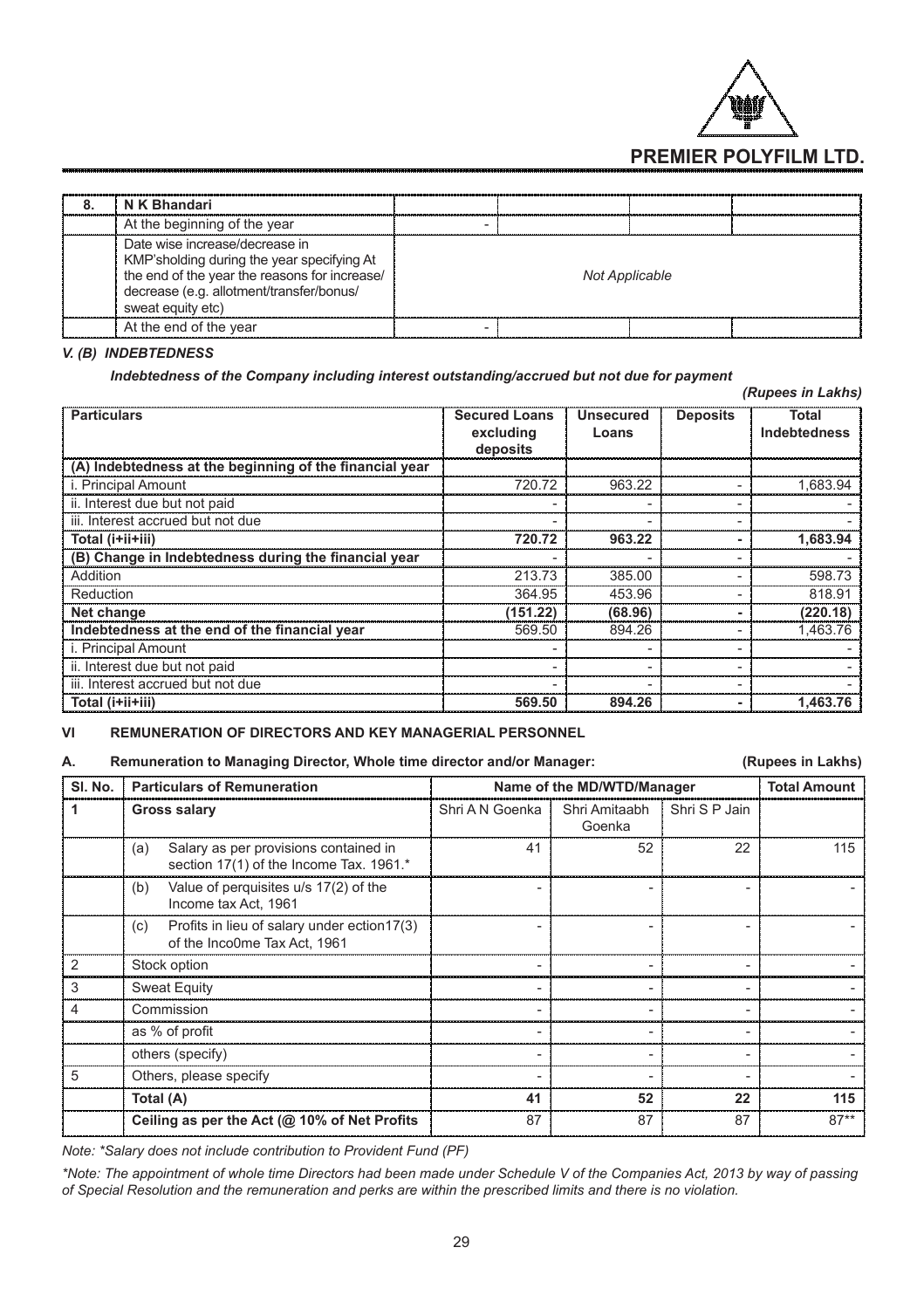| 8. | N K Bhandari | | | | |
|---|---|---|---|---|---|
| | At the beginning of the year | - | | | |
| | Date wise increase/decrease in KMP'sholding during the year specifying At the end of the year the reasons for increase/ decrease (e.g. allotment/transfer/bonus/ sweat equity etc) | *Not Applicable* | | | |
| | At the end of the year | - | | | |

### *V. (B) INDEBTEDNESS*

***Indebtedness of the Company including interest outstanding/accrued but not due for payment***

*(Rupees in Lakhs)*

| Particulars | Secured Loans excluding deposits | Unsecured Loans | Deposits | Total Indebtedness |
|---|---|---|---|---|
| **(A) Indebtedness at the beginning of the financial year** | | | | |
| i. Principal Amount | 720.72 | 963.22 | - | 1,683.94 |
| ii. Interest due but not paid | - | - | - | - |
| iii. Interest accrued but not due | - | - | - | - |
| **Total (i+ii+iii)** | **720.72** | **963.22** | **-** | **1,683.94** |
| **(B) Change in Indebtedness during the financial year** | - | - | - | - |
| Addition | 213.73 | 385.00 | - | 598.73 |
| Reduction | 364.95 | 453.96 | - | 818.91 |
| **Net change** | **(151.22)** | **(68.96)** | **-** | **(220.18)** |
| **Indebtedness at the end of the financial year** | 569.50 | 894.26 | - | 1,463.76 |
| i. Principal Amount | - | - | - | - |
| ii. Interest due but not paid | - | - | - | - |
| iii. Interest accrued but not due | - | - | - | - |
| **Total (i+ii+iii)** | **569.50** | **894.26** | **-** | **1,463.76** |

### VI REMUNERATION OF DIRECTORS AND KEY MANAGERIAL PERSONNEL

**A. Remuneration to Managing Director, Whole time director and/or Manager: (Rupees in Lakhs)**

| Sl. No. | Particulars of Remuneration | Name of the MD/WTD/Manager | | | Total Amount |
|---|---|---|---|---|---|
| **1** | **Gross salary** | Shri A N Goenka | Shri Amitaabh Goenka | Shri S P Jain | |
| | (a) Salary as per provisions contained in section 17(1) of the Income Tax. 1961.* | 41 | 52 | 22 | 115 |
| | (b) Value of perquisites u/s 17(2) of the Income tax Act, 1961 | - | - | - | - |
| | (c) Profits in lieu of salary under ection17(3) of the Inco0me Tax Act, 1961 | - | - | - | - |
| 2 | Stock option | - | - | - | - |
| 3 | Sweat Equity | - | - | - | - |
| 4 | Commission | - | - | - | - |
| | as % of profit | - | - | - | - |
| | others (specify) | - | - | - | - |
| 5 | Others, please specify | - | - | - | - |
| | **Total (A)** | **41** | **52** | **22** | **115** |
| | **Ceiling as per the Act (@ 10% of Net Profits** | 87 | 87 | 87 | 87** |

*Note: *Salary does not include contribution to Provident Fund (PF)*

**Note: The appointment of whole time Directors had been made under Schedule V of the Companies Act, 2013 by way of passing of Special Resolution and the remuneration and perks are within the prescribed limits and there is no violation.*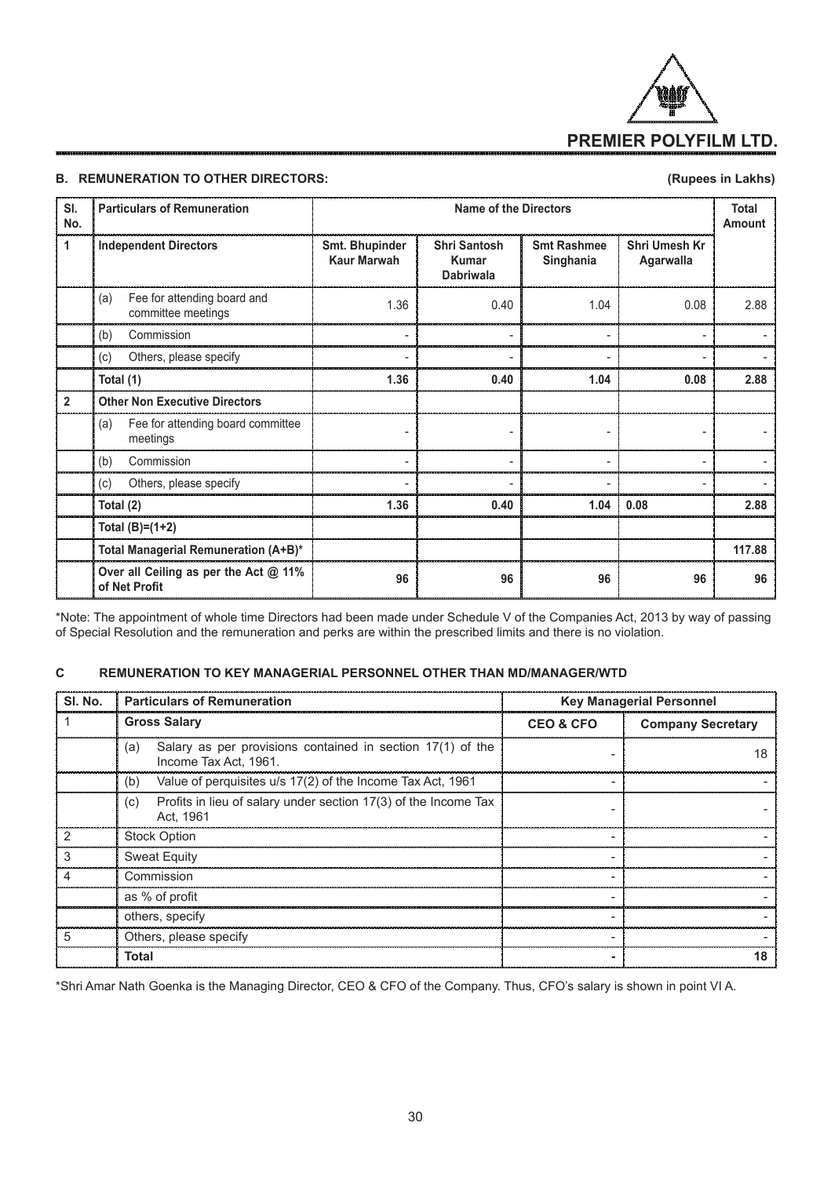## B. REMUNERATION TO OTHER DIRECTORS:

(Rupees in Lakhs)

| Sl. No. | Particulars of Remuneration | Name of the Directors | | | | Total Amount |
|---|---|---|---|---|---|---|
| 1 | **Independent Directors** | **Smt. Bhupinder Kaur Marwah** | **Shri Santosh Kumar Dabriwala** | **Smt Rashmee Singhania** | **Shri Umesh Kr Agarwalla** | |
| | (a) Fee for attending board and committee meetings | 1.36 | 0.40 | 1.04 | 0.08 | 2.88 |
| | (b) Commission | - | - | - | - | - |
| | (c) Others, please specify | - | - | - | - | - |
| | **Total (1)** | **1.36** | **0.40** | **1.04** | **0.08** | **2.88** |
| 2 | **Other Non Executive Directors** | | | | | |
| | (a) Fee for attending board committee meetings | - | - | - | - | - |
| | (b) Commission | - | - | - | - | - |
| | (c) Others, please specify | - | - | - | - | - |
| | **Total (2)** | **1.36** | **0.40** | **1.04** | **0.08** | **2.88** |
| | **Total (B)=(1+2)** | | | | | |
| | **Total Managerial Remuneration (A+B)*** | | | | | **117.88** |
| | **Over all Ceiling as per the Act @ 11% of Net Profit** | **96** | **96** | **96** | **96** | **96** |

*Note: The appointment of whole time Directors had been made under Schedule V of the Companies Act, 2013 by way of passing of Special Resolution and the remuneration and perks are within the prescribed limits and there is no violation.

## C REMUNERATION TO KEY MANAGERIAL PERSONNEL OTHER THAN MD/MANAGER/WTD

| Sl. No. | Particulars of Remuneration | Key Managerial Personnel | |
|---|---|---|---|
| 1 | **Gross Salary** | **CEO & CFO** | **Company Secretary** |
| | (a) Salary as per provisions contained in section 17(1) of the Income Tax Act, 1961. | - | 18 |
| | (b) Value of perquisites u/s 17(2) of the Income Tax Act, 1961 | - | - |
| | (c) Profits in lieu of salary under section 17(3) of the Income Tax Act, 1961 | - | - |
| 2 | Stock Option | - | - |
| 3 | Sweat Equity | - | - |
| 4 | Commission | - | - |
| | as % of profit | - | - |
| | others, specify | - | - |
| 5 | Others, please specify | - | - |
| | **Total** | **-** | **18** |

*Shri Amar Nath Goenka is the Managing Director, CEO & CFO of the Company. Thus, CFO's salary is shown in point VI A.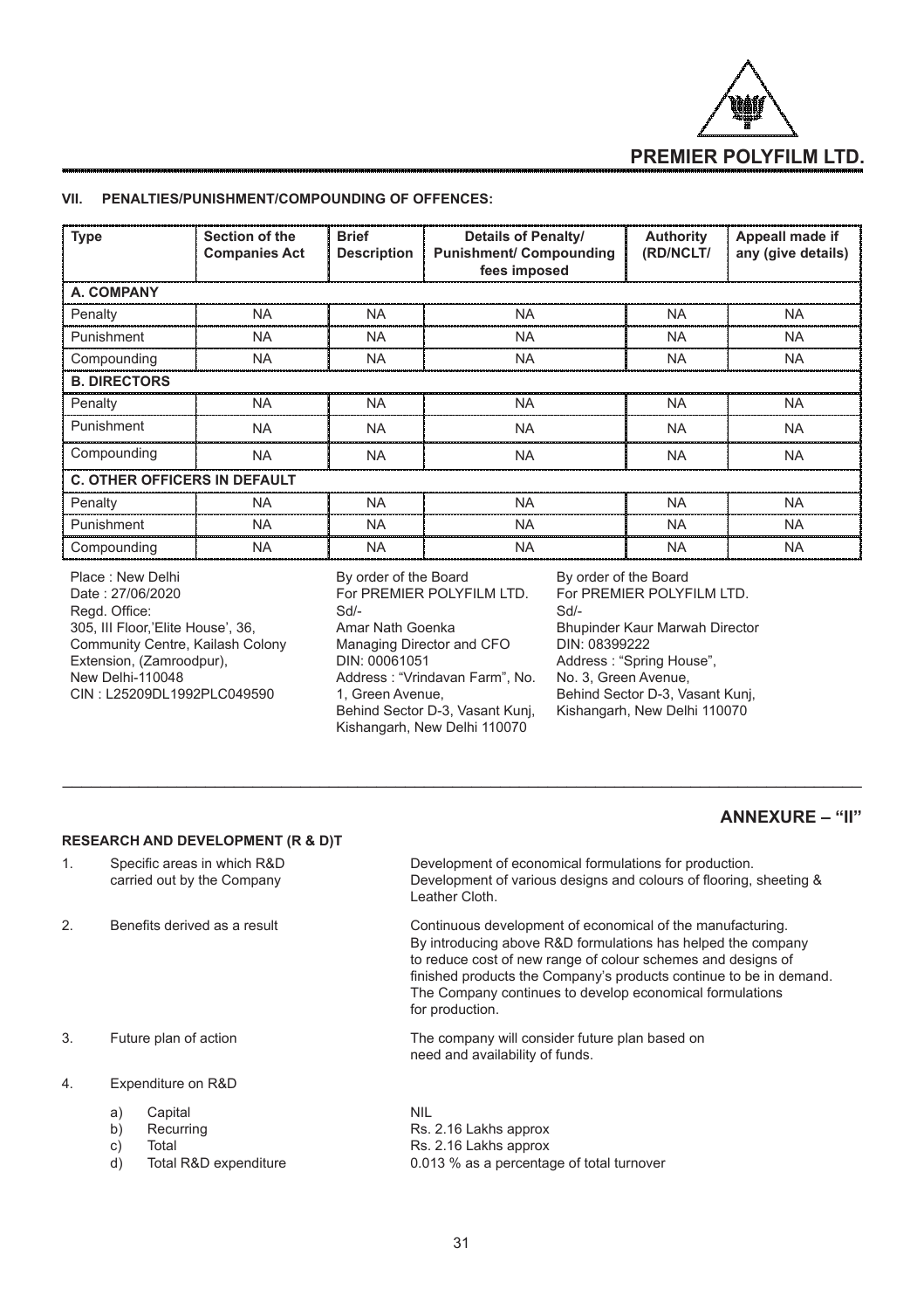### VII. PENALTIES/PUNISHMENT/COMPOUNDING OF OFFENCES:

| Type | Section of the Companies Act | Brief Description | Details of Penalty/ Punishment/ Compounding fees imposed | Authority (RD/NCLT/ | Appeall made if any (give details) |
|---|---|---|---|---|---|
| **A. COMPANY** | | | | | |
| Penalty | NA | NA | NA | NA | NA |
| Punishment | NA | NA | NA | NA | NA |
| Compounding | NA | NA | NA | NA | NA |
| **B. DIRECTORS** | | | | | |
| Penalty | NA | NA | NA | NA | NA |
| Punishment | NA | NA | NA | NA | NA |
| Compounding | NA | NA | NA | NA | NA |
| **C. OTHER OFFICERS IN DEFAULT** | | | | | |
| Penalty | NA | NA | NA | NA | NA |
| Punishment | NA | NA | NA | NA | NA |
| Compounding | NA | NA | NA | NA | NA |

Place : New Delhi
Date : 27/06/2020
Regd. Office:
305, III Floor,'Elite House', 36,
Community Centre, Kailash Colony
Extension, (Zamroodpur),
New Delhi-110048
CIN : L25209DL1992PLC049590

By order of the Board
For PREMIER POLYFILM LTD.
Sd/-
Amar Nath Goenka
Managing Director and CFO
DIN: 00061051
Address : "Vrindavan Farm", No. 1, Green Avenue,
Behind Sector D-3, Vasant Kunj,
Kishangarh, New Delhi 110070

By order of the Board
For PREMIER POLYFILM LTD.
Sd/-
Bhupinder Kaur Marwah Director
DIN: 08399222
Address : "Spring House",
No. 3, Green Avenue,
Behind Sector D-3, Vasant Kunj,
Kishangarh, New Delhi 110070

## ANNEXURE – "II"

### RESEARCH AND DEVELOPMENT (R & D)T

1. Specific areas in which R&D carried out by the Company — Development of economical formulations for production. Development of various designs and colours of flooring, sheeting & Leather Cloth.

2. Benefits derived as a result — Continuous development of economical of the manufacturing. By introducing above R&D formulations has helped the company to reduce cost of new range of colour schemes and designs of finished products the Company's products continue to be in demand. The Company continues to develop economical formulations for production.

3. Future plan of action — The company will consider future plan based on need and availability of funds.

4. Expenditure on R&D
   - a) Capital — NIL
   - b) Recurring — Rs. 2.16 Lakhs approx
   - c) Total — Rs. 2.16 Lakhs approx
   - d) Total R&D expenditure — 0.013 % as a percentage of total turnover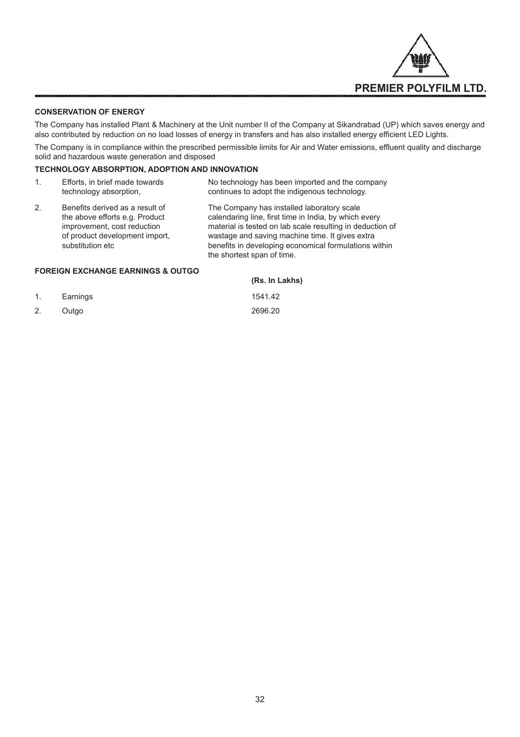**CONSERVATION OF ENERGY**

The Company has installed Plant & Machinery at the Unit number II of the Company at Sikandrabad (UP) which saves energy and also contributed by reduction on no load losses of energy in transfers and has also installed energy efficient LED Lights.

The Company is in compliance within the prescribed permissible limits for Air and Water emissions, effluent quality and discharge solid and hazardous waste generation and disposed

**TECHNOLOGY ABSORPTION, ADOPTION AND INNOVATION**

| | | |
|---|---|---|
| 1. | Efforts, in brief made towards technology absorption, | No technology has been imported and the company continues to adopt the indigenous technology. |
| 2. | Benefits derived as a result of the above efforts e.g. Product improvement, cost reduction of product development import, substitution etc | The Company has installed laboratory scale calendaring line, first time in India, by which every material is tested on lab scale resulting in deduction of wastage and saving machine time. It gives extra benefits in developing economical formulations within the shortest span of time. |

**FOREIGN EXCHANGE EARNINGS & OUTGO**

| | | **(Rs. In Lakhs)** |
|---|---|---|
| 1. | Earnings | 1541.42 |
| 2. | Outgo | 2696.20 |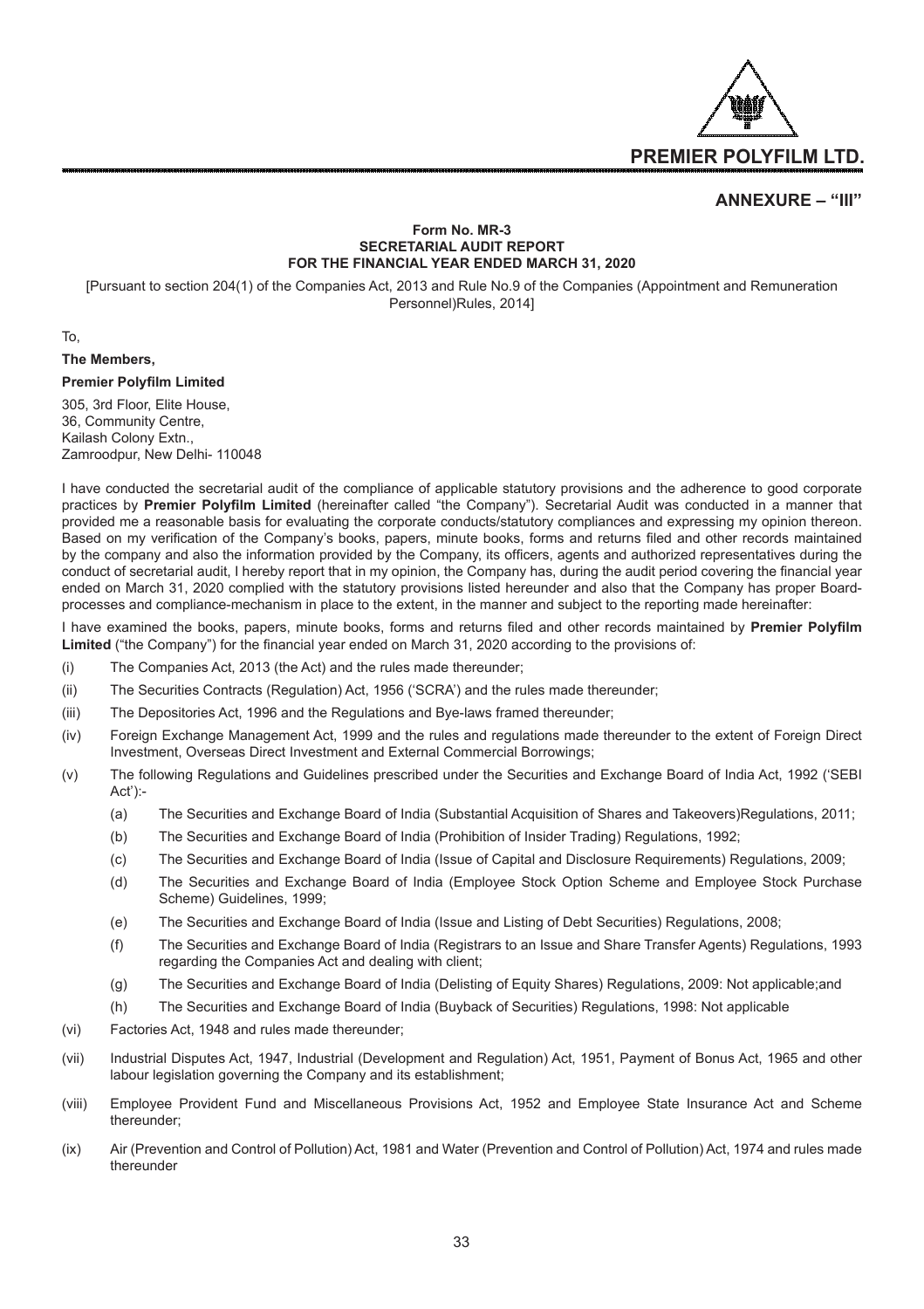# ANNEXURE – "III"

**Form No. MR-3**
**SECRETARIAL AUDIT REPORT**
**FOR THE FINANCIAL YEAR ENDED MARCH 31, 2020**

[Pursuant to section 204(1) of the Companies Act, 2013 and Rule No.9 of the Companies (Appointment and Remuneration Personnel)Rules, 2014]

To,

**The Members,**

**Premier Polyfilm Limited**

305, 3rd Floor, Elite House,
36, Community Centre,
Kailash Colony Extn.,
Zamroodpur, New Delhi- 110048

I have conducted the secretarial audit of the compliance of applicable statutory provisions and the adherence to good corporate practices by **Premier Polyfilm Limited** (hereinafter called "the Company"). Secretarial Audit was conducted in a manner that provided me a reasonable basis for evaluating the corporate conducts/statutory compliances and expressing my opinion thereon. Based on my verification of the Company's books, papers, minute books, forms and returns filed and other records maintained by the company and also the information provided by the Company, its officers, agents and authorized representatives during the conduct of secretarial audit, I hereby report that in my opinion, the Company has, during the audit period covering the financial year ended on March 31, 2020 complied with the statutory provisions listed hereunder and also that the Company has proper Board-processes and compliance-mechanism in place to the extent, in the manner and subject to the reporting made hereinafter:

I have examined the books, papers, minute books, forms and returns filed and other records maintained by **Premier Polyfilm Limited** ("the Company") for the financial year ended on March 31, 2020 according to the provisions of:

(i) The Companies Act, 2013 (the Act) and the rules made thereunder;

(ii) The Securities Contracts (Regulation) Act, 1956 ('SCRA') and the rules made thereunder;

(iii) The Depositories Act, 1996 and the Regulations and Bye-laws framed thereunder;

(iv) Foreign Exchange Management Act, 1999 and the rules and regulations made thereunder to the extent of Foreign Direct Investment, Overseas Direct Investment and External Commercial Borrowings;

(v) The following Regulations and Guidelines prescribed under the Securities and Exchange Board of India Act, 1992 ('SEBI Act'):-

- (a) The Securities and Exchange Board of India (Substantial Acquisition of Shares and Takeovers)Regulations, 2011;
- (b) The Securities and Exchange Board of India (Prohibition of Insider Trading) Regulations, 1992;
- (c) The Securities and Exchange Board of India (Issue of Capital and Disclosure Requirements) Regulations, 2009;
- (d) The Securities and Exchange Board of India (Employee Stock Option Scheme and Employee Stock Purchase Scheme) Guidelines, 1999;
- (e) The Securities and Exchange Board of India (Issue and Listing of Debt Securities) Regulations, 2008;
- (f) The Securities and Exchange Board of India (Registrars to an Issue and Share Transfer Agents) Regulations, 1993 regarding the Companies Act and dealing with client;
- (g) The Securities and Exchange Board of India (Delisting of Equity Shares) Regulations, 2009: Not applicable;and
- (h) The Securities and Exchange Board of India (Buyback of Securities) Regulations, 1998: Not applicable

(vi) Factories Act, 1948 and rules made thereunder;

(vii) Industrial Disputes Act, 1947, Industrial (Development and Regulation) Act, 1951, Payment of Bonus Act, 1965 and other labour legislation governing the Company and its establishment;

(viii) Employee Provident Fund and Miscellaneous Provisions Act, 1952 and Employee State Insurance Act and Scheme thereunder;

(ix) Air (Prevention and Control of Pollution) Act, 1981 and Water (Prevention and Control of Pollution) Act, 1974 and rules made thereunder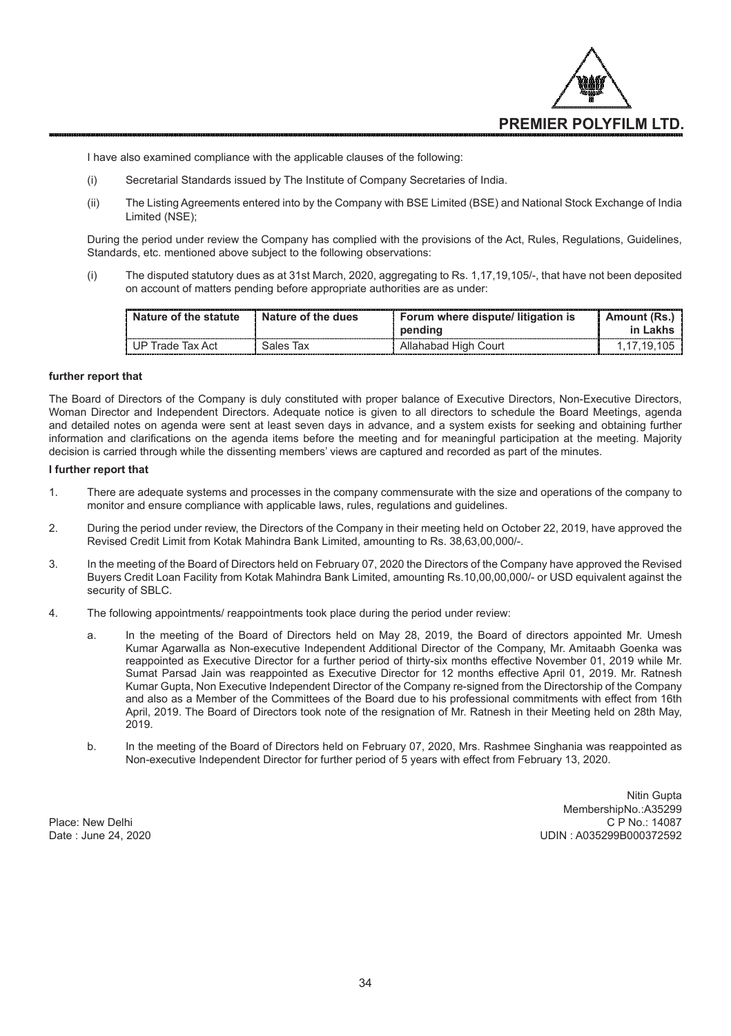I have also examined compliance with the applicable clauses of the following:

(i) Secretarial Standards issued by The Institute of Company Secretaries of India.

(ii) The Listing Agreements entered into by the Company with BSE Limited (BSE) and National Stock Exchange of India Limited (NSE);

During the period under review the Company has complied with the provisions of the Act, Rules, Regulations, Guidelines, Standards, etc. mentioned above subject to the following observations:

(i) The disputed statutory dues as at 31st March, 2020, aggregating to Rs. 1,17,19,105/-, that have not been deposited on account of matters pending before appropriate authorities are as under:

| Nature of the statute | Nature of the dues | Forum where dispute/ litigation is pending | Amount (Rs.) in Lakhs |
|---|---|---|---|
| UP Trade Tax Act | Sales Tax | Allahabad High Court | 1,17,19,105 |

**further report that**

The Board of Directors of the Company is duly constituted with proper balance of Executive Directors, Non-Executive Directors, Woman Director and Independent Directors. Adequate notice is given to all directors to schedule the Board Meetings, agenda and detailed notes on agenda were sent at least seven days in advance, and a system exists for seeking and obtaining further information and clarifications on the agenda items before the meeting and for meaningful participation at the meeting. Majority decision is carried through while the dissenting members' views are captured and recorded as part of the minutes.

**I further report that**

1. There are adequate systems and processes in the company commensurate with the size and operations of the company to monitor and ensure compliance with applicable laws, rules, regulations and guidelines.

2. During the period under review, the Directors of the Company in their meeting held on October 22, 2019, have approved the Revised Credit Limit from Kotak Mahindra Bank Limited, amounting to Rs. 38,63,00,000/-.

3. In the meeting of the Board of Directors held on February 07, 2020 the Directors of the Company have approved the Revised Buyers Credit Loan Facility from Kotak Mahindra Bank Limited, amounting Rs.10,00,00,000/- or USD equivalent against the security of SBLC.

4. The following appointments/ reappointments took place during the period under review:

   a. In the meeting of the Board of Directors held on May 28, 2019, the Board of directors appointed Mr. Umesh Kumar Agarwalla as Non-executive Independent Additional Director of the Company, Mr. Amitaabh Goenka was reappointed as Executive Director for a further period of thirty-six months effective November 01, 2019 while Mr. Sumat Parsad Jain was reappointed as Executive Director for 12 months effective April 01, 2019. Mr. Ratnesh Kumar Gupta, Non Executive Independent Director of the Company re-signed from the Directorship of the Company and also as a Member of the Committees of the Board due to his professional commitments with effect from 16th April, 2019. The Board of Directors took note of the resignation of Mr. Ratnesh in their Meeting held on 28th May, 2019.

   b. In the meeting of the Board of Directors held on February 07, 2020, Mrs. Rashmee Singhania was reappointed as Non-executive Independent Director for further period of 5 years with effect from February 13, 2020.

Nitin Gupta
MembershipNo.:A35299
C P No.: 14087
UDIN : A035299B000372592

Place: New Delhi
Date : June 24, 2020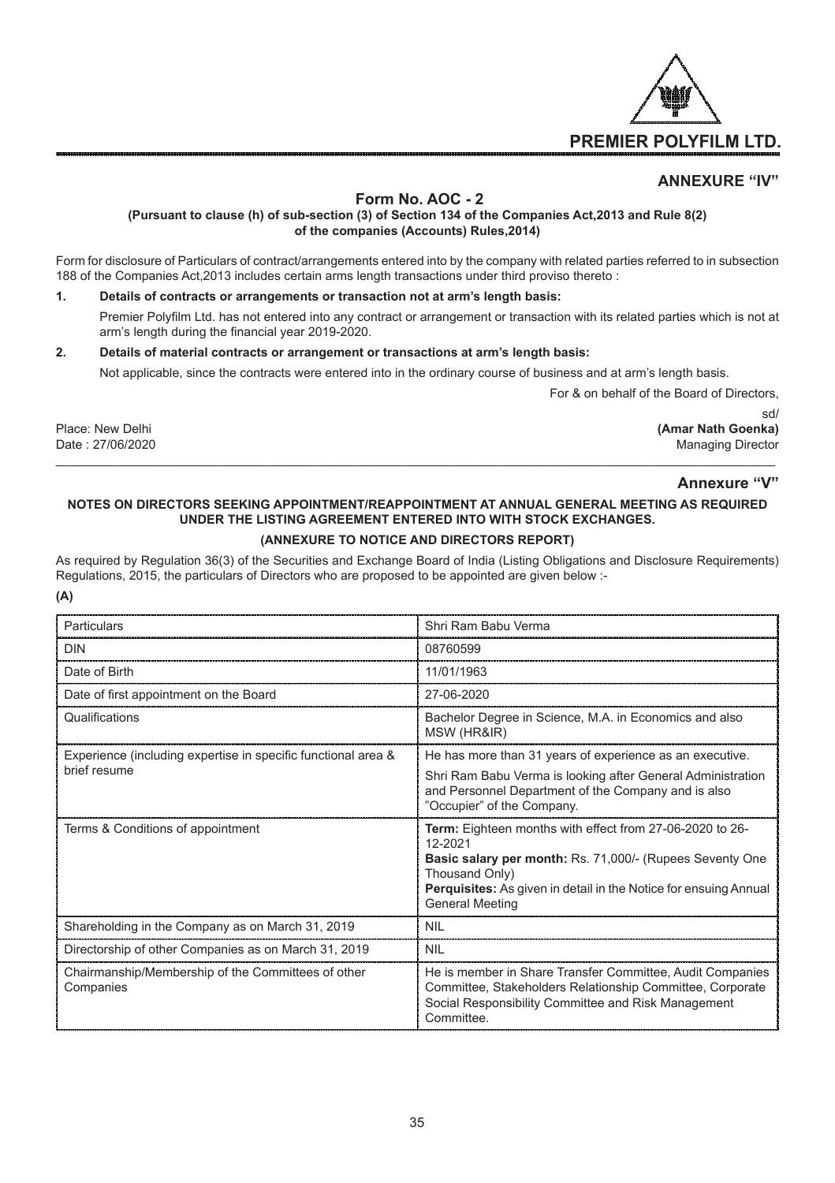## ANNEXURE "IV"

### Form No. AOC - 2

**(Pursuant to clause (h) of sub-section (3) of Section 134 of the Companies Act,2013 and Rule 8(2) of the companies (Accounts) Rules,2014)**

Form for disclosure of Particulars of contract/arrangements entered into by the company with related parties referred to in subsection 188 of the Companies Act,2013 includes certain arms length transactions under third proviso thereto :

**1. Details of contracts or arrangements or transaction not at arm's length basis:**

Premier Polyfilm Ltd. has not entered into any contract or arrangement or transaction with its related parties which is not at arm's length during the financial year 2019-2020.

**2. Details of material contracts or arrangement or transactions at arm's length basis:**

Not applicable, since the contracts were entered into in the ordinary course of business and at arm's length basis.

For & on behalf of the Board of Directors,

sd/

Place: New Delhi **(Amar Nath Goenka)**

Date : 27/06/2020 Managing Director

## Annexure "V"

**NOTES ON DIRECTORS SEEKING APPOINTMENT/REAPPOINTMENT AT ANNUAL GENERAL MEETING AS REQUIRED UNDER THE LISTING AGREEMENT ENTERED INTO WITH STOCK EXCHANGES.**

**(ANNEXURE TO NOTICE AND DIRECTORS REPORT)**

As required by Regulation 36(3) of the Securities and Exchange Board of India (Listing Obligations and Disclosure Requirements) Regulations, 2015, the particulars of Directors who are proposed to be appointed are given below :-

**(A)**

| Particulars | Shri Ram Babu Verma |
|---|---|
| DIN | 08760599 |
| Date of Birth | 11/01/1963 |
| Date of first appointment on the Board | 27-06-2020 |
| Qualifications | Bachelor Degree in Science, M.A. in Economics and also MSW (HR&IR) |
| Experience (including expertise in specific functional area & brief resume | He has more than 31 years of experience as an executive.<br>Shri Ram Babu Verma is looking after General Administration and Personnel Department of the Company and is also "Occupier" of the Company. |
| Terms & Conditions of appointment | **Term:** Eighteen months with effect from 27-06-2020 to 26-12-2021<br>**Basic salary per month:** Rs. 71,000/- (Rupees Seventy One Thousand Only)<br>**Perquisites:** As given in detail in the Notice for ensuing Annual General Meeting |
| Shareholding in the Company as on March 31, 2019 | NIL |
| Directorship of other Companies as on March 31, 2019 | NIL |
| Chairmanship/Membership of the Committees of other Companies | He is member in Share Transfer Committee, Audit Companies Committee, Stakeholders Relationship Committee, Corporate Social Responsibility Committee and Risk Management Committee. |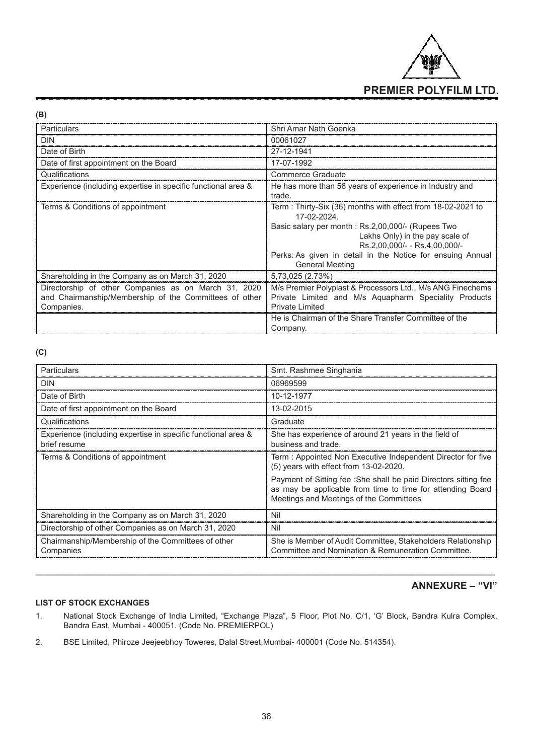**(B)**

| Particulars | Shri Amar Nath Goenka |
|---|---|
| DIN | 00061027 |
| Date of Birth | 27-12-1941 |
| Date of first appointment on the Board | 17-07-1992 |
| Qualifications | Commerce Graduate |
| Experience (including expertise in specific functional area & | He has more than 58 years of experience in Industry and trade. |
| Terms & Conditions of appointment | Term : Thirty-Six (36) months with effect from 18-02-2021 to 17-02-2024.<br>Basic salary per month : Rs.2,00,000/- (Rupees Two Lakhs Only) in the pay scale of Rs.2,00,000/- - Rs.4,00,000/-<br>Perks: As given in detail in the Notice for ensuing Annual General Meeting |
| Shareholding in the Company as on March 31, 2020 | 5,73,025 (2.73%) |
| Directorship of other Companies as on March 31, 2020 and Chairmanship/Membership of the Committees of other Companies. | M/s Premier Polyplast & Processors Ltd., M/s ANG Finechems Private Limited and M/s Aquapharm Speciality Products Private Limited |
| | He is Chairman of the Share Transfer Committee of the Company. |

**(C)**

| Particulars | Smt. Rashmee Singhania |
|---|---|
| DIN | 06969599 |
| Date of Birth | 10-12-1977 |
| Date of first appointment on the Board | 13-02-2015 |
| Qualifications | Graduate |
| Experience (including expertise in specific functional area & brief resume | She has experience of around 21 years in the field of business and trade. |
| Terms & Conditions of appointment | Term : Appointed Non Executive Independent Director for five (5) years with effect from 13-02-2020.<br>Payment of Sitting fee :She shall be paid Directors sitting fee as may be applicable from time to time for attending Board Meetings and Meetings of the Committees |
| Shareholding in the Company as on March 31, 2020 | Nil |
| Directorship of other Companies as on March 31, 2020 | Nil |
| Chairmanship/Membership of the Committees of other Companies | She is Member of Audit Committee, Stakeholders Relationship Committee and Nomination & Remuneration Committee. |

## ANNEXURE – "VI"

**LIST OF STOCK EXCHANGES**

1. National Stock Exchange of India Limited, "Exchange Plaza", 5 Floor, Plot No. C/1, 'G' Block, Bandra Kulra Complex, Bandra East, Mumbai - 400051. (Code No. PREMIERPOL)
2. BSE Limited, Phiroze Jeejeebhoy Toweres, Dalal Street,Mumbai- 400001 (Code No. 514354).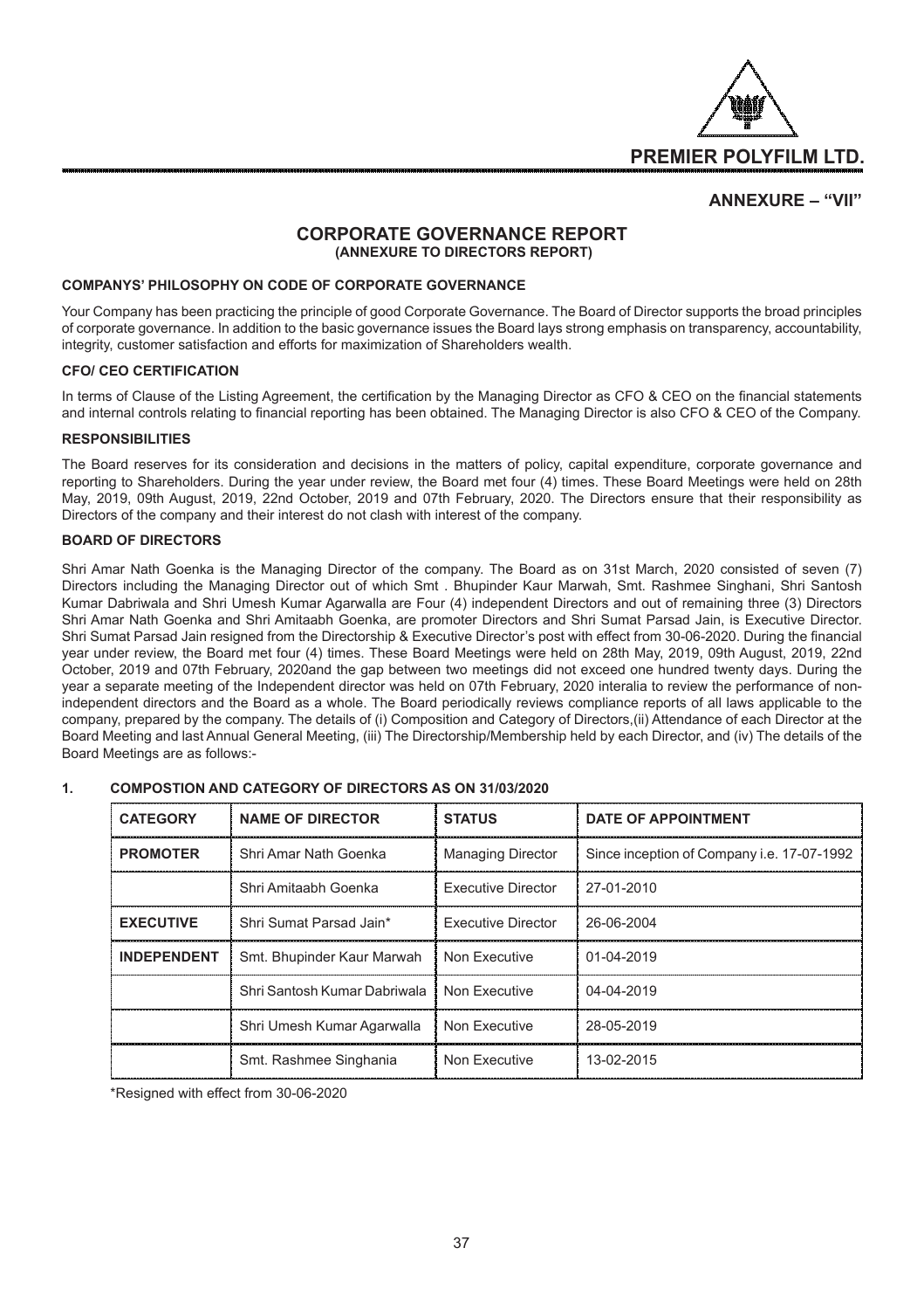## ANNEXURE – "VII"

# CORPORATE GOVERNANCE REPORT
**(ANNEXURE TO DIRECTORS REPORT)**

### COMPANYS' PHILOSOPHY ON CODE OF CORPORATE GOVERNANCE

Your Company has been practicing the principle of good Corporate Governance. The Board of Director supports the broad principles of corporate governance. In addition to the basic governance issues the Board lays strong emphasis on transparency, accountability, integrity, customer satisfaction and efforts for maximization of Shareholders wealth.

### CFO/ CEO CERTIFICATION

In terms of Clause of the Listing Agreement, the certification by the Managing Director as CFO & CEO on the financial statements and internal controls relating to financial reporting has been obtained. The Managing Director is also CFO & CEO of the Company.

### RESPONSIBILITIES

The Board reserves for its consideration and decisions in the matters of policy, capital expenditure, corporate governance and reporting to Shareholders. During the year under review, the Board met four (4) times. These Board Meetings were held on 28th May, 2019, 09th August, 2019, 22nd October, 2019 and 07th February, 2020. The Directors ensure that their responsibility as Directors of the company and their interest do not clash with interest of the company.

### BOARD OF DIRECTORS

Shri Amar Nath Goenka is the Managing Director of the company. The Board as on 31st March, 2020 consisted of seven (7) Directors including the Managing Director out of which Smt . Bhupinder Kaur Marwah, Smt. Rashmee Singhani, Shri Santosh Kumar Dabriwala and Shri Umesh Kumar Agarwalla are Four (4) independent Directors and out of remaining three (3) Directors Shri Amar Nath Goenka and Shri Amitaabh Goenka, are promoter Directors and Shri Sumat Parsad Jain, is Executive Director. Shri Sumat Parsad Jain resigned from the Directorship & Executive Director's post with effect from 30-06-2020. During the financial year under review, the Board met four (4) times. These Board Meetings were held on 28th May, 2019, 09th August, 2019, 22nd October, 2019 and 07th February, 2020and the gap between two meetings did not exceed one hundred twenty days. During the year a separate meeting of the Independent director was held on 07th February, 2020 interalia to review the performance of non-independent directors and the Board as a whole. The Board periodically reviews compliance reports of all laws applicable to the company, prepared by the company. The details of (i) Composition and Category of Directors,(ii) Attendance of each Director at the Board Meeting and last Annual General Meeting, (iii) The Directorship/Membership held by each Director, and (iv) The details of the Board Meetings are as follows:-

### 1. COMPOSTION AND CATEGORY OF DIRECTORS AS ON 31/03/2020

| CATEGORY | NAME OF DIRECTOR | STATUS | DATE OF APPOINTMENT |
|---|---|---|---|
| PROMOTER | Shri Amar Nath Goenka | Managing Director | Since inception of Company i.e. 17-07-1992 |
| | Shri Amitaabh Goenka | Executive Director | 27-01-2010 |
| EXECUTIVE | Shri Sumat Parsad Jain* | Executive Director | 26-06-2004 |
| INDEPENDENT | Smt. Bhupinder Kaur Marwah | Non Executive | 01-04-2019 |
| | Shri Santosh Kumar Dabriwala | Non Executive | 04-04-2019 |
| | Shri Umesh Kumar Agarwalla | Non Executive | 28-05-2019 |
| | Smt. Rashmee Singhania | Non Executive | 13-02-2015 |

*Resigned with effect from 30-06-2020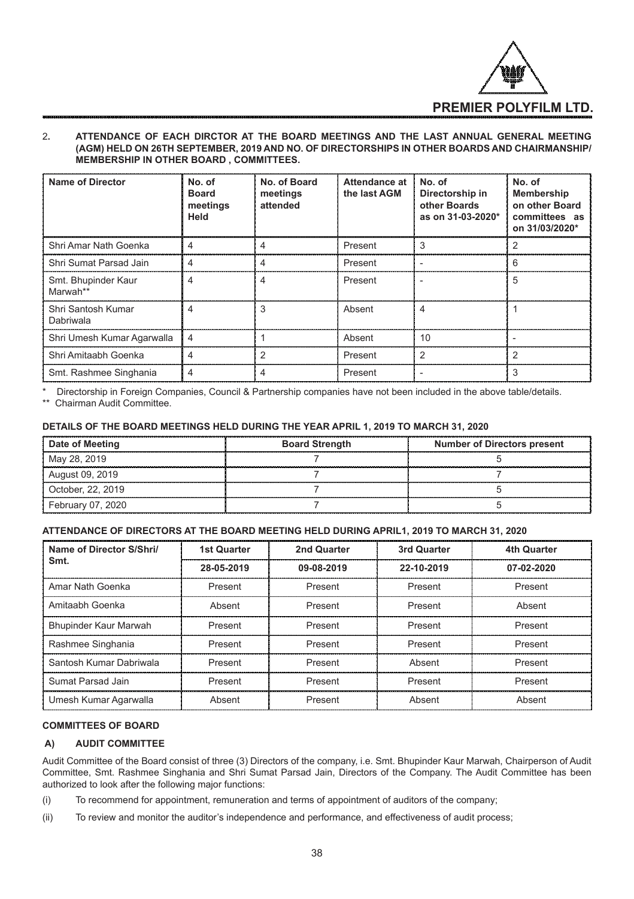2. **ATTENDANCE OF EACH DIRCTOR AT THE BOARD MEETINGS AND THE LAST ANNUAL GENERAL MEETING (AGM) HELD ON 26TH SEPTEMBER, 2019 AND NO. OF DIRECTORSHIPS IN OTHER BOARDS AND CHAIRMANSHIP/ MEMBERSHIP IN OTHER BOARD , COMMITTEES.**

| Name of Director | No. of Board meetings Held | No. of Board meetings attended | Attendance at the last AGM | No. of Directorship in other Boards as on 31-03-2020* | No. of Membership on other Board committees as on 31/03/2020* |
|---|---|---|---|---|---|
| Shri Amar Nath Goenka | 4 | 4 | Present | 3 | 2 |
| Shri Sumat Parsad Jain | 4 | 4 | Present | - | 6 |
| Smt. Bhupinder Kaur Marwah** | 4 | 4 | Present | - | 5 |
| Shri Santosh Kumar Dabriwala | 4 | 3 | Absent | 4 | 1 |
| Shri Umesh Kumar Agarwalla | 4 | 1 | Absent | 10 | - |
| Shri Amitaabh Goenka | 4 | 2 | Present | 2 | 2 |
| Smt. Rashmee Singhania | 4 | 4 | Present | - | 3 |

\* Directorship in Foreign Companies, Council & Partnership companies have not been included in the above table/details.

** Chairman Audit Committee.

**DETAILS OF THE BOARD MEETINGS HELD DURING THE YEAR APRIL 1, 2019 TO MARCH 31, 2020**

| Date of Meeting | Board Strength | Number of Directors present |
|---|---|---|
| May 28, 2019 | 7 | 5 |
| August 09, 2019 | 7 | 7 |
| October, 22, 2019 | 7 | 5 |
| February 07, 2020 | 7 | 5 |

**ATTENDANCE OF DIRECTORS AT THE BOARD MEETING HELD DURING APRIL1, 2019 TO MARCH 31, 2020**

| Name of Director S/Shri/ Smt. | 1st Quarter | 2nd Quarter | 3rd Quarter | 4th Quarter |
|---|---|---|---|---|
| | 28-05-2019 | 09-08-2019 | 22-10-2019 | 07-02-2020 |
| Amar Nath Goenka | Present | Present | Present | Present |
| Amitaabh Goenka | Absent | Present | Present | Absent |
| Bhupinder Kaur Marwah | Present | Present | Present | Present |
| Rashmee Singhania | Present | Present | Present | Present |
| Santosh Kumar Dabriwala | Present | Present | Absent | Present |
| Sumat Parsad Jain | Present | Present | Present | Present |
| Umesh Kumar Agarwalla | Absent | Present | Absent | Absent |

**COMMITTEES OF BOARD**

**A) AUDIT COMMITTEE**

Audit Committee of the Board consist of three (3) Directors of the company, i.e. Smt. Bhupinder Kaur Marwah, Chairperson of Audit Committee, Smt. Rashmee Singhania and Shri Sumat Parsad Jain, Directors of the Company. The Audit Committee has been authorized to look after the following major functions:

(i) To recommend for appointment, remuneration and terms of appointment of auditors of the company;

(ii) To review and monitor the auditor's independence and performance, and effectiveness of audit process;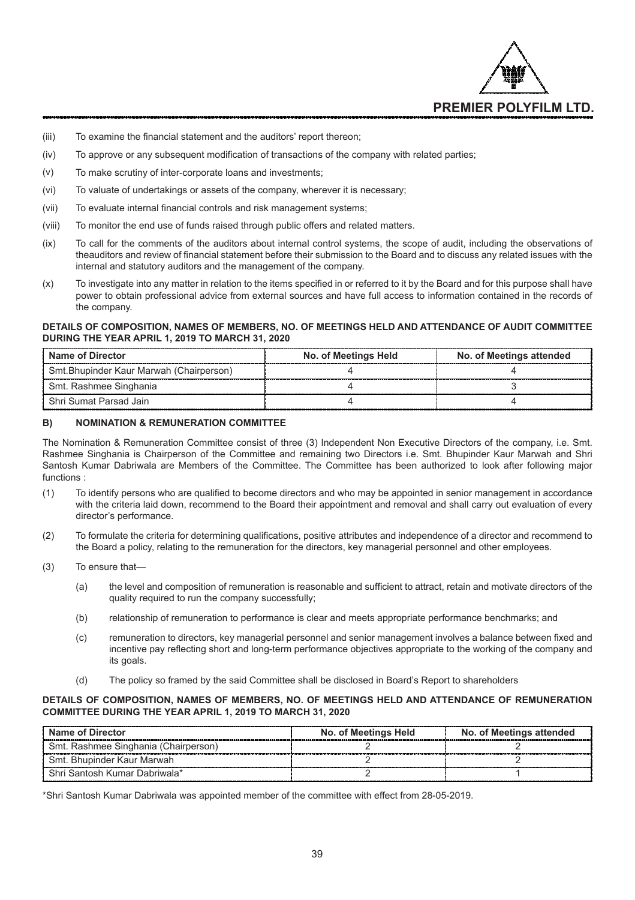(iii) To examine the financial statement and the auditors' report thereon;

(iv) To approve or any subsequent modification of transactions of the company with related parties;

(v) To make scrutiny of inter-corporate loans and investments;

(vi) To valuate of undertakings or assets of the company, wherever it is necessary;

(vii) To evaluate internal financial controls and risk management systems;

(viii) To monitor the end use of funds raised through public offers and related matters.

(ix) To call for the comments of the auditors about internal control systems, the scope of audit, including the observations of theauditors and review of financial statement before their submission to the Board and to discuss any related issues with the internal and statutory auditors and the management of the company.

(x) To investigate into any matter in relation to the items specified in or referred to it by the Board and for this purpose shall have power to obtain professional advice from external sources and have full access to information contained in the records of the company.

**DETAILS OF COMPOSITION, NAMES OF MEMBERS, NO. OF MEETINGS HELD AND ATTENDANCE OF AUDIT COMMITTEE DURING THE YEAR APRIL 1, 2019 TO MARCH 31, 2020**

| Name of Director | No. of Meetings Held | No. of Meetings attended |
|---|---|---|
| Smt.Bhupinder Kaur Marwah (Chairperson) | 4 | 4 |
| Smt. Rashmee Singhania | 4 | 3 |
| Shri Sumat Parsad Jain | 4 | 4 |

**B) NOMINATION & REMUNERATION COMMITTEE**

The Nomination & Remuneration Committee consist of three (3) Independent Non Executive Directors of the company, i.e. Smt. Rashmee Singhania is Chairperson of the Committee and remaining two Directors i.e. Smt. Bhupinder Kaur Marwah and Shri Santosh Kumar Dabriwala are Members of the Committee. The Committee has been authorized to look after following major functions :

(1) To identify persons who are qualified to become directors and who may be appointed in senior management in accordance with the criteria laid down, recommend to the Board their appointment and removal and shall carry out evaluation of every director's performance.

(2) To formulate the criteria for determining qualifications, positive attributes and independence of a director and recommend to the Board a policy, relating to the remuneration for the directors, key managerial personnel and other employees.

(3) To ensure that—

  (a) the level and composition of remuneration is reasonable and sufficient to attract, retain and motivate directors of the quality required to run the company successfully;

  (b) relationship of remuneration to performance is clear and meets appropriate performance benchmarks; and

  (c) remuneration to directors, key managerial personnel and senior management involves a balance between fixed and incentive pay reflecting short and long-term performance objectives appropriate to the working of the company and its goals.

  (d) The policy so framed by the said Committee shall be disclosed in Board's Report to shareholders

**DETAILS OF COMPOSITION, NAMES OF MEMBERS, NO. OF MEETINGS HELD AND ATTENDANCE OF REMUNERATION COMMITTEE DURING THE YEAR APRIL 1, 2019 TO MARCH 31, 2020**

| Name of Director | No. of Meetings Held | No. of Meetings attended |
|---|---|---|
| Smt. Rashmee Singhania (Chairperson) | 2 | 2 |
| Smt. Bhupinder Kaur Marwah | 2 | 2 |
| Shri Santosh Kumar Dabriwala* | 2 | 1 |

*Shri Santosh Kumar Dabriwala was appointed member of the committee with effect from 28-05-2019.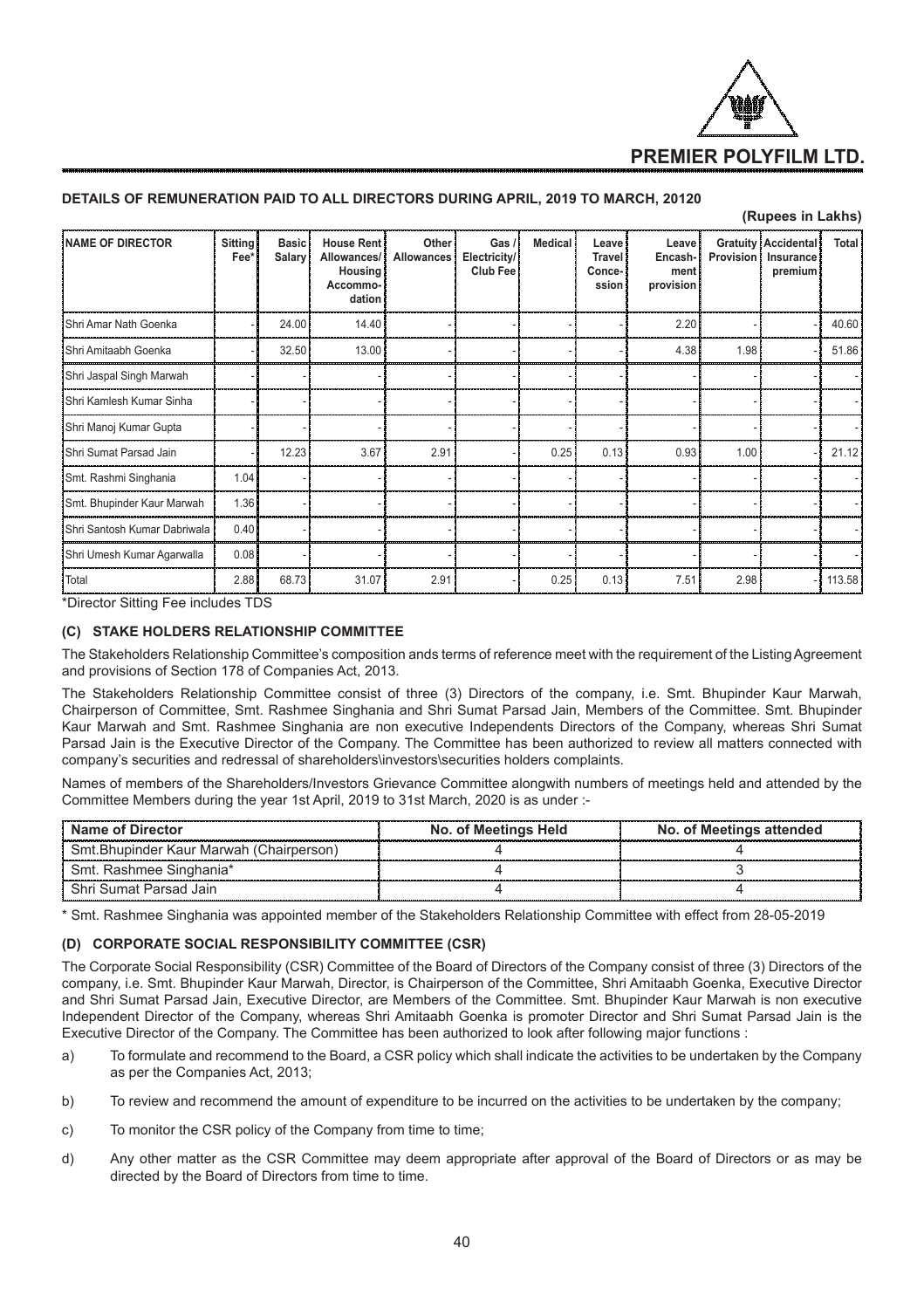## DETAILS OF REMUNERATION PAID TO ALL DIRECTORS DURING APRIL, 2019 TO MARCH, 20120

**(Rupees in Lakhs)**

| NAME OF DIRECTOR | Sitting Fee* | Basic Salary | House Rent Allowances/ Housing Accommo-dation | Other Allowances | Gas / Electricity/ Club Fee | Medical | Leave Travel Conce-ssion | Leave Encash-ment provision | Gratuity Provision | Accidental Insurance premium | Total |
|---|---|---|---|---|---|---|---|---|---|---|---|
| Shri Amar Nath Goenka | - | 24.00 | 14.40 | - | - | - | - | 2.20 | - | - | 40.60 |
| Shri Amitaabh Goenka | - | 32.50 | 13.00 | - | - | - | - | 4.38 | 1.98 | - | 51.86 |
| Shri Jaspal Singh Marwah | - | - | - | - | - | - | - | - | - | - | - |
| Shri Kamlesh Kumar Sinha | - | - | - | - | - | - | - | - | - | - | - |
| Shri Manoj Kumar Gupta | - | - | - | - | - | - | - | - | - | - | - |
| Shri Sumat Parsad Jain | - | 12.23 | 3.67 | 2.91 | - | 0.25 | 0.13 | 0.93 | 1.00 | - | 21.12 |
| Smt. Rashmi Singhania | 1.04 | - | - | - | - | - | - | - | - | - | - |
| Smt. Bhupinder Kaur Marwah | 1.36 | - | - | - | - | - | - | - | - | - | - |
| Shri Santosh Kumar Dabriwala | 0.40 | - | - | - | - | - | - | - | - | - | - |
| Shri Umesh Kumar Agarwalla | 0.08 | - | - | - | - | - | - | - | - | - | - |
| Total | 2.88 | 68.73 | 31.07 | 2.91 | - | 0.25 | 0.13 | 7.51 | 2.98 | - | 113.58 |

*Director Sitting Fee includes TDS

### (C) STAKE HOLDERS RELATIONSHIP COMMITTEE

The Stakeholders Relationship Committee's composition ands terms of reference meet with the requirement of the Listing Agreement and provisions of Section 178 of Companies Act, 2013.

The Stakeholders Relationship Committee consist of three (3) Directors of the company, i.e. Smt. Bhupinder Kaur Marwah, Chairperson of Committee, Smt. Rashmee Singhania and Shri Sumat Parsad Jain, Members of the Committee. Smt. Bhupinder Kaur Marwah and Smt. Rashmee Singhania are non executive Independents Directors of the Company, whereas Shri Sumat Parsad Jain is the Executive Director of the Company. The Committee has been authorized to review all matters connected with company's securities and redressal of shareholders\investors\securities holders complaints.

Names of members of the Shareholders/Investors Grievance Committee alongwith numbers of meetings held and attended by the Committee Members during the year 1st April, 2019 to 31st March, 2020 is as under :-

| Name of Director | No. of Meetings Held | No. of Meetings attended |
|---|---|---|
| Smt.Bhupinder Kaur Marwah (Chairperson) | 4 | 4 |
| Smt. Rashmee Singhania* | 4 | 3 |
| Shri Sumat Parsad Jain | 4 | 4 |

* Smt. Rashmee Singhania was appointed member of the Stakeholders Relationship Committee with effect from 28-05-2019

### (D) CORPORATE SOCIAL RESPONSIBILITY COMMITTEE (CSR)

The Corporate Social Responsibility (CSR) Committee of the Board of Directors of the Company consist of three (3) Directors of the company, i.e. Smt. Bhupinder Kaur Marwah, Director, is Chairperson of the Committee, Shri Amitaabh Goenka, Executive Director and Shri Sumat Parsad Jain, Executive Director, are Members of the Committee. Smt. Bhupinder Kaur Marwah is non executive Independent Director of the Company, whereas Shri Amitaabh Goenka is promoter Director and Shri Sumat Parsad Jain is the Executive Director of the Company. The Committee has been authorized to look after following major functions :

a) To formulate and recommend to the Board, a CSR policy which shall indicate the activities to be undertaken by the Company as per the Companies Act, 2013;

b) To review and recommend the amount of expenditure to be incurred on the activities to be undertaken by the company;

c) To monitor the CSR policy of the Company from time to time;

d) Any other matter as the CSR Committee may deem appropriate after approval of the Board of Directors or as may be directed by the Board of Directors from time to time.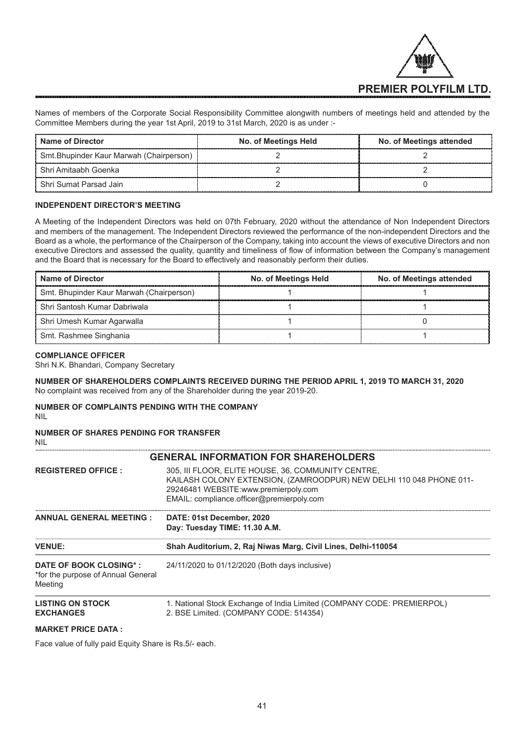Names of members of the Corporate Social Responsibility Committee alongwith numbers of meetings held and attended by the Committee Members during the year 1st April, 2019 to 31st March, 2020 is as under :-

| Name of Director | No. of Meetings Held | No. of Meetings attended |
|---|---|---|
| Smt.Bhupinder Kaur Marwah (Chairperson) | 2 | 2 |
| Shri Amitaabh Goenka | 2 | 2 |
| Shri Sumat Parsad Jain | 2 | 0 |

**INDEPENDENT DIRECTOR'S MEETING**

A Meeting of the Independent Directors was held on 07th February, 2020 without the attendance of Non Independent Directors and members of the management. The Independent Directors reviewed the performance of the non-independent Directors and the Board as a whole, the performance of the Chairperson of the Company, taking into account the views of executive Directors and non executive Directors and assessed the quality, quantity and timeliness of flow of information between the Company's management and the Board that is necessary for the Board to effectively and reasonably perform their duties.

| Name of Director | No. of Meetings Held | No. of Meetings attended |
|---|---|---|
| Smt. Bhupinder Kaur Marwah (Chairperson) | 1 | 1 |
| Shri Santosh Kumar Dabriwala | 1 | 1 |
| Shri Umesh Kumar Agarwalla | 1 | 0 |
| Smt. Rashmee Singhania | 1 | 1 |

**COMPLIANCE OFFICER**

Shri N.K. Bhandari, Company Secretary

**NUMBER OF SHAREHOLDERS COMPLAINTS RECEIVED DURING THE PERIOD APRIL 1, 2019 TO MARCH 31, 2020**

No complaint was received from any of the Shareholder during the year 2019-20.

**NUMBER OF COMPLAINTS PENDING WITH THE COMPANY**

NIL

**NUMBER OF SHARES PENDING FOR TRANSFER**

NIL

## GENERAL INFORMATION FOR SHAREHOLDERS

**REGISTERED OFFICE :** 305, III FLOOR, ELITE HOUSE, 36, COMMUNITY CENTRE, KAILASH COLONY EXTENSION, (ZAMROODPUR) NEW DELHI 110 048 PHONE 011-29246481 WEBSITE:www.premierpoly.com EMAIL: compliance.officer@premierpoly.com

**ANNUAL GENERAL MEETING :** **DATE: 01st December, 2020**
**Day: Tuesday TIME: 11.30 A.M.**

**VENUE:** **Shah Auditorium, 2, Raj Niwas Marg, Civil Lines, Delhi-110054**

**DATE OF BOOK CLOSING* :** 24/11/2020 to 01/12/2020 (Both days inclusive)
*for the purpose of Annual General Meeting

**LISTING ON STOCK EXCHANGES**
1. National Stock Exchange of India Limited (COMPANY CODE: PREMIERPOL)
2. BSE Limited. (COMPANY CODE: 514354)

**MARKET PRICE DATA :**

Face value of fully paid Equity Share is Rs.5/- each.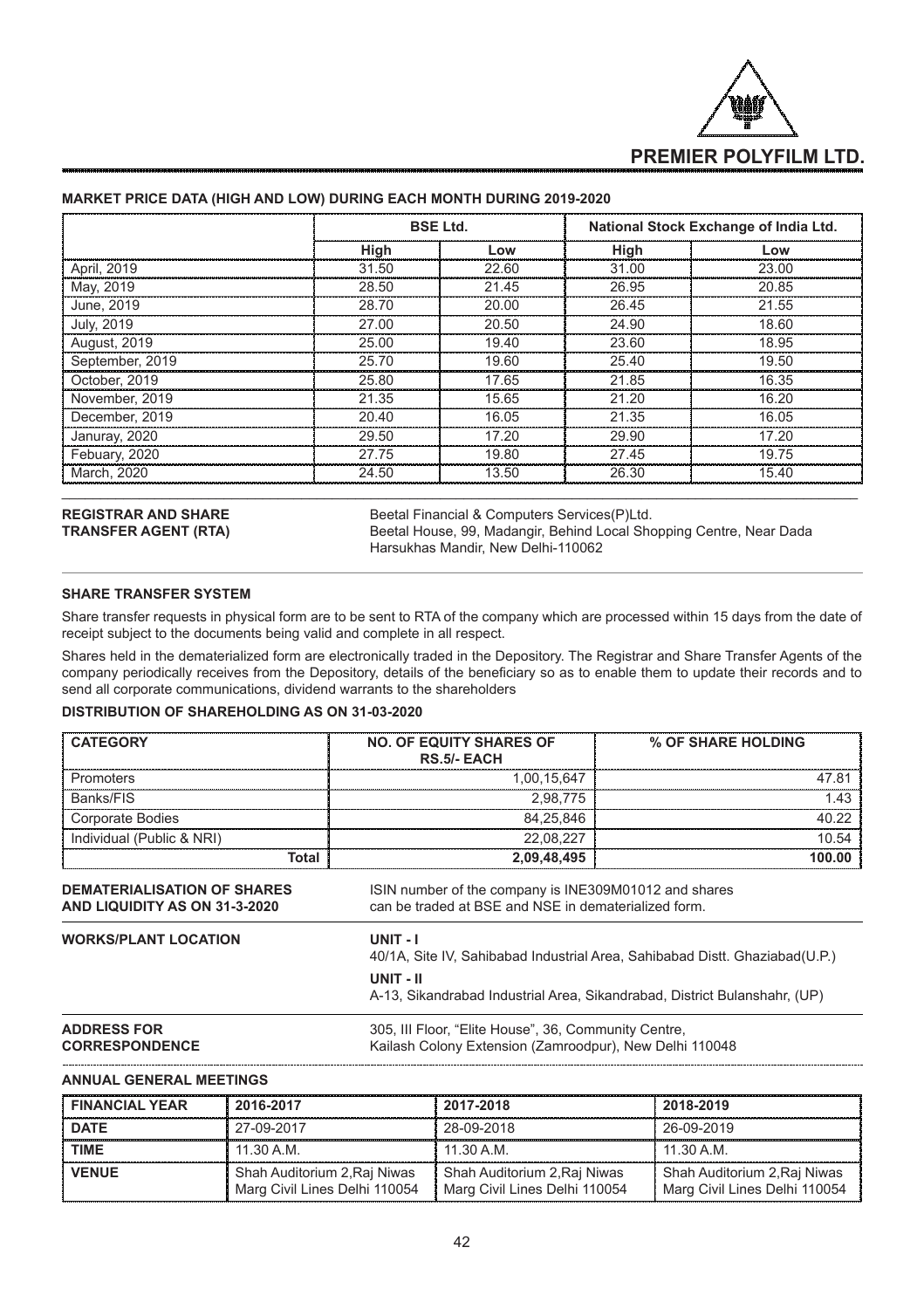#### MARKET PRICE DATA (SHAH AND LOW) DURING EACH MONTH DURING 2019-2020

| | BSE Ltd. | | National Stock Exchange of India Ltd. | |
|---|---|---|---|---|
| | High | Low | High | Low |
| April, 2019 | 31.50 | 22.60 | 31.00 | 23.00 |
| May, 2019 | 28.50 | 21.45 | 26.95 | 20.85 |
| June, 2019 | 28.70 | 20.00 | 26.45 | 21.55 |
| July, 2019 | 27.00 | 20.50 | 24.90 | 18.60 |
| August, 2019 | 25.00 | 19.40 | 23.60 | 18.95 |
| September, 2019 | 25.70 | 19.60 | 25.40 | 19.50 |
| October, 2019 | 25.80 | 17.65 | 21.85 | 16.35 |
| November, 2019 | 21.35 | 15.65 | 21.20 | 16.20 |
| December, 2019 | 20.40 | 16.05 | 21.35 | 16.05 |
| Januray, 2020 | 29.50 | 17.20 | 29.90 | 17.20 |
| Febuary, 2020 | 27.75 | 19.80 | 27.45 | 19.75 |
| March, 2020 | 24.50 | 13.50 | 26.30 | 15.40 |

**REGISTRAR AND SHARE TRANSFER AGENT (RTA)**

Beetal Financial & Computers Services(P)Ltd.
Beetal House, 99, Madangir, Behind Local Shopping Centre, Near Dada Harsukhas Mandir, New Delhi-110062

#### SHARE TRANSFER SYSTEM

Share transfer requests in physical form are to be sent to RTA of the company which are processed within 15 days from the date of receipt subject to the documents being valid and complete in all respect.

Shares held in the dematerialized form are electronically traded in the Depository. The Registrar and Share Transfer Agents of the company periodically receives from the Depository, details of the beneficiary so as to enable them to update their records and to send all corporate communications, dividend warrants to the shareholders

#### DISTRIBUTION OF SHAREHOLDING AS ON 31-03-2020

| CATEGORY | NO. OF EQUITY SHARES OF RS.5/- EACH | % OF SHARE HOLDING |
|---|---|---|
| Promoters | 1,00,15,647 | 47.81 |
| Banks/FIS | 2,98,775 | 1.43 |
| Corporate Bodies | 84,25,846 | 40.22 |
| Individual (Public & NRI) | 22,08,227 | 10.54 |
| Total | 2,09,48,495 | 100.00 |

**DEMATERIALISATION OF SHARES AND LIQUIDITY AS ON 31-3-2020**

ISIN number of the company is INE309M01012 and shares can be traded at BSE and NSE in dematerialized form.

**WORKS/PLANT LOCATION**

**UNIT - I**
40/1A, Site IV, Sahibabad Industrial Area, Sahibabad Distt. Ghaziabad(U.P.)

**UNIT - II**
A-13, Sikandrabad Industrial Area, Sikandrabad, District Bulanshahr, (UP)

**ADDRESS FOR CORRESPONDENCE**

305, III Floor, "Elite House", 36, Community Centre, Kailash Colony Extension (Zamroodpur), New Delhi 110048

#### ANNUAL GENERAL MEETINGS

| FINANCIAL YEAR | 2016-2017 | 2017-2018 | 2018-2019 |
|---|---|---|---|
| DATE | 27-09-2017 | 28-09-2018 | 26-09-2019 |
| TIME | 11.30 A.M. | 11.30 A.M. | 11.30 A.M. |
| VENUE | Shah Auditorium 2,Raj Niwas Marg Civil Lines Delhi 110054 | Shah Auditorium 2,Raj Niwas Marg Civil Lines Delhi 110054 | Shah Auditorium 2,Raj Niwas Marg Civil Lines Delhi 110054 |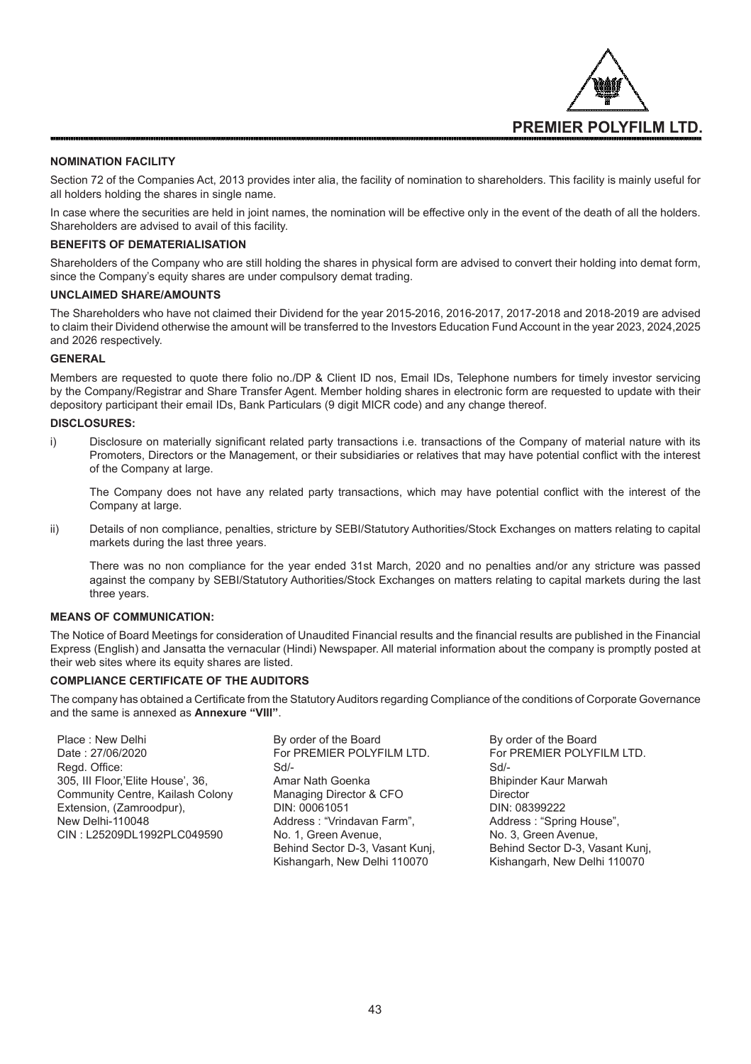#### NOMINATION FACILITY

Section 72 of the Companies Act, 2013 provides inter alia, the facility of nomination to shareholders. This facility is mainly useful for all holders holding the shares in single name.

In case where the securities are held in joint names, the nomination will be effective only in the event of the death of all the holders. Shareholders are advised to avail of this facility.

#### BENEFITS OF DEMATERIALISATION

Shareholders of the Company who are still holding the shares in physical form are advised to convert their holding into demat form, since the Company's equity shares are under compulsory demat trading.

#### UNCLAIMED SHARE/AMOUNTS

The Shareholders who have not claimed their Dividend for the year 2015-2016, 2016-2017, 2017-2018 and 2018-2019 are advised to claim their Dividend otherwise the amount will be transferred to the Investors Education Fund Account in the year 2023, 2024,2025 and 2026 respectively.

#### GENERAL

Members are requested to quote there folio no./DP & Client ID nos, Email IDs, Telephone numbers for timely investor servicing by the Company/Registrar and Share Transfer Agent. Member holding shares in electronic form are requested to update with their depository participant their email IDs, Bank Particulars (9 digit MICR code) and any change thereof.

#### DISCLOSURES:

i) Disclosure on materially significant related party transactions i.e. transactions of the Company of material nature with its Promoters, Directors or the Management, or their subsidiaries or relatives that may have potential conflict with the interest of the Company at large.

   The Company does not have any related party transactions, which may have potential conflict with the interest of the Company at large.

ii) Details of non compliance, penalties, stricture by SEBI/Statutory Authorities/Stock Exchanges on matters relating to capital markets during the last three years.

   There was no non compliance for the year ended 31st March, 2020 and no penalties and/or any stricture was passed against the company by SEBI/Statutory Authorities/Stock Exchanges on matters relating to capital markets during the last three years.

#### MEANS OF COMMUNICATION:

The Notice of Board Meetings for consideration of Unaudited Financial results and the financial results are published in the Financial Express (English) and Jansatta the vernacular (Hindi) Newspaper. All material information about the company is promptly posted at their web sites where its equity shares are listed.

#### COMPLIANCE CERTIFICATE OF THE AUDITORS

The company has obtained a Certificate from the Statutory Auditors regarding Compliance of the conditions of Corporate Governance and the same is annexed as **Annexure "VIII"**.

Place : New Delhi
Date : 27/06/2020
Regd. Office:
305, III Floor,'Elite House', 36,
Community Centre, Kailash Colony
Extension, (Zamroodpur),
New Delhi-110048
CIN : L25209DL1992PLC049590

By order of the Board
For PREMIER POLYFILM LTD.
Sd/-
Amar Nath Goenka
Managing Director & CFO
DIN: 00061051
Address : "Vrindavan Farm",
No. 1, Green Avenue,
Behind Sector D-3, Vasant Kunj,
Kishangarh, New Delhi 110070

By order of the Board
For PREMIER POLYFILM LTD.
Sd/-
Bhipinder Kaur Marwah
Director
DIN: 08399222
Address : "Spring House",
No. 3, Green Avenue,
Behind Sector D-3, Vasant Kunj,
Kishangarh, New Delhi 110070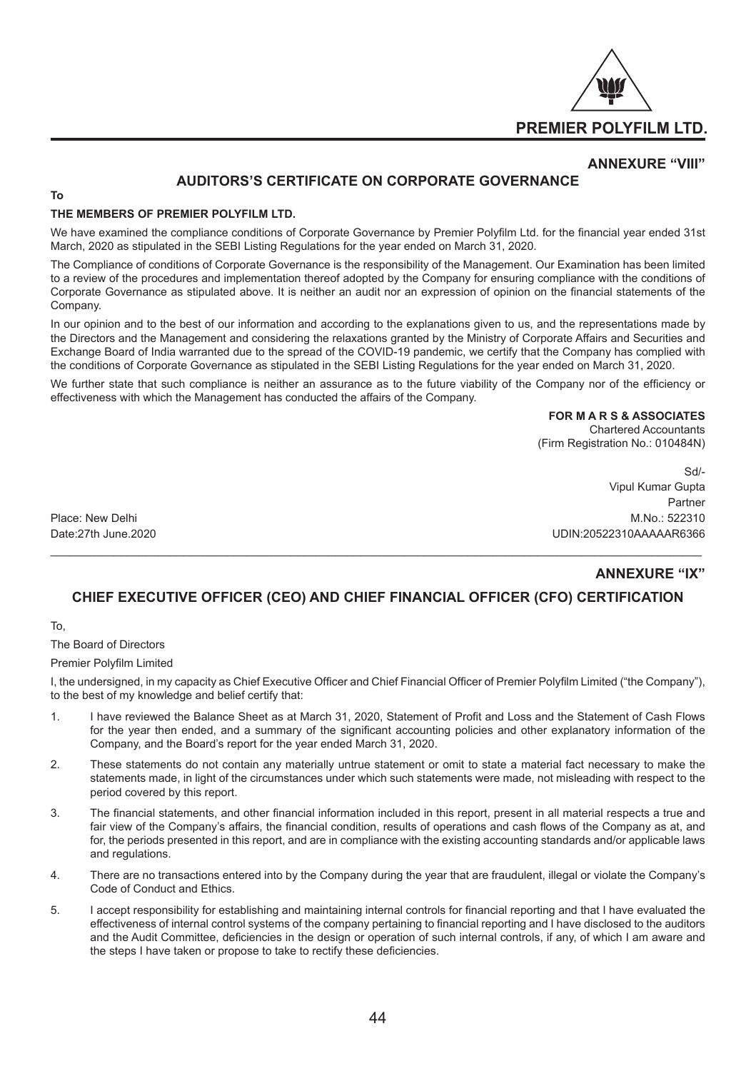**ANNEXURE "VIII"**

## AUDITORS'S CERTIFICATE ON CORPORATE GOVERNANCE

**To**

**THE MEMBERS OF PREMIER POLYFILM LTD.**

We have examined the compliance conditions of Corporate Governance by Premier Polyfilm Ltd. for the financial year ended 31st March, 2020 as stipulated in the SEBI Listing Regulations for the year ended on March 31, 2020.

The Compliance of conditions of Corporate Governance is the responsibility of the Management. Our Examination has been limited to a review of the procedures and implementation thereof adopted by the Company for ensuring compliance with the conditions of Corporate Governance as stipulated above. It is neither an audit nor an expression of opinion on the financial statements of the Company.

In our opinion and to the best of our information and according to the explanations given to us, and the representations made by the Directors and the Management and considering the relaxations granted by the Ministry of Corporate Affairs and Securities and Exchange Board of India warranted due to the spread of the COVID-19 pandemic, we certify that the Company has complied with the conditions of Corporate Governance as stipulated in the SEBI Listing Regulations for the year ended on March 31, 2020.

We further state that such compliance is neither an assurance as to the future viability of the Company nor of the efficiency or effectiveness with which the Management has conducted the affairs of the Company.

**FOR M A R S & ASSOCIATES**
Chartered Accountants
(Firm Registration No.: 010484N)

Sd/-
Vipul Kumar Gupta
Partner
M.No.: 522310
UDIN:20522310AAAAAR6366

Place: New Delhi
Date:27th June.2020

---

**ANNEXURE "IX"**

## CHIEF EXECUTIVE OFFICER (CEO) AND CHIEF FINANCIAL OFFICER (CFO) CERTIFICATION

To,

The Board of Directors

Premier Polyfilm Limited

I, the undersigned, in my capacity as Chief Executive Officer and Chief Financial Officer of Premier Polyfilm Limited ("the Company"), to the best of my knowledge and belief certify that:

1. I have reviewed the Balance Sheet as at March 31, 2020, Statement of Profit and Loss and the Statement of Cash Flows for the year then ended, and a summary of the significant accounting policies and other explanatory information of the Company, and the Board's report for the year ended March 31, 2020.
2. These statements do not contain any materially untrue statement or omit to state a material fact necessary to make the statements made, in light of the circumstances under which such statements were made, not misleading with respect to the period covered by this report.
3. The financial statements, and other financial information included in this report, present in all material respects a true and fair view of the Company's affairs, the financial condition, results of operations and cash flows of the Company as at, and for, the periods presented in this report, and are in compliance with the existing accounting standards and/or applicable laws and regulations.
4. There are no transactions entered into by the Company during the year that are fraudulent, illegal or violate the Company's Code of Conduct and Ethics.
5. I accept responsibility for establishing and maintaining internal controls for financial reporting and that I have evaluated the effectiveness of internal control systems of the company pertaining to financial reporting and I have disclosed to the auditors and the Audit Committee, deficiencies in the design or operation of such internal controls, if any, of which I am aware and the steps I have taken or propose to take to rectify these deficiencies.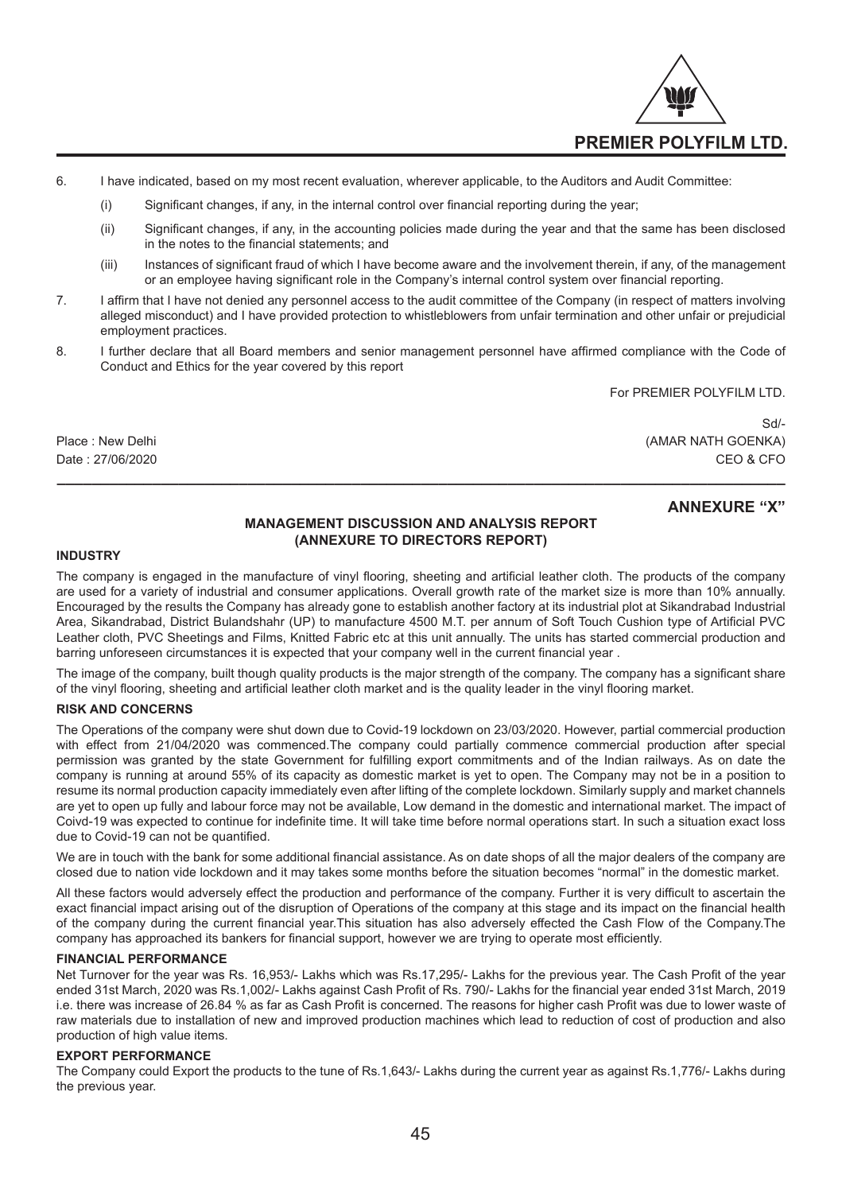6. I have indicated, based on my most recent evaluation, wherever applicable, to the Auditors and Audit Committee:

   (i) Significant changes, if any, in the internal control over financial reporting during the year;

   (ii) Significant changes, if any, in the accounting policies made during the year and that the same has been disclosed in the notes to the financial statements; and

   (iii) Instances of significant fraud of which I have become aware and the involvement therein, if any, of the management or an employee having significant role in the Company's internal control system over financial reporting.

7. I affirm that I have not denied any personnel access to the audit committee of the Company (in respect of matters involving alleged misconduct) and I have provided protection to whistleblowers from unfair termination and other unfair or prejudicial employment practices.

8. I further declare that all Board members and senior management personnel have affirmed compliance with the Code of Conduct and Ethics for the year covered by this report

For PREMIER POLYFILM LTD.

Sd/-
(AMAR NATH GOENKA)
CEO & CFO

Place : New Delhi
Date : 27/06/2020

## ANNEXURE "X"

## MANAGEMENT DISCUSSION AND ANALYSIS REPORT (ANNEXURE TO DIRECTORS REPORT)

### INDUSTRY

The company is engaged in the manufacture of vinyl flooring, sheeting and artificial leather cloth. The products of the company are used for a variety of industrial and consumer applications. Overall growth rate of the market size is more than 10% annually. Encouraged by the results the Company has already gone to establish another factory at its industrial plot at Sikandrabad Industrial Area, Sikandrabad, District Bulandshahr (UP) to manufacture 4500 M.T. per annum of Soft Touch Cushion type of Artificial PVC Leather cloth, PVC Sheetings and Films, Knitted Fabric etc at this unit annually. The units has started commercial production and barring unforeseen circumstances it is expected that your company well in the current financial year .

The image of the company, built though quality products is the major strength of the company. The company has a significant share of the vinyl flooring, sheeting and artificial leather cloth market and is the quality leader in the vinyl flooring market.

### RISK AND CONCERNS

The Operations of the company were shut down due to Covid-19 lockdown on 23/03/2020. However, partial commercial production with effect from 21/04/2020 was commenced.The company could partially commence commercial production after special permission was granted by the state Government for fulfilling export commitments and of the Indian railways. As on date the company is running at around 55% of its capacity as domestic market is yet to open. The Company may not be in a position to resume its normal production capacity immediately even after lifting of the complete lockdown. Similarly supply and market channels are yet to open up fully and labour force may not be available, Low demand in the domestic and international market. The impact of Coivd-19 was expected to continue for indefinite time. It will take time before normal operations start. In such a situation exact loss due to Covid-19 can not be quantified.

We are in touch with the bank for some additional financial assistance. As on date shops of all the major dealers of the company are closed due to nation vide lockdown and it may takes some months before the situation becomes "normal" in the domestic market.

All these factors would adversely effect the production and performance of the company. Further it is very difficult to ascertain the exact financial impact arising out of the disruption of Operations of the company at this stage and its impact on the financial health of the company during the current financial year.This situation has also adversely effected the Cash Flow of the Company.The company has approached its bankers for financial support, however we are trying to operate most efficiently.

### FINANCIAL PERFORMANCE

Net Turnover for the year was Rs. 16,953/- Lakhs which was Rs.17,295/- Lakhs for the previous year. The Cash Profit of the year ended 31st March, 2020 was Rs.1,002/- Lakhs against Cash Profit of Rs. 790/- Lakhs for the financial year ended 31st March, 2019 i.e. there was increase of 26.84 % as far as Cash Profit is concerned. The reasons for higher cash Profit was due to lower waste of raw materials due to installation of new and improved production machines which lead to reduction of cost of production and also production of high value items.

### EXPORT PERFORMANCE

The Company could Export the products to the tune of Rs.1,643/- Lakhs during the current year as against Rs.1,776/- Lakhs during the previous year.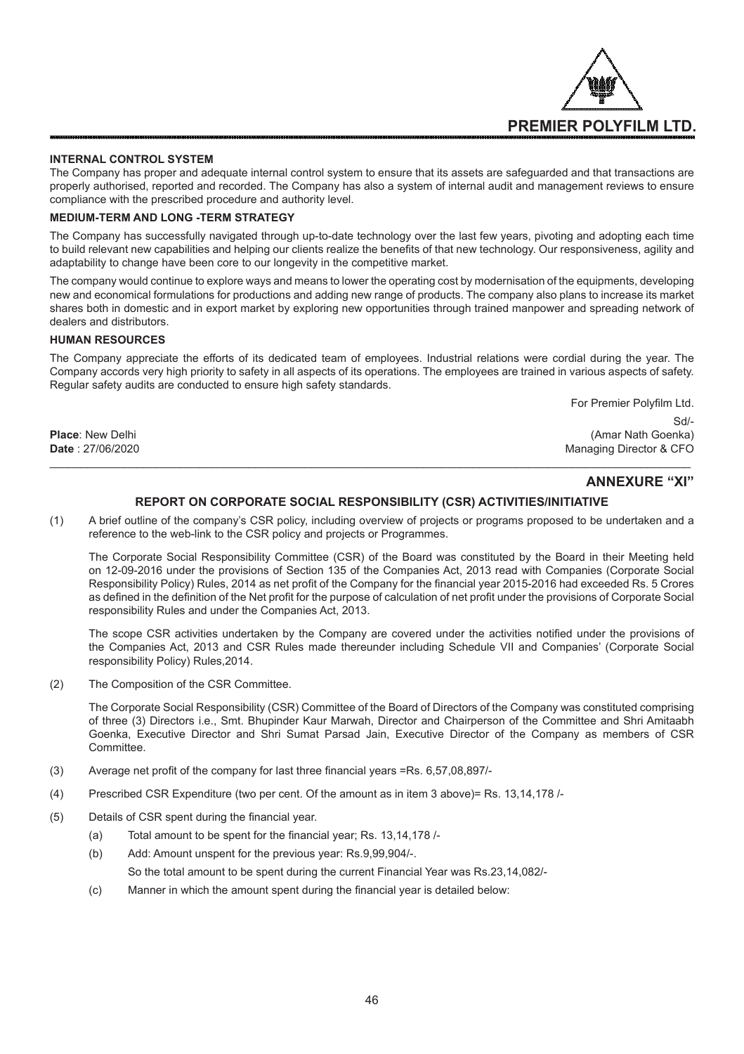#### INTERNAL CONTROL SYSTEM

The Company has proper and adequate internal control system to ensure that its assets are safeguarded and that transactions are properly authorised, reported and recorded. The Company has also a system of internal audit and management reviews to ensure compliance with the prescribed procedure and authority level.

#### MEDIUM-TERM AND LONG -TERM STRATEGY

The Company has successfully navigated through up-to-date technology over the last few years, pivoting and adopting each time to build relevant new capabilities and helping our clients realize the benefits of that new technology. Our responsiveness, agility and adaptability to change have been core to our longevity in the competitive market.

The company would continue to explore ways and means to lower the operating cost by modernisation of the equipments, developing new and economical formulations for productions and adding new range of products. The company also plans to increase its market shares both in domestic and in export market by exploring new opportunities through trained manpower and spreading network of dealers and distributors.

#### HUMAN RESOURCES

The Company appreciate the efforts of its dedicated team of employees. Industrial relations were cordial during the year. The Company accords very high priority to safety in all aspects of its operations. The employees are trained in various aspects of safety. Regular safety audits are conducted to ensure high safety standards.

For Premier Polyfilm Ltd.

Sd/-

**Place**: New Delhi (Amar Nath Goenka)

**Date** : 27/06/2020 Managing Director & CFO

---

## ANNEXURE "XI"

### REPORT ON CORPORATE SOCIAL RESPONSIBILITY (CSR) ACTIVITIES/INITIATIVE

(1) A brief outline of the company's CSR policy, including overview of projects or programs proposed to be undertaken and a reference to the web-link to the CSR policy and projects or Programmes.

The Corporate Social Responsibility Committee (CSR) of the Board was constituted by the Board in their Meeting held on 12-09-2016 under the provisions of Section 135 of the Companies Act, 2013 read with Companies (Corporate Social Responsibility Policy) Rules, 2014 as net profit of the Company for the financial year 2015-2016 had exceeded Rs. 5 Crores as defined in the definition of the Net profit for the purpose of calculation of net profit under the provisions of Corporate Social responsibility Rules and under the Companies Act, 2013.

The scope CSR activities undertaken by the Company are covered under the activities notified under the provisions of the Companies Act, 2013 and CSR Rules made thereunder including Schedule VII and Companies' (Corporate Social responsibility Policy) Rules,2014.

(2) The Composition of the CSR Committee.

The Corporate Social Responsibility (CSR) Committee of the Board of Directors of the Company was constituted comprising of three (3) Directors i.e., Smt. Bhupinder Kaur Marwah, Director and Chairperson of the Committee and Shri Amitaabh Goenka, Executive Director and Shri Sumat Parsad Jain, Executive Director of the Company as members of CSR Committee.

(3) Average net profit of the company for last three financial years =Rs. 6,57,08,897/-

(4) Prescribed CSR Expenditure (two per cent. Of the amount as in item 3 above)= Rs. 13,14,178 /-

(5) Details of CSR spent during the financial year.

(a) Total amount to be spent for the financial year; Rs. 13,14,178 /-

(b) Add: Amount unspent for the previous year: Rs.9,99,904/-.

So the total amount to be spent during the current Financial Year was Rs.23,14,082/-

(c) Manner in which the amount spent during the financial year is detailed below: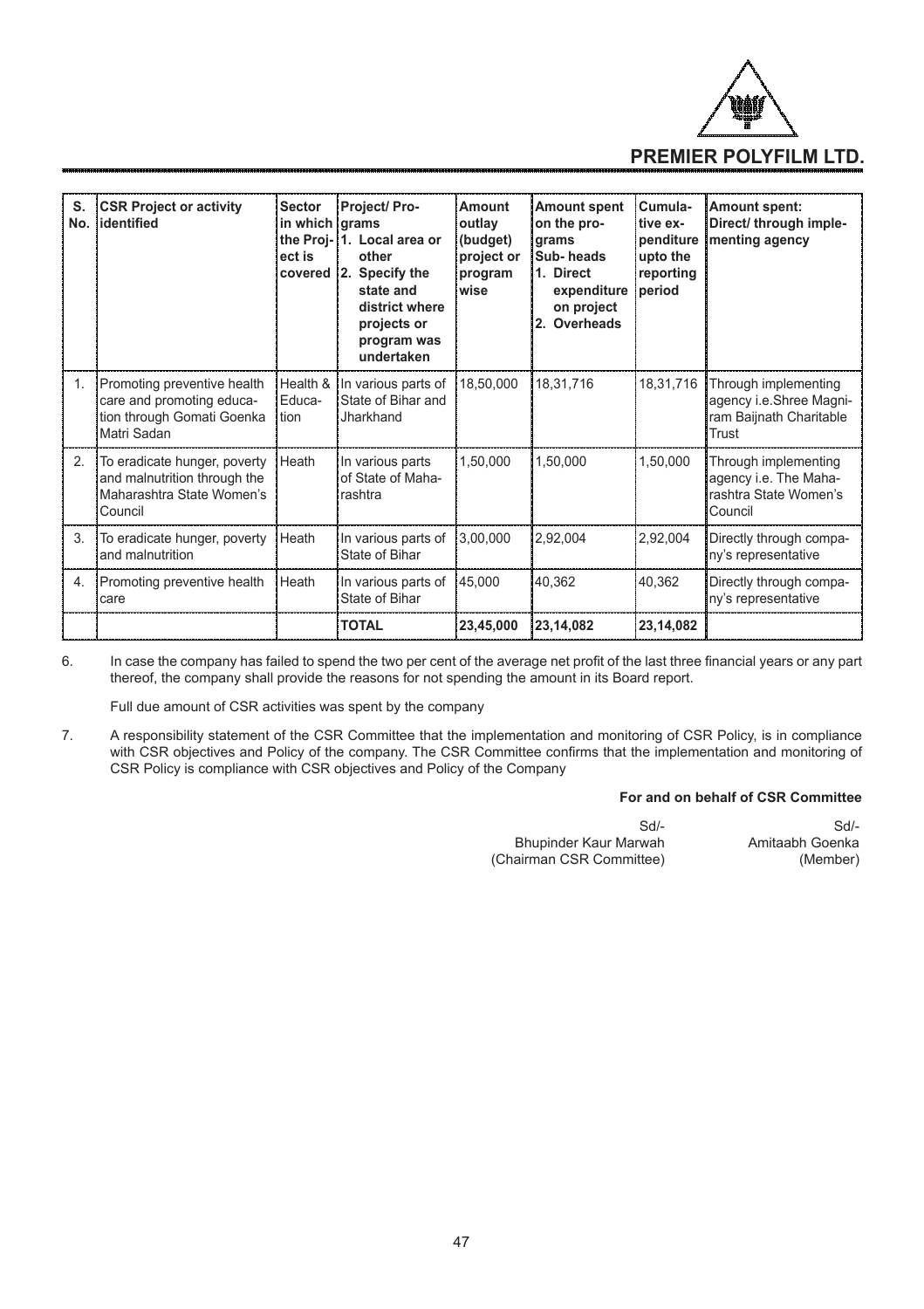| S. No. | CSR Project or activity identified | Sector in which the Project is covered | Project/ Programs 1. Local area or other 2. Specify the state and district where projects or program was undertaken | Amount outlay (budget) project or program wise | Amount spent on the programs Sub- heads 1. Direct expenditure on project 2. Overheads | Cumulative expenditure upto the reporting period | Amount spent: Direct/ through implementing agency |
|---|---|---|---|---|---|---|---|
| 1. | Promoting preventive health care and promoting education through Gomati Goenka Matri Sadan | Health & Education | In various parts of State of Bihar and Jharkhand | 18,50,000 | 18,31,716 | 18,31,716 | Through implementing agency i.e.Shree Magniram Baijnath Charitable Trust |
| 2. | To eradicate hunger, poverty and malnutrition through the Maharashtra State Women's Council | Heath | In various parts of State of Maharashtra | 1,50,000 | 1,50,000 | 1,50,000 | Through implementing agency i.e. The Maharashtra State Women's Council |
| 3. | To eradicate hunger, poverty and malnutrition | Heath | In various parts of State of Bihar | 3,00,000 | 2,92,004 | 2,92,004 | Directly through company's representative |
| 4. | Promoting preventive health care | Heath | In various parts of State of Bihar | 45,000 | 40,362 | 40,362 | Directly through company's representative |
| | | | **TOTAL** | **23,45,000** | **23,14,082** | **23,14,082** | |

6. In case the company has failed to spend the two per cent of the average net profit of the last three financial years or any part thereof, the company shall provide the reasons for not spending the amount in its Board report.

   Full due amount of CSR activities was spent by the company

7. A responsibility statement of the CSR Committee that the implementation and monitoring of CSR Policy, is in compliance with CSR objectives and Policy of the company. The CSR Committee confirms that the implementation and monitoring of CSR Policy is compliance with CSR objectives and Policy of the Company

**For and on behalf of CSR Committee**

Sd/-
Bhupinder Kaur Marwah
(Chairman CSR Committee)

Sd/-
Amitaabh Goenka
(Member)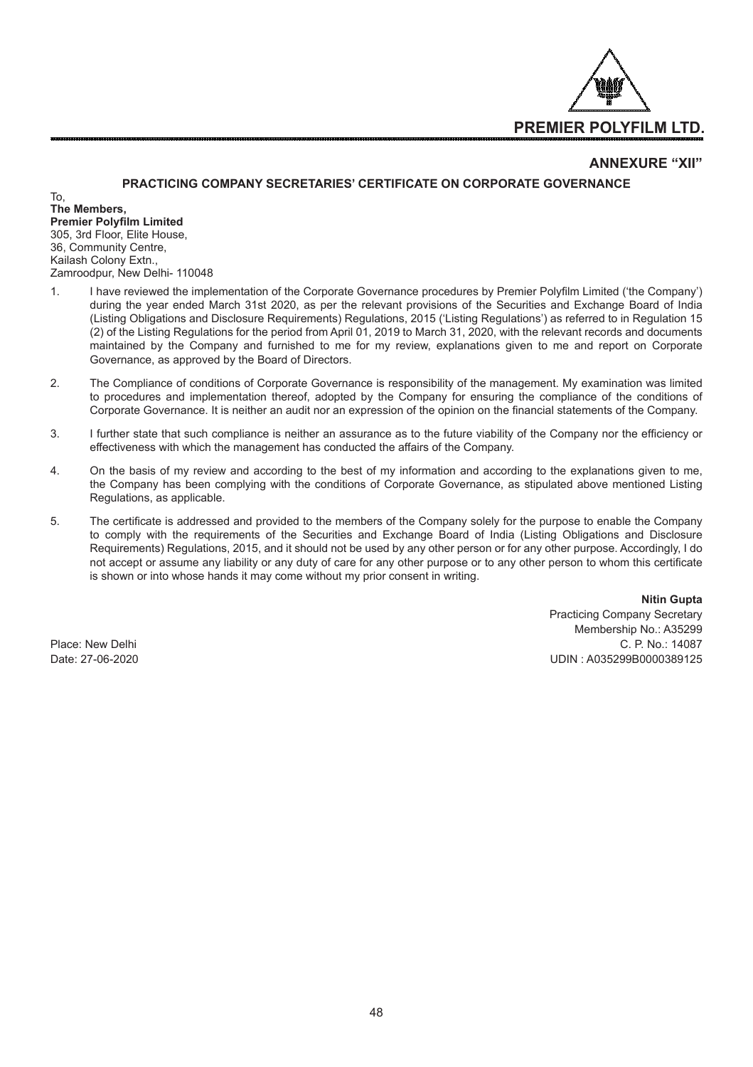## ANNEXURE "XII"

### PRACTICING COMPANY SECRETARIES' CERTIFICATE ON CORPORATE GOVERNANCE

To,
**The Members,**
**Premier Polyfilm Limited**
305, 3rd Floor, Elite House,
36, Community Centre,
Kailash Colony Extn.,
Zamroodpur, New Delhi- 110048

1. I have reviewed the implementation of the Corporate Governance procedures by Premier Polyfilm Limited ('the Company') during the year ended March 31st 2020, as per the relevant provisions of the Securities and Exchange Board of India (Listing Obligations and Disclosure Requirements) Regulations, 2015 ('Listing Regulations') as referred to in Regulation 15 (2) of the Listing Regulations for the period from April 01, 2019 to March 31, 2020, with the relevant records and documents maintained by the Company and furnished to me for my review, explanations given to me and report on Corporate Governance, as approved by the Board of Directors.

2. The Compliance of conditions of Corporate Governance is responsibility of the management. My examination was limited to procedures and implementation thereof, adopted by the Company for ensuring the compliance of the conditions of Corporate Governance. It is neither an audit nor an expression of the opinion on the financial statements of the Company.

3. I further state that such compliance is neither an assurance as to the future viability of the Company nor the efficiency or effectiveness with which the management has conducted the affairs of the Company.

4. On the basis of my review and according to the best of my information and according to the explanations given to me, the Company has been complying with the conditions of Corporate Governance, as stipulated above mentioned Listing Regulations, as applicable.

5. The certificate is addressed and provided to the members of the Company solely for the purpose to enable the Company to comply with the requirements of the Securities and Exchange Board of India (Listing Obligations and Disclosure Requirements) Regulations, 2015, and it should not be used by any other person or for any other purpose. Accordingly, I do not accept or assume any liability or any duty of care for any other purpose or to any other person to whom this certificate is shown or into whose hands it may come without my prior consent in writing.

**Nitin Gupta**
Practicing Company Secretary
Membership No.: A35299
C. P. No.: 14087
UDIN : A035299B000389125

Place: New Delhi
Date: 27-06-2020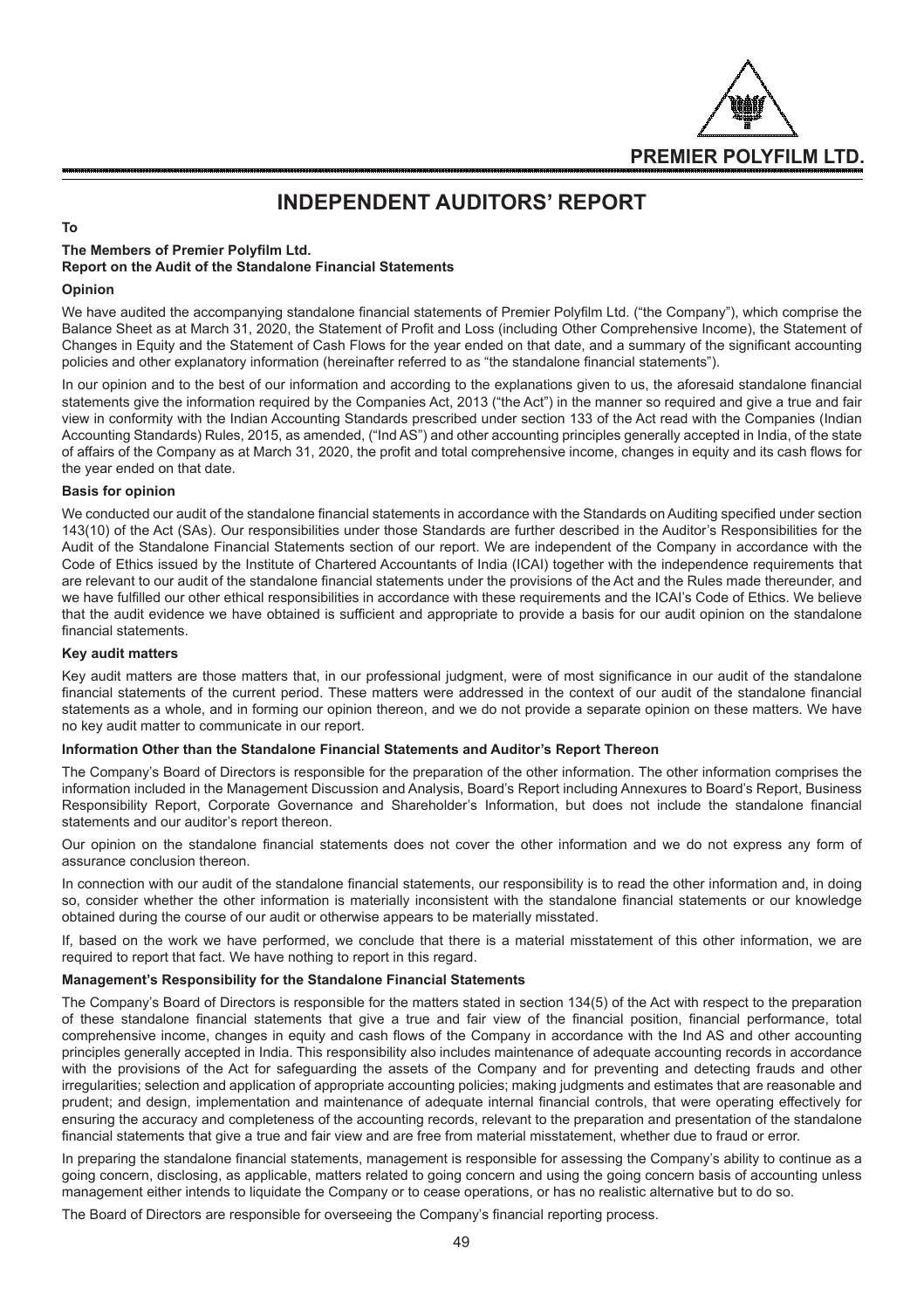# INDEPENDENT AUDITORS' REPORT

**To**

**The Members of Premier Polyfilm Ltd.**
**Report on the Audit of the Standalone Financial Statements**

**Opinion**

We have audited the accompanying standalone financial statements of Premier Polyfilm Ltd. ("the Company"), which comprise the Balance Sheet as at March 31, 2020, the Statement of Profit and Loss (including Other Comprehensive Income), the Statement of Changes in Equity and the Statement of Cash Flows for the year ended on that date, and a summary of the significant accounting policies and other explanatory information (hereinafter referred to as "the standalone financial statements").

In our opinion and to the best of our information and according to the explanations given to us, the aforesaid standalone financial statements give the information required by the Companies Act, 2013 ("the Act") in the manner so required and give a true and fair view in conformity with the Indian Accounting Standards prescribed under section 133 of the Act read with the Companies (Indian Accounting Standards) Rules, 2015, as amended, ("Ind AS") and other accounting principles generally accepted in India, of the state of affairs of the Company as at March 31, 2020, the profit and total comprehensive income, changes in equity and its cash flows for the year ended on that date.

**Basis for opinion**

We conducted our audit of the standalone financial statements in accordance with the Standards on Auditing specified under section 143(10) of the Act (SAs). Our responsibilities under those Standards are further described in the Auditor's Responsibilities for the Audit of the Standalone Financial Statements section of our report. We are independent of the Company in accordance with the Code of Ethics issued by the Institute of Chartered Accountants of India (ICAI) together with the independence requirements that are relevant to our audit of the standalone financial statements under the provisions of the Act and the Rules made thereunder, and we have fulfilled our other ethical responsibilities in accordance with these requirements and the ICAI's Code of Ethics. We believe that the audit evidence we have obtained is sufficient and appropriate to provide a basis for our audit opinion on the standalone financial statements.

**Key audit matters**

Key audit matters are those matters that, in our professional judgment, were of most significance in our audit of the standalone financial statements of the current period. These matters were addressed in the context of our audit of the standalone financial statements as a whole, and in forming our opinion thereon, and we do not provide a separate opinion on these matters. We have no key audit matter to communicate in our report.

**Information Other than the Standalone Financial Statements and Auditor's Report Thereon**

The Company's Board of Directors is responsible for the preparation of the other information. The other information comprises the information included in the Management Discussion and Analysis, Board's Report including Annexures to Board's Report, Business Responsibility Report, Corporate Governance and Shareholder's Information, but does not include the standalone financial statements and our auditor's report thereon.

Our opinion on the standalone financial statements does not cover the other information and we do not express any form of assurance conclusion thereon.

In connection with our audit of the standalone financial statements, our responsibility is to read the other information and, in doing so, consider whether the other information is materially inconsistent with the standalone financial statements or our knowledge obtained during the course of our audit or otherwise appears to be materially misstated.

If, based on the work we have performed, we conclude that there is a material misstatement of this other information, we are required to report that fact. We have nothing to report in this regard.

**Management's Responsibility for the Standalone Financial Statements**

The Company's Board of Directors is responsible for the matters stated in section 134(5) of the Act with respect to the preparation of these standalone financial statements that give a true and fair view of the financial position, financial performance, total comprehensive income, changes in equity and cash flows of the Company in accordance with the Ind AS and other accounting principles generally accepted in India. This responsibility also includes maintenance of adequate accounting records in accordance with the provisions of the Act for safeguarding the assets of the Company and for preventing and detecting frauds and other irregularities; selection and application of appropriate accounting policies; making judgments and estimates that are reasonable and prudent; and design, implementation and maintenance of adequate internal financial controls, that were operating effectively for ensuring the accuracy and completeness of the accounting records, relevant to the preparation and presentation of the standalone financial statements that give a true and fair view and are free from material misstatement, whether due to fraud or error.

In preparing the standalone financial statements, management is responsible for assessing the Company's ability to continue as a going concern, disclosing, as applicable, matters related to going concern and using the going concern basis of accounting unless management either intends to liquidate the Company or to cease operations, or has no realistic alternative but to do so.

The Board of Directors are responsible for overseeing the Company's financial reporting process.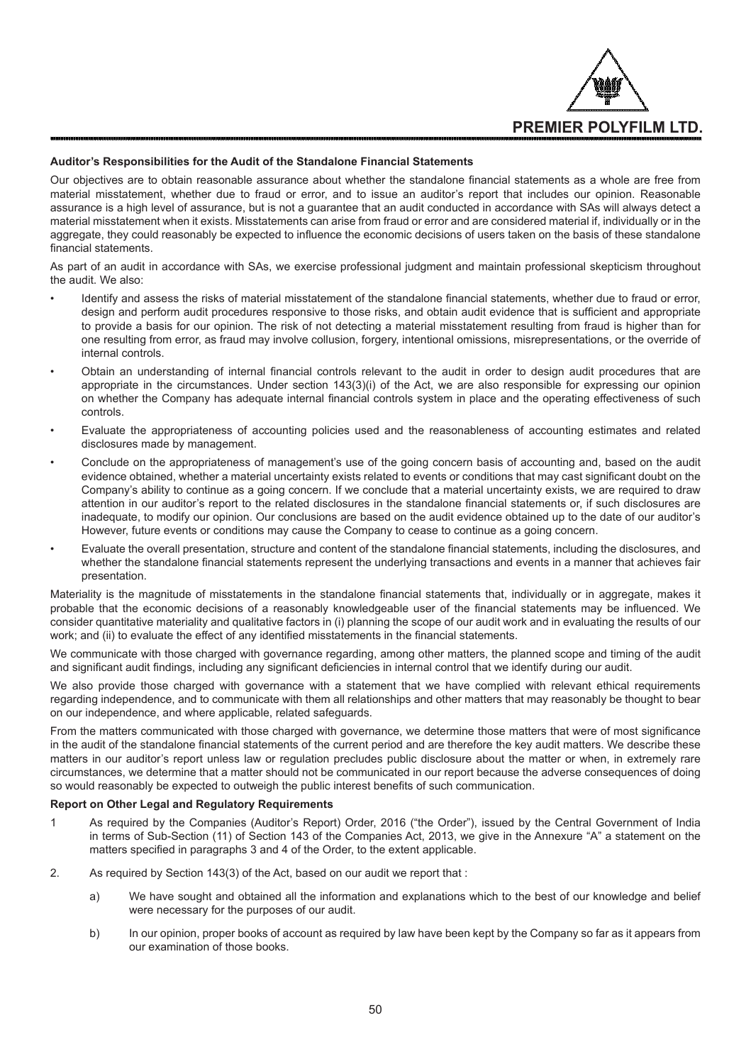**Auditor's Responsibilities for the Audit of the Standalone Financial Statements**

Our objectives are to obtain reasonable assurance about whether the standalone financial statements as a whole are free from material misstatement, whether due to fraud or error, and to issue an auditor's report that includes our opinion. Reasonable assurance is a high level of assurance, but is not a guarantee that an audit conducted in accordance with SAs will always detect a material misstatement when it exists. Misstatements can arise from fraud or error and are considered material if, individually or in the aggregate, they could reasonably be expected to influence the economic decisions of users taken on the basis of these standalone financial statements.

As part of an audit in accordance with SAs, we exercise professional judgment and maintain professional skepticism throughout the audit. We also:

- Identify and assess the risks of material misstatement of the standalone financial statements, whether due to fraud or error, design and perform audit procedures responsive to those risks, and obtain audit evidence that is sufficient and appropriate to provide a basis for our opinion. The risk of not detecting a material misstatement resulting from fraud is higher than for one resulting from error, as fraud may involve collusion, forgery, intentional omissions, misrepresentations, or the override of internal controls.
- Obtain an understanding of internal financial controls relevant to the audit in order to design audit procedures that are appropriate in the circumstances. Under section 143(3)(i) of the Act, we are also responsible for expressing our opinion on whether the Company has adequate internal financial controls system in place and the operating effectiveness of such controls.
- Evaluate the appropriateness of accounting policies used and the reasonableness of accounting estimates and related disclosures made by management.
- Conclude on the appropriateness of management's use of the going concern basis of accounting and, based on the audit evidence obtained, whether a material uncertainty exists related to events or conditions that may cast significant doubt on the Company's ability to continue as a going concern. If we conclude that a material uncertainty exists, we are required to draw attention in our auditor's report to the related disclosures in the standalone financial statements or, if such disclosures are inadequate, to modify our opinion. Our conclusions are based on the audit evidence obtained up to the date of our auditor's However, future events or conditions may cause the Company to cease to continue as a going concern.
- Evaluate the overall presentation, structure and content of the standalone financial statements, including the disclosures, and whether the standalone financial statements represent the underlying transactions and events in a manner that achieves fair presentation.

Materiality is the magnitude of misstatements in the standalone financial statements that, individually or in aggregate, makes it probable that the economic decisions of a reasonably knowledgeable user of the financial statements may be influenced. We consider quantitative materiality and qualitative factors in (i) planning the scope of our audit work and in evaluating the results of our work; and (ii) to evaluate the effect of any identified misstatements in the financial statements.

We communicate with those charged with governance regarding, among other matters, the planned scope and timing of the audit and significant audit findings, including any significant deficiencies in internal control that we identify during our audit.

We also provide those charged with governance with a statement that we have complied with relevant ethical requirements regarding independence, and to communicate with them all relationships and other matters that may reasonably be thought to bear on our independence, and where applicable, related safeguards.

From the matters communicated with those charged with governance, we determine those matters that were of most significance in the audit of the standalone financial statements of the current period and are therefore the key audit matters. We describe these matters in our auditor's report unless law or regulation precludes public disclosure about the matter or when, in extremely rare circumstances, we determine that a matter should not be communicated in our report because the adverse consequences of doing so would reasonably be expected to outweigh the public interest benefits of such communication.

**Report on Other Legal and Regulatory Requirements**

1 As required by the Companies (Auditor's Report) Order, 2016 ("the Order"), issued by the Central Government of India in terms of Sub-Section (11) of Section 143 of the Companies Act, 2013, we give in the Annexure "A" a statement on the matters specified in paragraphs 3 and 4 of the Order, to the extent applicable.

2. As required by Section 143(3) of the Act, based on our audit we report that :

   a) We have sought and obtained all the information and explanations which to the best of our knowledge and belief were necessary for the purposes of our audit.

   b) In our opinion, proper books of account as required by law have been kept by the Company so far as it appears from our examination of those books.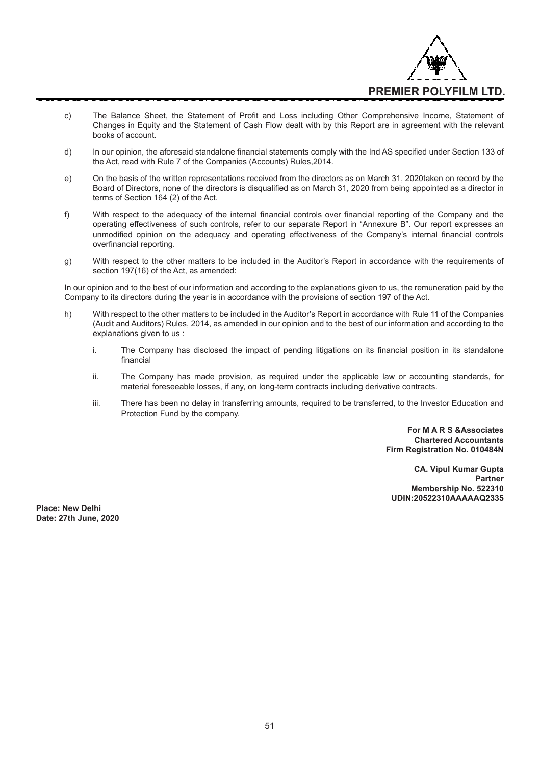c) The Balance Sheet, the Statement of Profit and Loss including Other Comprehensive Income, Statement of Changes in Equity and the Statement of Cash Flow dealt with by this Report are in agreement with the relevant books of account.

d) In our opinion, the aforesaid standalone financial statements comply with the Ind AS specified under Section 133 of the Act, read with Rule 7 of the Companies (Accounts) Rules,2014.

e) On the basis of the written representations received from the directors as on March 31, 2020taken on record by the Board of Directors, none of the directors is disqualified as on March 31, 2020 from being appointed as a director in terms of Section 164 (2) of the Act.

f) With respect to the adequacy of the internal financial controls over financial reporting of the Company and the operating effectiveness of such controls, refer to our separate Report in "Annexure B". Our report expresses an unmodified opinion on the adequacy and operating effectiveness of the Company's internal financial controls overfinancial reporting.

g) With respect to the other matters to be included in the Auditor's Report in accordance with the requirements of section 197(16) of the Act, as amended:

In our opinion and to the best of our information and according to the explanations given to us, the remuneration paid by the Company to its directors during the year is in accordance with the provisions of section 197 of the Act.

h) With respect to the other matters to be included in the Auditor's Report in accordance with Rule 11 of the Companies (Audit and Auditors) Rules, 2014, as amended in our opinion and to the best of our information and according to the explanations given to us :

   i. The Company has disclosed the impact of pending litigations on its financial position in its standalone financial

   ii. The Company has made provision, as required under the applicable law or accounting standards, for material foreseeable losses, if any, on long-term contracts including derivative contracts.

   iii. There has been no delay in transferring amounts, required to be transferred, to the Investor Education and Protection Fund by the company.

**For M A R S &Associates**
**Chartered Accountants**
**Firm Registration No. 010484N**

**CA. Vipul Kumar Gupta**
**Partner**
**Membership No. 522310**
**UDIN:20522310AAAAAQ2335**

**Place: New Delhi**
**Date: 27th June, 2020**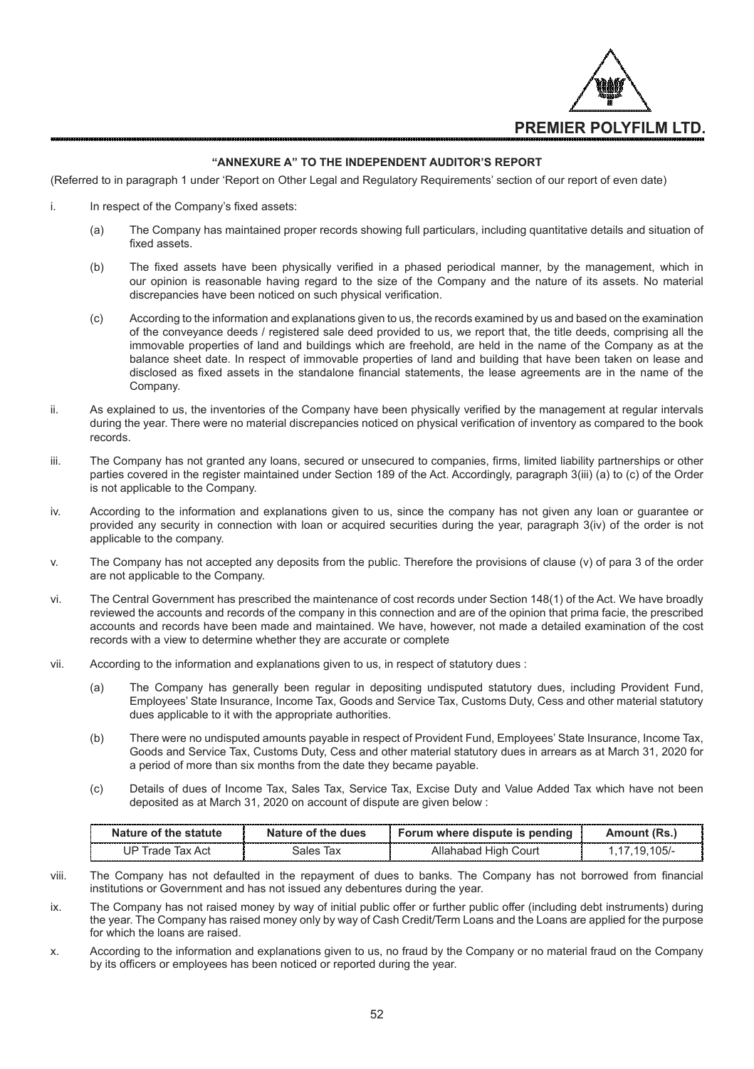## "ANNEXURE A" TO THE INDEPENDENT AUDITOR'S REPORT

(Referred to in paragraph 1 under 'Report on Other Legal and Regulatory Requirements' section of our report of even date)

i. In respect of the Company's fixed assets:

   (a) The Company has maintained proper records showing full particulars, including quantitative details and situation of fixed assets.

   (b) The fixed assets have been physically verified in a phased periodical manner, by the management, which in our opinion is reasonable having regard to the size of the Company and the nature of its assets. No material discrepancies have been noticed on such physical verification.

   (c) According to the information and explanations given to us, the records examined by us and based on the examination of the conveyance deeds / registered sale deed provided to us, we report that, the title deeds, comprising all the immovable properties of land and buildings which are freehold, are held in the name of the Company as at the balance sheet date. In respect of immovable properties of land and building that have been taken on lease and disclosed as fixed assets in the standalone financial statements, the lease agreements are in the name of the Company.

ii. As explained to us, the inventories of the Company have been physically verified by the management at regular intervals during the year. There were no material discrepancies noticed on physical verification of inventory as compared to the book records.

iii. The Company has not granted any loans, secured or unsecured to companies, firms, limited liability partnerships or other parties covered in the register maintained under Section 189 of the Act. Accordingly, paragraph 3(iii) (a) to (c) of the Order is not applicable to the Company.

iv. According to the information and explanations given to us, since the company has not given any loan or guarantee or provided any security in connection with loan or acquired securities during the year, paragraph 3(iv) of the order is not applicable to the company.

v. The Company has not accepted any deposits from the public. Therefore the provisions of clause (v) of para 3 of the order are not applicable to the Company.

vi. The Central Government has prescribed the maintenance of cost records under Section 148(1) of the Act. We have broadly reviewed the accounts and records of the company in this connection and are of the opinion that prima facie, the prescribed accounts and records have been made and maintained. We have, however, not made a detailed examination of the cost records with a view to determine whether they are accurate or complete

vii. According to the information and explanations given to us, in respect of statutory dues :

   (a) The Company has generally been regular in depositing undisputed statutory dues, including Provident Fund, Employees' State Insurance, Income Tax, Goods and Service Tax, Customs Duty, Cess and other material statutory dues applicable to it with the appropriate authorities.

   (b) There were no undisputed amounts payable in respect of Provident Fund, Employees' State Insurance, Income Tax, Goods and Service Tax, Customs Duty, Cess and other material statutory dues in arrears as at March 31, 2020 for a period of more than six months from the date they became payable.

   (c) Details of dues of Income Tax, Sales Tax, Service Tax, Excise Duty and Value Added Tax which have not been deposited as at March 31, 2020 on account of dispute are given below :

| Nature of the statute | Nature of the dues | Forum where dispute is pending | Amount (Rs.) |
|---|---|---|---|
| UP Trade Tax Act | Sales Tax | Allahabad High Court | 1,17,19,105/- |

viii. The Company has not defaulted in the repayment of dues to banks. The Company has not borrowed from financial institutions or Government and has not issued any debentures during the year.

ix. The Company has not raised money by way of initial public offer or further public offer (including debt instruments) during the year. The Company has raised money only by way of Cash Credit/Term Loans and the Loans are applied for the purpose for which the loans are raised.

x. According to the information and explanations given to us, no fraud by the Company or no material fraud on the Company by its officers or employees has been noticed or reported during the year.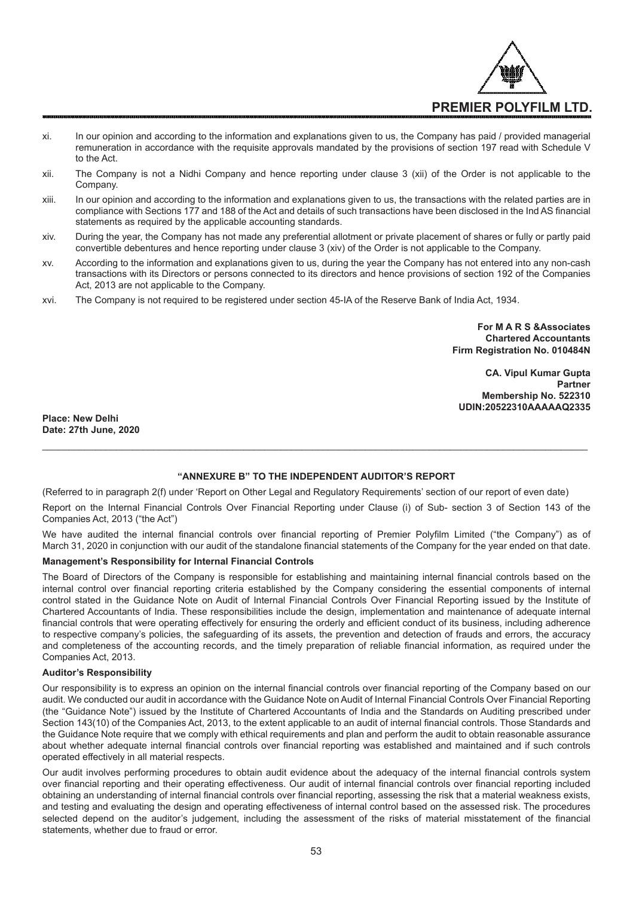xi. In our opinion and according to the information and explanations given to us, the Company has paid / provided managerial remuneration in accordance with the requisite approvals mandated by the provisions of section 197 read with Schedule V to the Act.

xii. The Company is not a Nidhi Company and hence reporting under clause 3 (xii) of the Order is not applicable to the Company.

xiii. In our opinion and according to the information and explanations given to us, the transactions with the related parties are in compliance with Sections 177 and 188 of the Act and details of such transactions have been disclosed in the Ind AS financial statements as required by the applicable accounting standards.

xiv. During the year, the Company has not made any preferential allotment or private placement of shares or fully or partly paid convertible debentures and hence reporting under clause 3 (xiv) of the Order is not applicable to the Company.

xv. According to the information and explanations given to us, during the year the Company has not entered into any non-cash transactions with its Directors or persons connected to its directors and hence provisions of section 192 of the Companies Act, 2013 are not applicable to the Company.

xvi. The Company is not required to be registered under section 45-IA of the Reserve Bank of India Act, 1934.

**For M A R S &Associates**
**Chartered Accountants**
**Firm Registration No. 010484N**

**CA. Vipul Kumar Gupta**
**Partner**
**Membership No. 522310**
**UDIN:20522310AAAAAQ2335**

**Place: New Delhi**
**Date: 27th June, 2020**

---

## "ANNEXURE B" TO THE INDEPENDENT AUDITOR'S REPORT

(Referred to in paragraph 2(f) under 'Report on Other Legal and Regulatory Requirements' section of our report of even date)

Report on the Internal Financial Controls Over Financial Reporting under Clause (i) of Sub- section 3 of Section 143 of the Companies Act, 2013 ("the Act")

We have audited the internal financial controls over financial reporting of Premier Polyfilm Limited ("the Company") as of March 31, 2020 in conjunction with our audit of the standalone financial statements of the Company for the year ended on that date.

### Management's Responsibility for Internal Financial Controls

The Board of Directors of the Company is responsible for establishing and maintaining internal financial controls based on the internal control over financial reporting criteria established by the Company considering the essential components of internal control stated in the Guidance Note on Audit of Internal Financial Controls Over Financial Reporting issued by the Institute of Chartered Accountants of India. These responsibilities include the design, implementation and maintenance of adequate internal financial controls that were operating effectively for ensuring the orderly and efficient conduct of its business, including adherence to respective company's policies, the safeguarding of its assets, the prevention and detection of frauds and errors, the accuracy and completeness of the accounting records, and the timely preparation of reliable financial information, as required under the Companies Act, 2013.

### Auditor's Responsibility

Our responsibility is to express an opinion on the internal financial controls over financial reporting of the Company based on our audit. We conducted our audit in accordance with the Guidance Note on Audit of Internal Financial Controls Over Financial Reporting (the "Guidance Note") issued by the Institute of Chartered Accountants of India and the Standards on Auditing prescribed under Section 143(10) of the Companies Act, 2013, to the extent applicable to an audit of internal financial controls. Those Standards and the Guidance Note require that we comply with ethical requirements and plan and perform the audit to obtain reasonable assurance about whether adequate internal financial controls over financial reporting was established and maintained and if such controls operated effectively in all material respects.

Our audit involves performing procedures to obtain audit evidence about the adequacy of the internal financial controls system over financial reporting and their operating effectiveness. Our audit of internal financial controls over financial reporting included obtaining an understanding of internal financial controls over financial reporting, assessing the risk that a material weakness exists, and testing and evaluating the design and operating effectiveness of internal control based on the assessed risk. The procedures selected depend on the auditor's judgement, including the assessment of the risks of material misstatement of the financial statements, whether due to fraud or error.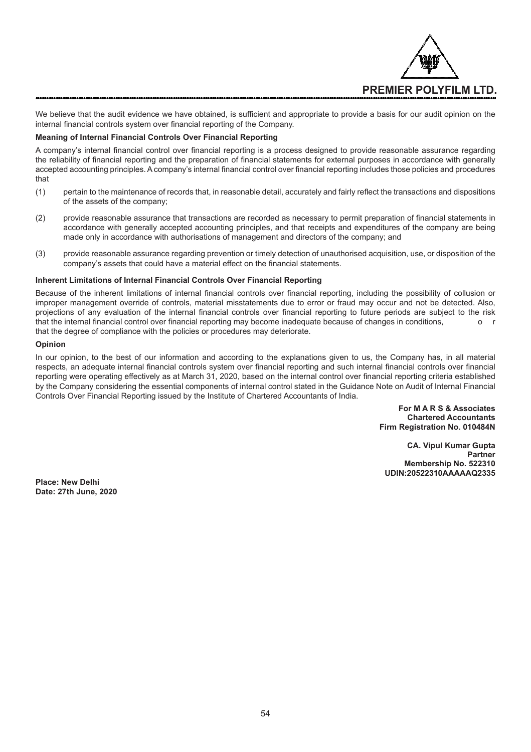We believe that the audit evidence we have obtained, is sufficient and appropriate to provide a basis for our audit opinion on the internal financial controls system over financial reporting of the Company.

**Meaning of Internal Financial Controls Over Financial Reporting**

A company's internal financial control over financial reporting is a process designed to provide reasonable assurance regarding the reliability of financial reporting and the preparation of financial statements for external purposes in accordance with generally accepted accounting principles. A company's internal financial control over financial reporting includes those policies and procedures that

(1) pertain to the maintenance of records that, in reasonable detail, accurately and fairly reflect the transactions and dispositions of the assets of the company;

(2) provide reasonable assurance that transactions are recorded as necessary to permit preparation of financial statements in accordance with generally accepted accounting principles, and that receipts and expenditures of the company are being made only in accordance with authorisations of management and directors of the company; and

(3) provide reasonable assurance regarding prevention or timely detection of unauthorised acquisition, use, or disposition of the company's assets that could have a material effect on the financial statements.

**Inherent Limitations of Internal Financial Controls Over Financial Reporting**

Because of the inherent limitations of internal financial controls over financial reporting, including the possibility of collusion or improper management override of controls, material misstatements due to error or fraud may occur and not be detected. Also, projections of any evaluation of the internal financial controls over financial reporting to future periods are subject to the risk that the internal financial control over financial reporting may become inadequate because of changes in conditions, or that the degree of compliance with the policies or procedures may deteriorate.

**Opinion**

In our opinion, to the best of our information and according to the explanations given to us, the Company has, in all material respects, an adequate internal financial controls system over financial reporting and such internal financial controls over financial reporting were operating effectively as at March 31, 2020, based on the internal control over financial reporting criteria established by the Company considering the essential components of internal control stated in the Guidance Note on Audit of Internal Financial Controls Over Financial Reporting issued by the Institute of Chartered Accountants of India.

**For M A R S & Associates**
**Chartered Accountants**
**Firm Registration No. 010484N**

**CA. Vipul Kumar Gupta**
**Partner**
**Membership No. 522310**
**UDIN:20522310AAAAAQ2335**

**Place: New Delhi**
**Date: 27th June, 2020**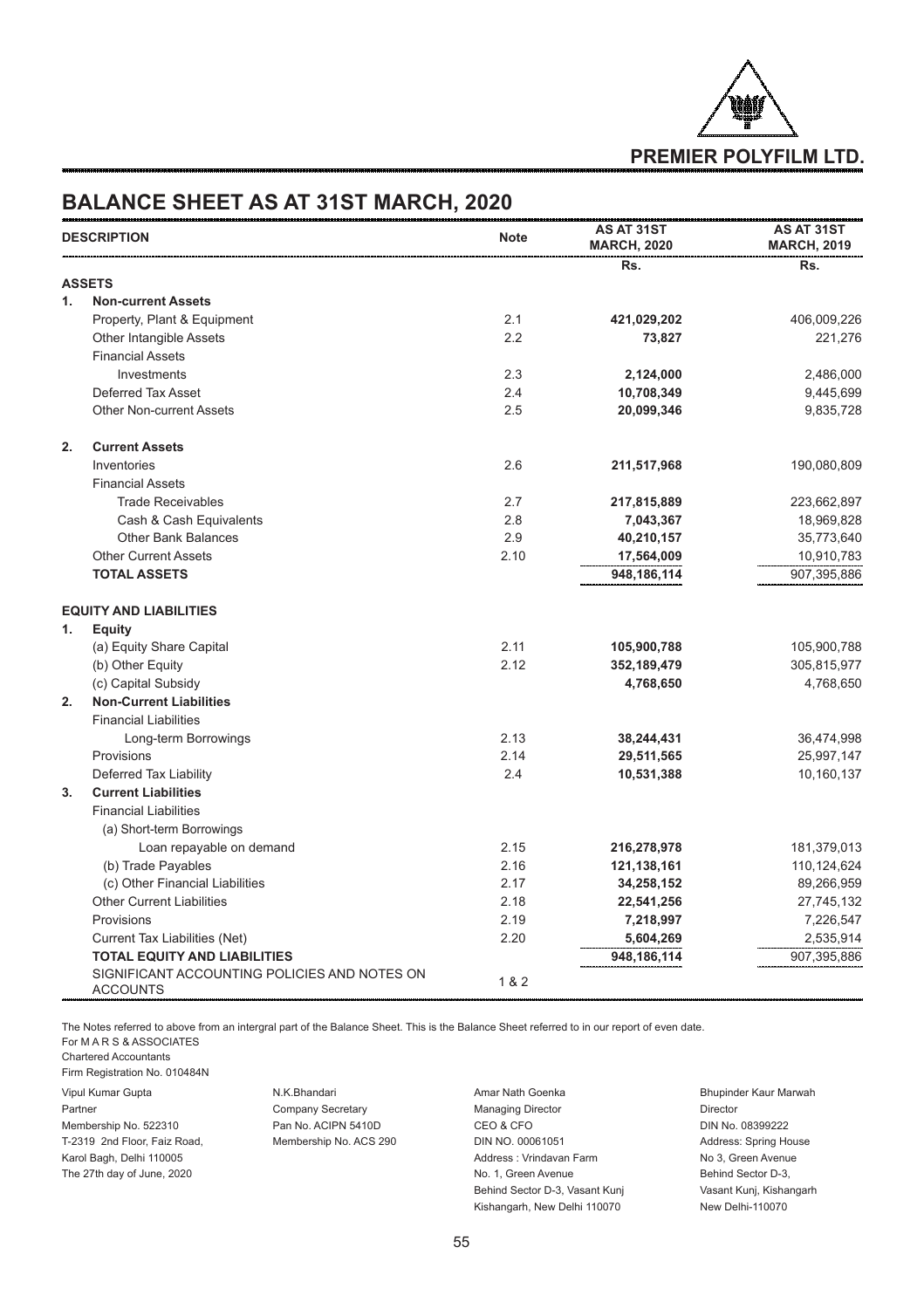## PREMIER POLYFILM LTD.

# BALANCE SHEET AS AT 31ST MARCH, 2020

| DESCRIPTION | Note | AS AT 31ST MARCH, 2020 | AS AT 31ST MARCH, 2019 |
|---|---|---|---|
| | | Rs. | Rs. |
| **ASSETS** | | | |
| **1. Non-current Assets** | | | |
| Property, Plant & Equipment | 2.1 | **421,029,202** | 406,009,226 |
| Other Intangible Assets | 2.2 | **73,827** | 221,276 |
| Financial Assets | | | |
| Investments | 2.3 | **2,124,000** | 2,486,000 |
| Deferred Tax Asset | 2.4 | **10,708,349** | 9,445,699 |
| Other Non-current Assets | 2.5 | **20,099,346** | 9,835,728 |
| **2. Current Assets** | | | |
| Inventories | 2.6 | **211,517,968** | 190,080,809 |
| Financial Assets | | | |
| Trade Receivables | 2.7 | **217,815,889** | 223,662,897 |
| Cash & Cash Equivalents | 2.8 | **7,043,367** | 18,969,828 |
| Other Bank Balances | 2.9 | **40,210,157** | 35,773,640 |
| Other Current Assets | 2.10 | **17,564,009** | 10,910,783 |
| **TOTAL ASSETS** | | **948,186,114** | 907,395,886 |
| **EQUITY AND LIABILITIES** | | | |
| **1. Equity** | | | |
| (a) Equity Share Capital | 2.11 | **105,900,788** | 105,900,788 |
| (b) Other Equity | 2.12 | **352,189,479** | 305,815,977 |
| (c) Capital Subsidy | | **4,768,650** | 4,768,650 |
| **2. Non-Current Liabilities** | | | |
| Financial Liabilities | | | |
| Long-term Borrowings | 2.13 | **38,244,431** | 36,474,998 |
| Provisions | 2.14 | **29,511,565** | 25,997,147 |
| Deferred Tax Liability | 2.4 | **10,531,388** | 10,160,137 |
| **3. Current Liabilities** | | | |
| Financial Liabilities | | | |
| (a) Short-term Borrowings | | | |
| Loan repayable on demand | 2.15 | **216,278,978** | 181,379,013 |
| (b) Trade Payables | 2.16 | **121,138,161** | 110,124,624 |
| (c) Other Financial Liabilities | 2.17 | **34,258,152** | 89,266,959 |
| Other Current Liabilities | 2.18 | **22,541,256** | 27,745,132 |
| Provisions | 2.19 | **7,218,997** | 7,226,547 |
| Current Tax Liabilities (Net) | 2.20 | **5,604,269** | 2,535,914 |
| **TOTAL EQUITY AND LIABILITIES** | | **948,186,114** | 907,395,886 |
| SIGNIFICANT ACCOUNTING POLICIES AND NOTES ON ACCOUNTS | 1 & 2 | | |

The Notes referred to above from an intergral part of the Balance Sheet. This is the Balance Sheet referred to in our report of even date.

For M A R S & ASSOCIATES
Chartered Accountants
Firm Registration No. 010484N

Vipul Kumar Gupta
Partner
Membership No. 522310
T-2319 2nd Floor, Faiz Road,
Karol Bagh, Delhi 110005
The 27th day of June, 2020

N.K.Bhandari
Company Secretary
Pan No. ACIPN 5410D
Membership No. ACS 290

Amar Nath Goenka
Managing Director
CEO & CFO
DIN NO. 00061051
Address : Vrindavan Farm
No. 1, Green Avenue
Behind Sector D-3, Vasant Kunj
Kishangarh, New Delhi 110070

Bhupinder Kaur Marwah
Director
DIN No. 08399222
Address: Spring House
No 3, Green Avenue
Behind Sector D-3,
Vasant Kunj, Kishangarh
New Delhi-110070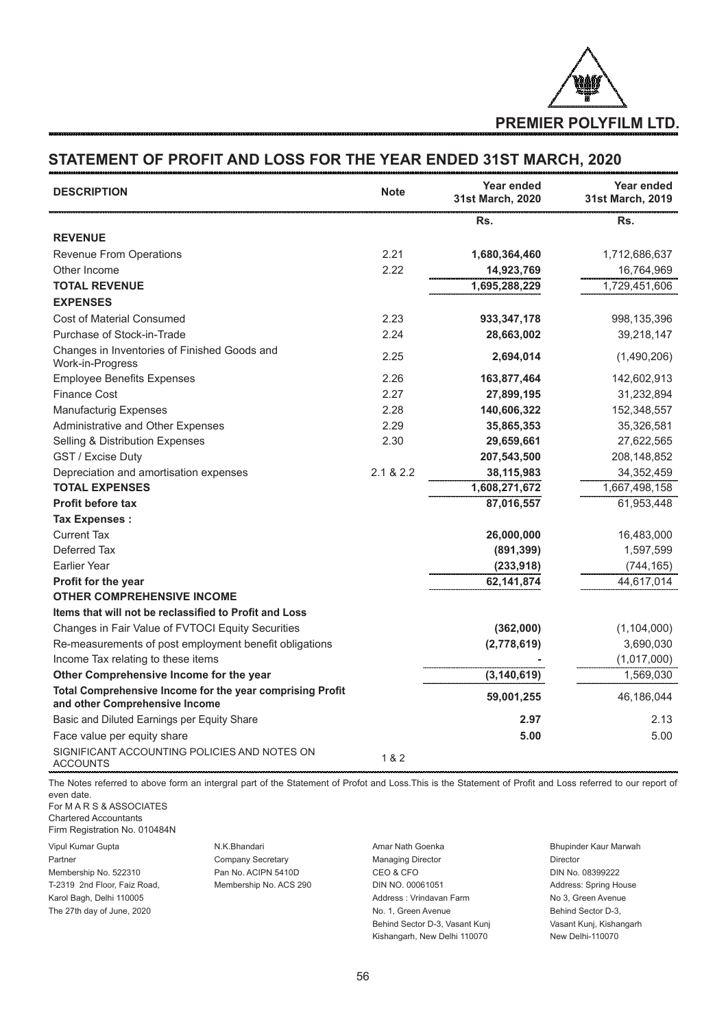PREMIER POLYFILM LTD.

## STATEMENT OF PROFIT AND LOSS FOR THE YEAR ENDED 31ST MARCH, 2020

| DESCRIPTION | Note | Year ended 31st March, 2020 | Year ended 31st March, 2019 |
|---|---|---|---|
| | | Rs. | Rs. |
| **REVENUE** | | | |
| Revenue From Operations | 2.21 | **1,680,364,460** | 1,712,686,637 |
| Other Income | 2.22 | **14,923,769** | 16,764,969 |
| **TOTAL REVENUE** | | **1,695,288,229** | 1,729,451,606 |
| **EXPENSES** | | | |
| Cost of Material Consumed | 2.23 | **933,347,178** | 998,135,396 |
| Purchase of Stock-in-Trade | 2.24 | **28,663,002** | 39,218,147 |
| Changes in Inventories of Finished Goods and Work-in-Progress | 2.25 | **2,694,014** | (1,490,206) |
| Employee Benefits Expenses | 2.26 | **163,877,464** | 142,602,913 |
| Finance Cost | 2.27 | **27,899,195** | 31,232,894 |
| Manufacturig Expenses | 2.28 | **140,606,322** | 152,348,557 |
| Administrative and Other Expenses | 2.29 | **35,865,353** | 35,326,581 |
| Selling & Distribution Expenses | 2.30 | **29,659,661** | 27,622,565 |
| GST / Excise Duty | | **207,543,500** | 208,148,852 |
| Depreciation and amortisation expenses | 2.1 & 2.2 | **38,115,983** | 34,352,459 |
| **TOTAL EXPENSES** | | **1,608,271,672** | 1,667,498,158 |
| **Profit before tax** | | **87,016,557** | 61,953,448 |
| **Tax Expenses :** | | | |
| Current Tax | | **26,000,000** | 16,483,000 |
| Deferred Tax | | **(891,399)** | 1,597,599 |
| Earlier Year | | **(233,918)** | (744,165) |
| **Profit for the year** | | **62,141,874** | 44,617,014 |
| **OTHER COMPREHENSIVE INCOME** | | | |
| **Items that will not be reclassified to Profit and Loss** | | | |
| Changes in Fair Value of FVTOCI Equity Securities | | **(362,000)** | (1,104,000) |
| Re-measurements of post employment benefit obligations | | **(2,778,619)** | 3,690,030 |
| Income Tax relating to these items | | **-** | (1,017,000) |
| **Other Comprehensive Income for the year** | | **(3,140,619)** | 1,569,030 |
| **Total Comprehensive Income for the year comprising Profit and other Comprehensive Income** | | **59,001,255** | 46,186,044 |
| Basic and Diluted Earnings per Equity Share | | **2.97** | 2.13 |
| Face value per equity share | | **5.00** | 5.00 |
| SIGNIFICANT ACCOUNTING POLICIES AND NOTES ON ACCOUNTS | 1 & 2 | | |

The Notes referred to above form an intergral part of the Statement of Profot and Loss.This is the Statement of Profit and Loss referred to our report of even date.

For M A R S & ASSOCIATES
Chartered Accountants
Firm Registration No. 010484N

Vipul Kumar Gupta
Partner
Membership No. 522310
T-2319 2nd Floor, Faiz Road,
Karol Bagh, Delhi 110005
The 27th day of June, 2020

N.K.Bhandari
Company Secretary
Pan No. ACIPN 5410D
Membership No. ACS 290

Amar Nath Goenka
Managing Director
CEO & CFO
DIN NO. 00061051
Address : Vrindavan Farm
No. 1, Green Avenue
Behind Sector D-3, Vasant Kunj
Kishangarh, New Delhi 110070

Bhupinder Kaur Marwah
Director
DIN No. 08399222
Address: Spring House
No 3, Green Avenue
Behind Sector D-3,
Vasant Kunj, Kishangarh
New Delhi-110070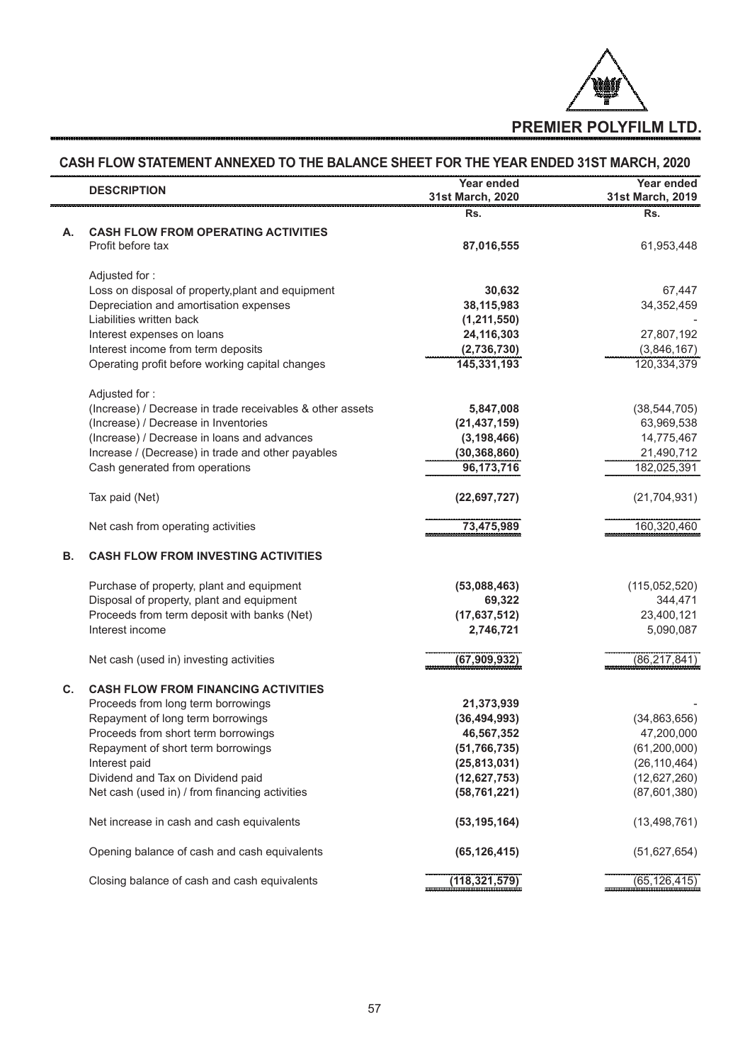# PREMIER POLYFILM LTD.

## CASH FLOW STATEMENT ANNEXED TO THE BALANCE SHEET FOR THE YEAR ENDED 31ST MARCH, 2020

| | DESCRIPTION | Year ended 31st March, 2020 | Year ended 31st March, 2019 |
|---|---|---|---|
| | | Rs. | Rs. |
| A. | **CASH FLOW FROM OPERATING ACTIVITIES** | | |
| | Profit before tax | **87,016,555** | 61,953,448 |
| | Adjusted for : | | |
| | Loss on disposal of property,plant and equipment | **30,632** | 67,447 |
| | Depreciation and amortisation expenses | **38,115,983** | 34,352,459 |
| | Liabilities written back | **(1,211,550)** | - |
| | Interest expenses on loans | **24,116,303** | 27,807,192 |
| | Interest income from term deposits | **(2,736,730)** | (3,846,167) |
| | Operating profit before working capital changes | **145,331,193** | 120,334,379 |
| | Adjusted for : | | |
| | (Increase) / Decrease in trade receivables & other assets | **5,847,008** | (38,544,705) |
| | (Increase) / Decrease in Inventories | **(21,437,159)** | 63,969,538 |
| | (Increase) / Decrease in loans and advances | **(3,198,466)** | 14,775,467 |
| | Increase / (Decrease) in trade and other payables | **(30,368,860)** | 21,490,712 |
| | Cash generated from operations | **96,173,716** | 182,025,391 |
| | Tax paid (Net) | **(22,697,727)** | (21,704,931) |
| | Net cash from operating activities | **73,475,989** | 160,320,460 |
| B. | **CASH FLOW FROM INVESTING ACTIVITIES** | | |
| | Purchase of property, plant and equipment | **(53,088,463)** | (115,052,520) |
| | Disposal of property, plant and equipment | **69,322** | 344,471 |
| | Proceeds from term deposit with banks (Net) | **(17,637,512)** | 23,400,121 |
| | Interest income | **2,746,721** | 5,090,087 |
| | Net cash (used in) investing activities | **(67,909,932)** | (86,217,841) |
| C. | **CASH FLOW FROM FINANCING ACTIVITIES** | | |
| | Proceeds from long term borrowings | **21,373,939** | - |
| | Repayment of long term borrowings | **(36,494,993)** | (34,863,656) |
| | Proceeds from short term borrowings | **46,567,352** | 47,200,000 |
| | Repayment of short term borrowings | **(51,766,735)** | (61,200,000) |
| | Interest paid | **(25,813,031)** | (26,110,464) |
| | Dividend and Tax on Dividend paid | **(12,627,753)** | (12,627,260) |
| | Net cash (used in) / from financing activities | **(58,761,221)** | (87,601,380) |
| | Net increase in cash and cash equivalents | **(53,195,164)** | (13,498,761) |
| | Opening balance of cash and cash equivalents | **(65,126,415)** | (51,627,654) |
| | Closing balance of cash and cash equivalents | **(118,321,579)** | (65,126,415) |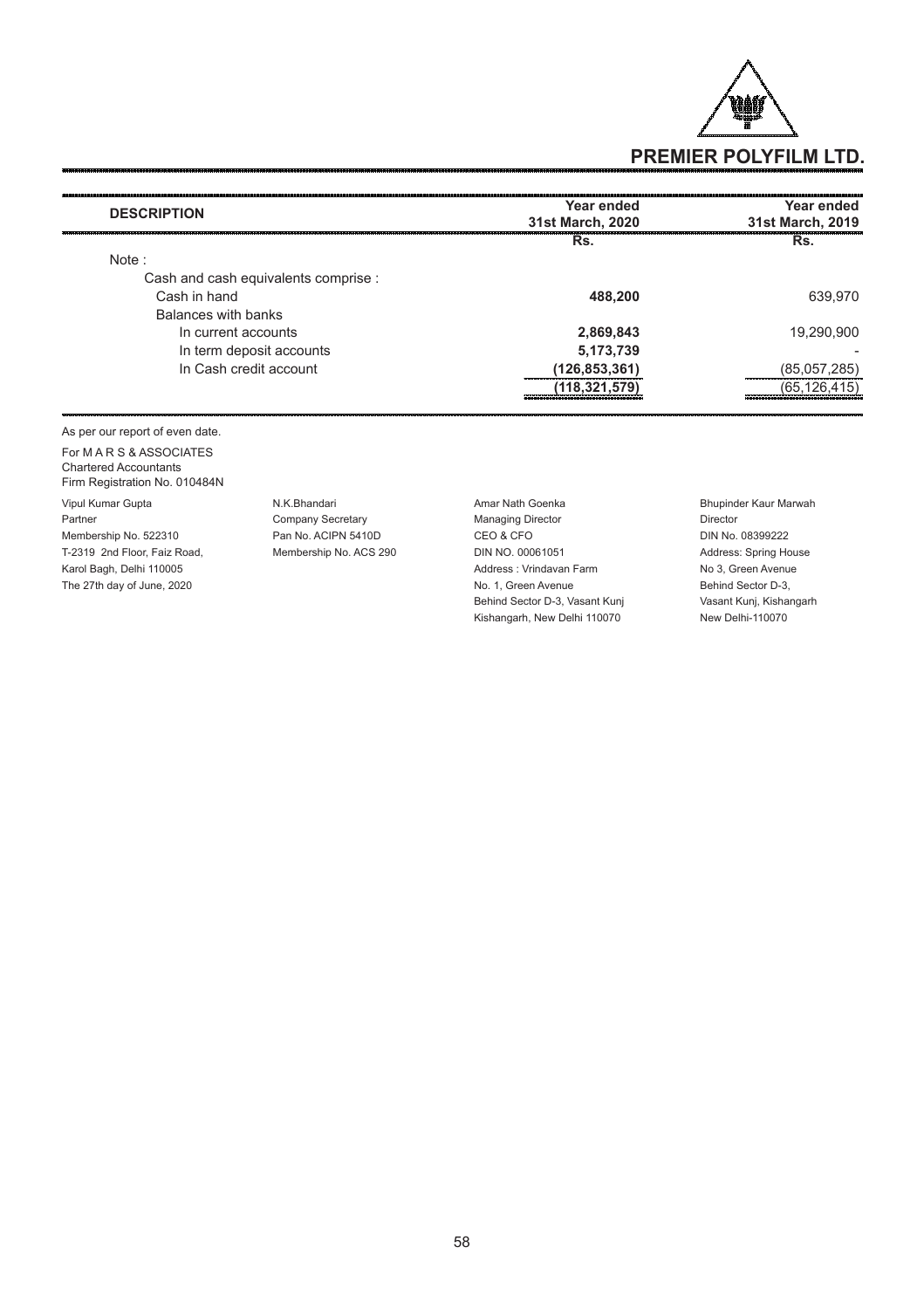| DESCRIPTION | Year ended 31st March, 2020 | Year ended 31st March, 2019 |
|---|---|---|
| | Rs. | Rs. |
| Note : | | |
| Cash and cash equivalents comprise : | | |
| Cash in hand | **488,200** | 639,970 |
| Balances with banks | | |
| In current accounts | **2,869,843** | 19,290,900 |
| In term deposit accounts | **5,173,739** | - |
| In Cash credit account | **(126,853,361)** | (85,057,285) |
| | **(118,321,579)** | (65,126,415) |

As per our report of even date.

For M A R S & ASSOCIATES
Chartered Accountants
Firm Registration No. 010484N

Vipul Kumar Gupta
Partner
Membership No. 522310
T-2319 2nd Floor, Faiz Road,
Karol Bagh, Delhi 110005
The 27th day of June, 2020

N.K.Bhandari
Company Secretary
Pan No. ACIPN 5410D
Membership No. ACS 290

Amar Nath Goenka
Managing Director
CEO & CFO
DIN NO. 00061051
Address : Vrindavan Farm
No. 1, Green Avenue
Behind Sector D-3, Vasant Kunj
Kishangarh, New Delhi 110070

Bhupinder Kaur Marwah
Director
DIN No. 08399222
Address: Spring House
No 3, Green Avenue
Behind Sector D-3,
Vasant Kunj, Kishangarh
New Delhi-110070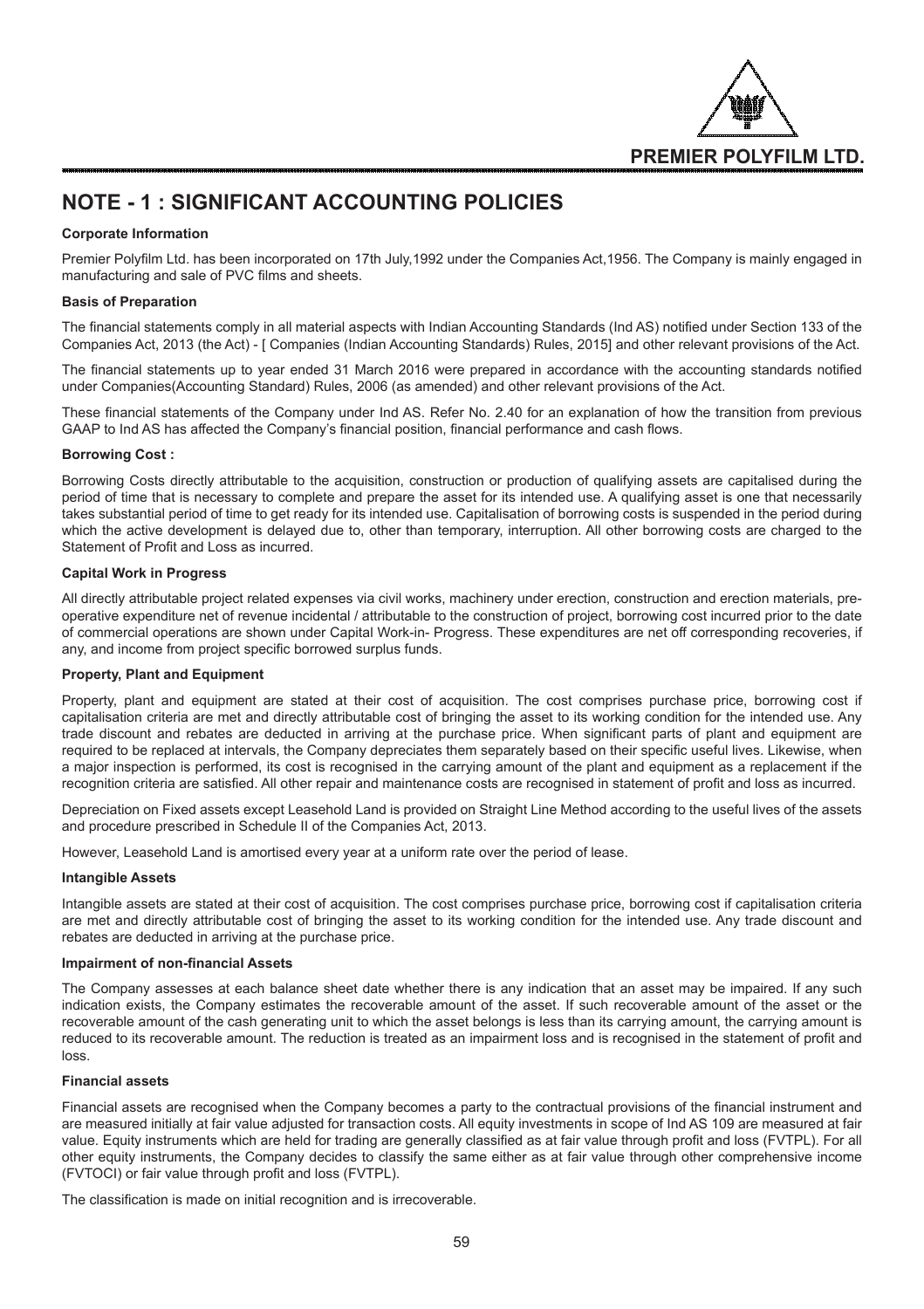# NOTE - 1 : SIGNIFICANT ACCOUNTING POLICIES

**Corporate Information**

Premier Polyfilm Ltd. has been incorporated on 17th July,1992 under the Companies Act,1956. The Company is mainly engaged in manufacturing and sale of PVC films and sheets.

**Basis of Preparation**

The financial statements comply in all material aspects with Indian Accounting Standards (Ind AS) notified under Section 133 of the Companies Act, 2013 (the Act) - [ Companies (Indian Accounting Standards) Rules, 2015] and other relevant provisions of the Act.

The financial statements up to year ended 31 March 2016 were prepared in accordance with the accounting standards notified under Companies(Accounting Standard) Rules, 2006 (as amended) and other relevant provisions of the Act.

These financial statements of the Company under Ind AS. Refer No. 2.40 for an explanation of how the transition from previous GAAP to Ind AS has affected the Company's financial position, financial performance and cash flows.

**Borrowing Cost :**

Borrowing Costs directly attributable to the acquisition, construction or production of qualifying assets are capitalised during the period of time that is necessary to complete and prepare the asset for its intended use. A qualifying asset is one that necessarily takes substantial period of time to get ready for its intended use. Capitalisation of borrowing costs is suspended in the period during which the active development is delayed due to, other than temporary, interruption. All other borrowing costs are charged to the Statement of Profit and Loss as incurred.

**Capital Work in Progress**

All directly attributable project related expenses via civil works, machinery under erection, construction and erection materials, pre-operative expenditure net of revenue incidental / attributable to the construction of project, borrowing cost incurred prior to the date of commercial operations are shown under Capital Work-in- Progress. These expenditures are net off corresponding recoveries, if any, and income from project specific borrowed surplus funds.

**Property, Plant and Equipment**

Property, plant and equipment are stated at their cost of acquisition. The cost comprises purchase price, borrowing cost if capitalisation criteria are met and directly attributable cost of bringing the asset to its working condition for the intended use. Any trade discount and rebates are deducted in arriving at the purchase price. When significant parts of plant and equipment are required to be replaced at intervals, the Company depreciates them separately based on their specific useful lives. Likewise, when a major inspection is performed, its cost is recognised in the carrying amount of the plant and equipment as a replacement if the recognition criteria are satisfied. All other repair and maintenance costs are recognised in statement of profit and loss as incurred.

Depreciation on Fixed assets except Leasehold Land is provided on Straight Line Method according to the useful lives of the assets and procedure prescribed in Schedule II of the Companies Act, 2013.

However, Leasehold Land is amortised every year at a uniform rate over the period of lease.

**Intangible Assets**

Intangible assets are stated at their cost of acquisition. The cost comprises purchase price, borrowing cost if capitalisation criteria are met and directly attributable cost of bringing the asset to its working condition for the intended use. Any trade discount and rebates are deducted in arriving at the purchase price.

**Impairment of non-financial Assets**

The Company assesses at each balance sheet date whether there is any indication that an asset may be impaired. If any such indication exists, the Company estimates the recoverable amount of the asset. If such recoverable amount of the asset or the recoverable amount of the cash generating unit to which the asset belongs is less than its carrying amount, the carrying amount is reduced to its recoverable amount. The reduction is treated as an impairment loss and is recognised in the statement of profit and loss.

**Financial assets**

Financial assets are recognised when the Company becomes a party to the contractual provisions of the financial instrument and are measured initially at fair value adjusted for transaction costs. All equity investments in scope of Ind AS 109 are measured at fair value. Equity instruments which are held for trading are generally classified as at fair value through profit and loss (FVTPL). For all other equity instruments, the Company decides to classify the same either as at fair value through other comprehensive income (FVTOCI) or fair value through profit and loss (FVTPL).

The classification is made on initial recognition and is irrecoverable.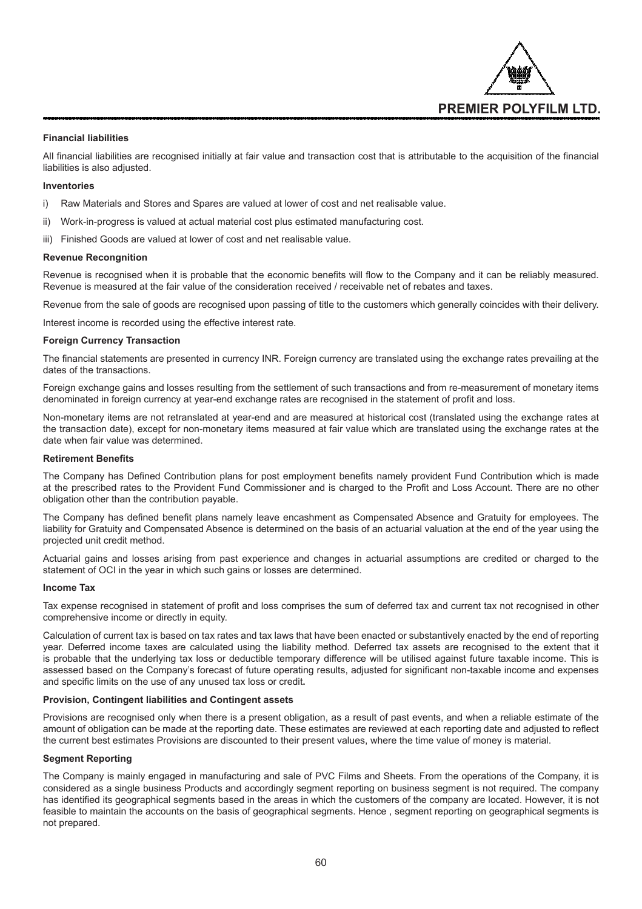**Financial liabilities**

All financial liabilities are recognised initially at fair value and transaction cost that is attributable to the acquisition of the financial liabilities is also adjusted.

**Inventories**

i) Raw Materials and Stores and Spares are valued at lower of cost and net realisable value.

ii) Work-in-progress is valued at actual material cost plus estimated manufacturing cost.

iii) Finished Goods are valued at lower of cost and net realisable value.

**Revenue Recongnition**

Revenue is recognised when it is probable that the economic benefits will flow to the Company and it can be reliably measured. Revenue is measured at the fair value of the consideration received / receivable net of rebates and taxes.

Revenue from the sale of goods are recognised upon passing of title to the customers which generally coincides with their delivery.

Interest income is recorded using the effective interest rate.

**Foreign Currency Transaction**

The financial statements are presented in currency INR. Foreign currency are translated using the exchange rates prevailing at the dates of the transactions.

Foreign exchange gains and losses resulting from the settlement of such transactions and from re-measurement of monetary items denominated in foreign currency at year-end exchange rates are recognised in the statement of profit and loss.

Non-monetary items are not retranslated at year-end and are measured at historical cost (translated using the exchange rates at the transaction date), except for non-monetary items measured at fair value which are translated using the exchange rates at the date when fair value was determined.

**Retirement Benefits**

The Company has Defined Contribution plans for post employment benefits namely provident Fund Contribution which is made at the prescribed rates to the Provident Fund Commissioner and is charged to the Profit and Loss Account. There are no other obligation other than the contribution payable.

The Company has defined benefit plans namely leave encashment as Compensated Absence and Gratuity for employees. The liability for Gratuity and Compensated Absence is determined on the basis of an actuarial valuation at the end of the year using the projected unit credit method.

Actuarial gains and losses arising from past experience and changes in actuarial assumptions are credited or charged to the statement of OCI in the year in which such gains or losses are determined.

**Income Tax**

Tax expense recognised in statement of profit and loss comprises the sum of deferred tax and current tax not recognised in other comprehensive income or directly in equity.

Calculation of current tax is based on tax rates and tax laws that have been enacted or substantively enacted by the end of reporting year. Deferred income taxes are calculated using the liability method. Deferred tax assets are recognised to the extent that it is probable that the underlying tax loss or deductible temporary difference will be utilised against future taxable income. This is assessed based on the Company's forecast of future operating results, adjusted for significant non-taxable income and expenses and specific limits on the use of any unused tax loss or credit.

**Provision, Contingent liabilities and Contingent assets**

Provisions are recognised only when there is a present obligation, as a result of past events, and when a reliable estimate of the amount of obligation can be made at the reporting date. These estimates are reviewed at each reporting date and adjusted to reflect the current best estimates Provisions are discounted to their present values, where the time value of money is material.

**Segment Reporting**

The Company is mainly engaged in manufacturing and sale of PVC Films and Sheets. From the operations of the Company, it is considered as a single business Products and accordingly segment reporting on business segment is not required. The company has identified its geographical segments based in the areas in which the customers of the company are located. However, it is not feasible to maintain the accounts on the basis of geographical segments. Hence , segment reporting on geographical segments is not prepared.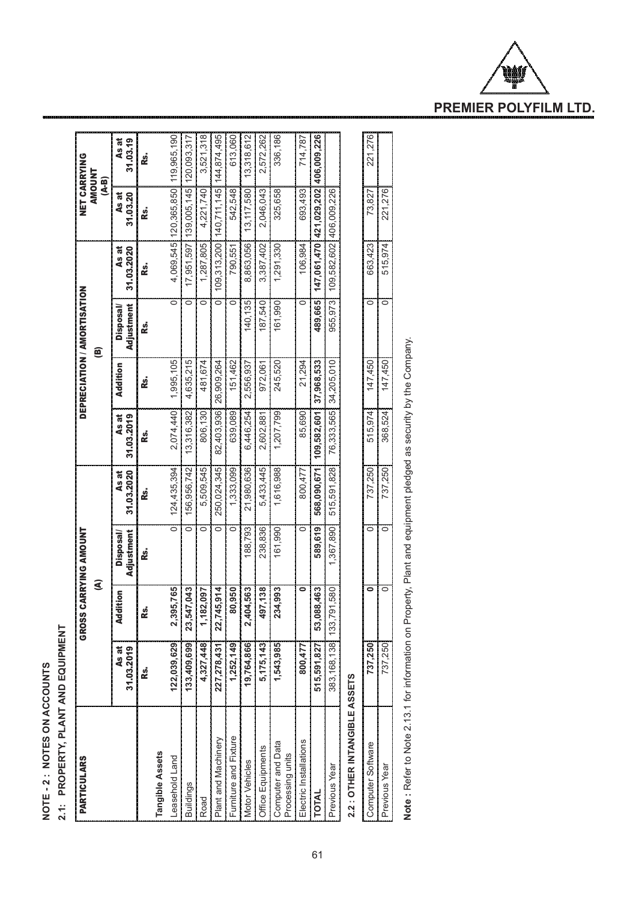## NOTE - 2 : NOTES ON ACCOUNTS

### 2.1: PROPERTY, PLANT AND EQUIPMENT

| PARTICULARS | GROSS CARRYING AMOUNT (A) | | | | DEPRECIATION / AMORTISATION (B) | | | | NET CARRYING AMOUNT (A-B) | |
|---|---|---|---|---|---|---|---|---|---|---|
| | As at 31.03.2019 | Addition | Disposal/ Adjustment | As at 31.03.2020 | As at 31.03.2019 | Addition | Disposal/ Adjustment | As at 31.03.2020 | As at 31.03.20 | As at 31.03.19 |
| | Rs. | Rs. | Rs. | Rs. | Rs. | Rs. | Rs. | Rs. | Rs. | Rs. |
| **Tangible Assets** | | | | | | | | | | |
| Leasehold Land | 122,039,629 | 2,395,765 | 0 | 124,435,394 | 2,074,440 | 1,995,105 | 0 | 4,069,545 | 120,365,850 | 119,965,190 |
| Buildings | 133,409,699 | 23,547,043 | 0 | 156,956,742 | 13,316,382 | 4,635,215 | 0 | 17,951,597 | 139,005,145 | 120,093,317 |
| Road | 4,327,448 | 1,182,097 | 0 | 5,509,545 | 806,130 | 481,674 | 0 | 1,287,805 | 4,221,740 | 3,521,318 |
| Plant and Machinery | 227,278,431 | 22,745,914 | 0 | 250,024,345 | 82,403,936 | 26,909,264 | 0 | 109,313,200 | 140,711,145 | 144,874,495 |
| Furniture and Fixture | 1,252,149 | 80,950 | 0 | 1,333,099 | 639,089 | 151,462 | 0 | 790,551 | 542,548 | 613,060 |
| Motor Vehicles | 19,764,866 | 2,404,563 | 188,793 | 21,980,636 | 6,446,254 | 2,556,937 | 140,135 | 8,863,056 | 13,117,580 | 13,318,612 |
| Office Equipments | 5,175,143 | 497,138 | 238,836 | 5,433,445 | 2,602,881 | 972,061 | 187,540 | 3,387,402 | 2,046,043 | 2,572,262 |
| Computer and Data Processing units | 1,543,985 | 234,993 | 161,990 | 1,616,988 | 1,207,799 | 245,520 | 161,990 | 1,291,330 | 325,658 | 336,186 |
| Electric Installations | 800,477 | 0 | 0 | 800,477 | 85,690 | 21,294 | 0 | 106,984 | 693,493 | 714,787 |
| **TOTAL** | **515,591,827** | **53,088,463** | **589,619** | **568,090,671** | **109,582,601** | **37,968,533** | **489,665** | **147,061,470** | **421,029,202** | **406,009,226** |
| Previous Year | 383,168,138 | 133,791,580 | 1,367,890 | 515,591,828 | 76,333,565 | 34,205,010 | 955,973 | 109,582,602 | 406,009,226 | |

### 2.2 : OTHER INTANGIBLE ASSETS

| PARTICULARS | As at 31.03.2019 | Addition | Disposal/ Adjustment | As at 31.03.2020 | As at 31.03.2019 | Addition | Disposal/ Adjustment | As at 31.03.2020 | As at 31.03.20 | As at 31.03.19 |
|---|---|---|---|---|---|---|---|---|---|---|
| Computer Software | 737,250 | 0 | 0 | 737,250 | 515,974 | 147,450 | 0 | 663,423 | 73,827 | 221,276 |
| Previous Year | 737,250 | 0 | 0 | 737,250 | 368,524 | 147,450 | 0 | 515,974 | 221,276 | |

**Note :** Refer to Note 2.13.1 for information on Property, Plant and equipment pledged as security by the Company.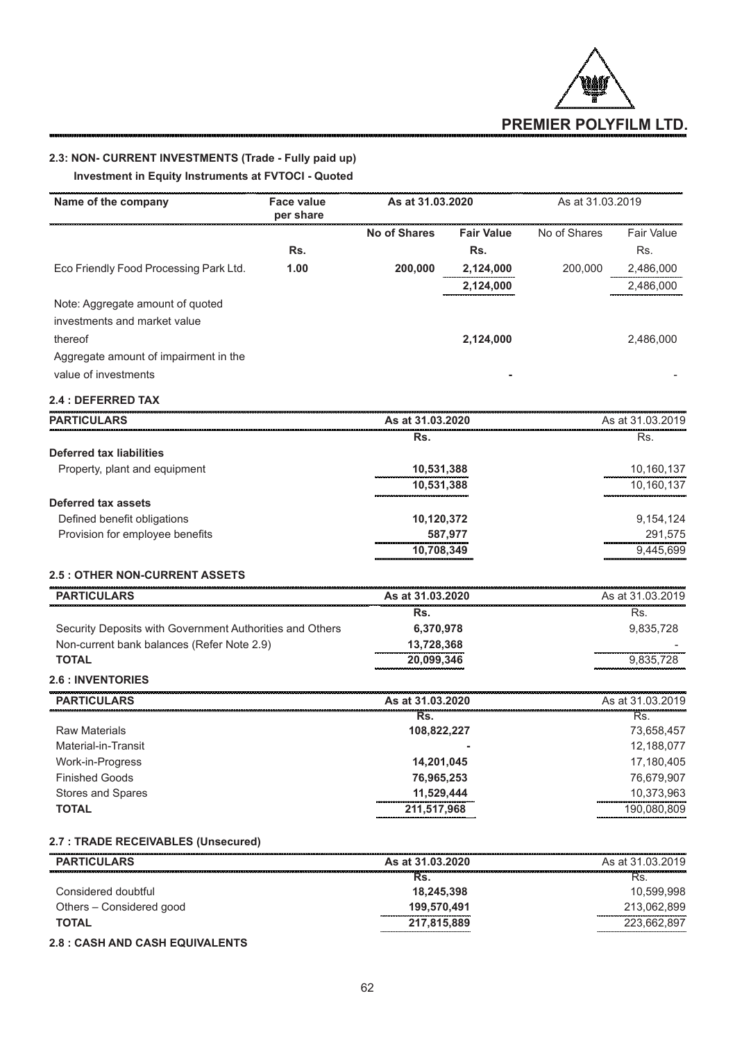## 2.3: NON- CURRENT INVESTMENTS (Trade - Fully paid up)

**Investment in Equity Instruments at FVTOCI - Quoted**

| Name of the company | Face value per share | As at 31.03.2020 | | As at 31.03.2019 | |
|---|---|---|---|---|---|
| | | **No of Shares** | **Fair Value** | No of Shares | Fair Value |
| | **Rs.** | | **Rs.** | | Rs. |
| Eco Friendly Food Processing Park Ltd. | **1.00** | **200,000** | **2,124,000** | 200,000 | 2,486,000 |
| | | | **2,124,000** | | 2,486,000 |
| Note: Aggregate amount of quoted investments and market value thereof | | | **2,124,000** | | 2,486,000 |
| Aggregate amount of impairment in the value of investments | | | **-** | | - |

## 2.4 : DEFERRED TAX

| PARTICULARS | As at 31.03.2020 | As at 31.03.2019 |
|---|---|---|
| | **Rs.** | Rs. |
| **Deferred tax liabilities** | | |
| Property, plant and equipment | **10,531,388** | 10,160,137 |
| | **10,531,388** | 10,160,137 |
| **Deferred tax assets** | | |
| Defined benefit obligations | **10,120,372** | 9,154,124 |
| Provision for employee benefits | **587,977** | 291,575 |
| | **10,708,349** | 9,445,699 |

## 2.5 : OTHER NON-CURRENT ASSETS

| PARTICULARS | As at 31.03.2020 | As at 31.03.2019 |
|---|---|---|
| | **Rs.** | Rs. |
| Security Deposits with Government Authorities and Others | **6,370,978** | 9,835,728 |
| Non-current bank balances (Refer Note 2.9) | **13,728,368** | - |
| **TOTAL** | **20,099,346** | 9,835,728 |

## 2.6 : INVENTORIES

| PARTICULARS | As at 31.03.2020 | As at 31.03.2019 |
|---|---|---|
| | **Rs.** | Rs. |
| Raw Materials | **108,822,227** | 73,658,457 |
| Material-in-Transit | **-** | 12,188,077 |
| Work-in-Progress | **14,201,045** | 17,180,405 |
| Finished Goods | **76,965,253** | 76,679,907 |
| Stores and Spares | **11,529,444** | 10,373,963 |
| **TOTAL** | **211,517,968** | 190,080,809 |

## 2.7 : TRADE RECEIVABLES (Unsecured)

| PARTICULARS | As at 31.03.2020 | As at 31.03.2019 |
|---|---|---|
| | **Rs.** | Rs. |
| Considered doubtful | **18,245,398** | 10,599,998 |
| Others – Considered good | **199,570,491** | 213,062,899 |
| **TOTAL** | **217,815,889** | 223,662,897 |

## 2.8 : CASH AND CASH EQUIVALENTS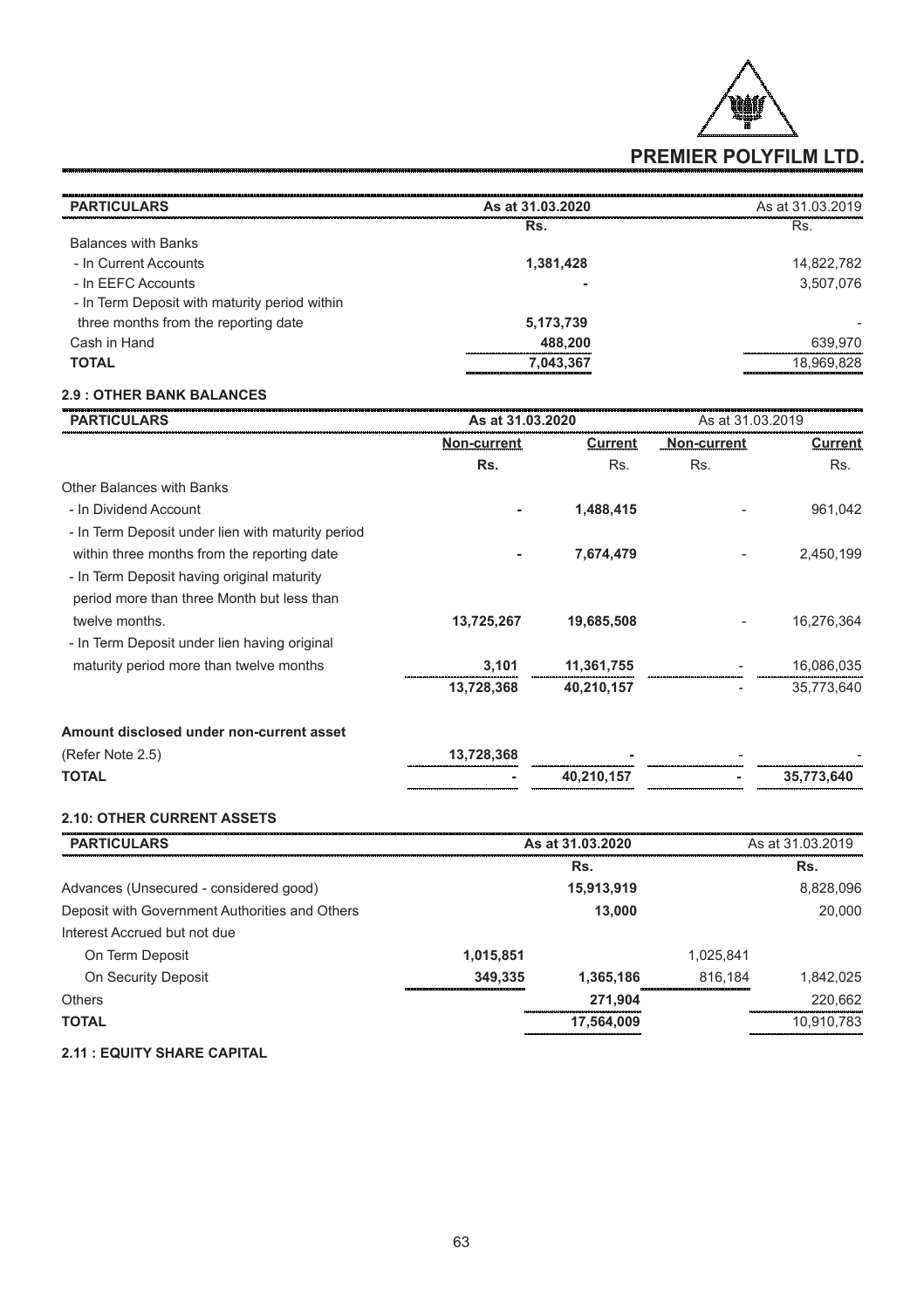| PARTICULARS | As at 31.03.2020 | As at 31.03.2019 |
|---|---|---|
| | Rs. | Rs. |
| Balances with Banks | | |
| - In Current Accounts | **1,381,428** | 14,822,782 |
| - In EEFC Accounts | **-** | 3,507,076 |
| - In Term Deposit with maturity period within three months from the reporting date | **5,173,739** | - |
| Cash in Hand | **488,200** | 639,970 |
| **TOTAL** | **7,043,367** | 18,969,828 |

### 2.9 : OTHER BANK BALANCES

| PARTICULARS | As at 31.03.2020 | | As at 31.03.2019 | |
|---|---|---|---|---|
| | **Non-current** | **Current** | **Non-current** | **Current** |
| | **Rs.** | Rs. | Rs. | Rs. |
| Other Balances with Banks | | | | |
| - In Dividend Account | **-** | **1,488,415** | - | 961,042 |
| - In Term Deposit under lien with maturity period within three months from the reporting date | **-** | **7,674,479** | - | 2,450,199 |
| - In Term Deposit having original maturity period more than three Month but less than twelve months. | **13,725,267** | **19,685,508** | - | 16,276,364 |
| - In Term Deposit under lien having original maturity period more than twelve months | **3,101** | **11,361,755** | - | 16,086,035 |
| | **13,728,368** | **40,210,157** | - | 35,773,640 |
| **Amount disclosed under non-current asset** (Refer Note 2.5) | **13,728,368** | **-** | - | - |
| **TOTAL** | **-** | **40,210,157** | **-** | **35,773,640** |

### 2.10: OTHER CURRENT ASSETS

| PARTICULARS | As at 31.03.2020 | | As at 31.03.2019 | |
|---|---|---|---|---|
| | | **Rs.** | | **Rs.** |
| Advances (Unsecured - considered good) | | **15,913,919** | | 8,828,096 |
| Deposit with Government Authorities and Others | | **13,000** | | 20,000 |
| Interest Accrued but not due | | | | |
| On Term Deposit | **1,015,851** | | 1,025,841 | |
| On Security Deposit | **349,335** | **1,365,186** | 816,184 | 1,842,025 |
| Others | | **271,904** | | 220,662 |
| **TOTAL** | | **17,564,009** | | 10,910,783 |

### 2.11 : EQUITY SHARE CAPITAL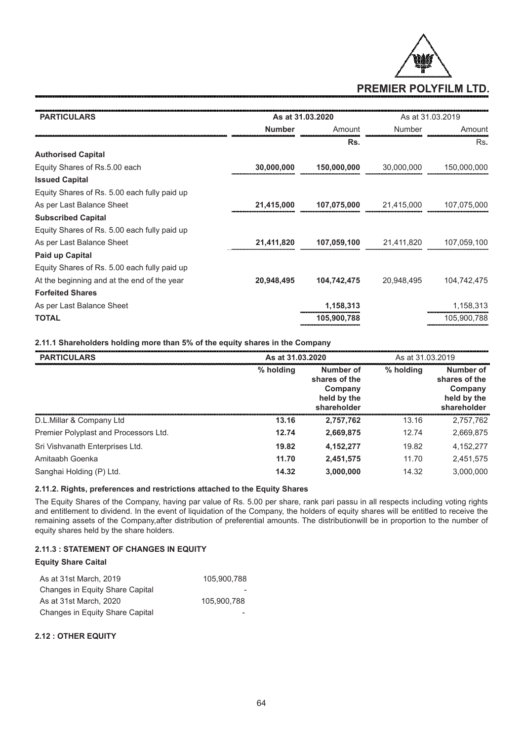| PARTICULARS | As at 31.03.2020 | | As at 31.03.2019 | |
|---|---|---|---|---|
| | **Number** | Amount | Number | Amount |
| | | **Rs.** | | Rs. |
| **Authorised Capital** | | | | |
| Equity Shares of Rs.5.00 each | **30,000,000** | **150,000,000** | 30,000,000 | 150,000,000 |
| **Issued Capital** | | | | |
| Equity Shares of Rs. 5.00 each fully paid up | | | | |
| As per Last Balance Sheet | **21,415,000** | **107,075,000** | 21,415,000 | 107,075,000 |
| **Subscribed Capital** | | | | |
| Equity Shares of Rs. 5.00 each fully paid up | | | | |
| As per Last Balance Sheet | **21,411,820** | **107,059,100** | 21,411,820 | 107,059,100 |
| **Paid up Capital** | | | | |
| Equity Shares of Rs. 5.00 each fully paid up | | | | |
| At the beginning and at the end of the year | **20,948,495** | **104,742,475** | 20,948,495 | 104,742,475 |
| **Forfeited Shares** | | | | |
| As per Last Balance Sheet | | **1,158,313** | | 1,158,313 |
| **TOTAL** | | **105,900,788** | | 105,900,788 |

### 2.11.1 Shareholders holding more than 5% of the equity shares in the Company

| PARTICULARS | As at 31.03.2020 | | As at 31.03.2019 | |
|---|---|---|---|---|
| | % holding | Number of shares of the Company held by the shareholder | % holding | Number of shares of the Company held by the shareholder |
| D.L.Millar & Company Ltd | **13.16** | **2,757,762** | 13.16 | 2,757,762 |
| Premier Polyplast and Processors Ltd. | **12.74** | **2,669,875** | 12.74 | 2,669,875 |
| Sri Vishvanath Enterprises Ltd. | **19.82** | **4,152,277** | 19.82 | 4,152,277 |
| Amitaabh Goenka | **11.70** | **2,451,575** | 11.70 | 2,451,575 |
| Sanghai Holding (P) Ltd. | **14.32** | **3,000,000** | 14.32 | 3,000,000 |

### 2.11.2. Rights, preferences and restrictions attached to the Equity Shares

The Equity Shares of the Company, having par value of Rs. 5.00 per share, rank pari passu in all respects including voting rights and entitlement to dividend. In the event of liquidation of the Company, the holders of equity shares will be entitled to receive the remaining assets of the Company,after distribution of preferential amounts. The distributionwill be in proportion to the number of equity shares held by the share holders.

### 2.11.3 : STATEMENT OF CHANGES IN EQUITY

**Equity Share Caital**

| | |
|---|---|
| As at 31st March, 2019 | 105,900,788 |
| Changes in Equity Share Capital | - |
| As at 31st March, 2020 | 105,900,788 |
| Changes in Equity Share Capital | - |

### 2.12 : OTHER EQUITY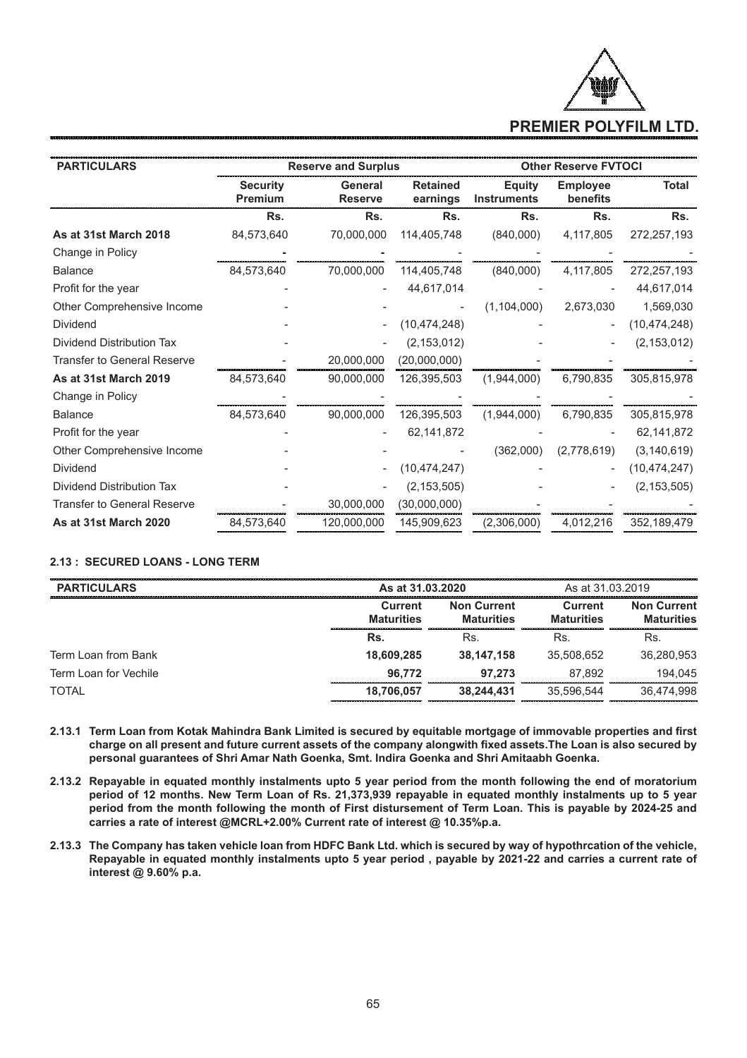| PARTICULARS | Reserve and Surplus | | | Other Reserve FVTOCI | | |
|---|---|---|---|---|---|---|
| | Security Premium | General Reserve | Retained earnings | Equity Instruments | Employee benefits | Total |
| | Rs. | Rs. | Rs. | Rs. | Rs. | Rs. |
| **As at 31st March 2018** | 84,573,640 | 70,000,000 | 114,405,748 | (840,000) | 4,117,805 | 272,257,193 |
| Change in Policy | - | - | - | - | - | - |
| Balance | 84,573,640 | 70,000,000 | 114,405,748 | (840,000) | 4,117,805 | 272,257,193 |
| Profit for the year | - | - | 44,617,014 | - | - | 44,617,014 |
| Other Comprehensive Income | - | - | - | (1,104,000) | 2,673,030 | 1,569,030 |
| Dividend | - | - | (10,474,248) | - | - | (10,474,248) |
| Dividend Distribution Tax | - | - | (2,153,012) | - | - | (2,153,012) |
| Transfer to General Reserve | - | 20,000,000 | (20,000,000) | - | - | - |
| **As at 31st March 2019** | 84,573,640 | 90,000,000 | 126,395,503 | (1,944,000) | 6,790,835 | 305,815,978 |
| Change in Policy | - | - | - | - | - | - |
| Balance | 84,573,640 | 90,000,000 | 126,395,503 | (1,944,000) | 6,790,835 | 305,815,978 |
| Profit for the year | - | - | 62,141,872 | - | - | 62,141,872 |
| Other Comprehensive Income | - | - | - | (362,000) | (2,778,619) | (3,140,619) |
| Dividend | - | - | (10,474,247) | - | - | (10,474,247) |
| Dividend Distribution Tax | - | - | (2,153,505) | - | - | (2,153,505) |
| Transfer to General Reserve | - | 30,000,000 | (30,000,000) | - | - | - |
| **As at 31st March 2020** | 84,573,640 | 120,000,000 | 145,909,623 | (2,306,000) | 4,012,216 | 352,189,479 |

### 2.13 : SECURED LOANS - LONG TERM

| PARTICULARS | As at 31.03.2020 | | As at 31.03.2019 | |
|---|---|---|---|---|
| | Current Maturities | Non Current Maturities | Current Maturities | Non Current Maturities |
| | Rs. | Rs. | Rs. | Rs. |
| Term Loan from Bank | **18,609,285** | **38,147,158** | 35,508,652 | 36,280,953 |
| Term Loan for Vechile | **96,772** | **97,273** | 87,892 | 194,045 |
| TOTAL | **18,706,057** | **38,244,431** | 35,596,544 | 36,474,998 |

**2.13.1 Term Loan from Kotak Mahindra Bank Limited is secured by equitable mortgage of immovable properties and first charge on all present and future current assets of the company alongwith fixed assets.The Loan is also secured by personal guarantees of Shri Amar Nath Goenka, Smt. Indira Goenka and Shri Amitaabh Goenka.**

**2.13.2 Repayable in equated monthly instalments upto 5 year period from the month following the end of moratorium period of 12 months. New Term Loan of Rs. 21,373,939 repayable in equated monthly instalments up to 5 year period from the month following the month of First distursement of Term Loan. This is payable by 2024-25 and carries a rate of interest @MCRL+2.00% Current rate of interest @ 10.35%p.a.**

**2.13.3 The Company has taken vehicle loan from HDFC Bank Ltd. which is secured by way of hypothrcation of the vehicle, Repayable in equated monthly instalments upto 5 year period , payable by 2021-22 and carries a current rate of interest @ 9.60% p.a.**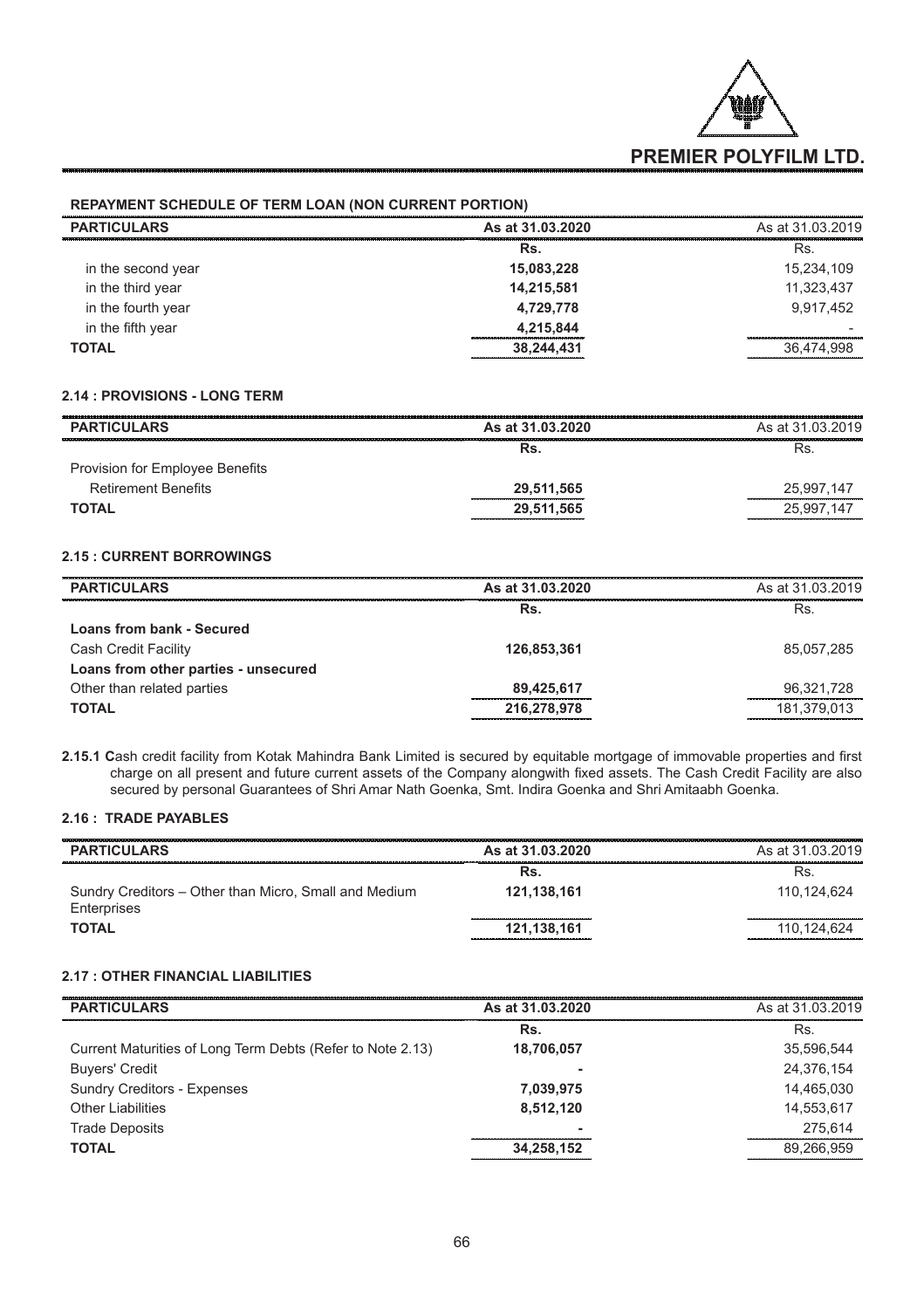### REPAYMENT SCHEDULE OF TERM LOAN (NON CURRENT PORTION)

| PARTICULARS | As at 31.03.2020 | As at 31.03.2019 |
|---|---|---|
| | Rs. | Rs. |
| in the second year | 15,083,228 | 15,234,109 |
| in the third year | 14,215,581 | 11,323,437 |
| in the fourth year | 4,729,778 | 9,917,452 |
| in the fifth year | 4,215,844 | - |
| **TOTAL** | **38,244,431** | 36,474,998 |

### 2.14 : PROVISIONS - LONG TERM

| PARTICULARS | As at 31.03.2020 | As at 31.03.2019 |
|---|---|---|
| | Rs. | Rs. |
| Provision for Employee Benefits | | |
| Retirement Benefits | 29,511,565 | 25,997,147 |
| **TOTAL** | **29,511,565** | 25,997,147 |

### 2.15 : CURRENT BORROWINGS

| PARTICULARS | As at 31.03.2020 | As at 31.03.2019 |
|---|---|---|
| | Rs. | Rs. |
| **Loans from bank - Secured** | | |
| Cash Credit Facility | 126,853,361 | 85,057,285 |
| **Loans from other parties - unsecured** | | |
| Other than related parties | 89,425,617 | 96,321,728 |
| **TOTAL** | **216,278,978** | 181,379,013 |

**2.15.1** Cash credit facility from Kotak Mahindra Bank Limited is secured by equitable mortgage of immovable properties and first charge on all present and future current assets of the Company alongwith fixed assets. The Cash Credit Facility are also secured by personal Guarantees of Shri Amar Nath Goenka, Smt. Indira Goenka and Shri Amitaabh Goenka.

### 2.16 : TRADE PAYABLES

| PARTICULARS | As at 31.03.2020 | As at 31.03.2019 |
|---|---|---|
| | Rs. | Rs. |
| Sundry Creditors – Other than Micro, Small and Medium Enterprises | 121,138,161 | 110,124,624 |
| **TOTAL** | **121,138,161** | 110,124,624 |

### 2.17 : OTHER FINANCIAL LIABILITIES

| PARTICULARS | As at 31.03.2020 | As at 31.03.2019 |
|---|---|---|
| | Rs. | Rs. |
| Current Maturities of Long Term Debts (Refer to Note 2.13) | 18,706,057 | 35,596,544 |
| Buyers' Credit | - | 24,376,154 |
| Sundry Creditors - Expenses | 7,039,975 | 14,465,030 |
| Other Liabilities | 8,512,120 | 14,553,617 |
| Trade Deposits | - | 275,614 |
| **TOTAL** | **34,258,152** | 89,266,959 |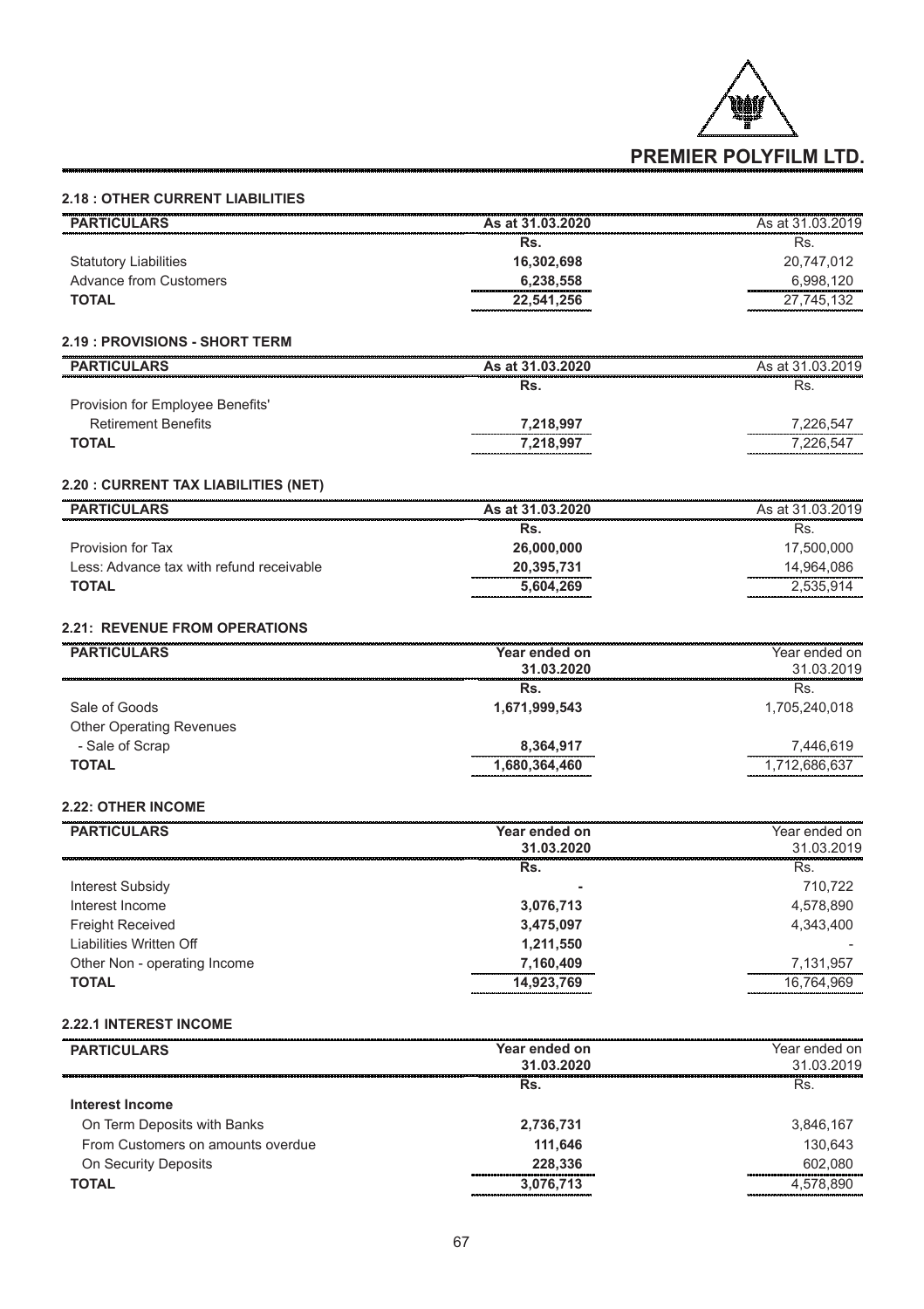### 2.18 : OTHER CURRENT LIABILITIES

| PARTICULARS | As at 31.03.2020 | As at 31.03.2019 |
|---|---|---|
| | Rs. | Rs. |
| Statutory Liabilities | 16,302,698 | 20,747,012 |
| Advance from Customers | 6,238,558 | 6,998,120 |
| **TOTAL** | **22,541,256** | 27,745,132 |

### 2.19 : PROVISIONS - SHORT TERM

| PARTICULARS | As at 31.03.2020 | As at 31.03.2019 |
|---|---|---|
| | Rs. | Rs. |
| Provision for Employee Benefits' | | |
| Retirement Benefits | 7,218,997 | 7,226,547 |
| **TOTAL** | **7,218,997** | 7,226,547 |

### 2.20 : CURRENT TAX LIABILITIES (NET)

| PARTICULARS | As at 31.03.2020 | As at 31.03.2019 |
|---|---|---|
| | Rs. | Rs. |
| Provision for Tax | 26,000,000 | 17,500,000 |
| Less: Advance tax with refund receivable | 20,395,731 | 14,964,086 |
| **TOTAL** | **5,604,269** | 2,535,914 |

### 2.21: REVENUE FROM OPERATIONS

| PARTICULARS | Year ended on 31.03.2020 | Year ended on 31.03.2019 |
|---|---|---|
| | Rs. | Rs. |
| Sale of Goods | 1,671,999,543 | 1,705,240,018 |
| Other Operating Revenues | | |
| - Sale of Scrap | 8,364,917 | 7,446,619 |
| **TOTAL** | **1,680,364,460** | 1,712,686,637 |

### 2.22: OTHER INCOME

| PARTICULARS | Year ended on 31.03.2020 | Year ended on 31.03.2019 |
|---|---|---|
| | Rs. | Rs. |
| Interest Subsidy | - | 710,722 |
| Interest Income | 3,076,713 | 4,578,890 |
| Freight Received | 3,475,097 | 4,343,400 |
| Liabilities Written Off | 1,211,550 | - |
| Other Non - operating Income | 7,160,409 | 7,131,957 |
| **TOTAL** | **14,923,769** | 16,764,969 |

### 2.22.1 INTEREST INCOME

| PARTICULARS | Year ended on 31.03.2020 | Year ended on 31.03.2019 |
|---|---|---|
| | Rs. | Rs. |
| **Interest Income** | | |
| On Term Deposits with Banks | 2,736,731 | 3,846,167 |
| From Customers on amounts overdue | 111,646 | 130,643 |
| On Security Deposits | 228,336 | 602,080 |
| **TOTAL** | **3,076,713** | 4,578,890 |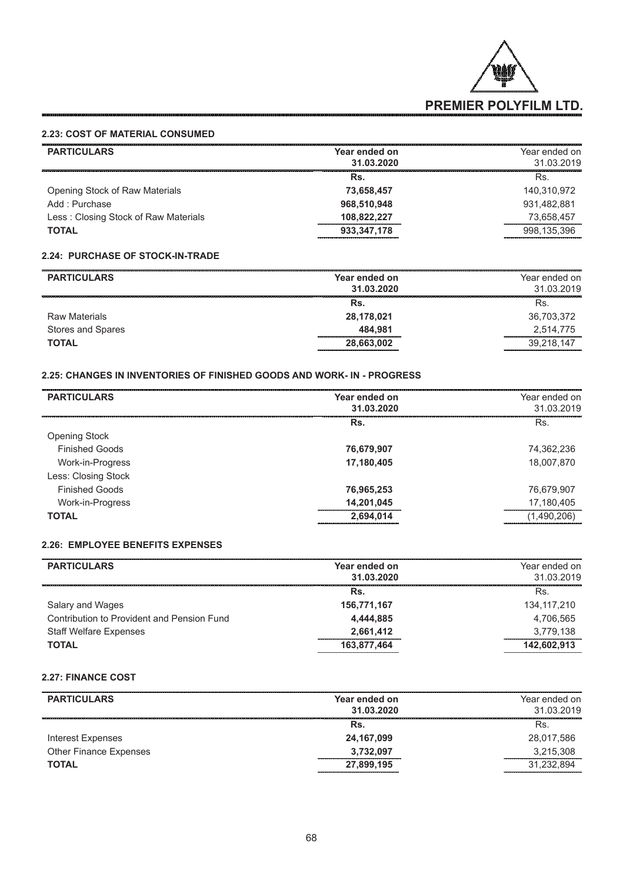#### 2.23: COST OF MATERIAL CONSUMED

| PARTICULARS | Year ended on 31.03.2020 | Year ended on 31.03.2019 |
|---|---|---|
| | Rs. | Rs. |
| Opening Stock of Raw Materials | 73,658,457 | 140,310,972 |
| Add : Purchase | 968,510,948 | 931,482,881 |
| Less : Closing Stock of Raw Materials | 108,822,227 | 73,658,457 |
| **TOTAL** | **933,347,178** | 998,135,396 |

#### 2.24: PURCHASE OF STOCK-IN-TRADE

| PARTICULARS | Year ended on 31.03.2020 | Year ended on 31.03.2019 |
|---|---|---|
| | Rs. | Rs. |
| Raw Materials | 28,178,021 | 36,703,372 |
| Stores and Spares | 484,981 | 2,514,775 |
| **TOTAL** | **28,663,002** | 39,218,147 |

#### 2.25: CHANGES IN INVENTORIES OF FINISHED GOODS AND WORK- IN - PROGRESS

| PARTICULARS | Year ended on 31.03.2020 | Year ended on 31.03.2019 |
|---|---|---|
| | Rs. | Rs. |
| Opening Stock | | |
| Finished Goods | 76,679,907 | 74,362,236 |
| Work-in-Progress | 17,180,405 | 18,007,870 |
| Less: Closing Stock | | |
| Finished Goods | 76,965,253 | 76,679,907 |
| Work-in-Progress | 14,201,045 | 17,180,405 |
| **TOTAL** | **2,694,014** | (1,490,206) |

#### 2.26: EMPLOYEE BENEFITS EXPENSES

| PARTICULARS | Year ended on 31.03.2020 | Year ended on 31.03.2019 |
|---|---|---|
| | Rs. | Rs. |
| Salary and Wages | 156,771,167 | 134,117,210 |
| Contribution to Provident and Pension Fund | 4,444,885 | 4,706,565 |
| Staff Welfare Expenses | 2,661,412 | 3,779,138 |
| **TOTAL** | **163,877,464** | **142,602,913** |

#### 2.27: FINANCE COST

| PARTICULARS | Year ended on 31.03.2020 | Year ended on 31.03.2019 |
|---|---|---|
| | Rs. | Rs. |
| Interest Expenses | 24,167,099 | 28,017,586 |
| Other Finance Expenses | 3,732,097 | 3,215,308 |
| **TOTAL** | **27,899,195** | 31,232,894 |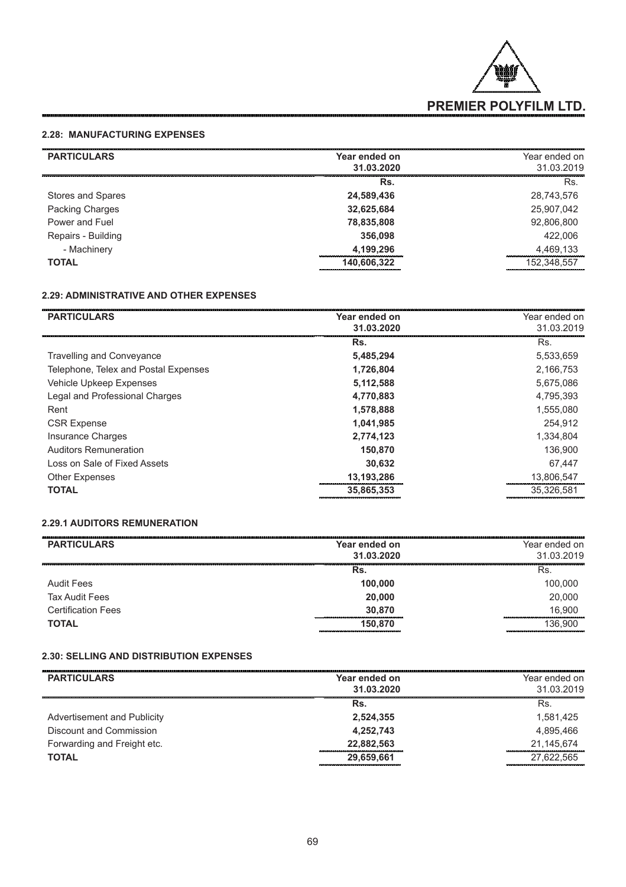#### 2.28: MANUFACTURING EXPENSES

| PARTICULARS | Year ended on 31.03.2020 | Year ended on 31.03.2019 |
|---|---|---|
| | Rs. | Rs. |
| Stores and Spares | **24,589,436** | 28,743,576 |
| Packing Charges | **32,625,684** | 25,907,042 |
| Power and Fuel | **78,835,808** | 92,806,800 |
| Repairs - Building | **356,098** | 422,006 |
| - Machinery | **4,199,296** | 4,469,133 |
| **TOTAL** | **140,606,322** | 152,348,557 |

#### 2.29: ADMINISTRATIVE AND OTHER EXPENSES

| PARTICULARS | Year ended on 31.03.2020 | Year ended on 31.03.2019 |
|---|---|---|
| | Rs. | Rs. |
| Travelling and Conveyance | **5,485,294** | 5,533,659 |
| Telephone, Telex and Postal Expenses | **1,726,804** | 2,166,753 |
| Vehicle Upkeep Expenses | **5,112,588** | 5,675,086 |
| Legal and Professional Charges | **4,770,883** | 4,795,393 |
| Rent | **1,578,888** | 1,555,080 |
| CSR Expense | **1,041,985** | 254,912 |
| Insurance Charges | **2,774,123** | 1,334,804 |
| Auditors Remuneration | **150,870** | 136,900 |
| Loss on Sale of Fixed Assets | **30,632** | 67,447 |
| Other Expenses | **13,193,286** | 13,806,547 |
| **TOTAL** | **35,865,353** | 35,326,581 |

#### 2.29.1 AUDITORS REMUNERATION

| PARTICULARS | Year ended on 31.03.2020 | Year ended on 31.03.2019 |
|---|---|---|
| | Rs. | Rs. |
| Audit Fees | **100,000** | 100,000 |
| Tax Audit Fees | **20,000** | 20,000 |
| Certification Fees | **30,870** | 16,900 |
| **TOTAL** | **150,870** | 136,900 |

#### 2.30: SELLING AND DISTRIBUTION EXPENSES

| PARTICULARS | Year ended on 31.03.2020 | Year ended on 31.03.2019 |
|---|---|---|
| | Rs. | Rs. |
| Advertisement and Publicity | **2,524,355** | 1,581,425 |
| Discount and Commission | **4,252,743** | 4,895,466 |
| Forwarding and Freight etc. | **22,882,563** | 21,145,674 |
| **TOTAL** | **29,659,661** | 27,622,565 |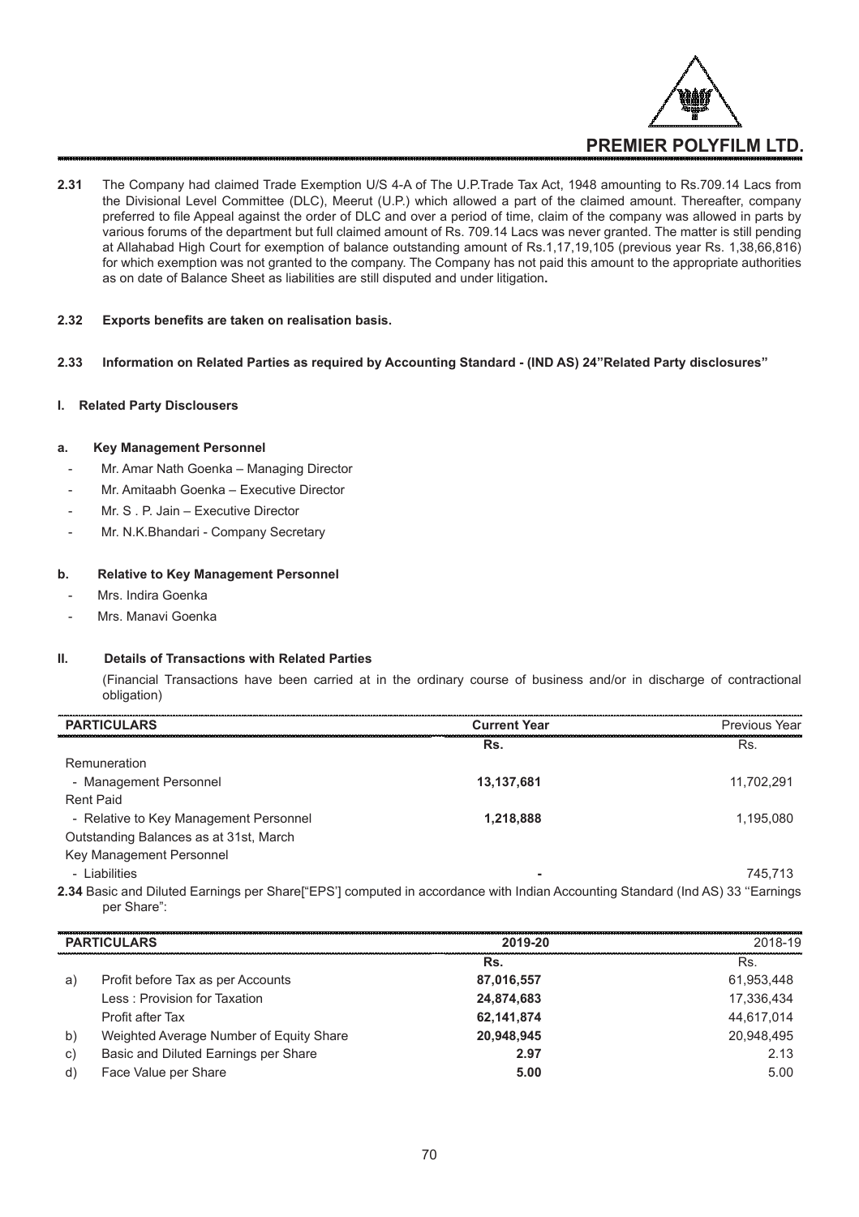**2.31** The Company had claimed Trade Exemption U/S 4-A of The U.P.Trade Tax Act, 1948 amounting to Rs.709.14 Lacs from the Divisional Level Committee (DLC), Meerut (U.P.) which allowed a part of the claimed amount. Thereafter, company preferred to file Appeal against the order of DLC and over a period of time, claim of the company was allowed in parts by various forums of the department but full claimed amount of Rs. 709.14 Lacs was never granted. The matter is still pending at Allahabad High Court for exemption of balance outstanding amount of Rs.1,17,19,105 (previous year Rs. 1,38,66,816) for which exemption was not granted to the company. The Company has not paid this amount to the appropriate authorities as on date of Balance Sheet as liabilities are still disputed and under litigation**.**

**2.32 Exports benefits are taken on realisation basis.**

**2.33 Information on Related Parties as required by Accounting Standard - (IND AS) 24"Related Party disclosures"**

**I. Related Party Disclousers**

**a. Key Management Personnel**

- Mr. Amar Nath Goenka – Managing Director
- Mr. Amitaabh Goenka – Executive Director
- Mr. S . P. Jain – Executive Director
- Mr. N.K.Bhandari - Company Secretary

**b. Relative to Key Management Personnel**

- Mrs. Indira Goenka
- Mrs. Manavi Goenka

**II. Details of Transactions with Related Parties**

(Financial Transactions have been carried at in the ordinary course of business and/or in discharge of contractional obligation)

| PARTICULARS | Current Year | Previous Year |
|---|---|---|
| | **Rs.** | Rs. |
| Remuneration | | |
| - Management Personnel | **13,137,681** | 11,702,291 |
| Rent Paid | | |
| - Relative to Key Management Personnel | **1,218,888** | 1,195,080 |
| Outstanding Balances as at 31st, March | | |
| Key Management Personnel | | |
| - Liabilities | **-** | 745,713 |

**2.34** Basic and Diluted Earnings per Share["EPS'] computed in accordance with Indian Accounting Standard (Ind AS) 33 "Earnings per Share":

| | PARTICULARS | 2019-20 | 2018-19 |
|---|---|---|---|
| | | **Rs.** | Rs. |
| a) | Profit before Tax as per Accounts | **87,016,557** | 61,953,448 |
| | Less : Provision for Taxation | **24,874,683** | 17,336,434 |
| | Profit after Tax | **62,141,874** | 44,617,014 |
| b) | Weighted Average Number of Equity Share | **20,948,945** | 20,948,495 |
| c) | Basic and Diluted Earnings per Share | **2.97** | 2.13 |
| d) | Face Value per Share | **5.00** | 5.00 |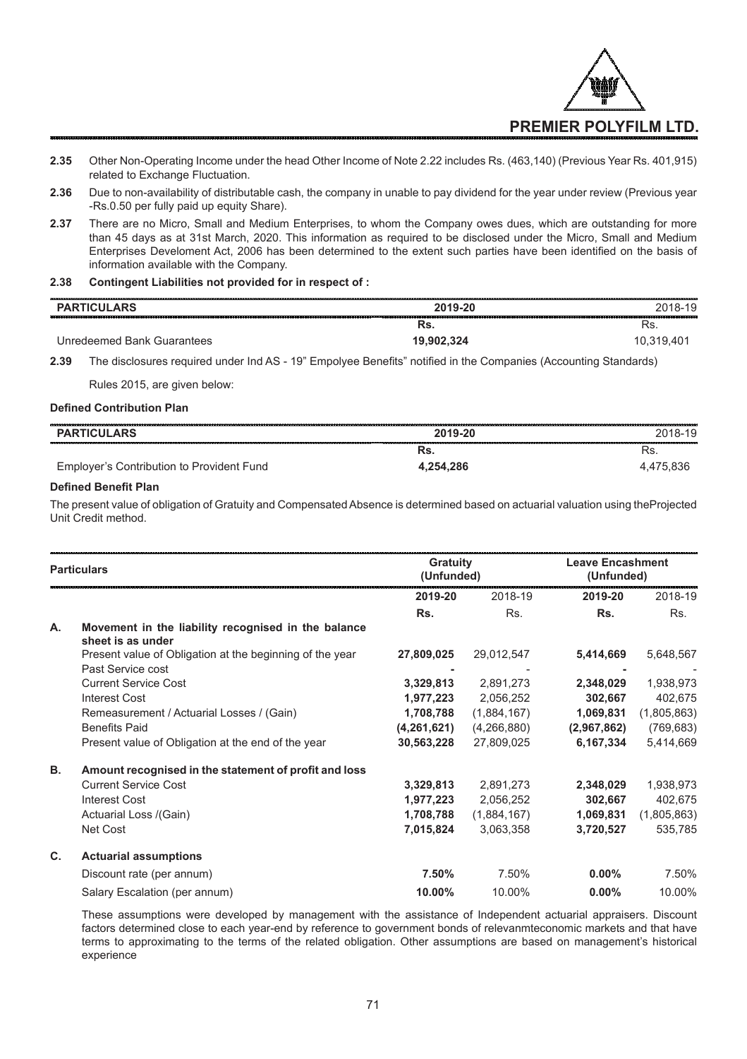**2.35** Other Non-Operating Income under the head Other Income of Note 2.22 includes Rs. (463,140) (Previous Year Rs. 401,915) related to Exchange Fluctuation.

**2.36** Due to non-availability of distributable cash, the company in unable to pay dividend for the year under review (Previous year -Rs.0.50 per fully paid up equity Share).

**2.37** There are no Micro, Small and Medium Enterprises, to whom the Company owes dues, which are outstanding for more than 45 days as at 31st March, 2020. This information as required to be disclosed under the Micro, Small and Medium Enterprises Develoment Act, 2006 has been determined to the extent such parties have been identified on the basis of information available with the Company.

**2.38 Contingent Liabilities not provided for in respect of :**

| PARTICULARS | 2019-20 | 2018-19 |
|---|---|---|
| | **Rs.** | Rs. |
| Unredeemed Bank Guarantees | **19,902,324** | 10,319,401 |

**2.39** The disclosures required under Ind AS - 19" Empolyee Benefits" notified in the Companies (Accounting Standards) Rules 2015, are given below:

**Defined Contribution Plan**

| PARTICULARS | 2019-20 | 2018-19 |
|---|---|---|
| | **Rs.** | Rs. |
| Employer's Contribution to Provident Fund | **4,254,286** | 4,475,836 |

**Defined Benefit Plan**

The present value of obligation of Gratuity and Compensated Absence is determined based on actuarial valuation using theProjected Unit Credit method.

| | Particulars | Gratuity (Unfunded) | | Leave Encashment (Unfunded) | |
|---|---|---|---|---|---|
| | | **2019-20** | 2018-19 | **2019-20** | 2018-19 |
| | | **Rs.** | Rs. | **Rs.** | Rs. |
| **A.** | **Movement in the liability recognised in the balance sheet is as under** | | | | |
| | Present value of Obligation at the beginning of the year | **27,809,025** | 29,012,547 | **5,414,669** | 5,648,567 |
| | Past Service cost | **-** | - | **-** | - |
| | Current Service Cost | **3,329,813** | 2,891,273 | **2,348,029** | 1,938,973 |
| | Interest Cost | **1,977,223** | 2,056,252 | **302,667** | 402,675 |
| | Remeasurement / Actuarial Losses / (Gain) | **1,708,788** | (1,884,167) | **1,069,831** | (1,805,863) |
| | Benefits Paid | **(4,261,621)** | (4,266,880) | **(2,967,862)** | (769,683) |
| | Present value of Obligation at the end of the year | **30,563,228** | 27,809,025 | **6,167,334** | 5,414,669 |
| **B.** | **Amount recognised in the statement of profit and loss** | | | | |
| | Current Service Cost | **3,329,813** | 2,891,273 | **2,348,029** | 1,938,973 |
| | Interest Cost | **1,977,223** | 2,056,252 | **302,667** | 402,675 |
| | Actuarial Loss /(Gain) | **1,708,788** | (1,884,167) | **1,069,831** | (1,805,863) |
| | Net Cost | **7,015,824** | 3,063,358 | **3,720,527** | 535,785 |
| **C.** | **Actuarial assumptions** | | | | |
| | Discount rate (per annum) | **7.50%** | 7.50% | **0.00%** | 7.50% |
| | Salary Escalation (per annum) | **10.00%** | 10.00% | **0.00%** | 10.00% |

These assumptions were developed by management with the assistance of Independent actuarial appraisers. Discount factors determined close to each year-end by reference to government bonds of relevanmteconomic markets and that have terms to approximating to the terms of the related obligation. Other assumptions are based on management's historical experience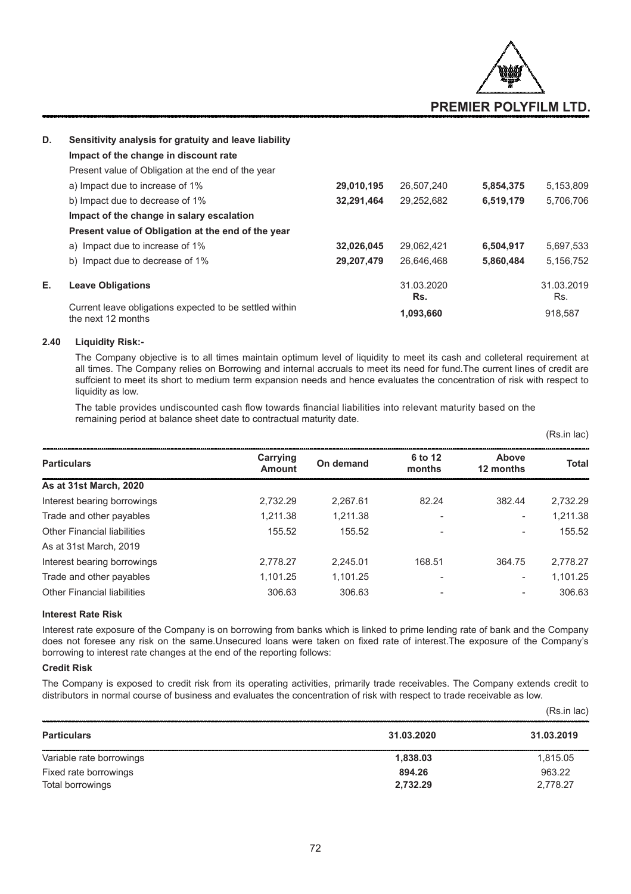**D. Sensitivity analysis for gratuity and leave liability**

| | | | | |
|---|---|---|---|---|
| **Impact of the change in discount rate** | | | | |
| Present value of Obligation at the end of the year | | | | |
| a) Impact due to increase of 1% | **29,010,195** | 26,507,240 | **5,854,375** | 5,153,809 |
| b) Impact due to decrease of 1% | **32,291,464** | 29,252,682 | **6,519,179** | 5,706,706 |
| **Impact of the change in salary escalation** | | | | |
| **Present value of Obligation at the end of the year** | | | | |
| a) Impact due to increase of 1% | **32,026,045** | 29,062,421 | **6,504,917** | 5,697,533 |
| b) Impact due to decrease of 1% | **29,207,479** | 26,646,468 | **5,860,484** | 5,156,752 |

**E. Leave Obligations**

| | 31.03.2020 Rs. | 31.03.2019 Rs. |
|---|---|---|
| Current leave obligations expected to be settled within the next 12 months | **1,093,660** | 918,587 |

**2.40 Liquidity Risk:-**

The Company objective is to all times maintain optimum level of liquidity to meet its cash and colleteral requirement at all times. The Company relies on Borrowing and internal accruals to meet its need for fund.The current lines of credit are suffcient to meet its short to medium term expansion needs and hence evaluates the concentration of risk with respect to liquidity as low.

The table provides undiscounted cash flow towards financial liabilities into relevant maturity based on the remaining period at balance sheet date to contractual maturity date.

(Rs.in lac)

| Particulars | Carrying Amount | On demand | 6 to 12 months | Above 12 months | Total |
|---|---|---|---|---|---|
| **As at 31st March, 2020** | | | | | |
| Interest bearing borrowings | 2,732.29 | 2,267.61 | 82.24 | 382.44 | 2,732.29 |
| Trade and other payables | 1,211.38 | 1,211.38 | - | - | 1,211.38 |
| Other Financial liabilities | 155.52 | 155.52 | - | - | 155.52 |
| As at 31st March, 2019 | | | | | |
| Interest bearing borrowings | 2,778.27 | 2,245.01 | 168.51 | 364.75 | 2,778.27 |
| Trade and other payables | 1,101.25 | 1,101.25 | - | - | 1,101.25 |
| Other Financial liabilities | 306.63 | 306.63 | - | - | 306.63 |

**Interest Rate Risk**

Interest rate exposure of the Company is on borrowing from banks which is linked to prime lending rate of bank and the Company does not foresee any risk on the same.Unsecured loans were taken on fixed rate of interest.The exposure of the Company's borrowing to interest rate changes at the end of the reporting follows:

**Credit Risk**

The Company is exposed to credit risk from its operating activities, primarily trade receivables. The Company extends credit to distributors in normal course of business and evaluates the concentration of risk with respect to trade receivable as low.

(Rs.in lac)

| Particulars | 31.03.2020 | 31.03.2019 |
|---|---|---|
| Variable rate borrowings | **1,838.03** | 1,815.05 |
| Fixed rate borrowings | **894.26** | 963.22 |
| Total borrowings | **2,732.29** | 2,778.27 |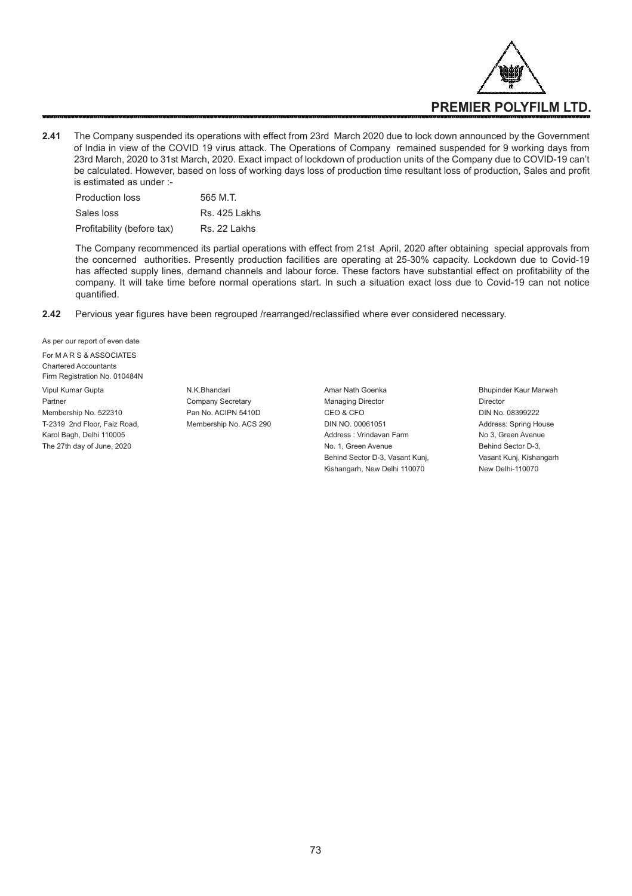**2.41** The Company suspended its operations with effect from 23rd March 2020 due to lock down announced by the Government of India in view of the COVID 19 virus attack. The Operations of Company remained suspended for 9 working days from 23rd March, 2020 to 31st March, 2020. Exact impact of lockdown of production units of the Company due to COVID-19 can't be calculated. However, based on loss of working days loss of production time resultant loss of production, Sales and profit is estimated as under :-

| | |
|---|---|
| Production loss | 565 M.T. |
| Sales loss | Rs. 425 Lakhs |
| Profitability (before tax) | Rs. 22 Lakhs |

The Company recommenced its partial operations with effect from 21st April, 2020 after obtaining special approvals from the concerned authorities. Presently production facilities are operating at 25-30% capacity. Lockdown due to Covid-19 has affected supply lines, demand channels and labour force. These factors have substantial effect on profitability of the company. It will take time before normal operations start. In such a situation exact loss due to Covid-19 can not notice quantified.

**2.42** Pervious year figures have been regrouped /rearranged/reclassified where ever considered necessary.

As per our report of even date

For M A R S & ASSOCIATES
Chartered Accountants
Firm Registration No. 010484N

| | | | |
|---|---|---|---|
| Vipul Kumar Gupta | N.K.Bhandari | Amar Nath Goenka | Bhupinder Kaur Marwah |
| Partner | Company Secretary | Managing Director | Director |
| Membership No. 522310 | Pan No. ACIPN 5410D | CEO & CFO | DIN No. 08399222 |
| T-2319 2nd Floor, Faiz Road, | Membership No. ACS 290 | DIN NO. 00061051 | Address: Spring House |
| Karol Bagh, Delhi 110005 | | Address : Vrindavan Farm | No 3, Green Avenue |
| The 27th day of June, 2020 | | No. 1, Green Avenue | Behind Sector D-3, |
| | | Behind Sector D-3, Vasant Kunj, | Vasant Kunj, Kishangarh |
| | | Kishangarh, New Delhi 110070 | New Delhi-110070 |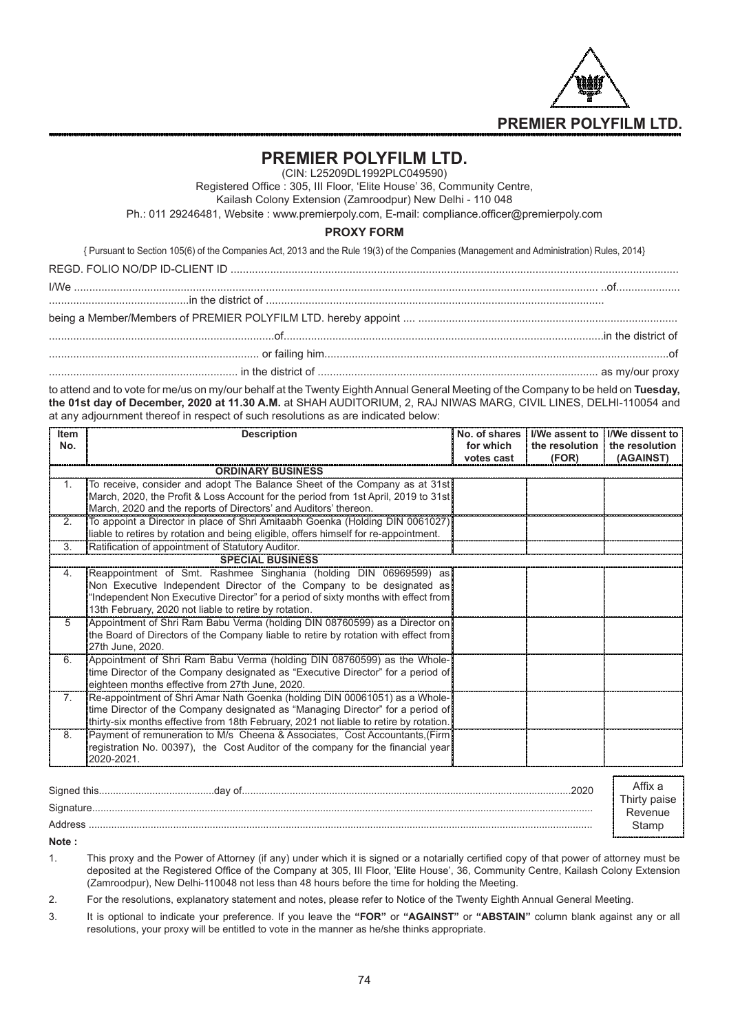# PREMIER POLYFILM LTD.

(CIN: L25209DL1992PLC049590)

Registered Office : 305, III Floor, 'Elite House' 36, Community Centre,

Kailash Colony Extension (Zamroodpur) New Delhi - 110 048

Ph.: 011 29246481, Website : www.premierpoly.com, E-mail: compliance.officer@premierpoly.com

## PROXY FORM

{ Pursuant to Section 105(6) of the Companies Act, 2013 and the Rule 19(3) of the Companies (Management and Administration) Rules, 2014}

REGD. FOLIO NO/DP ID-CLIENT ID ......................................................................................................................................................

I/We .................................................................................................................................................................. ..of....................

..............................................in the district of ..............................................................................................................

being a Member/Members of PREMIER POLYFILM LTD. hereby appoint .... ...................................................................................

...........................................................................of.........................................................................................................in the district of

.................................................................... or failing him.................................................................................................................of

.............................................................. in the district of ........................................................................................... as my/our proxy

to attend and to vote for me/us on my/our behalf at the Twenty Eighth Annual General Meeting of the Company to be held on **Tuesday, the 01st day of December, 2020 at 11.30 A.M.** at SHAH AUDITORIUM, 2, RAJ NIWAS MARG, CIVIL LINES, DELHI-110054 and at any adjournment thereof in respect of such resolutions as are indicated below:

| Item No. | Description | No. of shares for which votes cast | I/We assent to the resolution (FOR) | I/We dissent to the resolution (AGAINST) |
|---|---|---|---|---|
| | **ORDINARY BUSINESS** | | | |
| 1. | To receive, consider and adopt The Balance Sheet of the Company as at 31st March, 2020, the Profit & Loss Account for the period from 1st April, 2019 to 31st March, 2020 and the reports of Directors' and Auditors' thereon. | | | |
| 2. | To appoint a Director in place of Shri Amitaabh Goenka (Holding DIN 0061027) liable to retires by rotation and being eligible, offers himself for re-appointment. | | | |
| 3. | Ratification of appointment of Statutory Auditor. | | | |
| | **SPECIAL BUSINESS** | | | |
| 4. | Reappointment of Smt. Rashmee Singhania (holding DIN 06969599) as Non Executive Independent Director of the Company to be designated as "Independent Non Executive Director" for a period of sixty months with effect from 13th February, 2020 not liable to retire by rotation. | | | |
| 5 | Appointment of Shri Ram Babu Verma (holding DIN 08760599) as a Director on the Board of Directors of the Company liable to retire by rotation with effect from 27th June, 2020. | | | |
| 6. | Appointment of Shri Ram Babu Verma (holding DIN 08760599) as the Whole-time Director of the Company designated as "Executive Director" for a period of eighteen months effective from 27th June, 2020. | | | |
| 7. | Re-appointment of Shri Amar Nath Goenka (holding DIN 00061051) as a Whole-time Director of the Company designated as "Managing Director" for a period of thirty-six months effective from 18th February, 2021 not liable to retire by rotation. | | | |
| 8. | Payment of remuneration to M/s Cheena & Associates, Cost Accountants,(Firm registration No. 00397), the Cost Auditor of the company for the financial year 2020-2021. | | | |

Signed this.........................................day of....................................................................................................................2020

Signature.......................................................................................................................................................................

Address ........................................................................................................................................................................

Affix a Thirty paise Revenue Stamp

**Note :**

1. This proxy and the Power of Attorney (if any) under which it is signed or a notarially certified copy of that power of attorney must be deposited at the Registered Office of the Company at 305, III Floor, 'Elite House', 36, Community Centre, Kailash Colony Extension (Zamroodpur), New Delhi-110048 not less than 48 hours before the time for holding the Meeting.
2. For the resolutions, explanatory statement and notes, please refer to Notice of the Twenty Eighth Annual General Meeting.
3. It is optional to indicate your preference. If you leave the **"FOR"** or **"AGAINST"** or **"ABSTAIN"** column blank against any or all resolutions, your proxy will be entitled to vote in the manner as he/she thinks appropriate.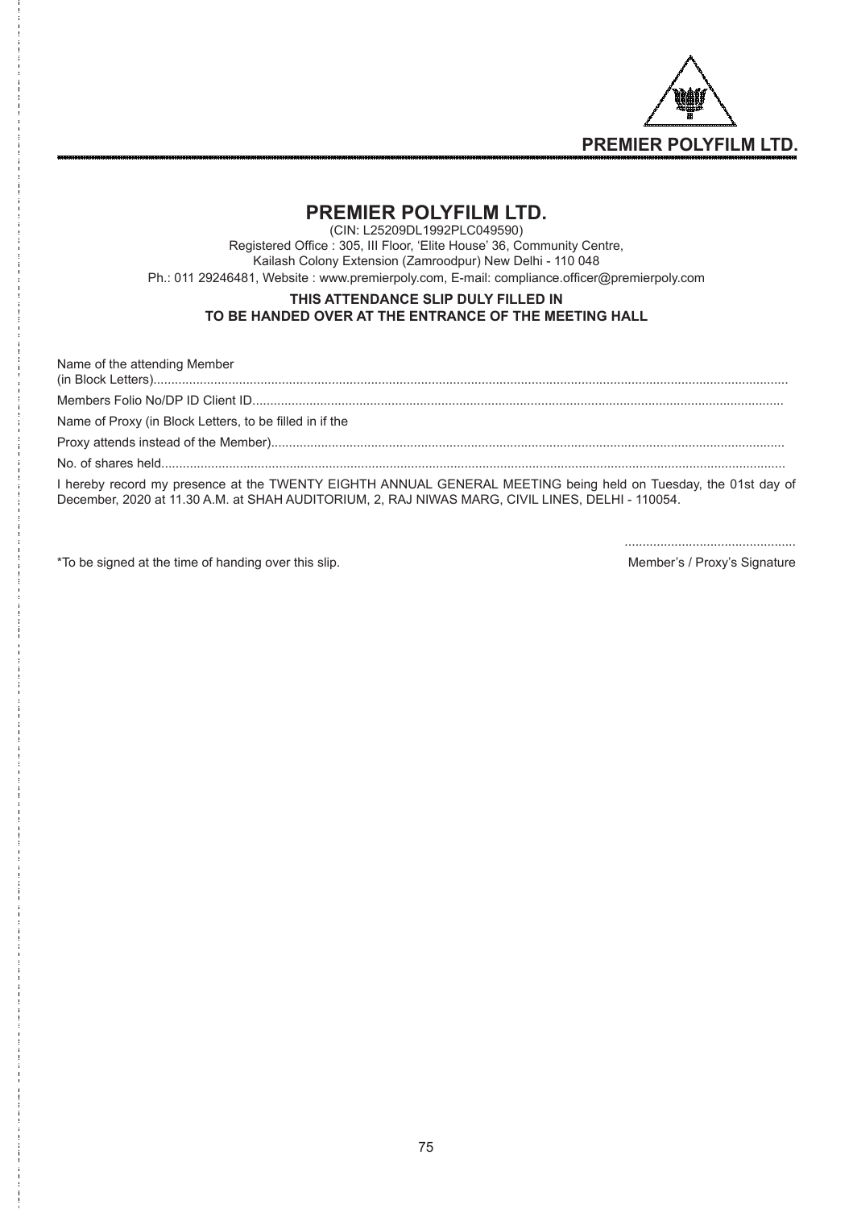# PREMIER POLYFILM LTD.

(CIN: L25209DL1992PLC049590)

Registered Office : 305, III Floor, 'Elite House' 36, Community Centre,

Kailash Colony Extension (Zamroodpur) New Delhi - 110 048

Ph.: 011 29246481, Website : www.premierpoly.com, E-mail: compliance.officer@premierpoly.com

**THIS ATTENDANCE SLIP DULY FILLED IN**
**TO BE HANDED OVER AT THE ENTRANCE OF THE MEETING HALL**

Name of the attending Member
(in Block Letters)................................................................................................................................................................

Members Folio No/DP ID Client ID....................................................................................................................................

Name of Proxy (in Block Letters, to be filled in if the

Proxy attends instead of the Member)................................................................................................................................

No. of shares held..............................................................................................................................................................

I hereby record my presence at the TWENTY EIGHTH ANNUAL GENERAL MEETING being held on Tuesday, the 01st day of December, 2020 at 11.30 A.M. at SHAH AUDITORIUM, 2, RAJ NIWAS MARG, CIVIL LINES, DELHI - 110054.

................................................

*To be signed at the time of handing over this slip. Member's / Proxy's Signature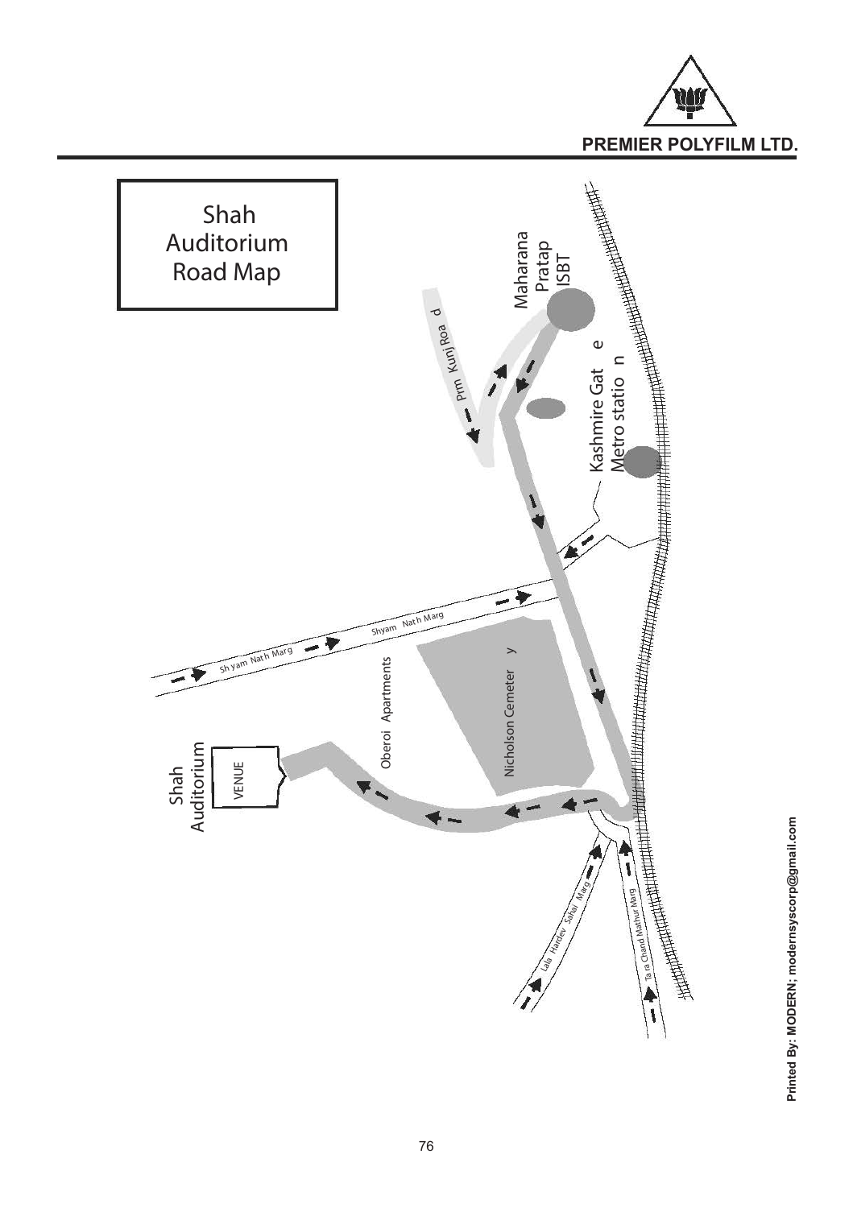PREMIER POLYFILM LTD.

# Shah Auditorium Road Map

Maharana Pratap ISBT

Prm Kunj Road

Kashmire Gate Metro station

Shyam Nath Marg

Shyam Nath Marg

Oberoi Apartments

Nicholson Cemetery

Shah Auditorium

VENUE

Lala Hardev Sahai Marg

Tara Chand Mathur Marg

Printed By: MODERN; modernsyscorp@gmail.com